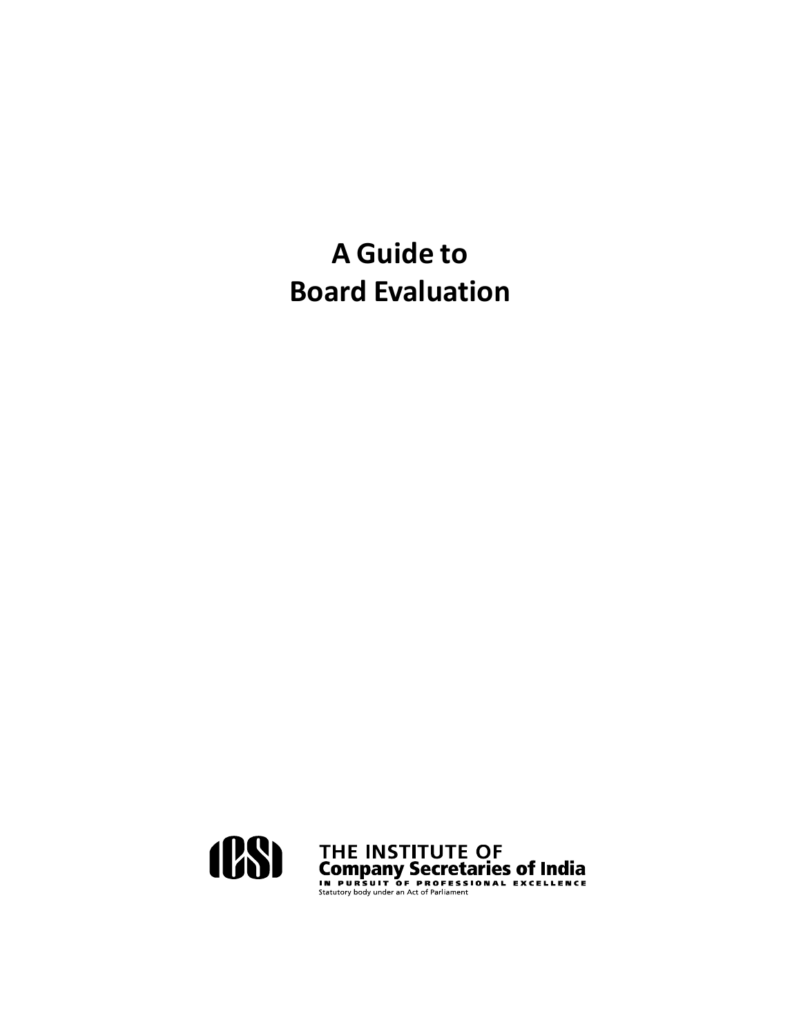# A Guide to Board Evaluation

THE INSTITUTE OF
**Company Secretaries of India**
IN PURSUIT OF PROFESSIONAL EXCELLENCE
Statutory body under an Act of Parliament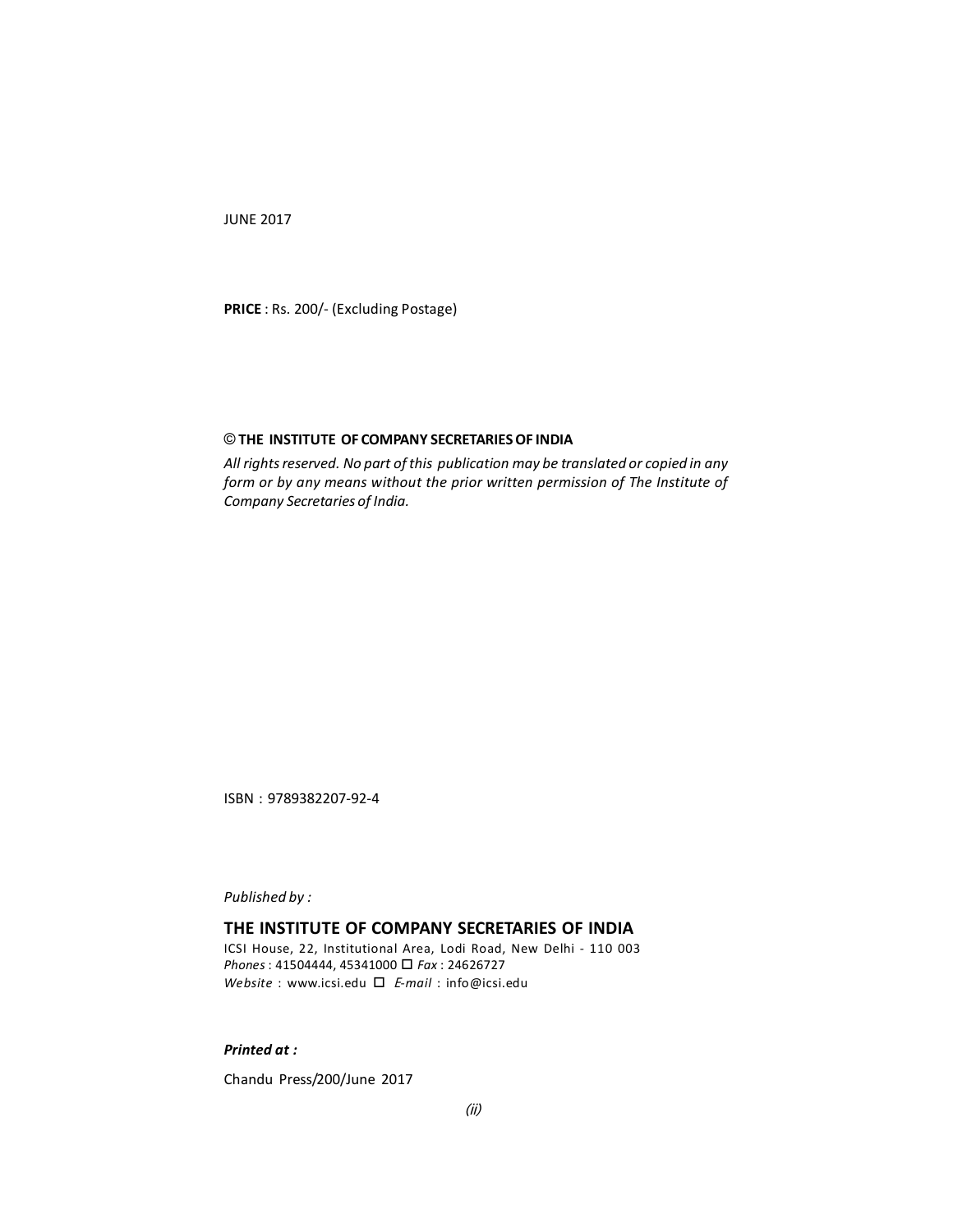JUNE 2017

**PRICE** : Rs. 200/- (Excluding Postage)

© **THE INSTITUTE OF COMPANY SECRETARIES OF INDIA**

*All rights reserved. No part of this publication may be translated or copied in any form or by any means without the prior written permission of The Institute of Company Secretaries of India.*

ISBN : 9789382207-92-4

*Published by :*

**THE INSTITUTE OF COMPANY SECRETARIES OF INDIA**

ICSI House, 22, Institutional Area, Lodi Road, New Delhi - 110 003

*Phones* : 41504444, 45341000 □ *Fax* : 24626727

*Website* : www.icsi.edu □ *E-mail* : info@icsi.edu

***Printed at :***

Chandu Press/200/June 2017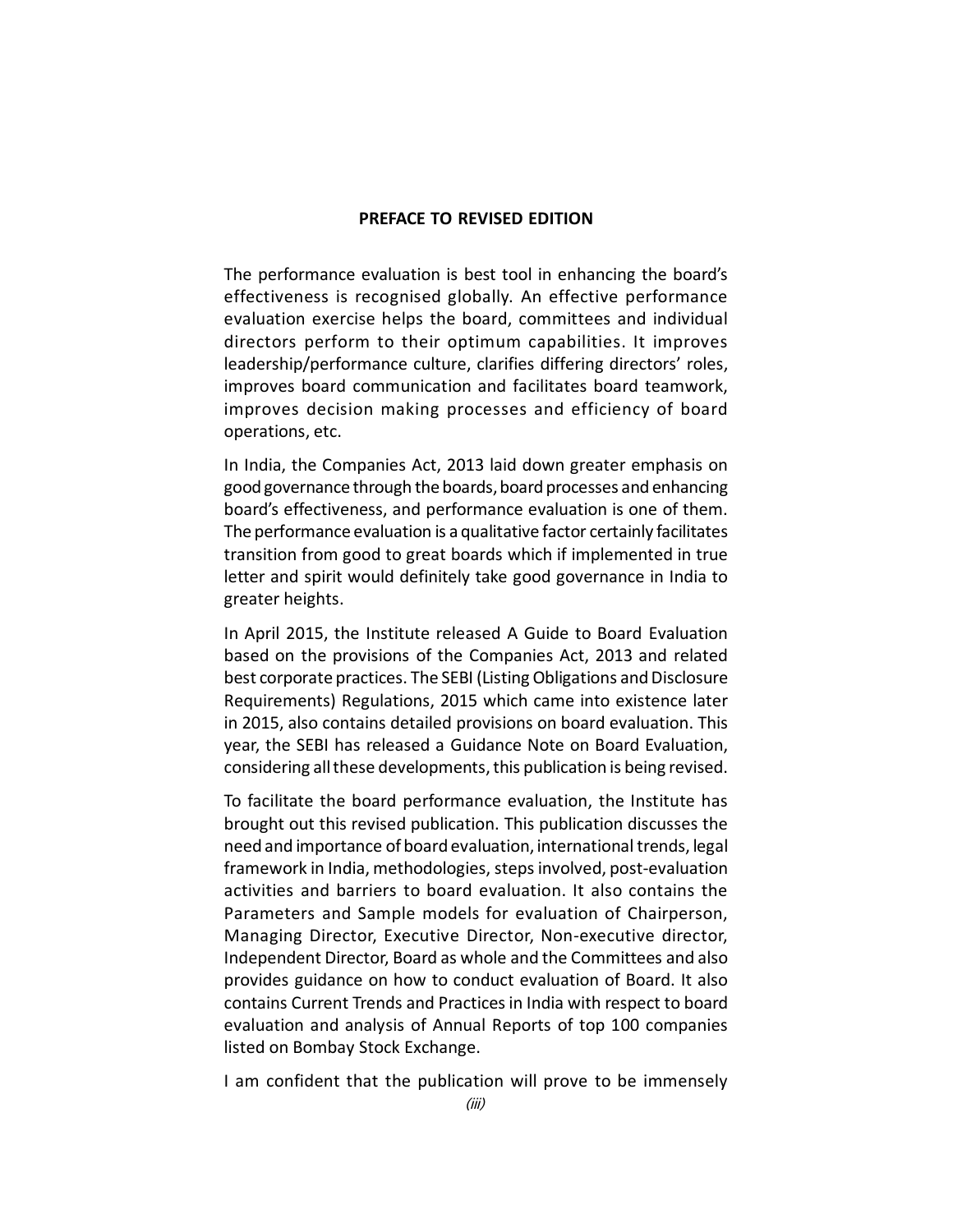## PREFACE TO REVISED EDITION

The performance evaluation is best tool in enhancing the board's effectiveness is recognised globally. An effective performance evaluation exercise helps the board, committees and individual directors perform to their optimum capabilities. It improves leadership/performance culture, clarifies differing directors' roles, improves board communication and facilitates board teamwork, improves decision making processes and efficiency of board operations, etc.

In India, the Companies Act, 2013 laid down greater emphasis on good governance through the boards, board processes and enhancing board's effectiveness, and performance evaluation is one of them. The performance evaluation is a qualitative factor certainly facilitates transition from good to great boards which if implemented in true letter and spirit would definitely take good governance in India to greater heights.

In April 2015, the Institute released A Guide to Board Evaluation based on the provisions of the Companies Act, 2013 and related best corporate practices. The SEBI (Listing Obligations and Disclosure Requirements) Regulations, 2015 which came into existence later in 2015, also contains detailed provisions on board evaluation. This year, the SEBI has released a Guidance Note on Board Evaluation, considering all these developments, this publication is being revised.

To facilitate the board performance evaluation, the Institute has brought out this revised publication. This publication discusses the need and importance of board evaluation, international trends, legal framework in India, methodologies, steps involved, post-evaluation activities and barriers to board evaluation. It also contains the Parameters and Sample models for evaluation of Chairperson, Managing Director, Executive Director, Non-executive director, Independent Director, Board as whole and the Committees and also provides guidance on how to conduct evaluation of Board. It also contains Current Trends and Practices in India with respect to board evaluation and analysis of Annual Reports of top 100 companies listed on Bombay Stock Exchange.

I am confident that the publication will prove to be immensely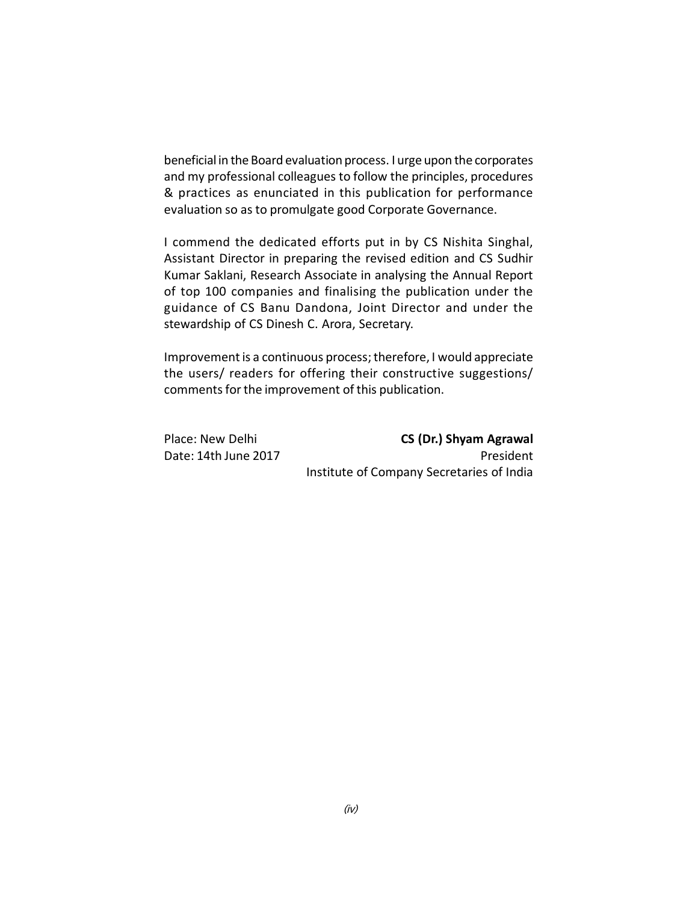beneficial in the Board evaluation process. I urge upon the corporates and my professional colleagues to follow the principles, procedures & practices as enunciated in this publication for performance evaluation so as to promulgate good Corporate Governance.

I commend the dedicated efforts put in by CS Nishita Singhal, Assistant Director in preparing the revised edition and CS Sudhir Kumar Saklani, Research Associate in analysing the Annual Report of top 100 companies and finalising the publication under the guidance of CS Banu Dandona, Joint Director and under the stewardship of CS Dinesh C. Arora, Secretary.

Improvement is a continuous process; therefore, I would appreciate the users/ readers for offering their constructive suggestions/ comments for the improvement of this publication.

Place: New Delhi
Date: 14th June 2017

**CS (Dr.) Shyam Agrawal**
President
Institute of Company Secretaries of India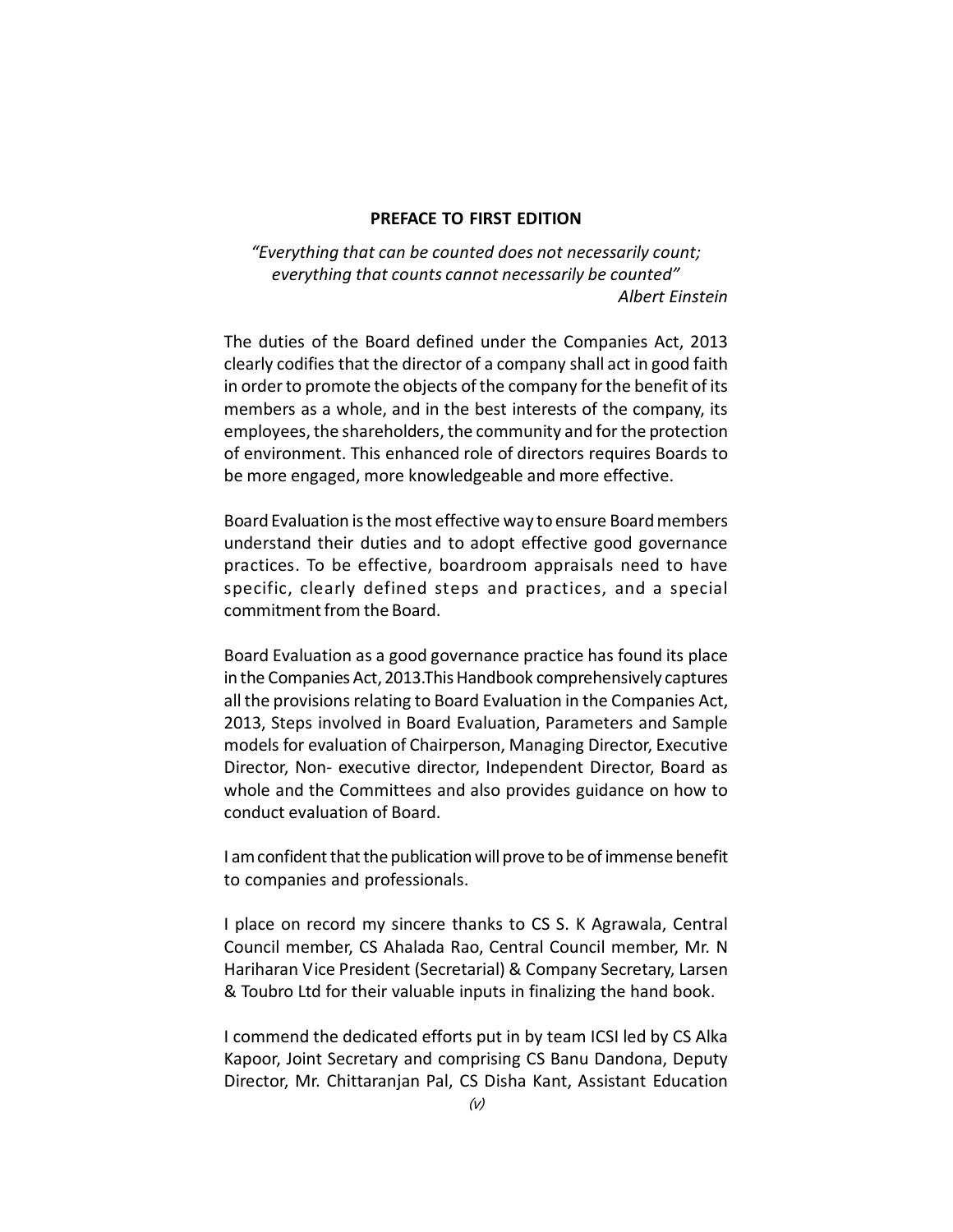## PREFACE TO FIRST EDITION

*"Everything that can be counted does not necessarily count; everything that counts cannot necessarily be counted"*
*Albert Einstein*

The duties of the Board defined under the Companies Act, 2013 clearly codifies that the director of a company shall act in good faith in order to promote the objects of the company for the benefit of its members as a whole, and in the best interests of the company, its employees, the shareholders, the community and for the protection of environment. This enhanced role of directors requires Boards to be more engaged, more knowledgeable and more effective.

Board Evaluation is the most effective way to ensure Board members understand their duties and to adopt effective good governance practices. To be effective, boardroom appraisals need to have specific, clearly defined steps and practices, and a special commitment from the Board.

Board Evaluation as a good governance practice has found its place in the Companies Act, 2013.This Handbook comprehensively captures all the provisions relating to Board Evaluation in the Companies Act, 2013, Steps involved in Board Evaluation, Parameters and Sample models for evaluation of Chairperson, Managing Director, Executive Director, Non- executive director, Independent Director, Board as whole and the Committees and also provides guidance on how to conduct evaluation of Board.

I am confident that the publication will prove to be of immense benefit to companies and professionals.

I place on record my sincere thanks to CS S. K Agrawala, Central Council member, CS Ahalada Rao, Central Council member, Mr. N Hariharan Vice President (Secretarial) & Company Secretary, Larsen & Toubro Ltd for their valuable inputs in finalizing the hand book.

I commend the dedicated efforts put in by team ICSI led by CS Alka Kapoor, Joint Secretary and comprising CS Banu Dandona, Deputy Director, Mr. Chittaranjan Pal, CS Disha Kant, Assistant Education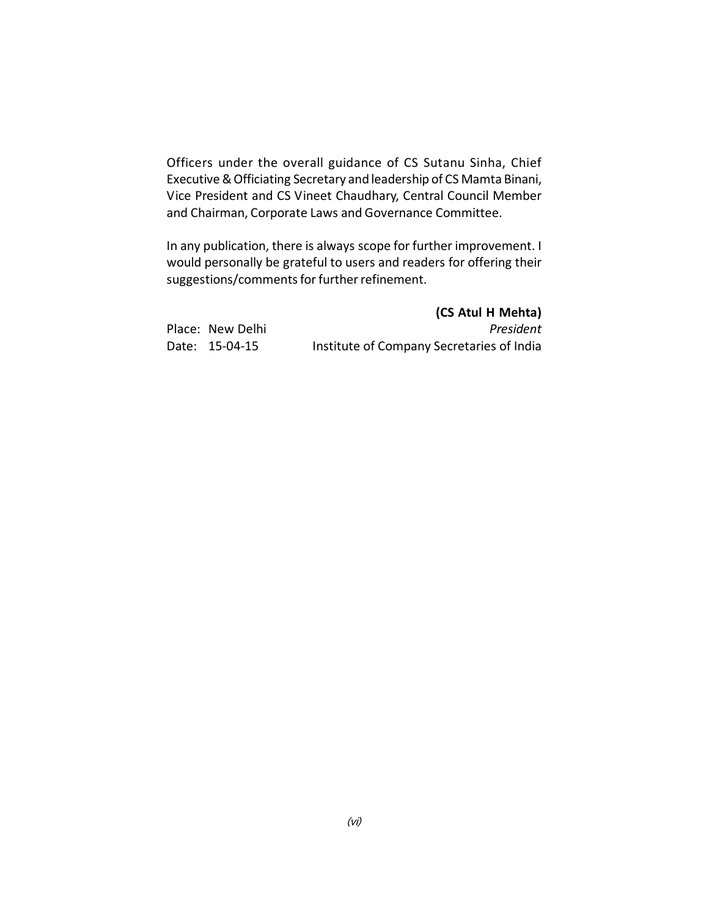Officers under the overall guidance of CS Sutanu Sinha, Chief Executive & Officiating Secretary and leadership of CS Mamta Binani, Vice President and CS Vineet Chaudhary, Central Council Member and Chairman, Corporate Laws and Governance Committee.

In any publication, there is always scope for further improvement. I would personally be grateful to users and readers for offering their suggestions/comments for further refinement.

**(CS Atul H Mehta)**
*President*
Institute of Company Secretaries of India

Place: New Delhi
Date: 15-04-15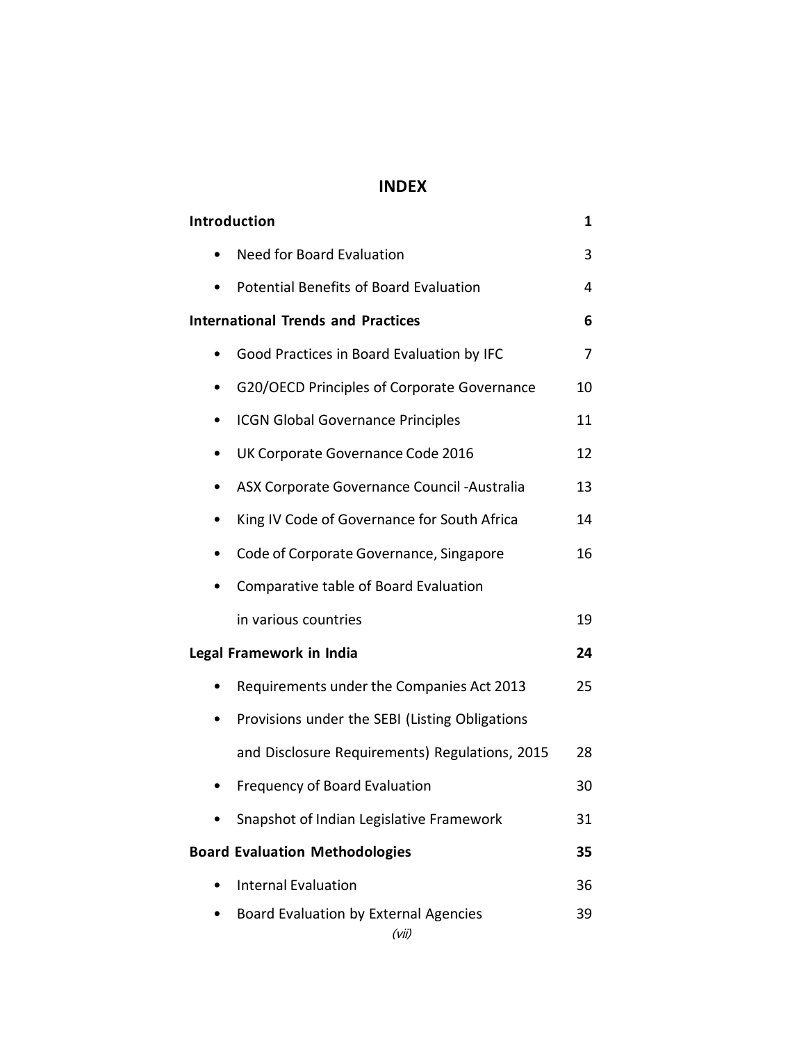# INDEX

| | |
|---|---|
| **Introduction** | **1** |
| • Need for Board Evaluation | 3 |
| • Potential Benefits of Board Evaluation | 4 |
| **International Trends and Practices** | **6** |
| • Good Practices in Board Evaluation by IFC | 7 |
| • G20/OECD Principles of Corporate Governance | 10 |
| • ICGN Global Governance Principles | 11 |
| • UK Corporate Governance Code 2016 | 12 |
| • ASX Corporate Governance Council -Australia | 13 |
| • King IV Code of Governance for South Africa | 14 |
| • Code of Corporate Governance, Singapore | 16 |
| • Comparative table of Board Evaluation in various countries | 19 |
| **Legal Framework in India** | **24** |
| • Requirements under the Companies Act 2013 | 25 |
| • Provisions under the SEBI (Listing Obligations and Disclosure Requirements) Regulations, 2015 | 28 |
| • Frequency of Board Evaluation | 30 |
| • Snapshot of Indian Legislative Framework | 31 |
| **Board Evaluation Methodologies** | **35** |
| • Internal Evaluation | 36 |
| • Board Evaluation by External Agencies | 39 |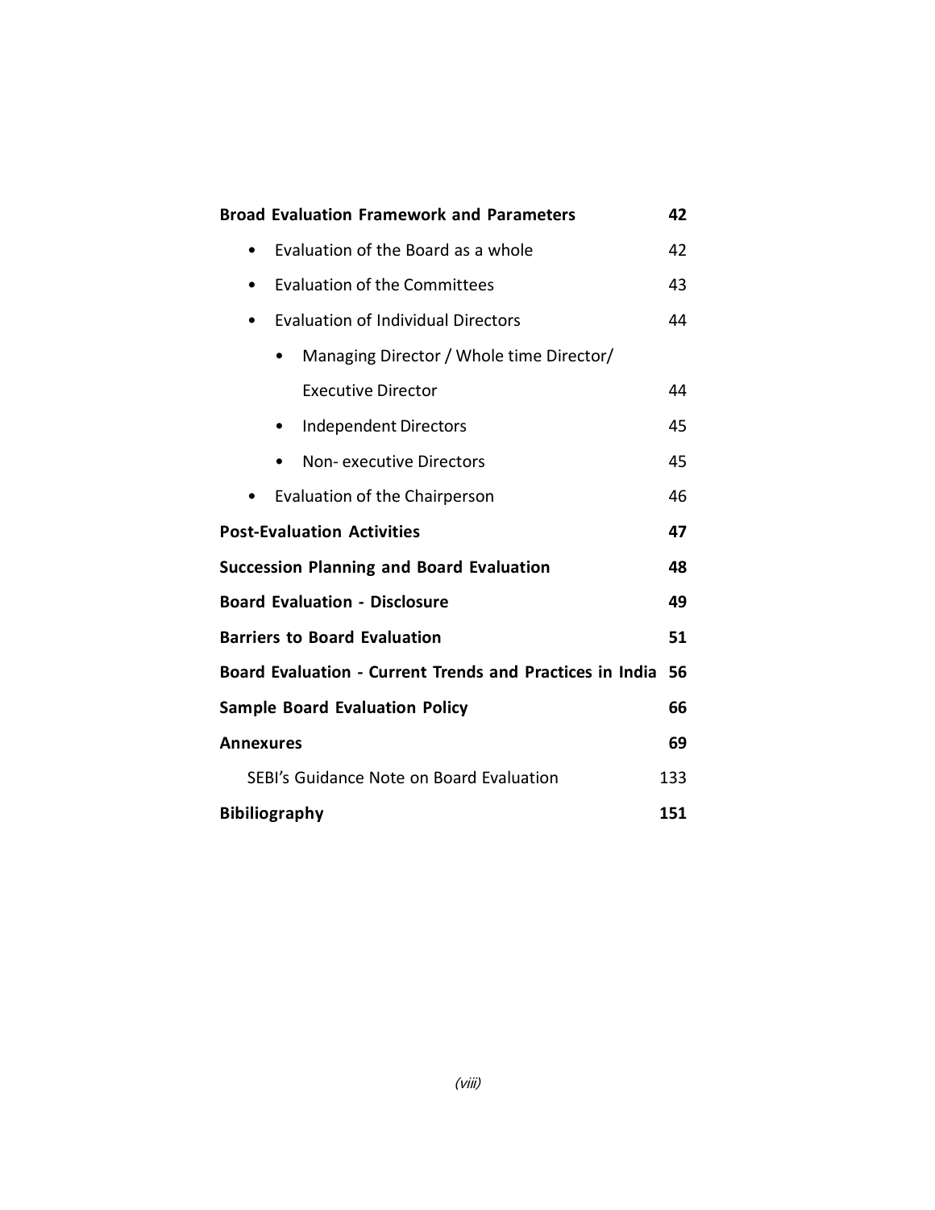| | |
|---|---|
| **Broad Evaluation Framework and Parameters** | **42** |
| • Evaluation of the Board as a whole | 42 |
| • Evaluation of the Committees | 43 |
| • Evaluation of Individual Directors | 44 |
| &nbsp;&nbsp;&nbsp;&nbsp;• Managing Director / Whole time Director/ Executive Director | 44 |
| &nbsp;&nbsp;&nbsp;&nbsp;• Independent Directors | 45 |
| &nbsp;&nbsp;&nbsp;&nbsp;• Non- executive Directors | 45 |
| • Evaluation of the Chairperson | 46 |
| **Post-Evaluation Activities** | **47** |
| **Succession Planning and Board Evaluation** | **48** |
| **Board Evaluation - Disclosure** | **49** |
| **Barriers to Board Evaluation** | **51** |
| **Board Evaluation - Current Trends and Practices in India** | **56** |
| **Sample Board Evaluation Policy** | **66** |
| **Annexures** | **69** |
| SEBI's Guidance Note on Board Evaluation | 133 |
| **Bibiliography** | **151** |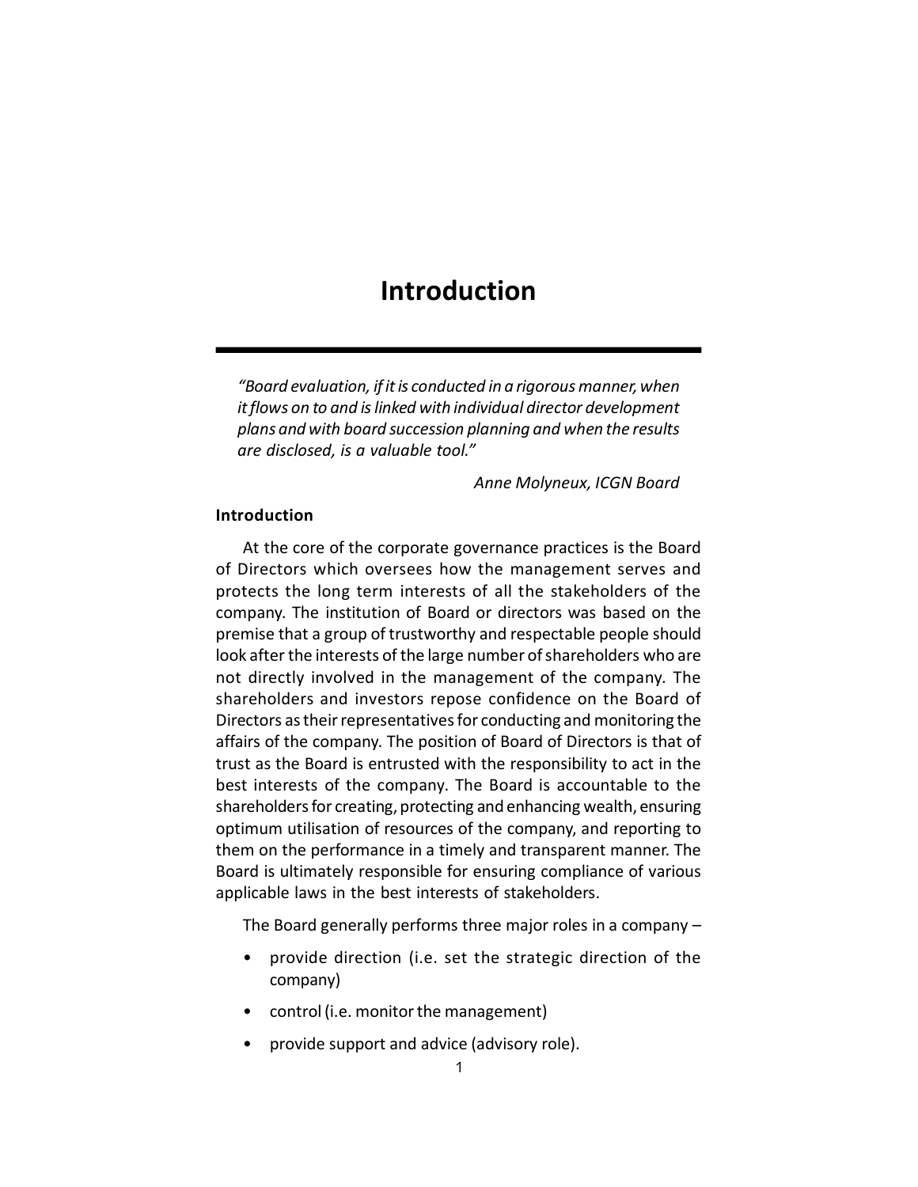# Introduction

---

*"Board evaluation, if it is conducted in a rigorous manner, when it flows on to and is linked with individual director development plans and with board succession planning and when the results are disclosed, is a valuable tool."*

*Anne Molyneux, ICGN Board*

### Introduction

At the core of the corporate governance practices is the Board of Directors which oversees how the management serves and protects the long term interests of all the stakeholders of the company. The institution of Board or directors was based on the premise that a group of trustworthy and respectable people should look after the interests of the large number of shareholders who are not directly involved in the management of the company. The shareholders and investors repose confidence on the Board of Directors as their representatives for conducting and monitoring the affairs of the company. The position of Board of Directors is that of trust as the Board is entrusted with the responsibility to act in the best interests of the company. The Board is accountable to the shareholders for creating, protecting and enhancing wealth, ensuring optimum utilisation of resources of the company, and reporting to them on the performance in a timely and transparent manner. The Board is ultimately responsible for ensuring compliance of various applicable laws in the best interests of stakeholders.

The Board generally performs three major roles in a company –

- provide direction (i.e. set the strategic direction of the company)
- control (i.e. monitor the management)
- provide support and advice (advisory role).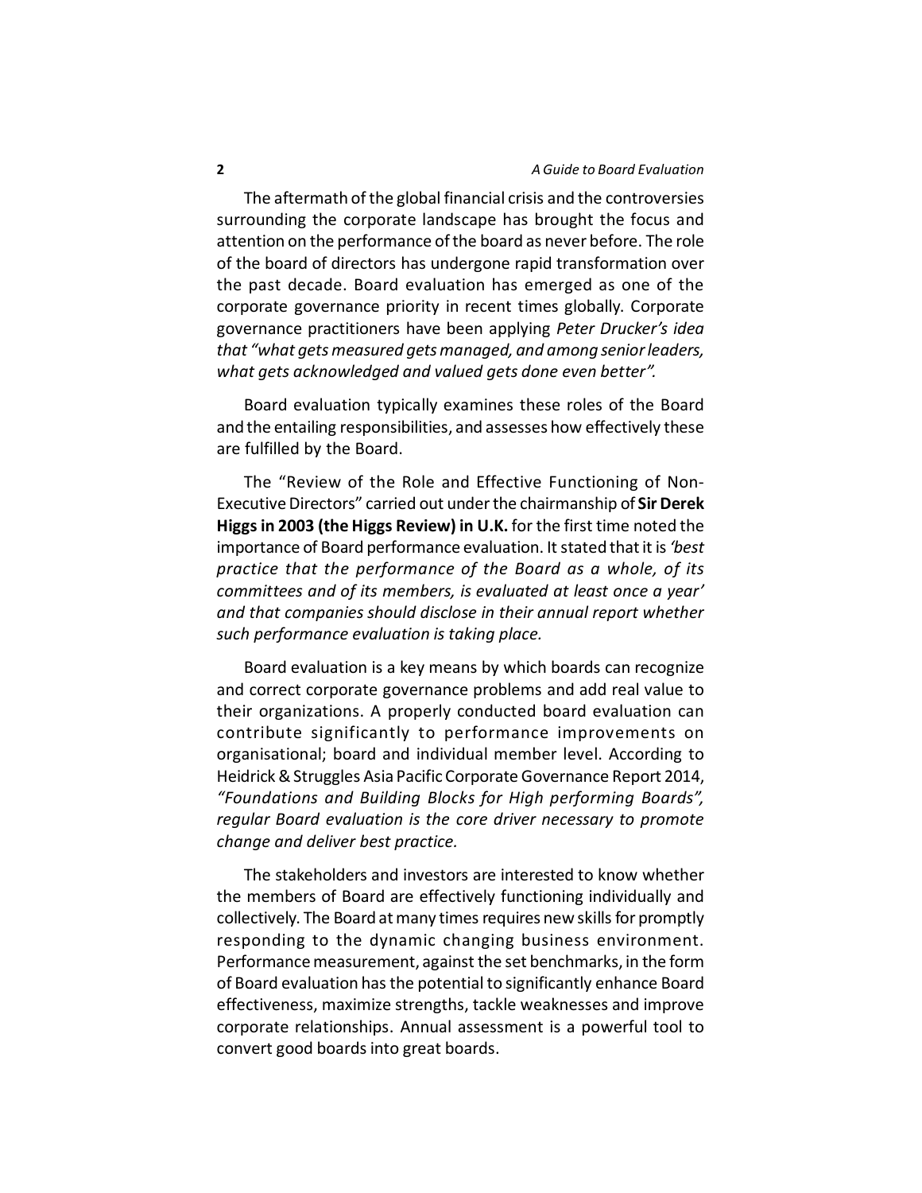The aftermath of the global financial crisis and the controversies surrounding the corporate landscape has brought the focus and attention on the performance of the board as never before. The role of the board of directors has undergone rapid transformation over the past decade. Board evaluation has emerged as one of the corporate governance priority in recent times globally. Corporate governance practitioners have been applying *Peter Drucker's idea that "what gets measured gets managed, and among senior leaders, what gets acknowledged and valued gets done even better".*

Board evaluation typically examines these roles of the Board and the entailing responsibilities, and assesses how effectively these are fulfilled by the Board.

The "Review of the Role and Effective Functioning of Non-Executive Directors" carried out under the chairmanship of **Sir Derek Higgs in 2003 (the Higgs Review) in U.K.** for the first time noted the importance of Board performance evaluation. It stated that it is *'best practice that the performance of the Board as a whole, of its committees and of its members, is evaluated at least once a year' and that companies should disclose in their annual report whether such performance evaluation is taking place.*

Board evaluation is a key means by which boards can recognize and correct corporate governance problems and add real value to their organizations. A properly conducted board evaluation can contribute significantly to performance improvements on organisational; board and individual member level. According to Heidrick & Struggles Asia Pacific Corporate Governance Report 2014, *"Foundations and Building Blocks for High performing Boards", regular Board evaluation is the core driver necessary to promote change and deliver best practice.*

The stakeholders and investors are interested to know whether the members of Board are effectively functioning individually and collectively. The Board at many times requires new skills for promptly responding to the dynamic changing business environment. Performance measurement, against the set benchmarks, in the form of Board evaluation has the potential to significantly enhance Board effectiveness, maximize strengths, tackle weaknesses and improve corporate relationships. Annual assessment is a powerful tool to convert good boards into great boards.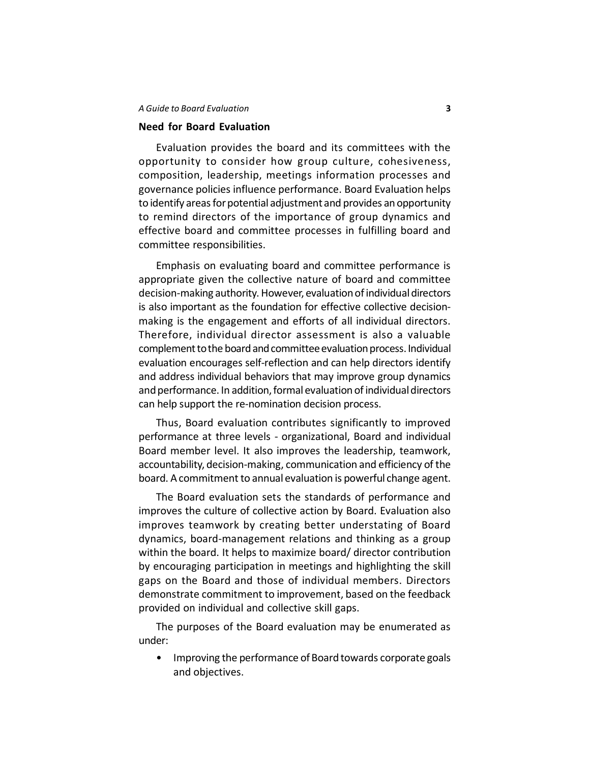## Need for Board Evaluation

Evaluation provides the board and its committees with the opportunity to consider how group culture, cohesiveness, composition, leadership, meetings information processes and governance policies influence performance. Board Evaluation helps to identify areas for potential adjustment and provides an opportunity to remind directors of the importance of group dynamics and effective board and committee processes in fulfilling board and committee responsibilities.

Emphasis on evaluating board and committee performance is appropriate given the collective nature of board and committee decision-making authority. However, evaluation of individual directors is also important as the foundation for effective collective decision-making is the engagement and efforts of all individual directors. Therefore, individual director assessment is also a valuable complement to the board and committee evaluation process. Individual evaluation encourages self-reflection and can help directors identify and address individual behaviors that may improve group dynamics and performance. In addition, formal evaluation of individual directors can help support the re-nomination decision process.

Thus, Board evaluation contributes significantly to improved performance at three levels - organizational, Board and individual Board member level. It also improves the leadership, teamwork, accountability, decision-making, communication and efficiency of the board. A commitment to annual evaluation is powerful change agent.

The Board evaluation sets the standards of performance and improves the culture of collective action by Board. Evaluation also improves teamwork by creating better understating of Board dynamics, board-management relations and thinking as a group within the board. It helps to maximize board/ director contribution by encouraging participation in meetings and highlighting the skill gaps on the Board and those of individual members. Directors demonstrate commitment to improvement, based on the feedback provided on individual and collective skill gaps.

The purposes of the Board evaluation may be enumerated as under:

- Improving the performance of Board towards corporate goals and objectives.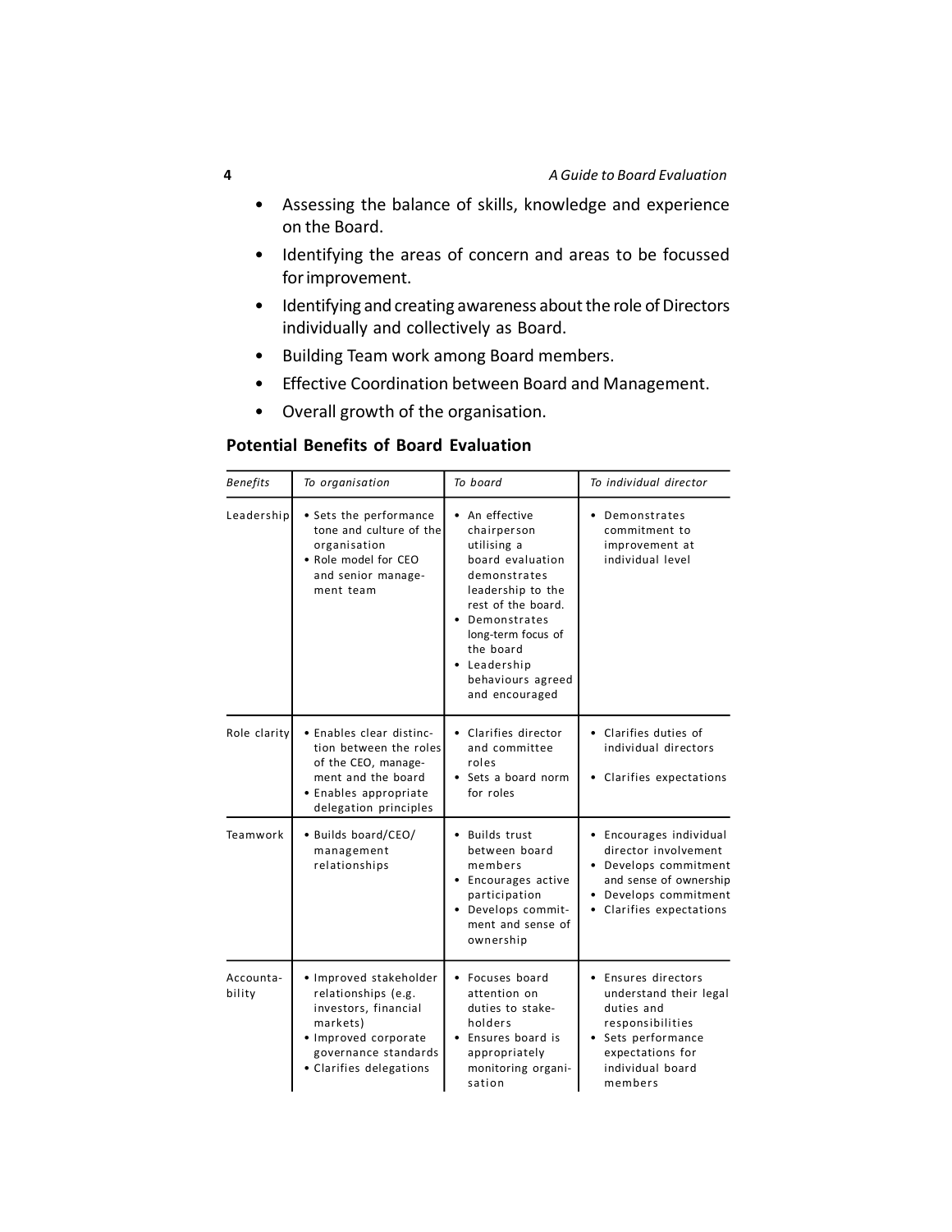- Assessing the balance of skills, knowledge and experience on the Board.
- Identifying the areas of concern and areas to be focussed for improvement.
- Identifying and creating awareness about the role of Directors individually and collectively as Board.
- Building Team work among Board members.
- Effective Coordination between Board and Management.
- Overall growth of the organisation.

## Potential Benefits of Board Evaluation

| *Benefits* | *To organisation* | *To board* | *To individual director* |
|---|---|---|---|
| Leadership | • Sets the performance tone and culture of the organisation<br>• Role model for CEO and senior management team | • An effective chairperson utilising a board evaluation demonstrates leadership to the rest of the board.<br>• Demonstrates long-term focus of the board<br>• Leadership behaviours agreed and encouraged | • Demonstrates commitment to improvement at individual level |
| Role clarity | • Enables clear distinction between the roles of the CEO, management and the board<br>• Enables appropriate delegation principles | • Clarifies director and committee roles<br>• Sets a board norm for roles | • Clarifies duties of individual directors<br>• Clarifies expectations |
| Teamwork | • Builds board/CEO/management relationships | • Builds trust between board members<br>• Encourages active participation<br>• Develops commitment and sense of ownership | • Encourages individual director involvement<br>• Develops commitment and sense of ownership<br>• Develops commitment<br>• Clarifies expectations |
| Accountability | • Improved stakeholder relationships (e.g. investors, financial markets)<br>• Improved corporate governance standards<br>• Clarifies delegations | • Focuses board attention on duties to stakeholders<br>• Ensures board is appropriately monitoring organisation | • Ensures directors understand their legal duties and responsibilities<br>• Sets performance expectations for individual board members |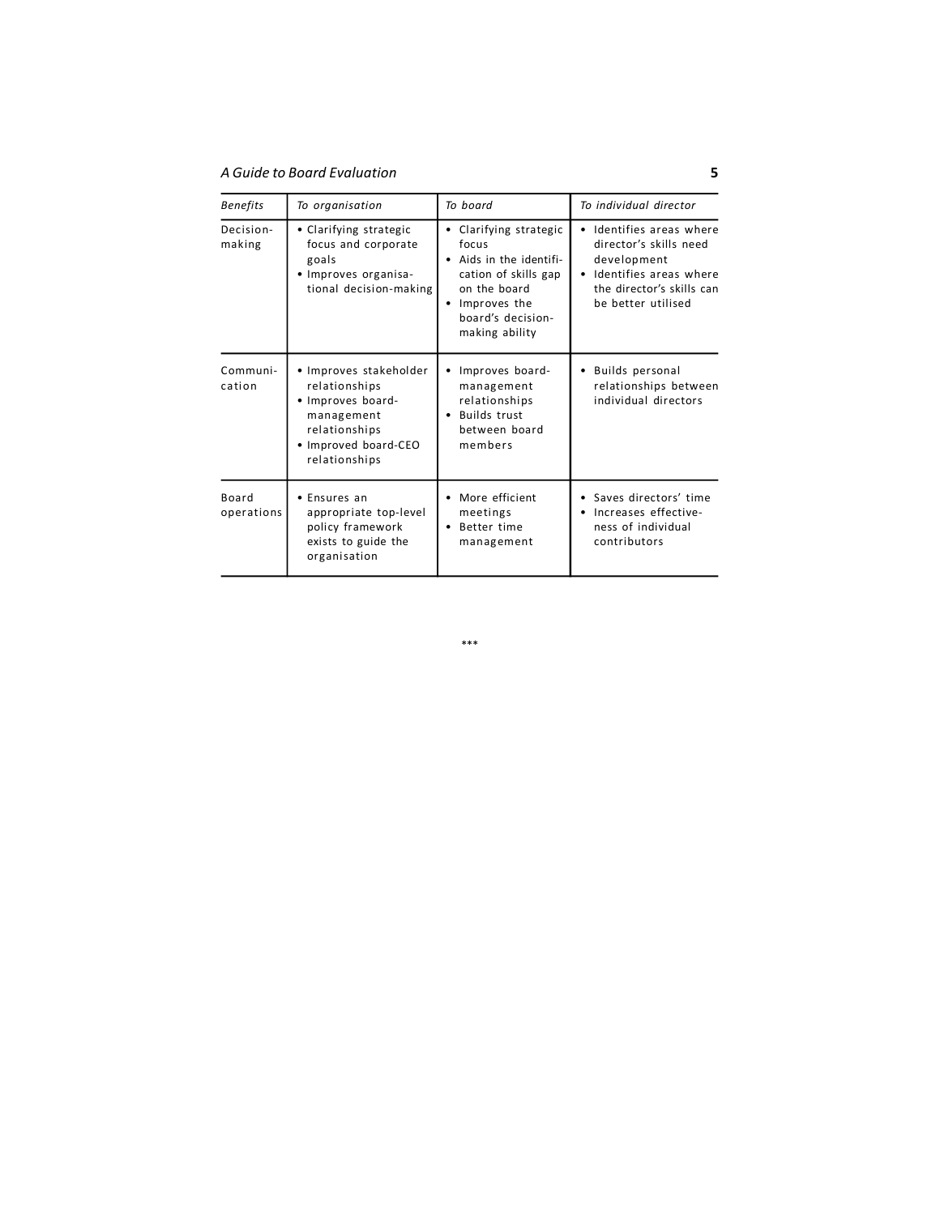| *Benefits* | *To organisation* | *To board* | *To individual director* |
|---|---|---|---|
| Decision-making | • Clarifying strategic focus and corporate goals<br>• Improves organisational decision-making | • Clarifying strategic focus<br>• Aids in the identification of skills gap on the board<br>• Improves the board's decision-making ability | • Identifies areas where director's skills need development<br>• Identifies areas where the director's skills can be better utilised |
| Communication | • Improves stakeholder relationships<br>• Improves board-management relationships<br>• Improved board-CEO relationships | • Improves board-management relationships<br>• Builds trust between board members | • Builds personal relationships between individual directors |
| Board operations | • Ensures an appropriate top-level policy framework exists to guide the organisation | • More efficient meetings<br>• Better time management | • Saves directors' time<br>• Increases effectiveness of individual contributors |

***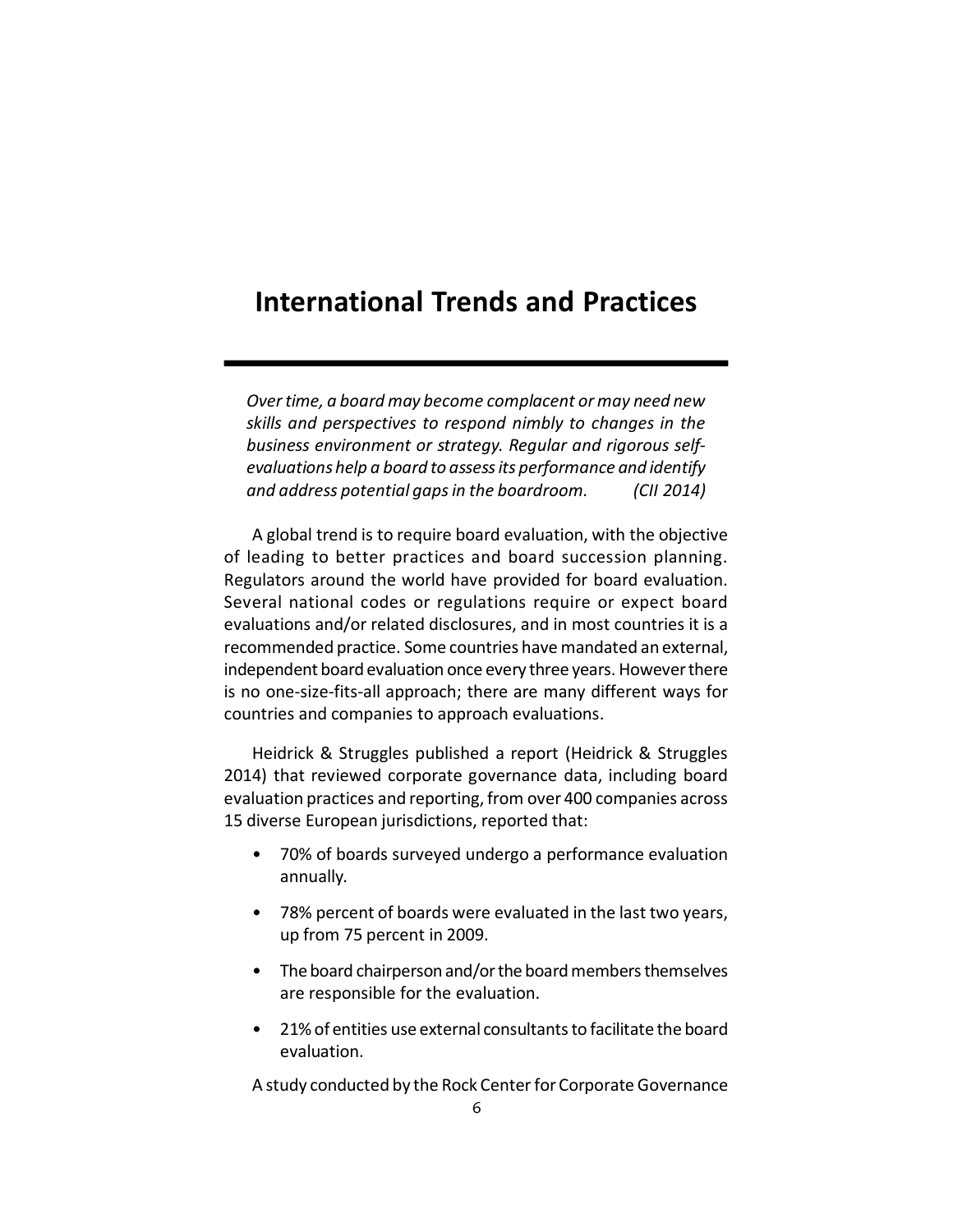# International Trends and Practices

*Over time, a board may become complacent or may need new skills and perspectives to respond nimbly to changes in the business environment or strategy. Regular and rigorous self-evaluations help a board to assess its performance and identify and address potential gaps in the boardroom.* *(CII 2014)*

A global trend is to require board evaluation, with the objective of leading to better practices and board succession planning. Regulators around the world have provided for board evaluation. Several national codes or regulations require or expect board evaluations and/or related disclosures, and in most countries it is a recommended practice. Some countries have mandated an external, independent board evaluation once every three years. However there is no one-size-fits-all approach; there are many different ways for countries and companies to approach evaluations.

Heidrick & Struggles published a report (Heidrick & Struggles 2014) that reviewed corporate governance data, including board evaluation practices and reporting, from over 400 companies across 15 diverse European jurisdictions, reported that:

- 70% of boards surveyed undergo a performance evaluation annually.
- 78% percent of boards were evaluated in the last two years, up from 75 percent in 2009.
- The board chairperson and/or the board members themselves are responsible for the evaluation.
- 21% of entities use external consultants to facilitate the board evaluation.

A study conducted by the Rock Center for Corporate Governance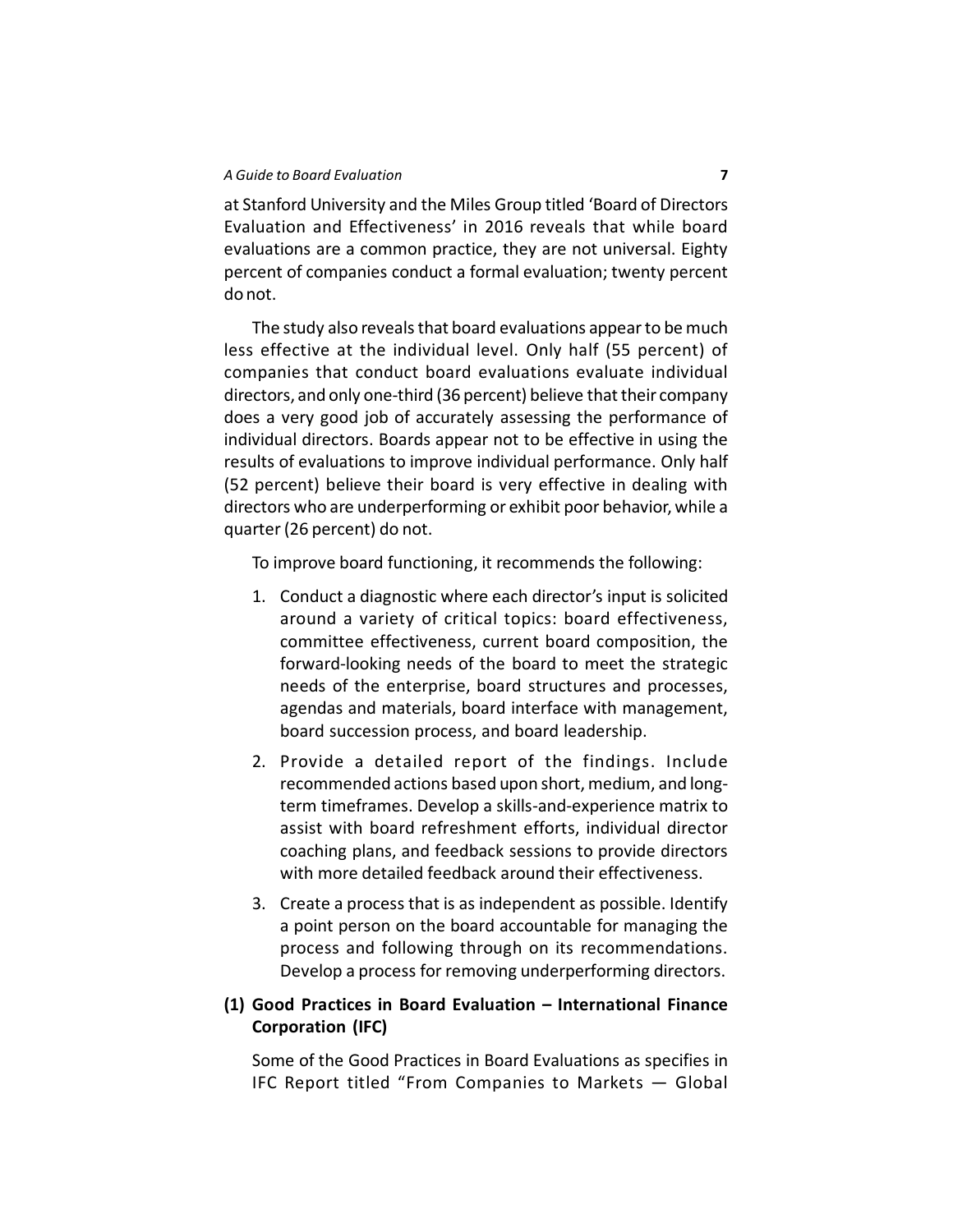at Stanford University and the Miles Group titled 'Board of Directors Evaluation and Effectiveness' in 2016 reveals that while board evaluations are a common practice, they are not universal. Eighty percent of companies conduct a formal evaluation; twenty percent do not.

The study also reveals that board evaluations appear to be much less effective at the individual level. Only half (55 percent) of companies that conduct board evaluations evaluate individual directors, and only one-third (36 percent) believe that their company does a very good job of accurately assessing the performance of individual directors. Boards appear not to be effective in using the results of evaluations to improve individual performance. Only half (52 percent) believe their board is very effective in dealing with directors who are underperforming or exhibit poor behavior, while a quarter (26 percent) do not.

To improve board functioning, it recommends the following:

1. Conduct a diagnostic where each director's input is solicited around a variety of critical topics: board effectiveness, committee effectiveness, current board composition, the forward-looking needs of the board to meet the strategic needs of the enterprise, board structures and processes, agendas and materials, board interface with management, board succession process, and board leadership.
2. Provide a detailed report of the findings. Include recommended actions based upon short, medium, and long-term timeframes. Develop a skills-and-experience matrix to assist with board refreshment efforts, individual director coaching plans, and feedback sessions to provide directors with more detailed feedback around their effectiveness.
3. Create a process that is as independent as possible. Identify a point person on the board accountable for managing the process and following through on its recommendations. Develop a process for removing underperforming directors.

## (1) Good Practices in Board Evaluation – International Finance Corporation (IFC)

Some of the Good Practices in Board Evaluations as specifies in IFC Report titled "From Companies to Markets — Global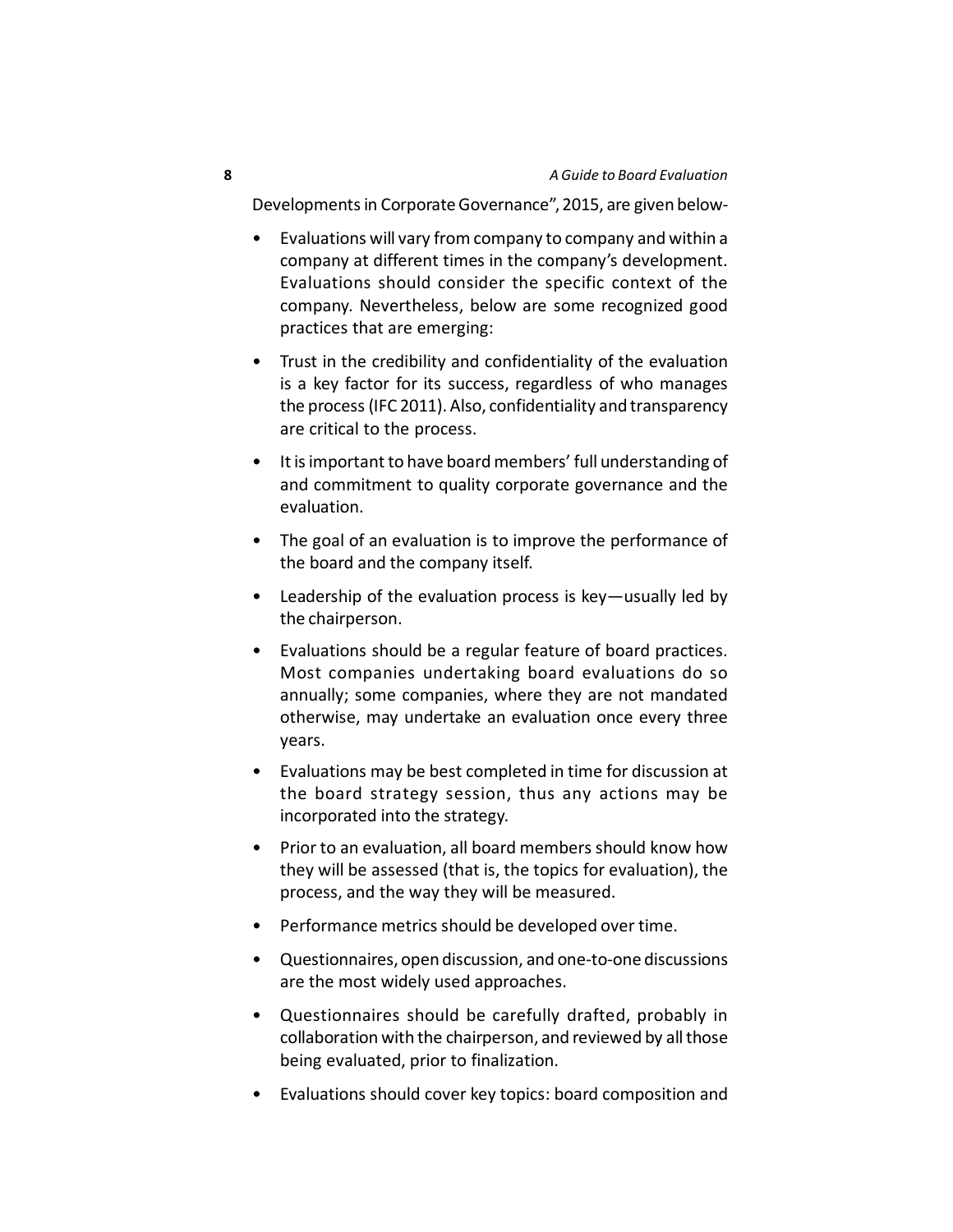Developments in Corporate Governance", 2015, are given below-

- Evaluations will vary from company to company and within a company at different times in the company's development. Evaluations should consider the specific context of the company. Nevertheless, below are some recognized good practices that are emerging:
- Trust in the credibility and confidentiality of the evaluation is a key factor for its success, regardless of who manages the process (IFC 2011). Also, confidentiality and transparency are critical to the process.
- It is important to have board members' full understanding of and commitment to quality corporate governance and the evaluation.
- The goal of an evaluation is to improve the performance of the board and the company itself.
- Leadership of the evaluation process is key—usually led by the chairperson.
- Evaluations should be a regular feature of board practices. Most companies undertaking board evaluations do so annually; some companies, where they are not mandated otherwise, may undertake an evaluation once every three years.
- Evaluations may be best completed in time for discussion at the board strategy session, thus any actions may be incorporated into the strategy.
- Prior to an evaluation, all board members should know how they will be assessed (that is, the topics for evaluation), the process, and the way they will be measured.
- Performance metrics should be developed over time.
- Questionnaires, open discussion, and one-to-one discussions are the most widely used approaches.
- Questionnaires should be carefully drafted, probably in collaboration with the chairperson, and reviewed by all those being evaluated, prior to finalization.
- Evaluations should cover key topics: board composition and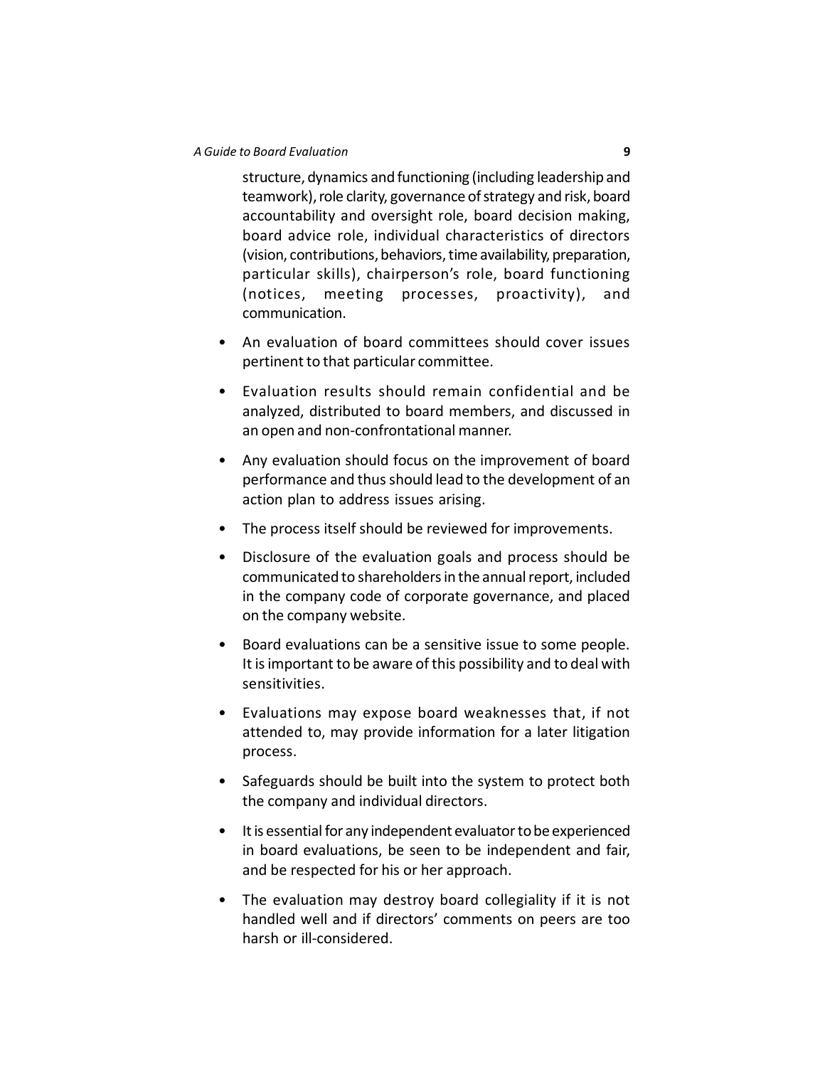structure, dynamics and functioning (including leadership and teamwork), role clarity, governance of strategy and risk, board accountability and oversight role, board decision making, board advice role, individual characteristics of directors (vision, contributions, behaviors, time availability, preparation, particular skills), chairperson's role, board functioning (notices, meeting processes, proactivity), and communication.

- An evaluation of board committees should cover issues pertinent to that particular committee.
- Evaluation results should remain confidential and be analyzed, distributed to board members, and discussed in an open and non-confrontational manner.
- Any evaluation should focus on the improvement of board performance and thus should lead to the development of an action plan to address issues arising.
- The process itself should be reviewed for improvements.
- Disclosure of the evaluation goals and process should be communicated to shareholders in the annual report, included in the company code of corporate governance, and placed on the company website.
- Board evaluations can be a sensitive issue to some people. It is important to be aware of this possibility and to deal with sensitivities.
- Evaluations may expose board weaknesses that, if not attended to, may provide information for a later litigation process.
- Safeguards should be built into the system to protect both the company and individual directors.
- It is essential for any independent evaluator to be experienced in board evaluations, be seen to be independent and fair, and be respected for his or her approach.
- The evaluation may destroy board collegiality if it is not handled well and if directors' comments on peers are too harsh or ill-considered.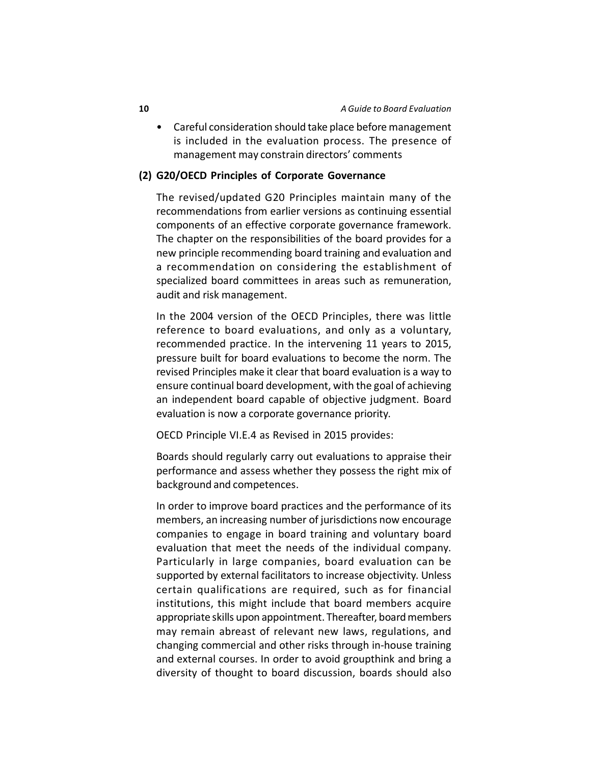- Careful consideration should take place before management is included in the evaluation process. The presence of management may constrain directors' comments

**(2) G20/OECD Principles of Corporate Governance**

The revised/updated G20 Principles maintain many of the recommendations from earlier versions as continuing essential components of an effective corporate governance framework. The chapter on the responsibilities of the board provides for a new principle recommending board training and evaluation and a recommendation on considering the establishment of specialized board committees in areas such as remuneration, audit and risk management.

In the 2004 version of the OECD Principles, there was little reference to board evaluations, and only as a voluntary, recommended practice. In the intervening 11 years to 2015, pressure built for board evaluations to become the norm. The revised Principles make it clear that board evaluation is a way to ensure continual board development, with the goal of achieving an independent board capable of objective judgment. Board evaluation is now a corporate governance priority.

OECD Principle VI.E.4 as Revised in 2015 provides:

Boards should regularly carry out evaluations to appraise their performance and assess whether they possess the right mix of background and competences.

In order to improve board practices and the performance of its members, an increasing number of jurisdictions now encourage companies to engage in board training and voluntary board evaluation that meet the needs of the individual company. Particularly in large companies, board evaluation can be supported by external facilitators to increase objectivity. Unless certain qualifications are required, such as for financial institutions, this might include that board members acquire appropriate skills upon appointment. Thereafter, board members may remain abreast of relevant new laws, regulations, and changing commercial and other risks through in-house training and external courses. In order to avoid groupthink and bring a diversity of thought to board discussion, boards should also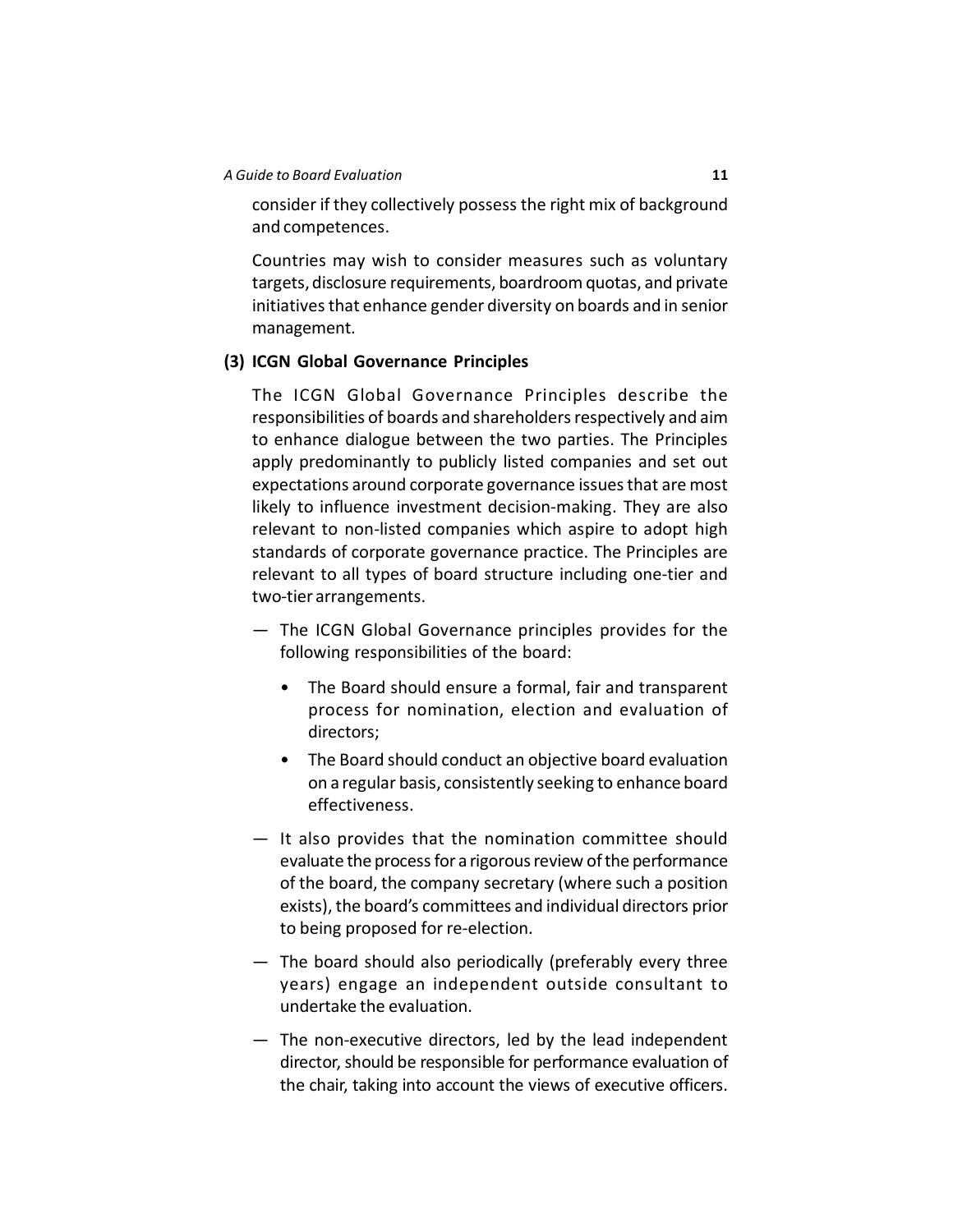consider if they collectively possess the right mix of background and competences.

Countries may wish to consider measures such as voluntary targets, disclosure requirements, boardroom quotas, and private initiatives that enhance gender diversity on boards and in senior management.

**(3) ICGN Global Governance Principles**

The ICGN Global Governance Principles describe the responsibilities of boards and shareholders respectively and aim to enhance dialogue between the two parties. The Principles apply predominantly to publicly listed companies and set out expectations around corporate governance issues that are most likely to influence investment decision-making. They are also relevant to non-listed companies which aspire to adopt high standards of corporate governance practice. The Principles are relevant to all types of board structure including one-tier and two-tier arrangements.

— The ICGN Global Governance principles provides for the following responsibilities of the board:

- The Board should ensure a formal, fair and transparent process for nomination, election and evaluation of directors;
- The Board should conduct an objective board evaluation on a regular basis, consistently seeking to enhance board effectiveness.

— It also provides that the nomination committee should evaluate the process for a rigorous review of the performance of the board, the company secretary (where such a position exists), the board's committees and individual directors prior to being proposed for re-election.

— The board should also periodically (preferably every three years) engage an independent outside consultant to undertake the evaluation.

— The non-executive directors, led by the lead independent director, should be responsible for performance evaluation of the chair, taking into account the views of executive officers.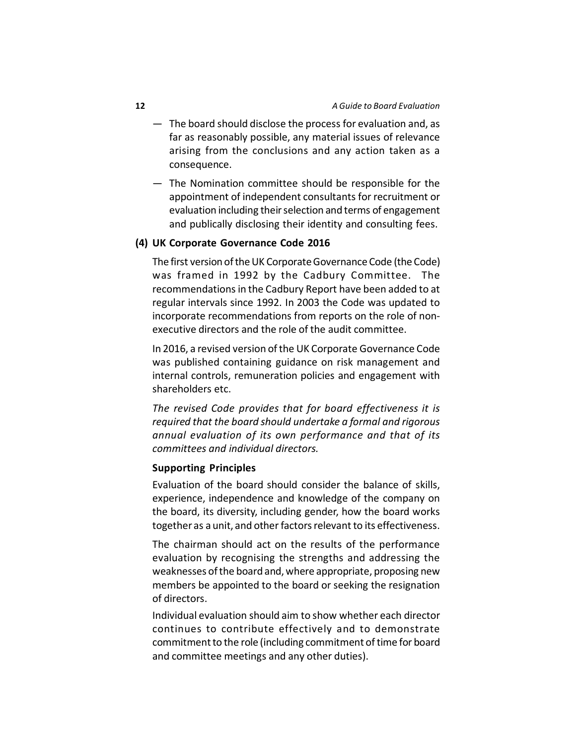— The board should disclose the process for evaluation and, as far as reasonably possible, any material issues of relevance arising from the conclusions and any action taken as a consequence.

— The Nomination committee should be responsible for the appointment of independent consultants for recruitment or evaluation including their selection and terms of engagement and publically disclosing their identity and consulting fees.

### (4) UK Corporate Governance Code 2016

The first version of the UK Corporate Governance Code (the Code) was framed in 1992 by the Cadbury Committee. The recommendations in the Cadbury Report have been added to at regular intervals since 1992. In 2003 the Code was updated to incorporate recommendations from reports on the role of non-executive directors and the role of the audit committee.

In 2016, a revised version of the UK Corporate Governance Code was published containing guidance on risk management and internal controls, remuneration policies and engagement with shareholders etc.

*The revised Code provides that for board effectiveness it is required that the board should undertake a formal and rigorous annual evaluation of its own performance and that of its committees and individual directors.*

**Supporting Principles**

Evaluation of the board should consider the balance of skills, experience, independence and knowledge of the company on the board, its diversity, including gender, how the board works together as a unit, and other factors relevant to its effectiveness.

The chairman should act on the results of the performance evaluation by recognising the strengths and addressing the weaknesses of the board and, where appropriate, proposing new members be appointed to the board or seeking the resignation of directors.

Individual evaluation should aim to show whether each director continues to contribute effectively and to demonstrate commitment to the role (including commitment of time for board and committee meetings and any other duties).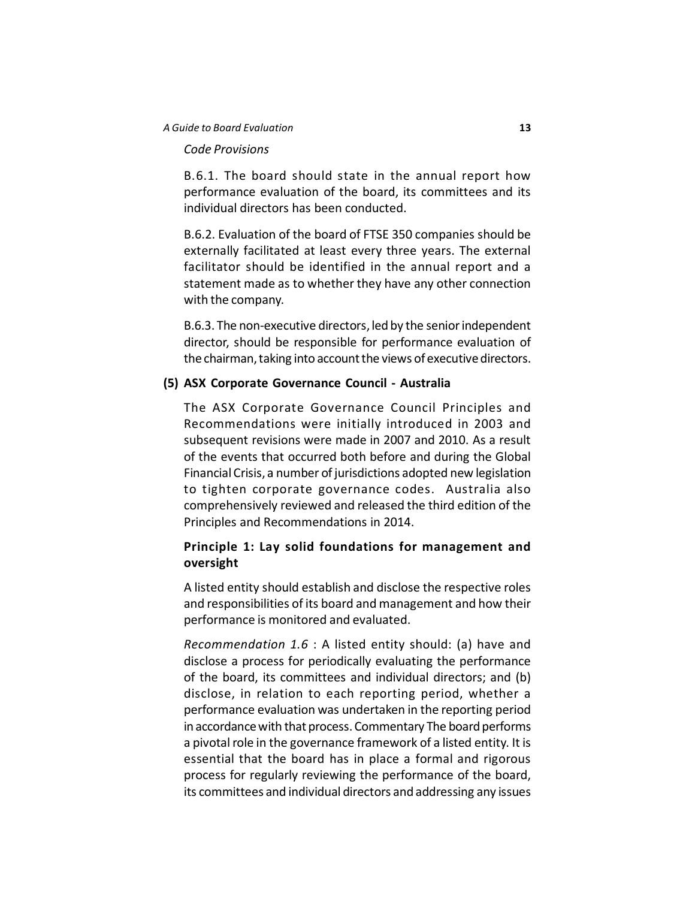*Code Provisions*

B.6.1. The board should state in the annual report how performance evaluation of the board, its committees and its individual directors has been conducted.

B.6.2. Evaluation of the board of FTSE 350 companies should be externally facilitated at least every three years. The external facilitator should be identified in the annual report and a statement made as to whether they have any other connection with the company.

B.6.3. The non-executive directors, led by the senior independent director, should be responsible for performance evaluation of the chairman, taking into account the views of executive directors.

**(5) ASX Corporate Governance Council - Australia**

The ASX Corporate Governance Council Principles and Recommendations were initially introduced in 2003 and subsequent revisions were made in 2007 and 2010. As a result of the events that occurred both before and during the Global Financial Crisis, a number of jurisdictions adopted new legislation to tighten corporate governance codes. Australia also comprehensively reviewed and released the third edition of the Principles and Recommendations in 2014.

**Principle 1: Lay solid foundations for management and oversight**

A listed entity should establish and disclose the respective roles and responsibilities of its board and management and how their performance is monitored and evaluated.

*Recommendation 1.6* : A listed entity should: (a) have and disclose a process for periodically evaluating the performance of the board, its committees and individual directors; and (b) disclose, in relation to each reporting period, whether a performance evaluation was undertaken in the reporting period in accordance with that process. Commentary The board performs a pivotal role in the governance framework of a listed entity. It is essential that the board has in place a formal and rigorous process for regularly reviewing the performance of the board, its committees and individual directors and addressing any issues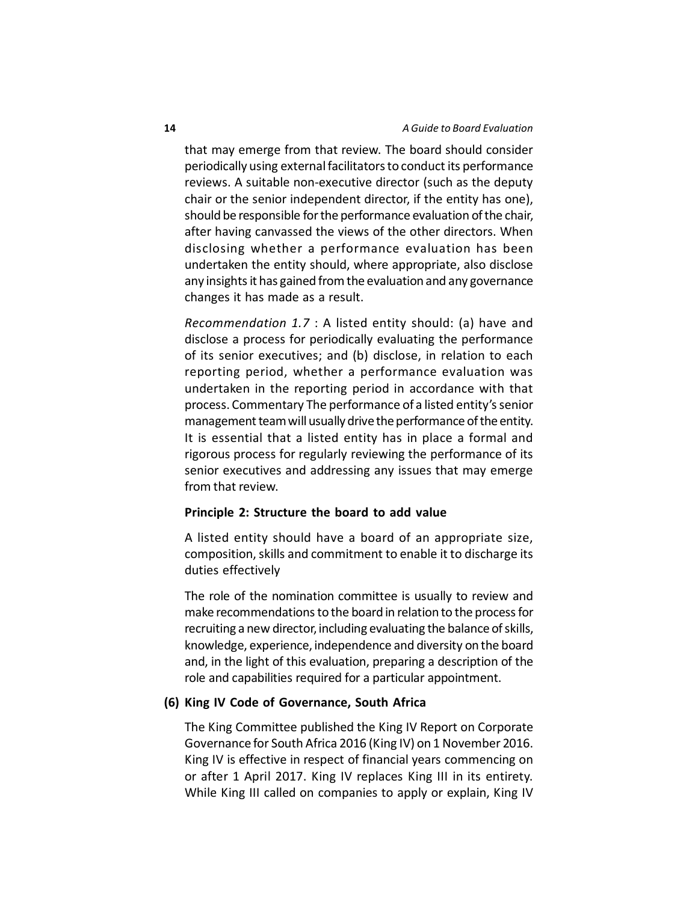that may emerge from that review. The board should consider periodically using external facilitators to conduct its performance reviews. A suitable non-executive director (such as the deputy chair or the senior independent director, if the entity has one), should be responsible for the performance evaluation of the chair, after having canvassed the views of the other directors. When disclosing whether a performance evaluation has been undertaken the entity should, where appropriate, also disclose any insights it has gained from the evaluation and any governance changes it has made as a result.

*Recommendation 1.7* : A listed entity should: (a) have and disclose a process for periodically evaluating the performance of its senior executives; and (b) disclose, in relation to each reporting period, whether a performance evaluation was undertaken in the reporting period in accordance with that process. Commentary The performance of a listed entity's senior management team will usually drive the performance of the entity. It is essential that a listed entity has in place a formal and rigorous process for regularly reviewing the performance of its senior executives and addressing any issues that may emerge from that review.

**Principle 2: Structure the board to add value**

A listed entity should have a board of an appropriate size, composition, skills and commitment to enable it to discharge its duties effectively

The role of the nomination committee is usually to review and make recommendations to the board in relation to the process for recruiting a new director, including evaluating the balance of skills, knowledge, experience, independence and diversity on the board and, in the light of this evaluation, preparing a description of the role and capabilities required for a particular appointment.

### (6) King IV Code of Governance, South Africa

The King Committee published the King IV Report on Corporate Governance for South Africa 2016 (King IV) on 1 November 2016. King IV is effective in respect of financial years commencing on or after 1 April 2017. King IV replaces King III in its entirety. While King III called on companies to apply or explain, King IV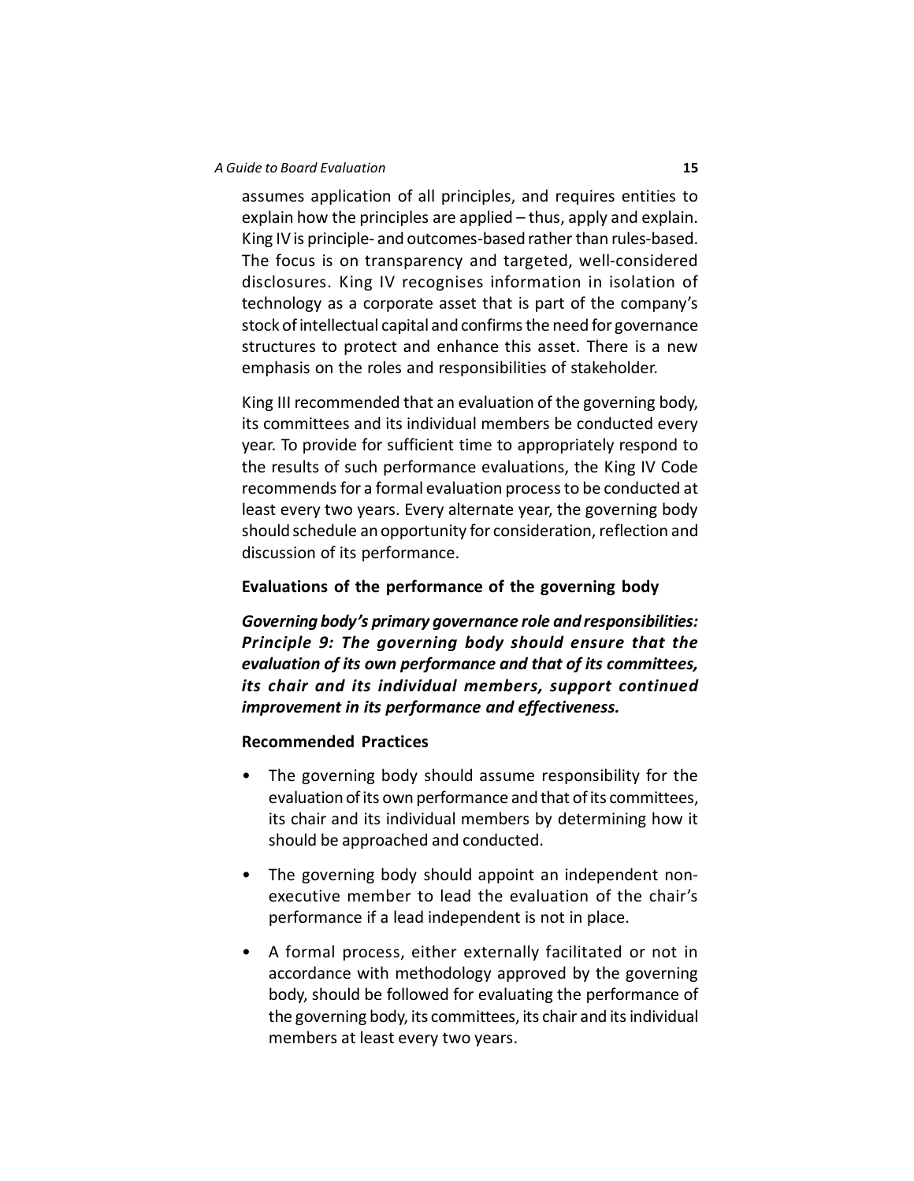assumes application of all principles, and requires entities to explain how the principles are applied – thus, apply and explain. King IV is principle- and outcomes-based rather than rules-based. The focus is on transparency and targeted, well-considered disclosures. King IV recognises information in isolation of technology as a corporate asset that is part of the company's stock of intellectual capital and confirms the need for governance structures to protect and enhance this asset. There is a new emphasis on the roles and responsibilities of stakeholder.

King III recommended that an evaluation of the governing body, its committees and its individual members be conducted every year. To provide for sufficient time to appropriately respond to the results of such performance evaluations, the King IV Code recommends for a formal evaluation process to be conducted at least every two years. Every alternate year, the governing body should schedule an opportunity for consideration, reflection and discussion of its performance.

**Evaluations of the performance of the governing body**

***Governing body's primary governance role and responsibilities: Principle 9: The governing body should ensure that the evaluation of its own performance and that of its committees, its chair and its individual members, support continued improvement in its performance and effectiveness.***

**Recommended Practices**

- The governing body should assume responsibility for the evaluation of its own performance and that of its committees, its chair and its individual members by determining how it should be approached and conducted.
- The governing body should appoint an independent non-executive member to lead the evaluation of the chair's performance if a lead independent is not in place.
- A formal process, either externally facilitated or not in accordance with methodology approved by the governing body, should be followed for evaluating the performance of the governing body, its committees, its chair and its individual members at least every two years.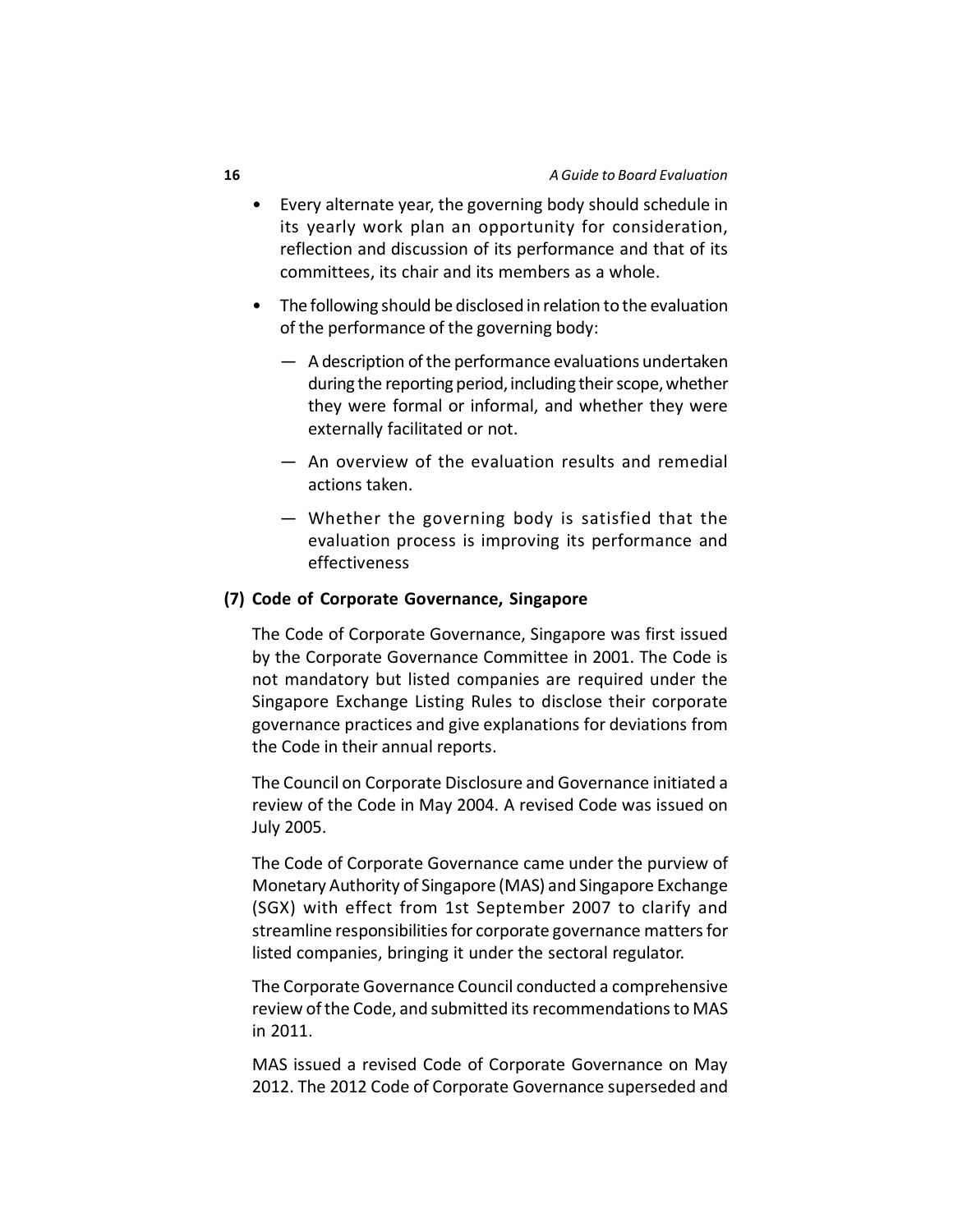- Every alternate year, the governing body should schedule in its yearly work plan an opportunity for consideration, reflection and discussion of its performance and that of its committees, its chair and its members as a whole.
- The following should be disclosed in relation to the evaluation of the performance of the governing body:
  - A description of the performance evaluations undertaken during the reporting period, including their scope, whether they were formal or informal, and whether they were externally facilitated or not.
  - An overview of the evaluation results and remedial actions taken.
  - Whether the governing body is satisfied that the evaluation process is improving its performance and effectiveness

### (7) Code of Corporate Governance, Singapore

The Code of Corporate Governance, Singapore was first issued by the Corporate Governance Committee in 2001. The Code is not mandatory but listed companies are required under the Singapore Exchange Listing Rules to disclose their corporate governance practices and give explanations for deviations from the Code in their annual reports.

The Council on Corporate Disclosure and Governance initiated a review of the Code in May 2004. A revised Code was issued on July 2005.

The Code of Corporate Governance came under the purview of Monetary Authority of Singapore (MAS) and Singapore Exchange (SGX) with effect from 1st September 2007 to clarify and streamline responsibilities for corporate governance matters for listed companies, bringing it under the sectoral regulator.

The Corporate Governance Council conducted a comprehensive review of the Code, and submitted its recommendations to MAS in 2011.

MAS issued a revised Code of Corporate Governance on May 2012. The 2012 Code of Corporate Governance superseded and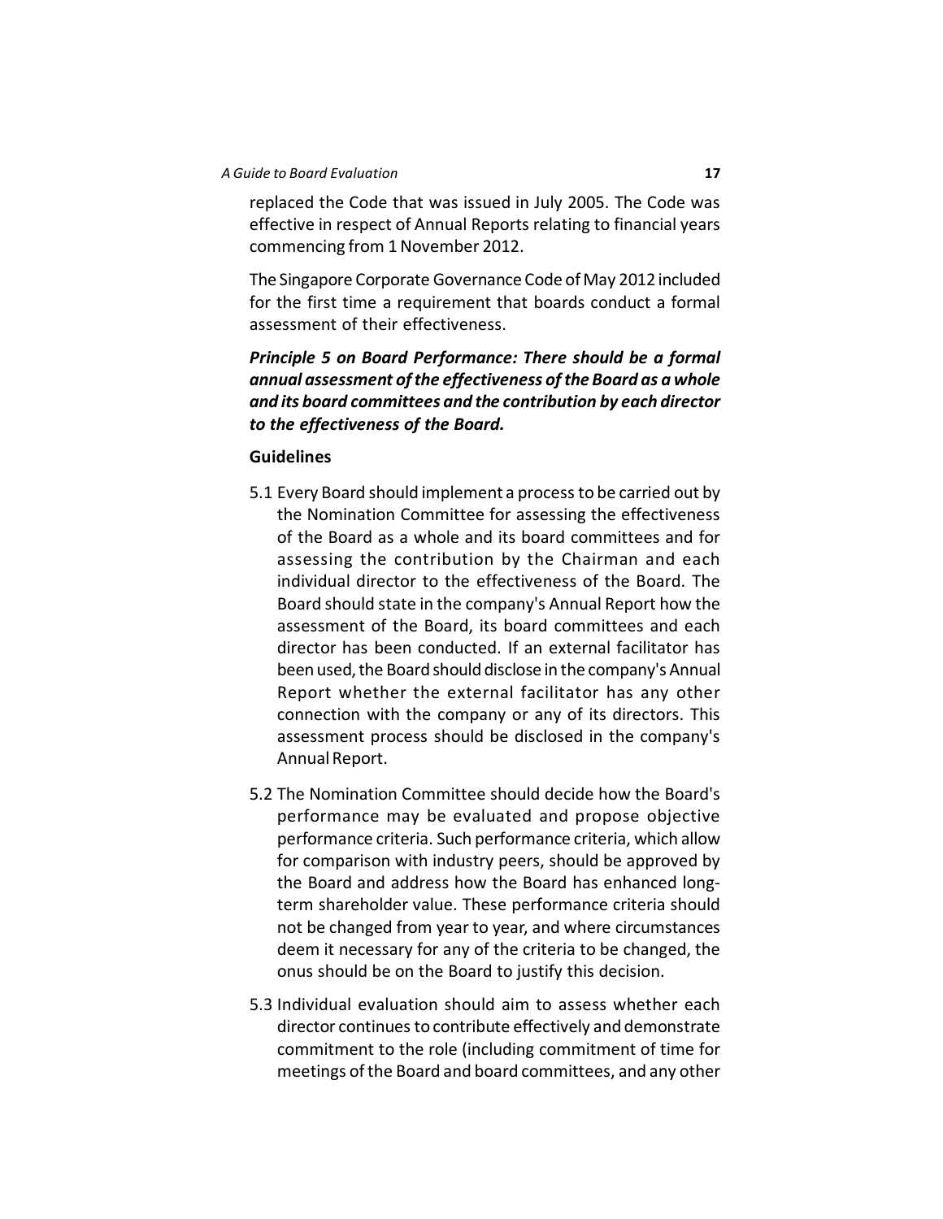replaced the Code that was issued in July 2005. The Code was effective in respect of Annual Reports relating to financial years commencing from 1 November 2012.

The Singapore Corporate Governance Code of May 2012 included for the first time a requirement that boards conduct a formal assessment of their effectiveness.

***Principle 5 on Board Performance: There should be a formal annual assessment of the effectiveness of the Board as a whole and its board committees and the contribution by each director to the effectiveness of the Board.***

**Guidelines**

5.1 Every Board should implement a process to be carried out by the Nomination Committee for assessing the effectiveness of the Board as a whole and its board committees and for assessing the contribution by the Chairman and each individual director to the effectiveness of the Board. The Board should state in the company's Annual Report how the assessment of the Board, its board committees and each director has been conducted. If an external facilitator has been used, the Board should disclose in the company's Annual Report whether the external facilitator has any other connection with the company or any of its directors. This assessment process should be disclosed in the company's Annual Report.

5.2 The Nomination Committee should decide how the Board's performance may be evaluated and propose objective performance criteria. Such performance criteria, which allow for comparison with industry peers, should be approved by the Board and address how the Board has enhanced long-term shareholder value. These performance criteria should not be changed from year to year, and where circumstances deem it necessary for any of the criteria to be changed, the onus should be on the Board to justify this decision.

5.3 Individual evaluation should aim to assess whether each director continues to contribute effectively and demonstrate commitment to the role (including commitment of time for meetings of the Board and board committees, and any other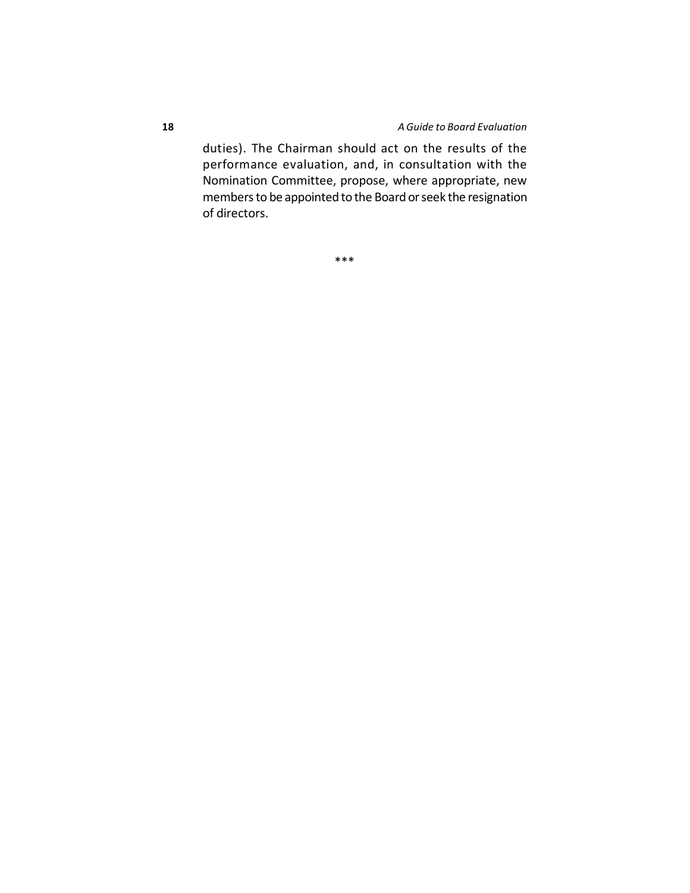duties). The Chairman should act on the results of the performance evaluation, and, in consultation with the Nomination Committee, propose, where appropriate, new members to be appointed to the Board or seek the resignation of directors.

***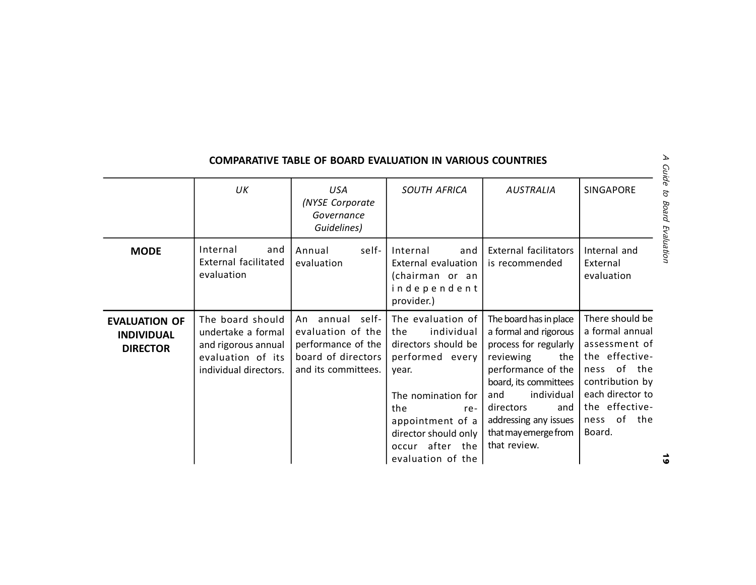## COMPARATIVE TABLE OF BOARD EVALUATION IN VARIOUS COUNTRIES

| | *UK* | *USA (NYSE Corporate Governance Guidelines)* | *SOUTH AFRICA* | *AUSTRALIA* | SINGAPORE |
|---|---|---|---|---|---|
| **MODE** | Internal and External facilitated evaluation | Annual self-evaluation | Internal and External evaluation (chairman or an independent provider.) | External facilitators is recommended | Internal and External evaluation |
| **EVALUATION OF INDIVIDUAL DIRECTOR** | The board should undertake a formal and rigorous annual evaluation of its individual directors. | An annual self-evaluation of the performance of the board of directors and its committees. | The evaluation of the individual directors should be performed every year.<br><br>The nomination for the re-appointment of a director should only occur after the evaluation of the | The board has in place a formal and rigorous process for regularly reviewing the performance of the board, its committees and individual directors and addressing any issues that may emerge from that review. | There should be a formal annual assessment of the effectiveness of the contribution by each director to the effectiveness of the Board. |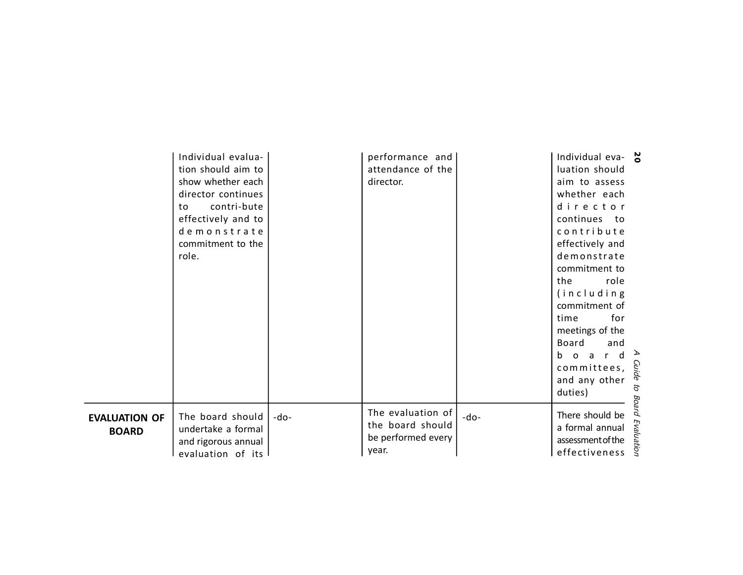| | | | | | |
|---|---|---|---|---|---|
| | Individual evaluation should aim to show whether each director continues to contri-bute effectively and to demonstrate commitment to the role. | | performance and attendance of the director. | | Individual evaluation should aim to assess whether each director continues to contribute effectively and demonstrate commitment to the role (including commitment of time for meetings of the Board and board committees, and any other duties) |
| **EVALUATION OF BOARD** | The board should undertake a formal and rigorous annual evaluation of its | -do- | The evaluation of the board should be performed every year. | -do- | There should be a formal annual assessment of the effectiveness |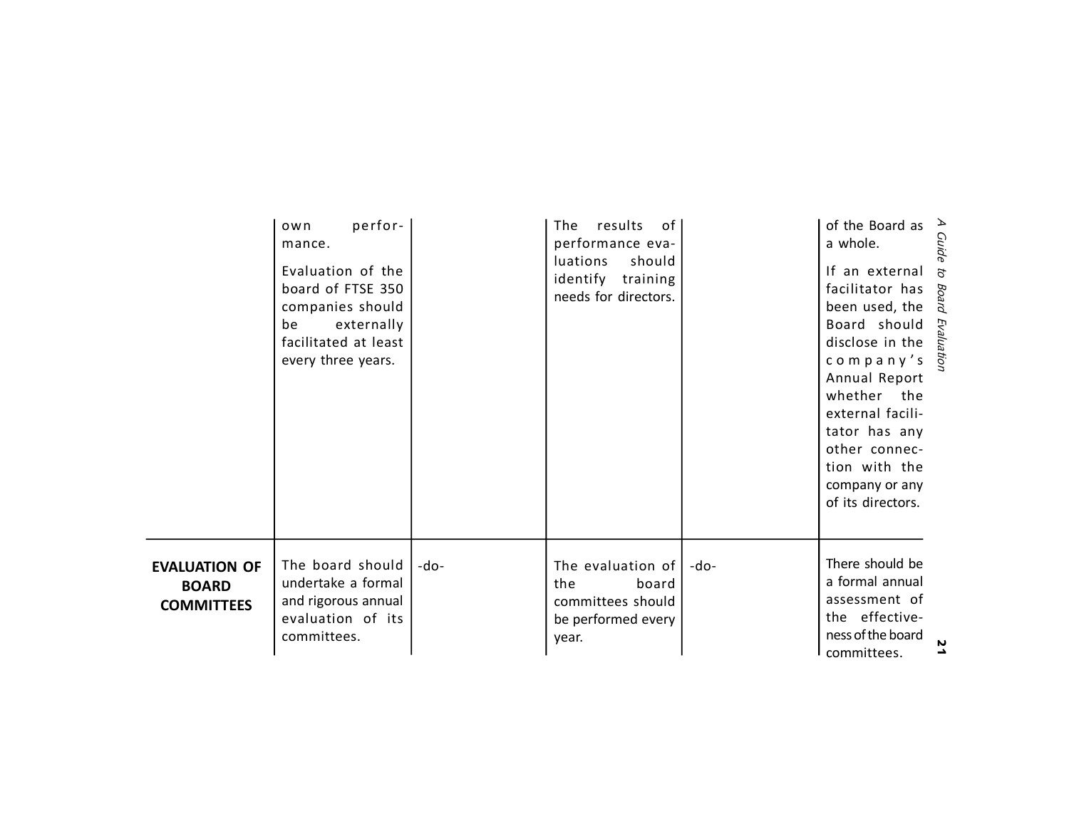| | | | | | | |
|---|---|---|---|---|---|---|
| | own performance. Evaluation of the board of FTSE 350 companies should be externally facilitated at least every three years. | | The results of performance evaluations should identify training needs for directors. | | | of the Board as a whole. If an external facilitator has been used, the Board should disclose in the company's Annual Report whether the external facilitator has any other connection with the company or any of its directors. |
| **EVALUATION OF BOARD COMMITTEES** | The board should undertake a formal and rigorous annual evaluation of its committees. | -do- | The evaluation of the board committees should be performed every year. | -do- | | There should be a formal annual assessment of the effectiveness of the board committees. |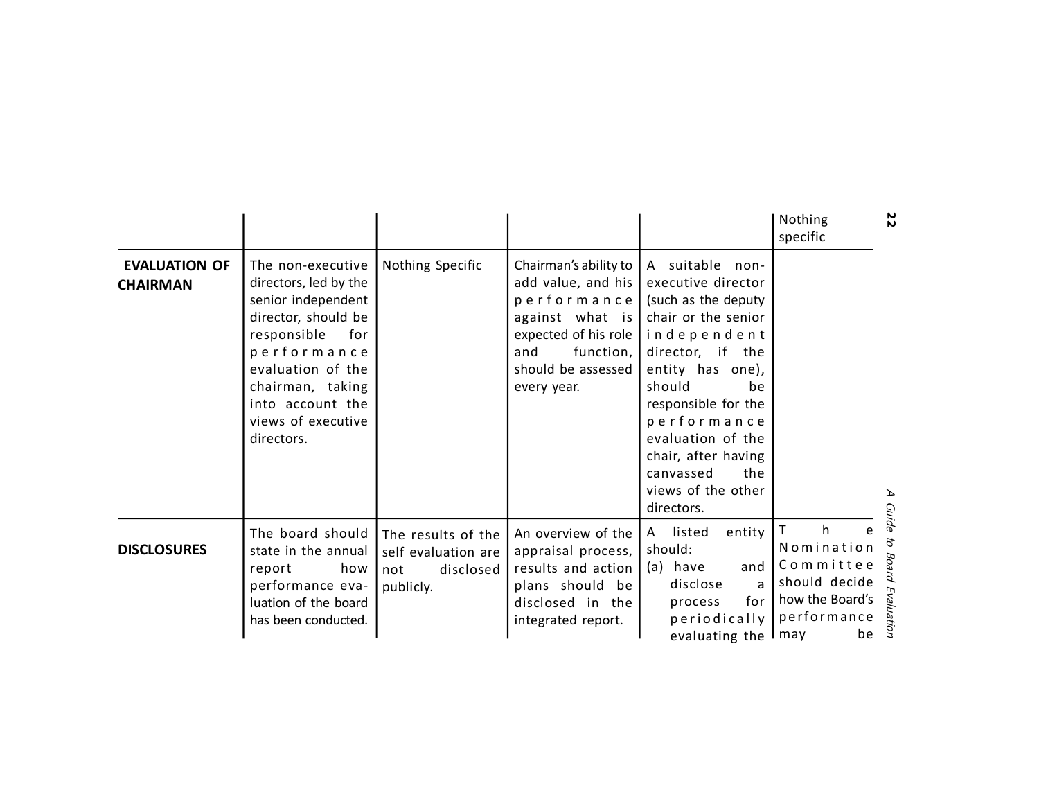| | | | | | |
|---|---|---|---|---|---|
| | | | | | Nothing specific |
| **EVALUATION OF CHAIRMAN** | The non-executive directors, led by the senior independent director, should be responsible for performance evaluation of the chairman, taking into account the views of executive directors. | Nothing Specific | Chairman's ability to add value, and his performance against what is expected of his role and function, should be assessed every year. | A suitable non-executive director (such as the deputy chair or the senior independent director, if the entity has one), should be responsible for the performance evaluation of the chair, after having canvassed the views of the other directors. | |
| **DISCLOSURES** | The board should state in the annual report how performance evaluation of the board has been conducted. | The results of the self evaluation are not disclosed publicly. | An overview of the appraisal process, results and action plans should be disclosed in the integrated report. | A listed entity should:<br>(a) have and disclose a process for periodically evaluating the | The Nomination Committee should decide how the Board's performance may be |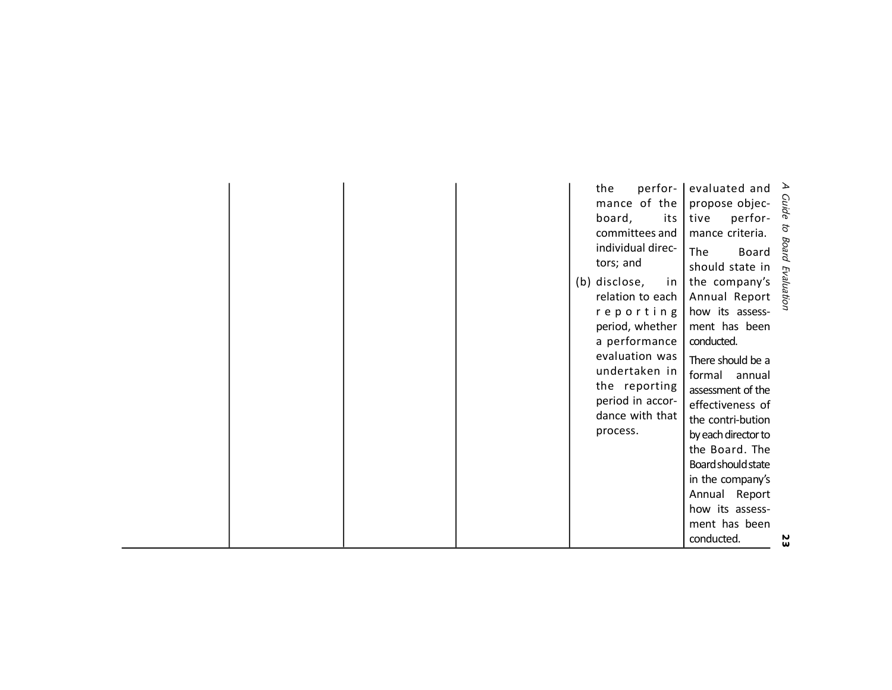| | | | | | |
|---|---|---|---|---|---|
| | | | | the performance of the board, its committees and individual directors; and<br>(b) disclose, in relation to each reporting period, whether a performance evaluation was undertaken in the reporting period in accordance with that process. | evaluated and propose objective performance criteria.<br>The Board should state in the company's Annual Report how its assessment has been conducted.<br>There should be a formal annual assessment of the effectiveness of the contri-bution by each director to the Board. The Board should state in the company's Annual Report how its assessment has been conducted. |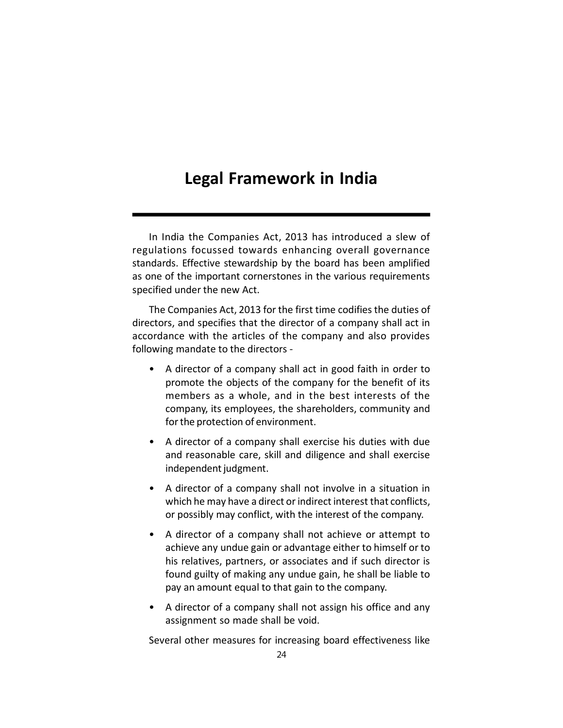# Legal Framework in India

In India the Companies Act, 2013 has introduced a slew of regulations focussed towards enhancing overall governance standards. Effective stewardship by the board has been amplified as one of the important cornerstones in the various requirements specified under the new Act.

The Companies Act, 2013 for the first time codifies the duties of directors, and specifies that the director of a company shall act in accordance with the articles of the company and also provides following mandate to the directors -

- A director of a company shall act in good faith in order to promote the objects of the company for the benefit of its members as a whole, and in the best interests of the company, its employees, the shareholders, community and for the protection of environment.
- A director of a company shall exercise his duties with due and reasonable care, skill and diligence and shall exercise independent judgment.
- A director of a company shall not involve in a situation in which he may have a direct or indirect interest that conflicts, or possibly may conflict, with the interest of the company.
- A director of a company shall not achieve or attempt to achieve any undue gain or advantage either to himself or to his relatives, partners, or associates and if such director is found guilty of making any undue gain, he shall be liable to pay an amount equal to that gain to the company.
- A director of a company shall not assign his office and any assignment so made shall be void.

Several other measures for increasing board effectiveness like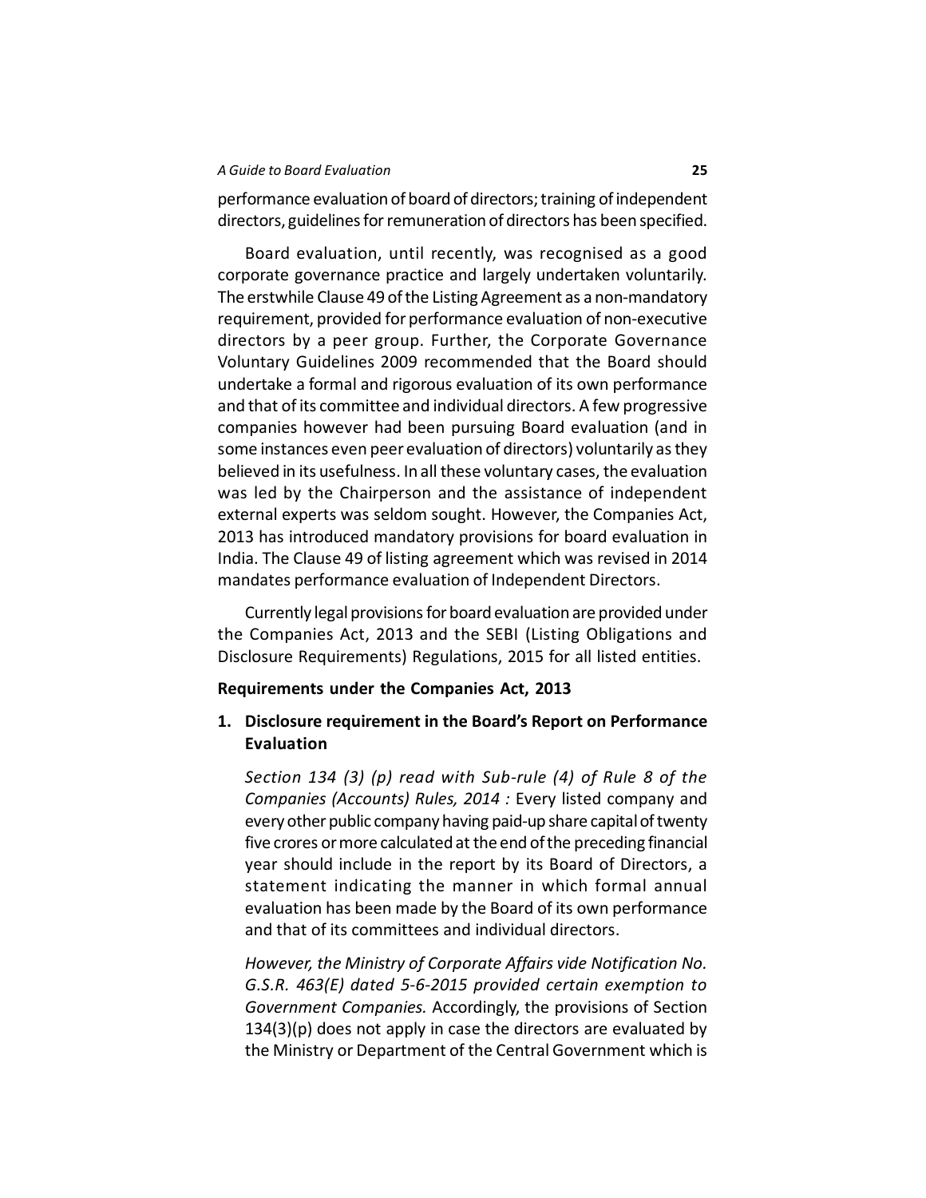performance evaluation of board of directors; training of independent directors, guidelines for remuneration of directors has been specified.

Board evaluation, until recently, was recognised as a good corporate governance practice and largely undertaken voluntarily. The erstwhile Clause 49 of the Listing Agreement as a non-mandatory requirement, provided for performance evaluation of non-executive directors by a peer group. Further, the Corporate Governance Voluntary Guidelines 2009 recommended that the Board should undertake a formal and rigorous evaluation of its own performance and that of its committee and individual directors. A few progressive companies however had been pursuing Board evaluation (and in some instances even peer evaluation of directors) voluntarily as they believed in its usefulness. In all these voluntary cases, the evaluation was led by the Chairperson and the assistance of independent external experts was seldom sought. However, the Companies Act, 2013 has introduced mandatory provisions for board evaluation in India. The Clause 49 of listing agreement which was revised in 2014 mandates performance evaluation of Independent Directors.

Currently legal provisions for board evaluation are provided under the Companies Act, 2013 and the SEBI (Listing Obligations and Disclosure Requirements) Regulations, 2015 for all listed entities.

**Requirements under the Companies Act, 2013**

1. **Disclosure requirement in the Board's Report on Performance Evaluation**

   *Section 134 (3) (p) read with Sub-rule (4) of Rule 8 of the Companies (Accounts) Rules, 2014 :* Every listed company and every other public company having paid-up share capital of twenty five crores or more calculated at the end of the preceding financial year should include in the report by its Board of Directors, a statement indicating the manner in which formal annual evaluation has been made by the Board of its own performance and that of its committees and individual directors.

   *However, the Ministry of Corporate Affairs vide Notification No. G.S.R. 463(E) dated 5-6-2015 provided certain exemption to Government Companies.* Accordingly, the provisions of Section 134(3)(p) does not apply in case the directors are evaluated by the Ministry or Department of the Central Government which is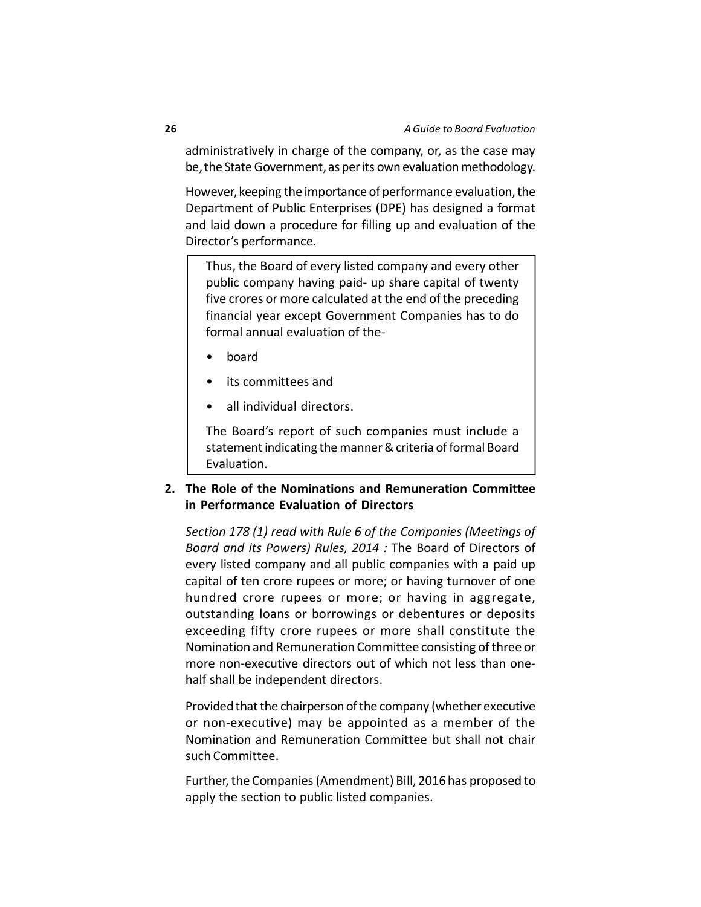administratively in charge of the company, or, as the case may be, the State Government, as per its own evaluation methodology.

However, keeping the importance of performance evaluation, the Department of Public Enterprises (DPE) has designed a format and laid down a procedure for filling up and evaluation of the Director's performance.

> Thus, the Board of every listed company and every other public company having paid- up share capital of twenty five crores or more calculated at the end of the preceding financial year except Government Companies has to do formal annual evaluation of the-
>
> - board
> - its committees and
> - all individual directors.
>
> The Board's report of such companies must include a statement indicating the manner & criteria of formal Board Evaluation.

**2. The Role of the Nominations and Remuneration Committee in Performance Evaluation of Directors**

*Section 178 (1) read with Rule 6 of the Companies (Meetings of Board and its Powers) Rules, 2014 :* The Board of Directors of every listed company and all public companies with a paid up capital of ten crore rupees or more; or having turnover of one hundred crore rupees or more; or having in aggregate, outstanding loans or borrowings or debentures or deposits exceeding fifty crore rupees or more shall constitute the Nomination and Remuneration Committee consisting of three or more non-executive directors out of which not less than one-half shall be independent directors.

Provided that the chairperson of the company (whether executive or non-executive) may be appointed as a member of the Nomination and Remuneration Committee but shall not chair such Committee.

Further, the Companies (Amendment) Bill, 2016 has proposed to apply the section to public listed companies.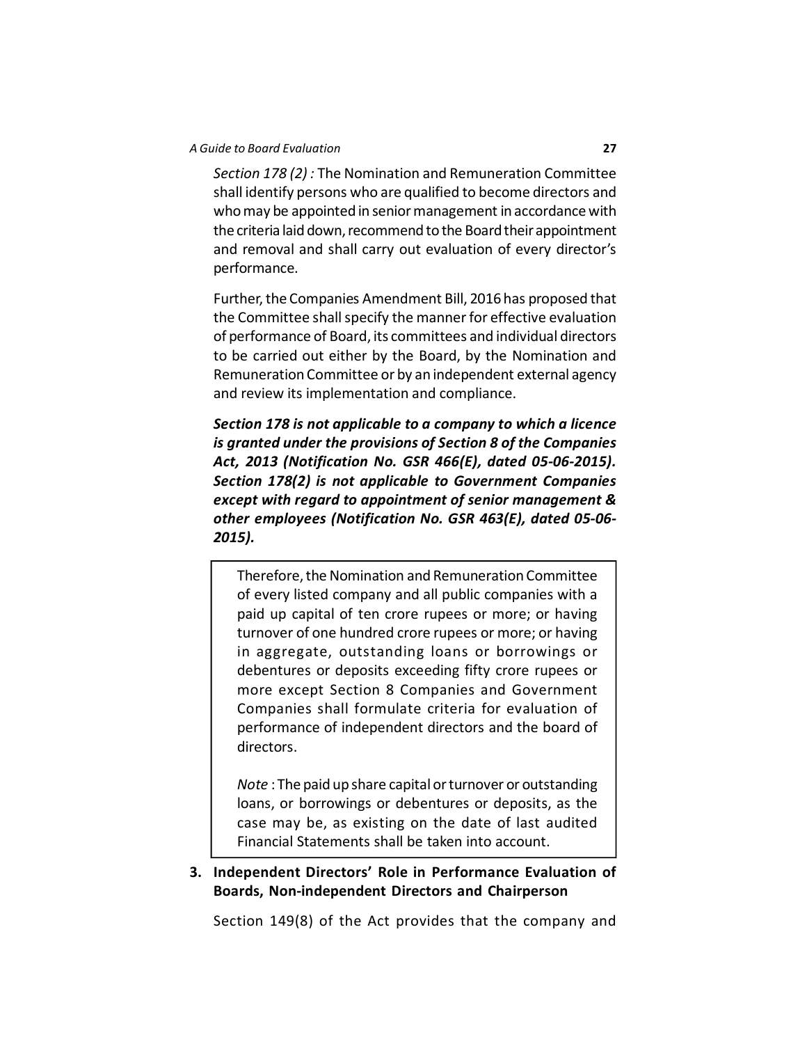*Section 178 (2) :* The Nomination and Remuneration Committee shall identify persons who are qualified to become directors and who may be appointed in senior management in accordance with the criteria laid down, recommend to the Board their appointment and removal and shall carry out evaluation of every director's performance.

Further, the Companies Amendment Bill, 2016 has proposed that the Committee shall specify the manner for effective evaluation of performance of Board, its committees and individual directors to be carried out either by the Board, by the Nomination and Remuneration Committee or by an independent external agency and review its implementation and compliance.

***Section 178 is not applicable to a company to which a licence is granted under the provisions of Section 8 of the Companies Act, 2013 (Notification No. GSR 466(E), dated 05-06-2015). Section 178(2) is not applicable to Government Companies except with regard to appointment of senior management & other employees (Notification No. GSR 463(E), dated 05-06-2015).***

> Therefore, the Nomination and Remuneration Committee of every listed company and all public companies with a paid up capital of ten crore rupees or more; or having turnover of one hundred crore rupees or more; or having in aggregate, outstanding loans or borrowings or debentures or deposits exceeding fifty crore rupees or more except Section 8 Companies and Government Companies shall formulate criteria for evaluation of performance of independent directors and the board of directors.
>
> *Note* : The paid up share capital or turnover or outstanding loans, or borrowings or debentures or deposits, as the case may be, as existing on the date of last audited Financial Statements shall be taken into account.

**3. Independent Directors' Role in Performance Evaluation of Boards, Non-independent Directors and Chairperson**

Section 149(8) of the Act provides that the company and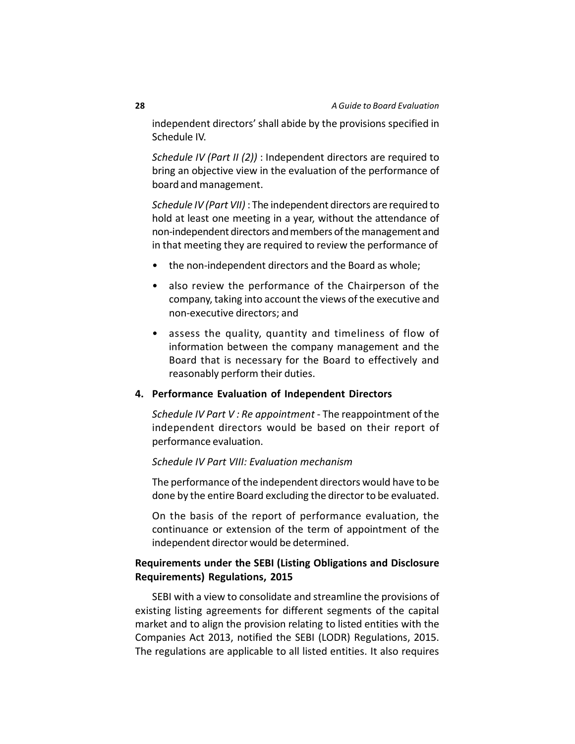independent directors' shall abide by the provisions specified in Schedule IV.

*Schedule IV (Part II (2))* : Independent directors are required to bring an objective view in the evaluation of the performance of board and management.

*Schedule IV (Part VII)* : The independent directors are required to hold at least one meeting in a year, without the attendance of non-independent directors and members of the management and in that meeting they are required to review the performance of

- the non-independent directors and the Board as whole;
- also review the performance of the Chairperson of the company, taking into account the views of the executive and non-executive directors; and
- assess the quality, quantity and timeliness of flow of information between the company management and the Board that is necessary for the Board to effectively and reasonably perform their duties.

**4. Performance Evaluation of Independent Directors**

*Schedule IV Part V : Re appointment* - The reappointment of the independent directors would be based on their report of performance evaluation.

*Schedule IV Part VIII: Evaluation mechanism*

The performance of the independent directors would have to be done by the entire Board excluding the director to be evaluated.

On the basis of the report of performance evaluation, the continuance or extension of the term of appointment of the independent director would be determined.

**Requirements under the SEBI (Listing Obligations and Disclosure Requirements) Regulations, 2015**

SEBI with a view to consolidate and streamline the provisions of existing listing agreements for different segments of the capital market and to align the provision relating to listed entities with the Companies Act 2013, notified the SEBI (LODR) Regulations, 2015. The regulations are applicable to all listed entities. It also requires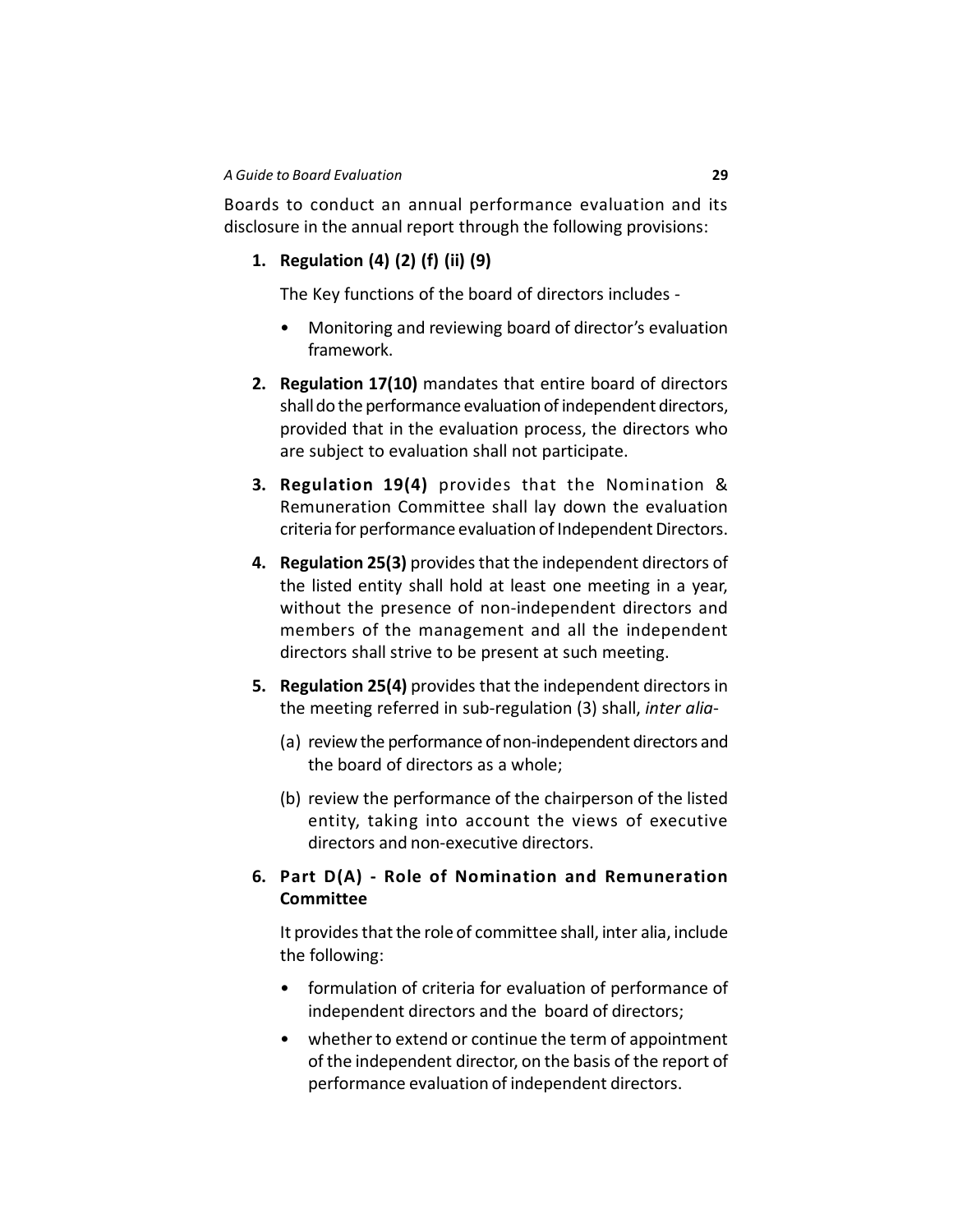Boards to conduct an annual performance evaluation and its disclosure in the annual report through the following provisions:

1. **Regulation (4) (2) (f) (ii) (9)**

   The Key functions of the board of directors includes -

   - Monitoring and reviewing board of director's evaluation framework.

2. **Regulation 17(10)** mandates that entire board of directors shall do the performance evaluation of independent directors, provided that in the evaluation process, the directors who are subject to evaluation shall not participate.

3. **Regulation 19(4)** provides that the Nomination & Remuneration Committee shall lay down the evaluation criteria for performance evaluation of Independent Directors.

4. **Regulation 25(3)** provides that the independent directors of the listed entity shall hold at least one meeting in a year, without the presence of non-independent directors and members of the management and all the independent directors shall strive to be present at such meeting.

5. **Regulation 25(4)** provides that the independent directors in the meeting referred in sub-regulation (3) shall, *inter alia*-

   (a) review the performance of non-independent directors and the board of directors as a whole;

   (b) review the performance of the chairperson of the listed entity, taking into account the views of executive directors and non-executive directors.

6. **Part D(A) - Role of Nomination and Remuneration Committee**

   It provides that the role of committee shall, inter alia, include the following:

   - formulation of criteria for evaluation of performance of independent directors and the board of directors;
   - whether to extend or continue the term of appointment of the independent director, on the basis of the report of performance evaluation of independent directors.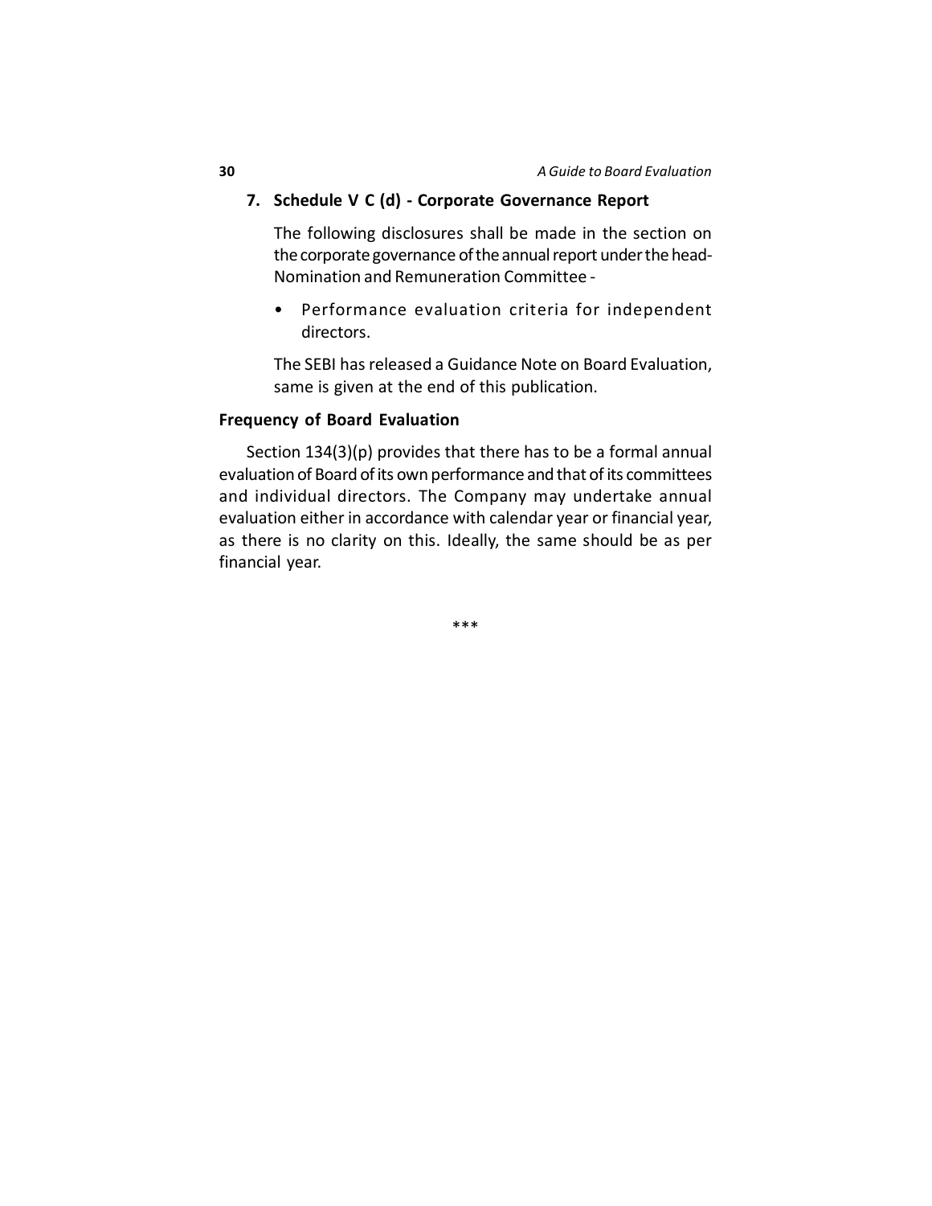**7. Schedule V C (d) - Corporate Governance Report**

The following disclosures shall be made in the section on the corporate governance of the annual report under the head-Nomination and Remuneration Committee -

- Performance evaluation criteria for independent directors.

The SEBI has released a Guidance Note on Board Evaluation, same is given at the end of this publication.

**Frequency of Board Evaluation**

Section 134(3)(p) provides that there has to be a formal annual evaluation of Board of its own performance and that of its committees and individual directors. The Company may undertake annual evaluation either in accordance with calendar year or financial year, as there is no clarity on this. Ideally, the same should be as per financial year.

***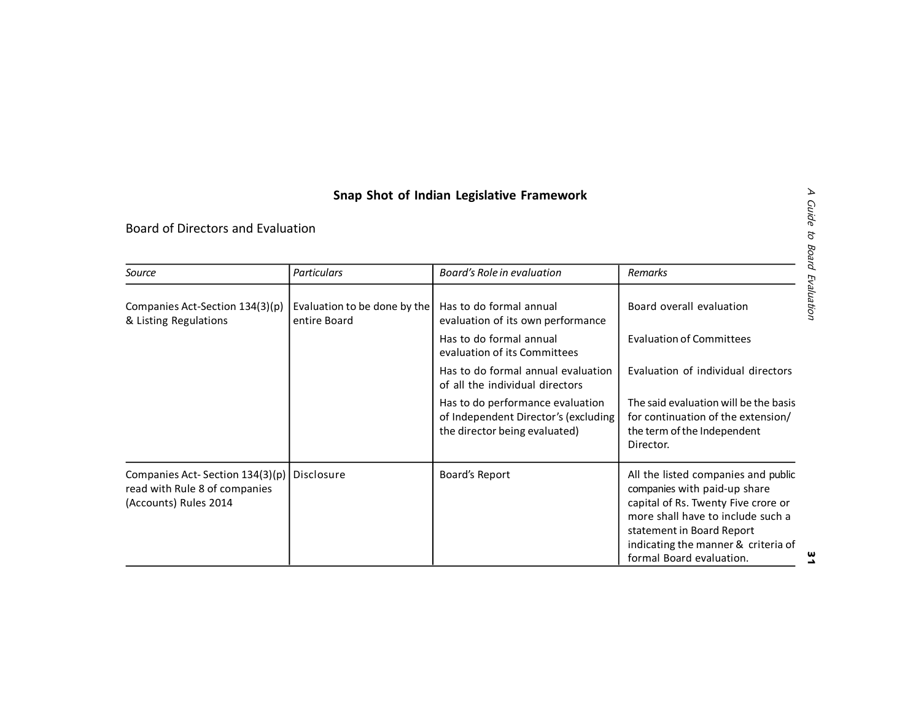## Snap Shot of Indian Legislative Framework

Board of Directors and Evaluation

| *Source* | *Particulars* | *Board's Role in evaluation* | *Remarks* |
|---|---|---|---|
| Companies Act-Section 134(3)(p) & Listing Regulations | Evaluation to be done by the entire Board | Has to do formal annual evaluation of its own performance | Board overall evaluation |
| | | Has to do formal annual evaluation of its Committees | Evaluation of Committees |
| | | Has to do formal annual evaluation of all the individual directors | Evaluation of individual directors |
| | | Has to do performance evaluation of Independent Director's (excluding the director being evaluated) | The said evaluation will be the basis for continuation of the extension/ the term of the Independent Director. |
| Companies Act- Section 134(3)(p) read with Rule 8 of companies (Accounts) Rules 2014 | Disclosure | Board's Report | All the listed companies and public companies with paid-up share capital of Rs. Twenty Five crore or more shall have to include such a statement in Board Report indicating the manner & criteria of formal Board evaluation. |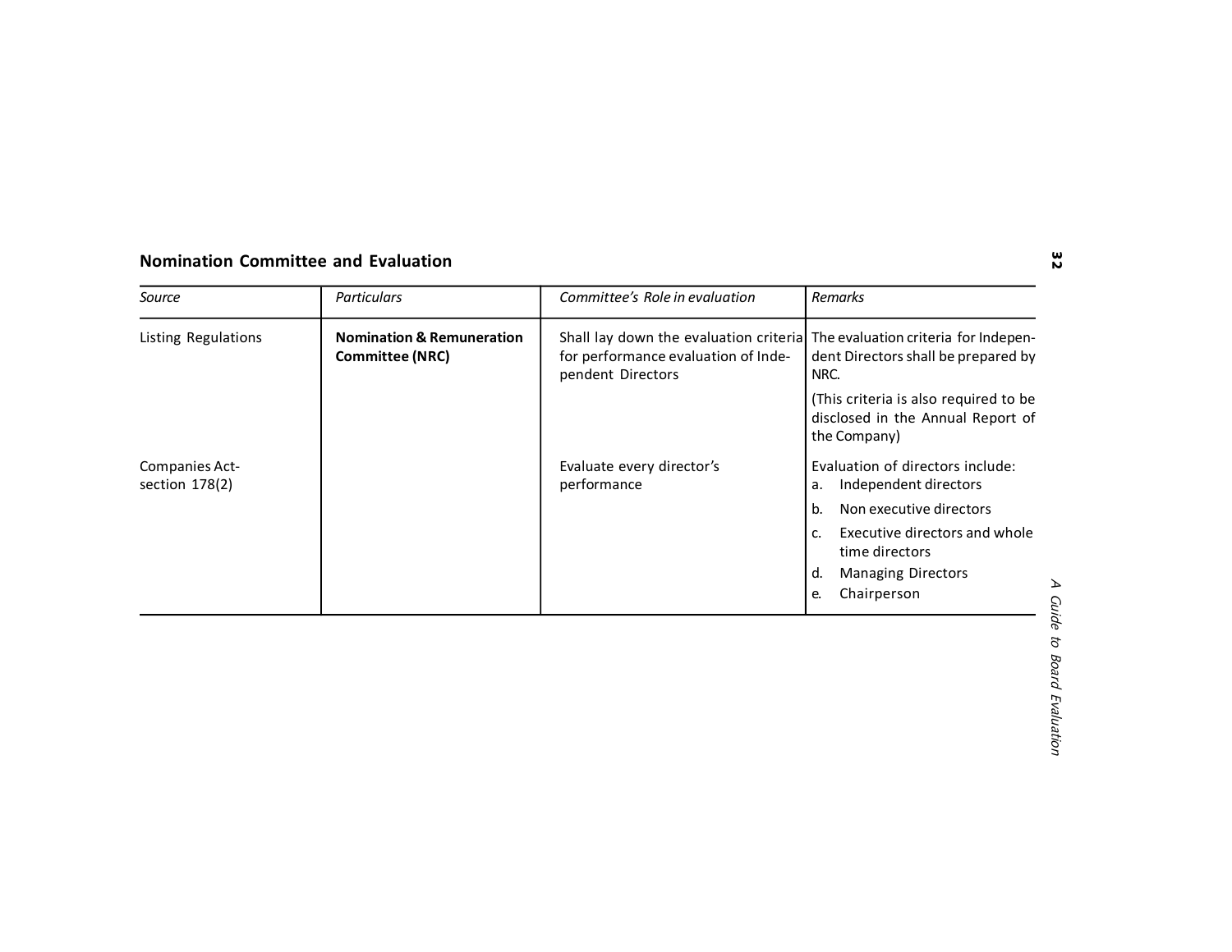## Nomination Committee and Evaluation

| *Source* | *Particulars* | *Committee's Role in evaluation* | *Remarks* |
|---|---|---|---|
| Listing Regulations | **Nomination & Remuneration Committee (NRC)** | Shall lay down the evaluation criteria for performance evaluation of Independent Directors | The evaluation criteria for Independent Directors shall be prepared by NRC.<br>(This criteria is also required to be disclosed in the Annual Report of the Company) |
| Companies Act-section 178(2) | | Evaluate every director's performance | Evaluation of directors include:<br>a. Independent directors<br>b. Non executive directors<br>c. Executive directors and whole time directors<br>d. Managing Directors<br>e. Chairperson |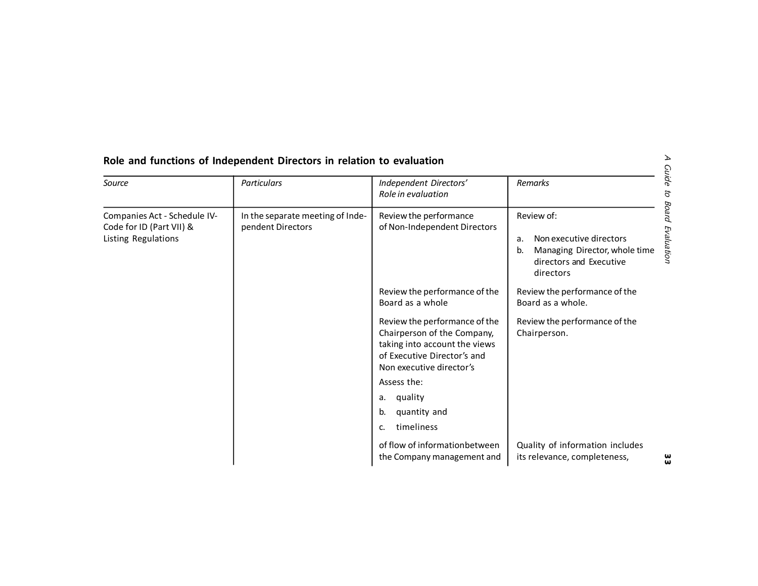**Role and functions of Independent Directors in relation to evaluation**

| *Source* | *Particulars* | *Independent Directors' Role in evaluation* | *Remarks* |
|---|---|---|---|
| Companies Act - Schedule IV-Code for ID (Part VII) & Listing Regulations | In the separate meeting of Independent Directors | Review the performance of Non-Independent Directors | Review of:<br><br>a. Non executive directors<br>b. Managing Director, whole time directors and Executive directors |
| | | Review the performance of the Board as a whole | Review the performance of the Board as a whole. |
| | | Review the performance of the Chairperson of the Company, taking into account the views of Executive Director's and Non executive director's | Review the performance of the Chairperson. |
| | | Assess the:<br>a. quality<br>b. quantity and<br>c. timeliness<br><br>of flow of informationbetween the Company management and | Quality of information includes its relevance, completeness, |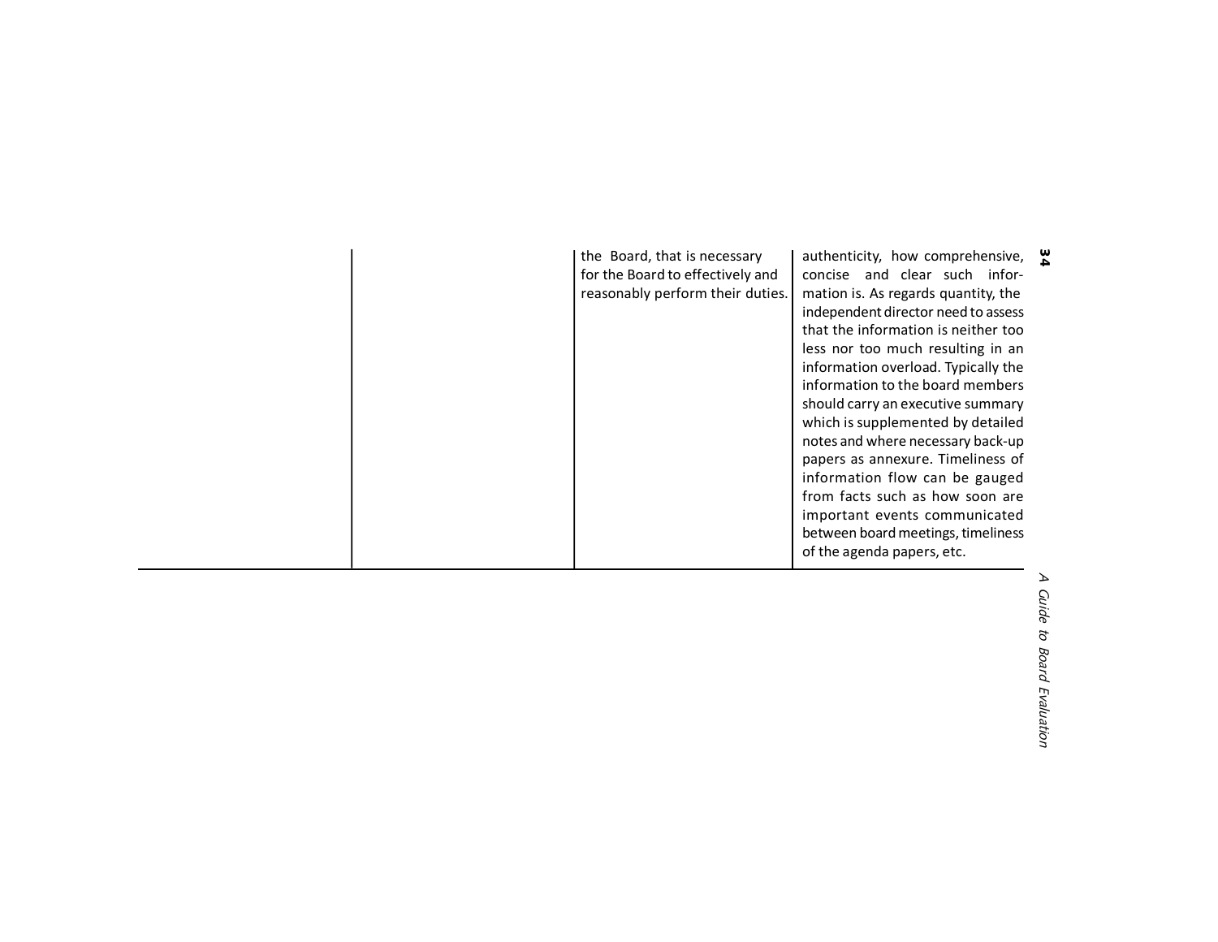| | | | |
|---|---|---|---|
| | | the Board, that is necessary for the Board to effectively and reasonably perform their duties. | authenticity, how comprehensive, concise and clear such information is. As regards quantity, the independent director need to assess that the information is neither too less nor too much resulting in an information overload. Typically the information to the board members should carry an executive summary which is supplemented by detailed notes and where necessary back-up papers as annexure. Timeliness of information flow can be gauged from facts such as how soon are important events communicated between board meetings, timeliness of the agenda papers, etc. |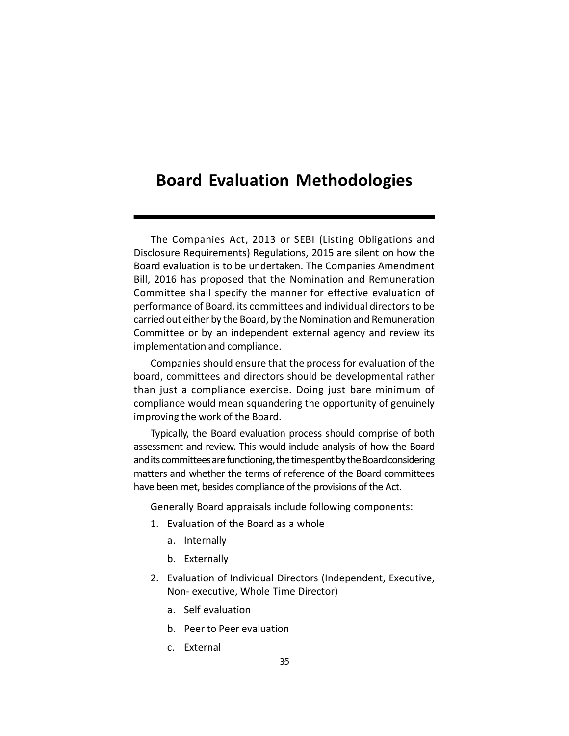# Board Evaluation Methodologies

The Companies Act, 2013 or SEBI (Listing Obligations and Disclosure Requirements) Regulations, 2015 are silent on how the Board evaluation is to be undertaken. The Companies Amendment Bill, 2016 has proposed that the Nomination and Remuneration Committee shall specify the manner for effective evaluation of performance of Board, its committees and individual directors to be carried out either by the Board, by the Nomination and Remuneration Committee or by an independent external agency and review its implementation and compliance.

Companies should ensure that the process for evaluation of the board, committees and directors should be developmental rather than just a compliance exercise. Doing just bare minimum of compliance would mean squandering the opportunity of genuinely improving the work of the Board.

Typically, the Board evaluation process should comprise of both assessment and review. This would include analysis of how the Board and its committees are functioning, the time spent by the Board considering matters and whether the terms of reference of the Board committees have been met, besides compliance of the provisions of the Act.

Generally Board appraisals include following components:

1. Evaluation of the Board as a whole
   a. Internally
   b. Externally
2. Evaluation of Individual Directors (Independent, Executive, Non- executive, Whole Time Director)
   a. Self evaluation
   b. Peer to Peer evaluation
   c. External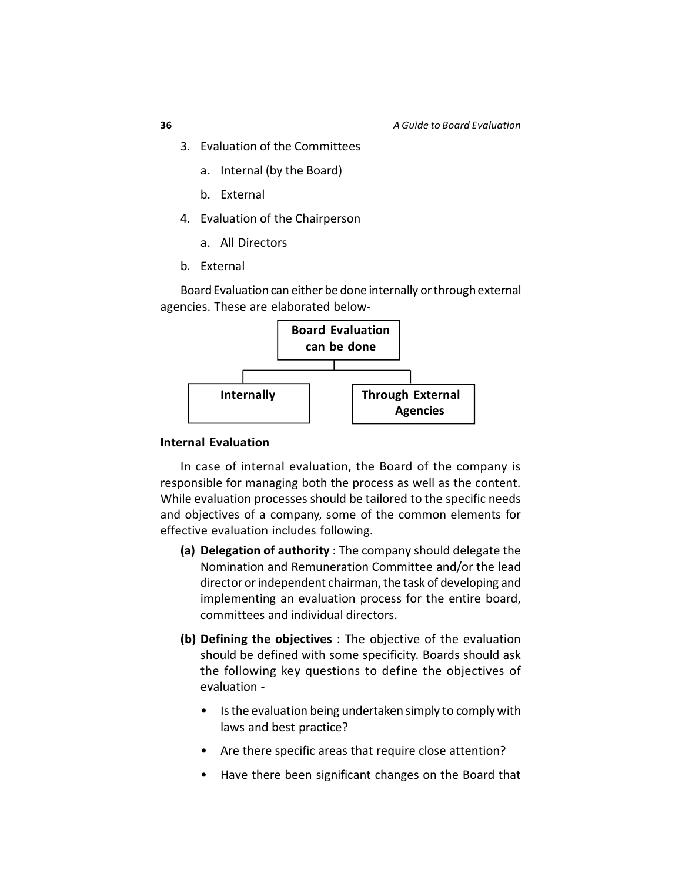3. Evaluation of the Committees
    a. Internal (by the Board)
    b. External
4. Evaluation of the Chairperson
    a. All Directors

b. External

Board Evaluation can either be done internally or through external agencies. These are elaborated below-

**Board Evaluation can be done**

- **Internally**
- **Through External Agencies**

**Internal Evaluation**

In case of internal evaluation, the Board of the company is responsible for managing both the process as well as the content. While evaluation processes should be tailored to the specific needs and objectives of a company, some of the common elements for effective evaluation includes following.

**(a) Delegation of authority** : The company should delegate the Nomination and Remuneration Committee and/or the lead director or independent chairman, the task of developing and implementing an evaluation process for the entire board, committees and individual directors.

**(b) Defining the objectives** : The objective of the evaluation should be defined with some specificity. Boards should ask the following key questions to define the objectives of evaluation -

- Is the evaluation being undertaken simply to comply with laws and best practice?
- Are there specific areas that require close attention?
- Have there been significant changes on the Board that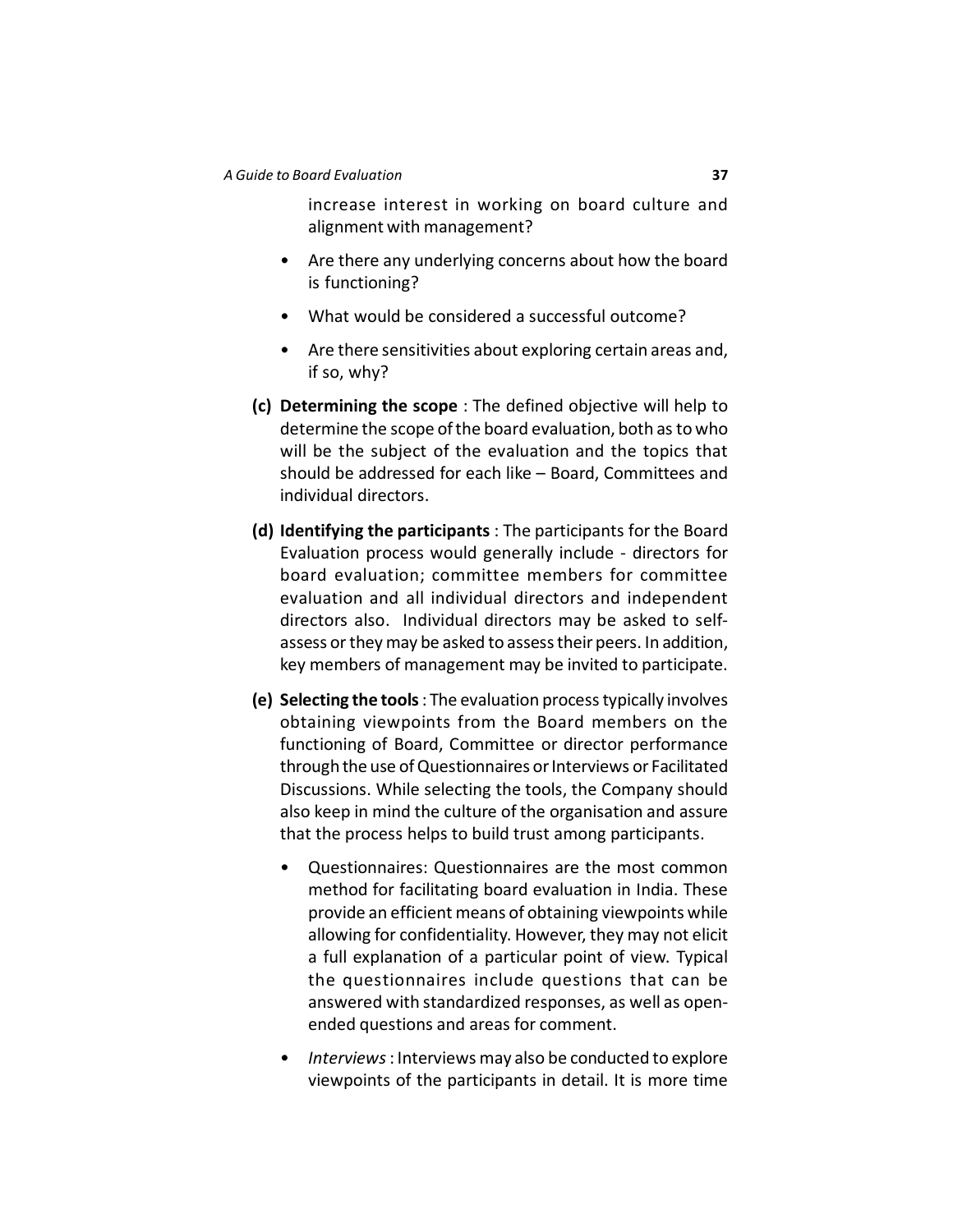increase interest in working on board culture and alignment with management?

- Are there any underlying concerns about how the board is functioning?
- What would be considered a successful outcome?
- Are there sensitivities about exploring certain areas and, if so, why?

**(c) Determining the scope** : The defined objective will help to determine the scope of the board evaluation, both as to who will be the subject of the evaluation and the topics that should be addressed for each like – Board, Committees and individual directors.

**(d) Identifying the participants** : The participants for the Board Evaluation process would generally include - directors for board evaluation; committee members for committee evaluation and all individual directors and independent directors also. Individual directors may be asked to self-assess or they may be asked to assess their peers. In addition, key members of management may be invited to participate.

**(e) Selecting the tools** : The evaluation process typically involves obtaining viewpoints from the Board members on the functioning of Board, Committee or director performance through the use of Questionnaires or Interviews or Facilitated Discussions. While selecting the tools, the Company should also keep in mind the culture of the organisation and assure that the process helps to build trust among participants.

- Questionnaires: Questionnaires are the most common method for facilitating board evaluation in India. These provide an efficient means of obtaining viewpoints while allowing for confidentiality. However, they may not elicit a full explanation of a particular point of view. Typical the questionnaires include questions that can be answered with standardized responses, as well as open-ended questions and areas for comment.
- *Interviews* : Interviews may also be conducted to explore viewpoints of the participants in detail. It is more time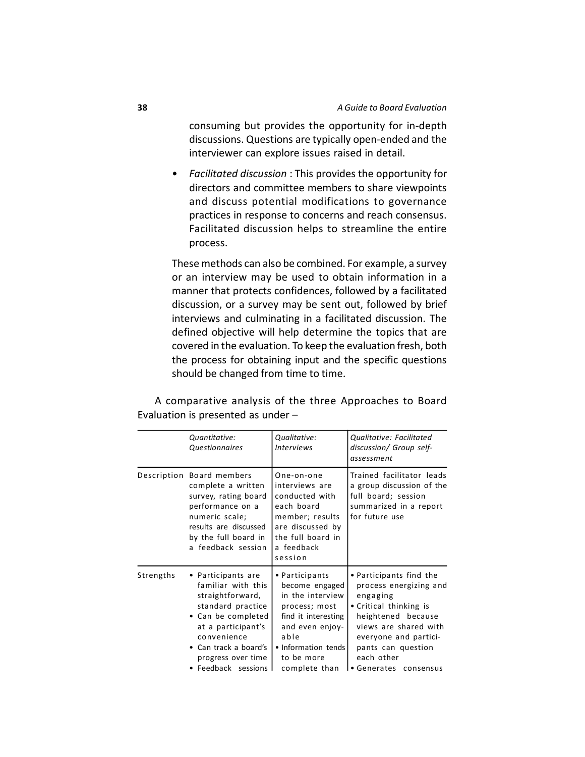consuming but provides the opportunity for in-depth discussions. Questions are typically open-ended and the interviewer can explore issues raised in detail.

- *Facilitated discussion* : This provides the opportunity for directors and committee members to share viewpoints and discuss potential modifications to governance practices in response to concerns and reach consensus. Facilitated discussion helps to streamline the entire process.

These methods can also be combined. For example, a survey or an interview may be used to obtain information in a manner that protects confidences, followed by a facilitated discussion, or a survey may be sent out, followed by brief interviews and culminating in a facilitated discussion. The defined objective will help determine the topics that are covered in the evaluation. To keep the evaluation fresh, both the process for obtaining input and the specific questions should be changed from time to time.

A comparative analysis of the three Approaches to Board Evaluation is presented as under –

| | *Quantitative: Questionnaires* | *Qualitative: Interviews* | *Qualitative: Facilitated discussion/ Group self-assessment* |
|---|---|---|---|
| Description | Board members complete a written survey, rating board performance on a numeric scale; results are discussed by the full board in a feedback session | One-on-one interviews are conducted with each board member; results are discussed by the full board in a feedback session | Trained facilitator leads a group discussion of the full board; session summarized in a report for future use |
| Strengths | • Participants are familiar with this straightforward, standard practice<br>• Can be completed at a participant's convenience<br>• Can track a board's progress over time<br>• Feedback sessions | • Participants become engaged in the interview process; most find it interesting and even enjoyable<br>• Information tends to be more complete than | • Participants find the process energizing and engaging<br>• Critical thinking is heightened because views are shared with everyone and participants can question each other<br>• Generates consensus |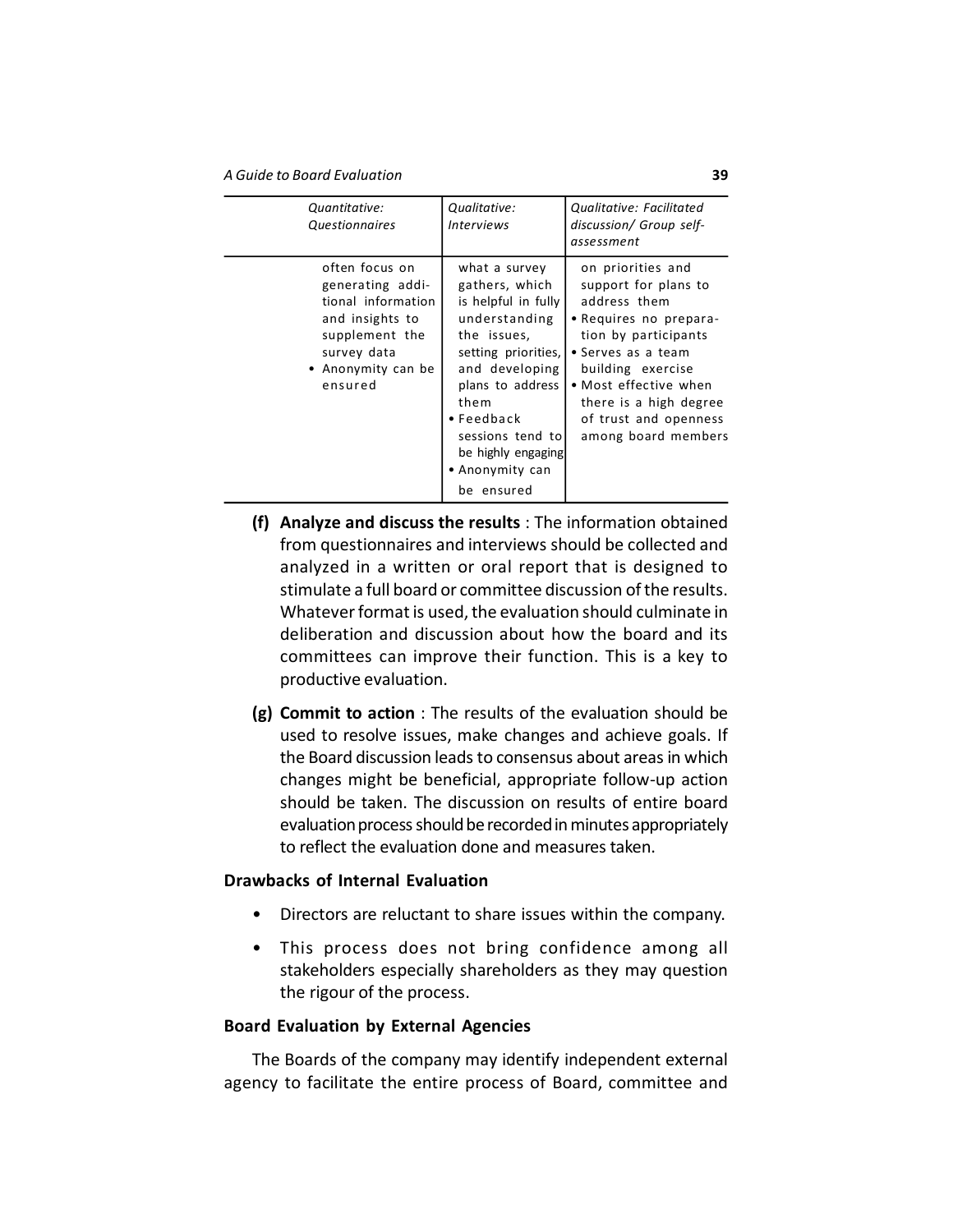| *Quantitative: Questionnaires* | *Qualitative: Interviews* | *Qualitative: Facilitated discussion/ Group self-assessment* |
|---|---|---|
| often focus on generating additional information and insights to supplement the survey data<br>• Anonymity can be ensured | what a survey gathers, which is helpful in fully understanding the issues, setting priorities, and developing plans to address them<br>• Feedback sessions tend to be highly engaging<br>• Anonymity can be ensured | on priorities and support for plans to address them<br>• Requires no preparation by participants<br>• Serves as a team building exercise<br>• Most effective when there is a high degree of trust and openness among board members |

**(f) Analyze and discuss the results** : The information obtained from questionnaires and interviews should be collected and analyzed in a written or oral report that is designed to stimulate a full board or committee discussion of the results. Whatever format is used, the evaluation should culminate in deliberation and discussion about how the board and its committees can improve their function. This is a key to productive evaluation.

**(g) Commit to action** : The results of the evaluation should be used to resolve issues, make changes and achieve goals. If the Board discussion leads to consensus about areas in which changes might be beneficial, appropriate follow-up action should be taken. The discussion on results of entire board evaluation process should be recorded in minutes appropriately to reflect the evaluation done and measures taken.

**Drawbacks of Internal Evaluation**

- Directors are reluctant to share issues within the company.
- This process does not bring confidence among all stakeholders especially shareholders as they may question the rigour of the process.

**Board Evaluation by External Agencies**

The Boards of the company may identify independent external agency to facilitate the entire process of Board, committee and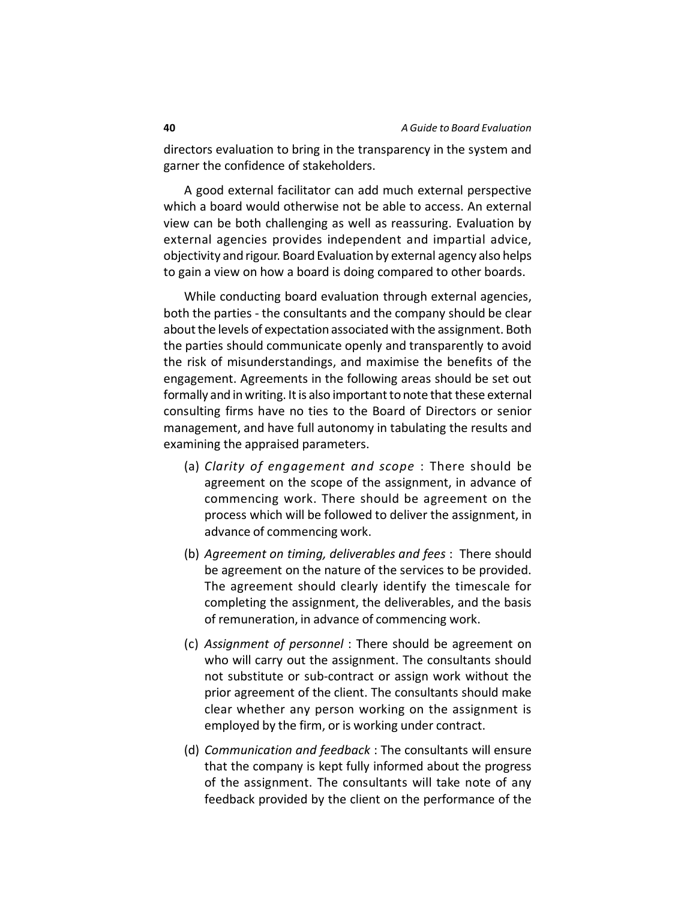directors evaluation to bring in the transparency in the system and garner the confidence of stakeholders.

A good external facilitator can add much external perspective which a board would otherwise not be able to access. An external view can be both challenging as well as reassuring. Evaluation by external agencies provides independent and impartial advice, objectivity and rigour. Board Evaluation by external agency also helps to gain a view on how a board is doing compared to other boards.

While conducting board evaluation through external agencies, both the parties - the consultants and the company should be clear about the levels of expectation associated with the assignment. Both the parties should communicate openly and transparently to avoid the risk of misunderstandings, and maximise the benefits of the engagement. Agreements in the following areas should be set out formally and in writing. It is also important to note that these external consulting firms have no ties to the Board of Directors or senior management, and have full autonomy in tabulating the results and examining the appraised parameters.

(a) *Clarity of engagement and scope* : There should be agreement on the scope of the assignment, in advance of commencing work. There should be agreement on the process which will be followed to deliver the assignment, in advance of commencing work.

(b) *Agreement on timing, deliverables and fees* : There should be agreement on the nature of the services to be provided. The agreement should clearly identify the timescale for completing the assignment, the deliverables, and the basis of remuneration, in advance of commencing work.

(c) *Assignment of personnel* : There should be agreement on who will carry out the assignment. The consultants should not substitute or sub-contract or assign work without the prior agreement of the client. The consultants should make clear whether any person working on the assignment is employed by the firm, or is working under contract.

(d) *Communication and feedback* : The consultants will ensure that the company is kept fully informed about the progress of the assignment. The consultants will take note of any feedback provided by the client on the performance of the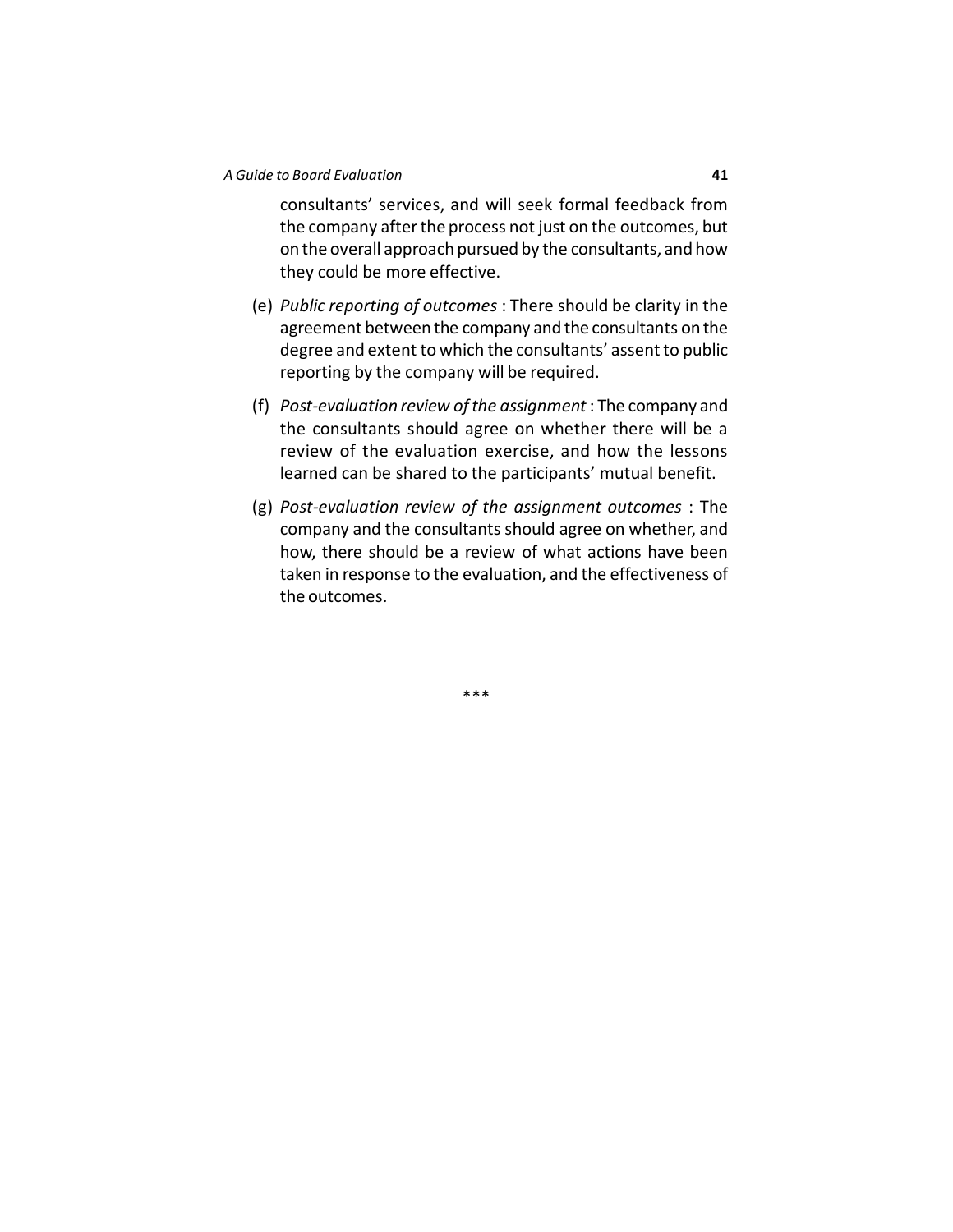consultants' services, and will seek formal feedback from the company after the process not just on the outcomes, but on the overall approach pursued by the consultants, and how they could be more effective.

(e) *Public reporting of outcomes* : There should be clarity in the agreement between the company and the consultants on the degree and extent to which the consultants' assent to public reporting by the company will be required.

(f) *Post-evaluation review of the assignment* : The company and the consultants should agree on whether there will be a review of the evaluation exercise, and how the lessons learned can be shared to the participants' mutual benefit.

(g) *Post-evaluation review of the assignment outcomes* : The company and the consultants should agree on whether, and how, there should be a review of what actions have been taken in response to the evaluation, and the effectiveness of the outcomes.

***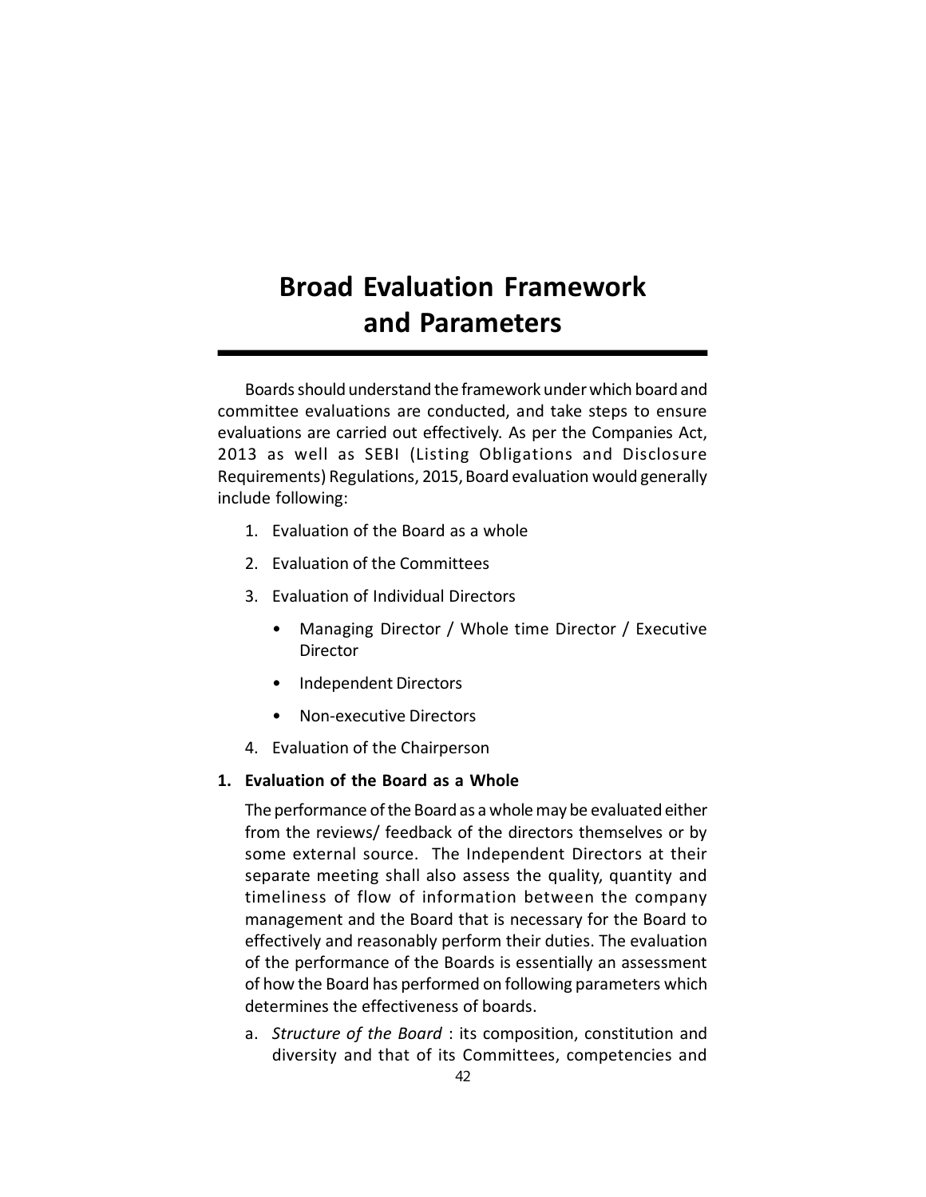# Broad Evaluation Framework and Parameters

Boards should understand the framework under which board and committee evaluations are conducted, and take steps to ensure evaluations are carried out effectively. As per the Companies Act, 2013 as well as SEBI (Listing Obligations and Disclosure Requirements) Regulations, 2015, Board evaluation would generally include following:

1. Evaluation of the Board as a whole
2. Evaluation of the Committees
3. Evaluation of Individual Directors
   - Managing Director / Whole time Director / Executive Director
   - Independent Directors
   - Non-executive Directors
4. Evaluation of the Chairperson

**1. Evaluation of the Board as a Whole**

The performance of the Board as a whole may be evaluated either from the reviews/ feedback of the directors themselves or by some external source. The Independent Directors at their separate meeting shall also assess the quality, quantity and timeliness of flow of information between the company management and the Board that is necessary for the Board to effectively and reasonably perform their duties. The evaluation of the performance of the Boards is essentially an assessment of how the Board has performed on following parameters which determines the effectiveness of boards.

a. *Structure of the Board* : its composition, constitution and diversity and that of its Committees, competencies and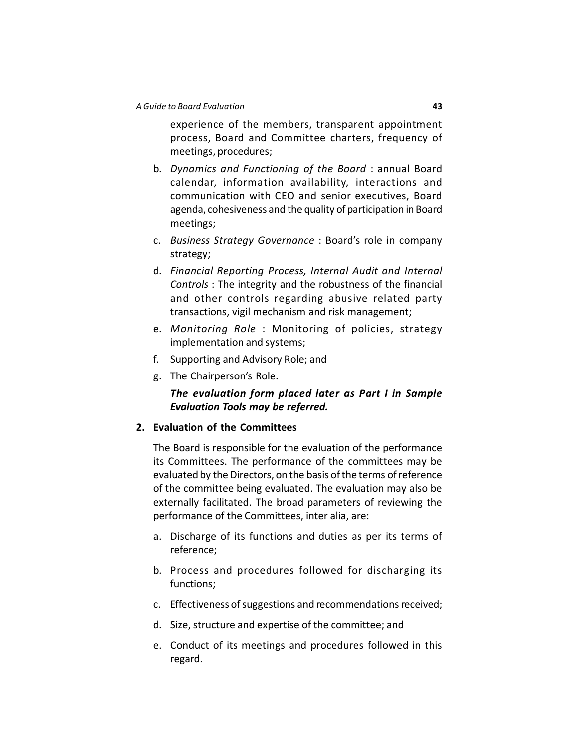experience of the members, transparent appointment process, Board and Committee charters, frequency of meetings, procedures;

b. *Dynamics and Functioning of the Board* : annual Board calendar, information availability, interactions and communication with CEO and senior executives, Board agenda, cohesiveness and the quality of participation in Board meetings;

c. *Business Strategy Governance* : Board's role in company strategy;

d. *Financial Reporting Process, Internal Audit and Internal Controls* : The integrity and the robustness of the financial and other controls regarding abusive related party transactions, vigil mechanism and risk management;

e. *Monitoring Role* : Monitoring of policies, strategy implementation and systems;

f. Supporting and Advisory Role; and

g. The Chairperson's Role.

***The evaluation form placed later as Part I in Sample Evaluation Tools may be referred.***

**2. Evaluation of the Committees**

The Board is responsible for the evaluation of the performance its Committees. The performance of the committees may be evaluated by the Directors, on the basis of the terms of reference of the committee being evaluated. The evaluation may also be externally facilitated. The broad parameters of reviewing the performance of the Committees, inter alia, are:

a. Discharge of its functions and duties as per its terms of reference;

b. Process and procedures followed for discharging its functions;

c. Effectiveness of suggestions and recommendations received;

d. Size, structure and expertise of the committee; and

e. Conduct of its meetings and procedures followed in this regard.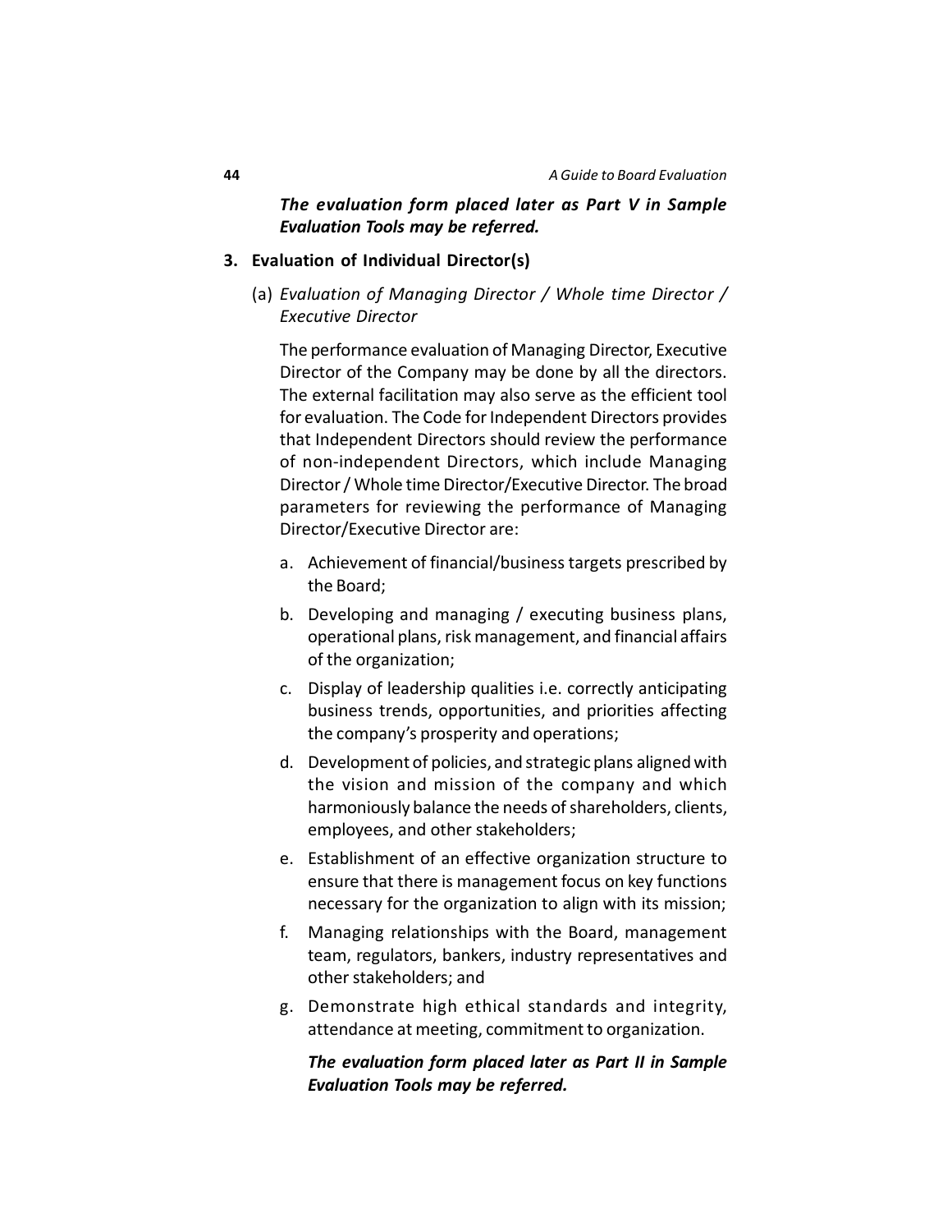***The evaluation form placed later as Part V in Sample Evaluation Tools may be referred.***

**3. Evaluation of Individual Director(s)**

(a) *Evaluation of Managing Director / Whole time Director / Executive Director*

The performance evaluation of Managing Director, Executive Director of the Company may be done by all the directors. The external facilitation may also serve as the efficient tool for evaluation. The Code for Independent Directors provides that Independent Directors should review the performance of non-independent Directors, which include Managing Director / Whole time Director/Executive Director. The broad parameters for reviewing the performance of Managing Director/Executive Director are:

a. Achievement of financial/business targets prescribed by the Board;

b. Developing and managing / executing business plans, operational plans, risk management, and financial affairs of the organization;

c. Display of leadership qualities i.e. correctly anticipating business trends, opportunities, and priorities affecting the company's prosperity and operations;

d. Development of policies, and strategic plans aligned with the vision and mission of the company and which harmoniously balance the needs of shareholders, clients, employees, and other stakeholders;

e. Establishment of an effective organization structure to ensure that there is management focus on key functions necessary for the organization to align with its mission;

f. Managing relationships with the Board, management team, regulators, bankers, industry representatives and other stakeholders; and

g. Demonstrate high ethical standards and integrity, attendance at meeting, commitment to organization.

***The evaluation form placed later as Part II in Sample Evaluation Tools may be referred.***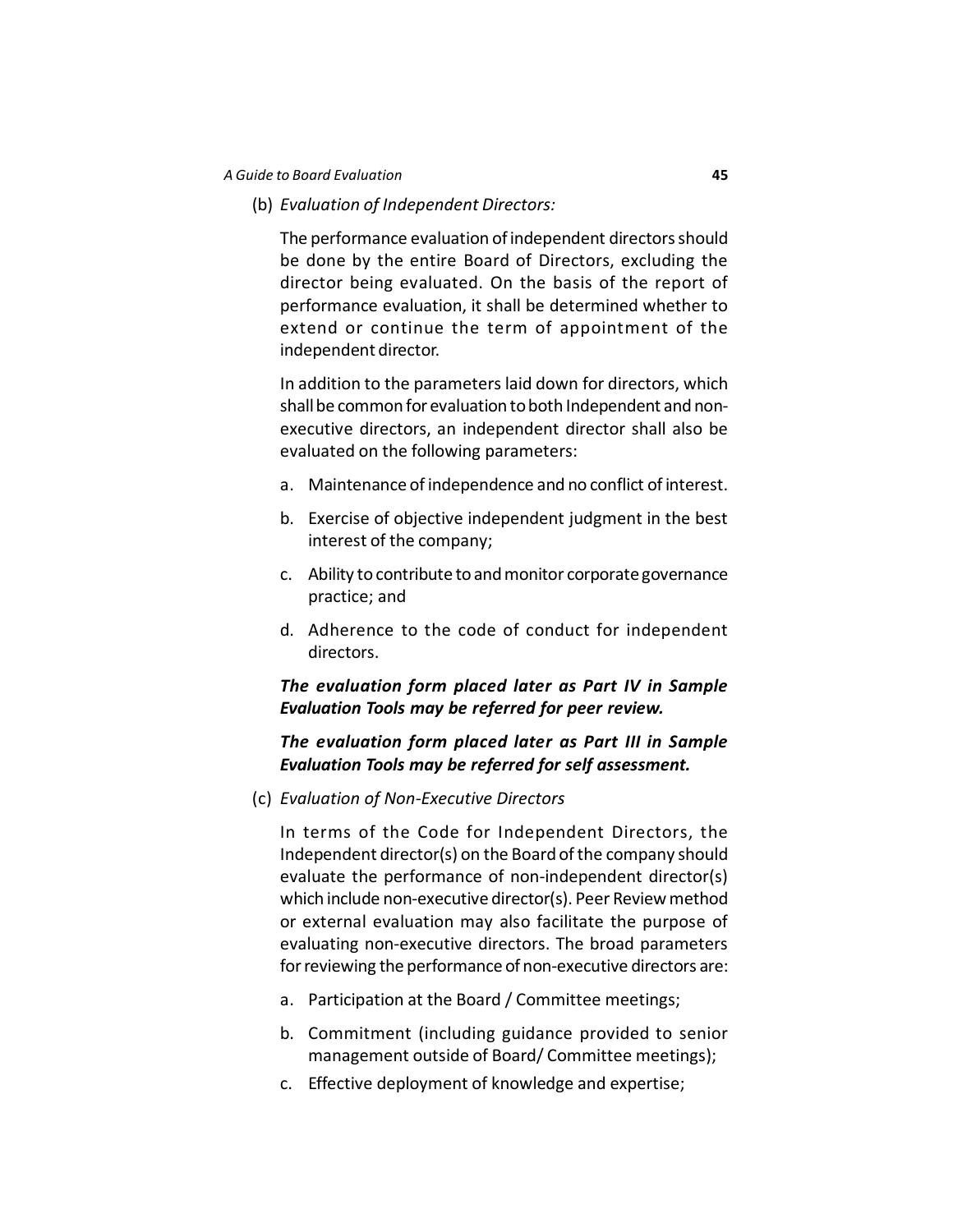(b) *Evaluation of Independent Directors:*

The performance evaluation of independent directors should be done by the entire Board of Directors, excluding the director being evaluated. On the basis of the report of performance evaluation, it shall be determined whether to extend or continue the term of appointment of the independent director.

In addition to the parameters laid down for directors, which shall be common for evaluation to both Independent and non-executive directors, an independent director shall also be evaluated on the following parameters:

a. Maintenance of independence and no conflict of interest.

b. Exercise of objective independent judgment in the best interest of the company;

c. Ability to contribute to and monitor corporate governance practice; and

d. Adherence to the code of conduct for independent directors.

***The evaluation form placed later as Part IV in Sample Evaluation Tools may be referred for peer review.***

***The evaluation form placed later as Part III in Sample Evaluation Tools may be referred for self assessment.***

(c) *Evaluation of Non-Executive Directors*

In terms of the Code for Independent Directors, the Independent director(s) on the Board of the company should evaluate the performance of non-independent director(s) which include non-executive director(s). Peer Review method or external evaluation may also facilitate the purpose of evaluating non-executive directors. The broad parameters for reviewing the performance of non-executive directors are:

a. Participation at the Board / Committee meetings;

b. Commitment (including guidance provided to senior management outside of Board/ Committee meetings);

c. Effective deployment of knowledge and expertise;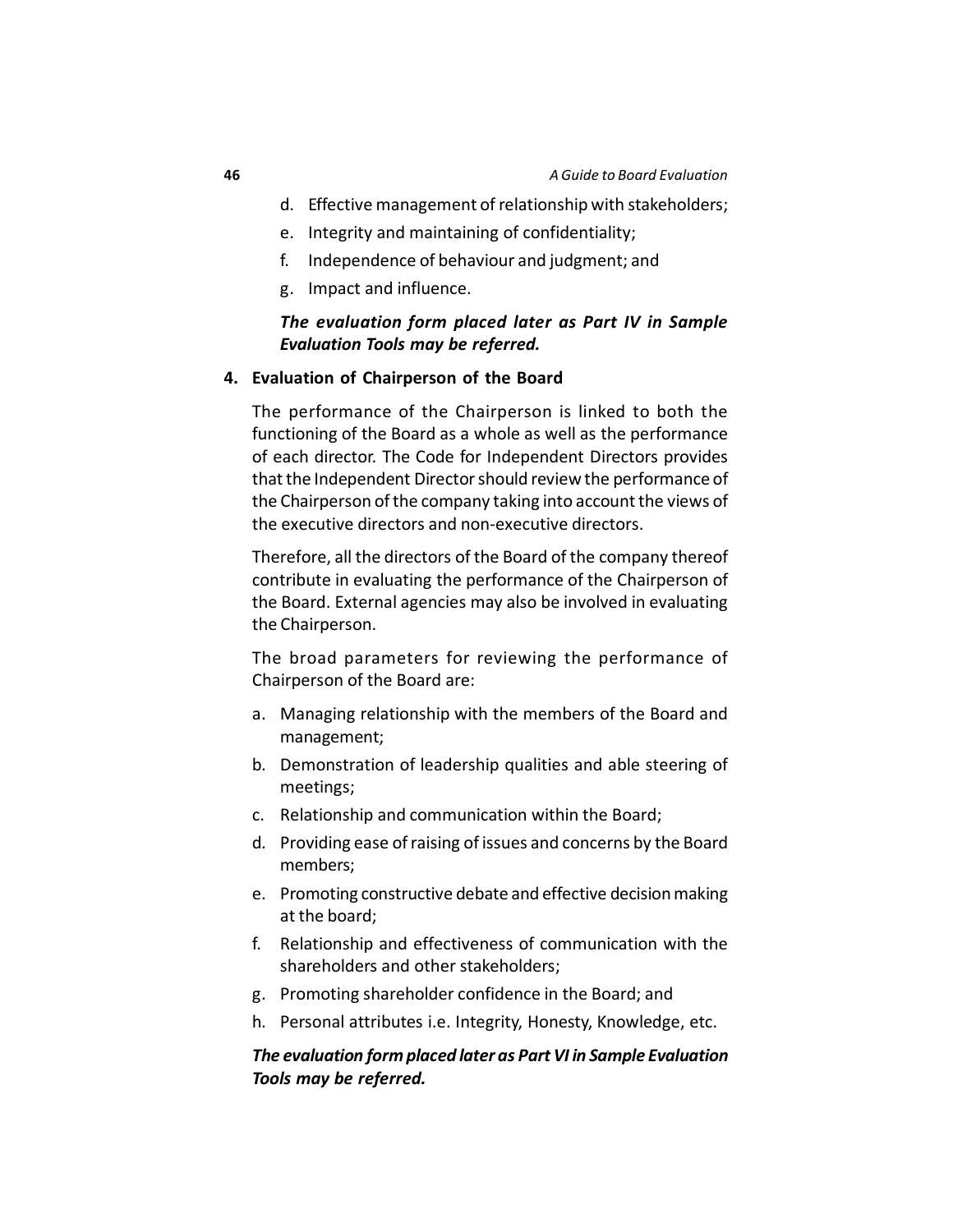d. Effective management of relationship with stakeholders;
e. Integrity and maintaining of confidentiality;
f. Independence of behaviour and judgment; and
g. Impact and influence.

***The evaluation form placed later as Part IV in Sample Evaluation Tools may be referred.***

**4. Evaluation of Chairperson of the Board**

The performance of the Chairperson is linked to both the functioning of the Board as a whole as well as the performance of each director. The Code for Independent Directors provides that the Independent Director should review the performance of the Chairperson of the company taking into account the views of the executive directors and non-executive directors.

Therefore, all the directors of the Board of the company thereof contribute in evaluating the performance of the Chairperson of the Board. External agencies may also be involved in evaluating the Chairperson.

The broad parameters for reviewing the performance of Chairperson of the Board are:

a. Managing relationship with the members of the Board and management;
b. Demonstration of leadership qualities and able steering of meetings;
c. Relationship and communication within the Board;
d. Providing ease of raising of issues and concerns by the Board members;
e. Promoting constructive debate and effective decision making at the board;
f. Relationship and effectiveness of communication with the shareholders and other stakeholders;
g. Promoting shareholder confidence in the Board; and
h. Personal attributes i.e. Integrity, Honesty, Knowledge, etc.

***The evaluation form placed later as Part VI in Sample Evaluation Tools may be referred.***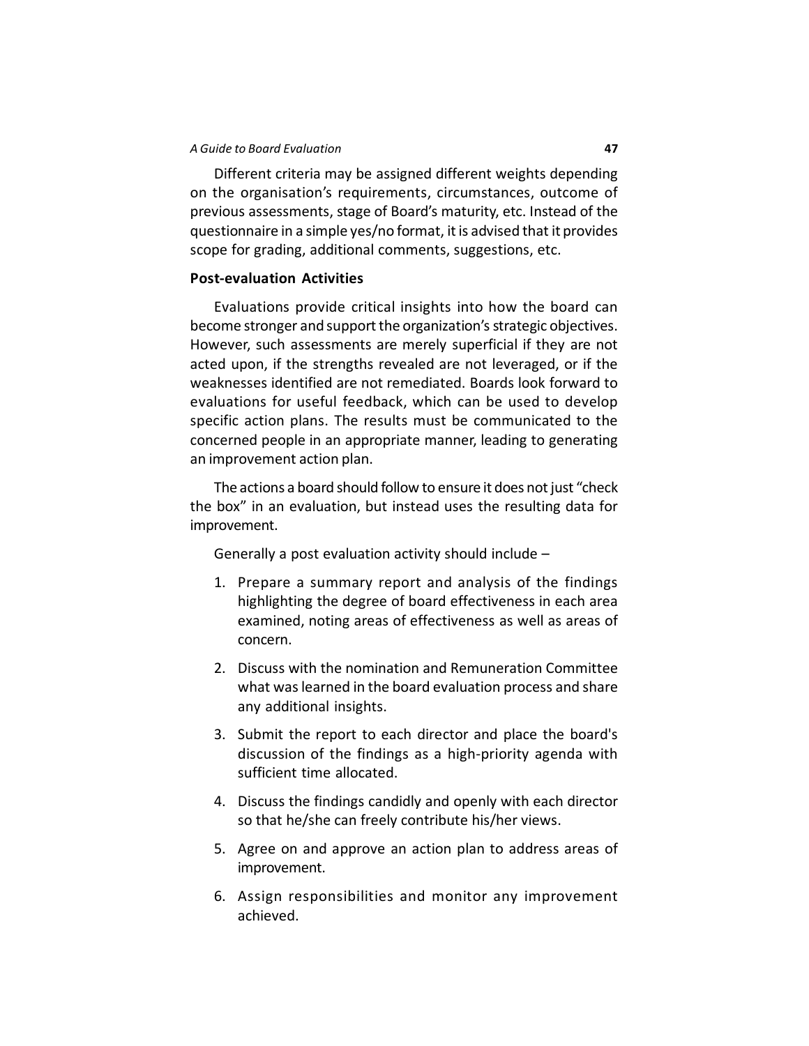Different criteria may be assigned different weights depending on the organisation's requirements, circumstances, outcome of previous assessments, stage of Board's maturity, etc. Instead of the questionnaire in a simple yes/no format, it is advised that it provides scope for grading, additional comments, suggestions, etc.

### Post-evaluation Activities

Evaluations provide critical insights into how the board can become stronger and support the organization's strategic objectives. However, such assessments are merely superficial if they are not acted upon, if the strengths revealed are not leveraged, or if the weaknesses identified are not remediated. Boards look forward to evaluations for useful feedback, which can be used to develop specific action plans. The results must be communicated to the concerned people in an appropriate manner, leading to generating an improvement action plan.

The actions a board should follow to ensure it does not just "check the box" in an evaluation, but instead uses the resulting data for improvement.

Generally a post evaluation activity should include –

1. Prepare a summary report and analysis of the findings highlighting the degree of board effectiveness in each area examined, noting areas of effectiveness as well as areas of concern.
2. Discuss with the nomination and Remuneration Committee what was learned in the board evaluation process and share any additional insights.
3. Submit the report to each director and place the board's discussion of the findings as a high-priority agenda with sufficient time allocated.
4. Discuss the findings candidly and openly with each director so that he/she can freely contribute his/her views.
5. Agree on and approve an action plan to address areas of improvement.
6. Assign responsibilities and monitor any improvement achieved.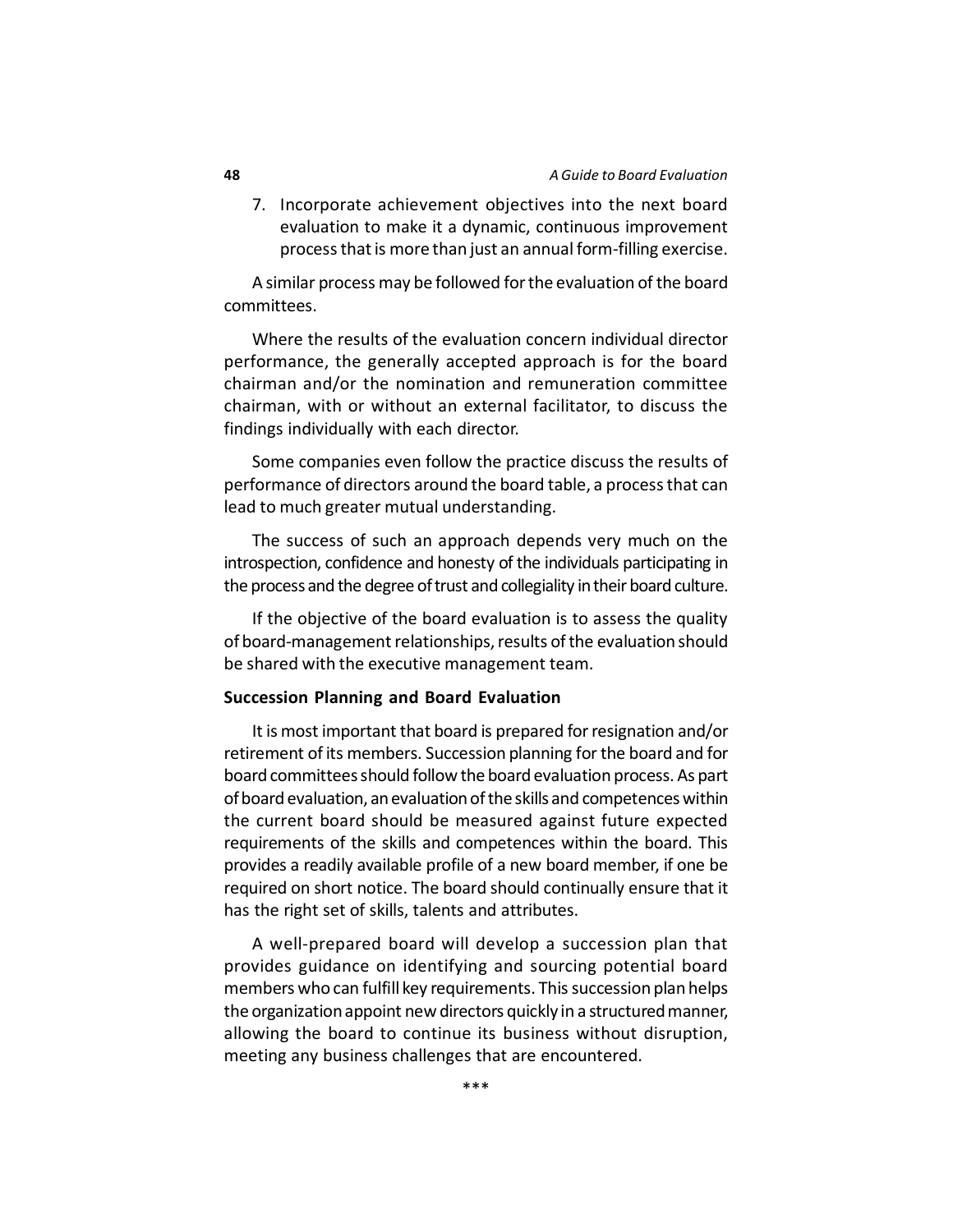7. Incorporate achievement objectives into the next board evaluation to make it a dynamic, continuous improvement process that is more than just an annual form-filling exercise.

A similar process may be followed for the evaluation of the board committees.

Where the results of the evaluation concern individual director performance, the generally accepted approach is for the board chairman and/or the nomination and remuneration committee chairman, with or without an external facilitator, to discuss the findings individually with each director.

Some companies even follow the practice discuss the results of performance of directors around the board table, a process that can lead to much greater mutual understanding.

The success of such an approach depends very much on the introspection, confidence and honesty of the individuals participating in the process and the degree of trust and collegiality in their board culture.

If the objective of the board evaluation is to assess the quality of board-management relationships, results of the evaluation should be shared with the executive management team.

**Succession Planning and Board Evaluation**

It is most important that board is prepared for resignation and/or retirement of its members. Succession planning for the board and for board committees should follow the board evaluation process. As part of board evaluation, an evaluation of the skills and competences within the current board should be measured against future expected requirements of the skills and competences within the board. This provides a readily available profile of a new board member, if one be required on short notice. The board should continually ensure that it has the right set of skills, talents and attributes.

A well-prepared board will develop a succession plan that provides guidance on identifying and sourcing potential board members who can fulfill key requirements. This succession plan helps the organization appoint new directors quickly in a structured manner, allowing the board to continue its business without disruption, meeting any business challenges that are encountered.

***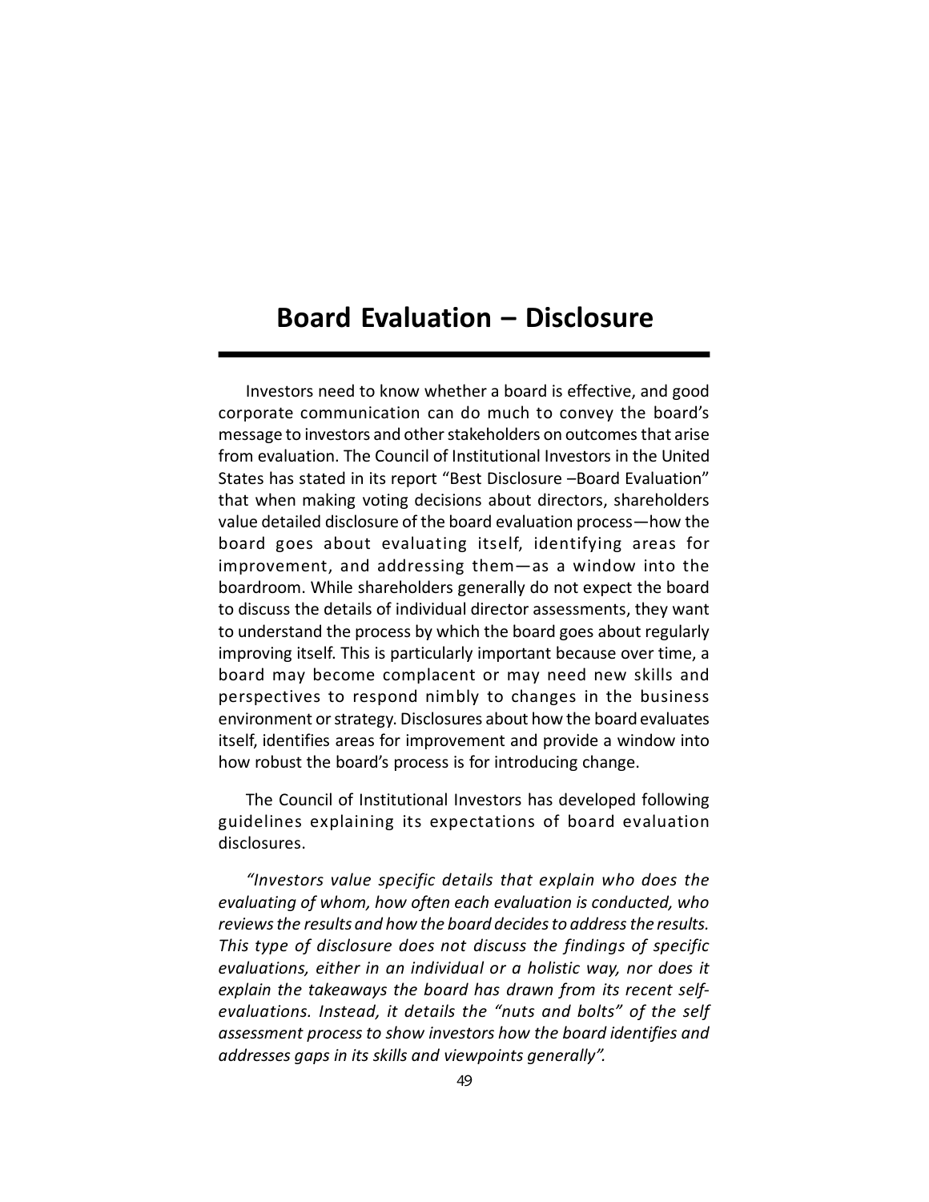# Board Evaluation – Disclosure

Investors need to know whether a board is effective, and good corporate communication can do much to convey the board's message to investors and other stakeholders on outcomes that arise from evaluation. The Council of Institutional Investors in the United States has stated in its report "Best Disclosure –Board Evaluation" that when making voting decisions about directors, shareholders value detailed disclosure of the board evaluation process—how the board goes about evaluating itself, identifying areas for improvement, and addressing them—as a window into the boardroom. While shareholders generally do not expect the board to discuss the details of individual director assessments, they want to understand the process by which the board goes about regularly improving itself. This is particularly important because over time, a board may become complacent or may need new skills and perspectives to respond nimbly to changes in the business environment or strategy. Disclosures about how the board evaluates itself, identifies areas for improvement and provide a window into how robust the board's process is for introducing change.

The Council of Institutional Investors has developed following guidelines explaining its expectations of board evaluation disclosures.

*"Investors value specific details that explain who does the evaluating of whom, how often each evaluation is conducted, who reviews the results and how the board decides to address the results. This type of disclosure does not discuss the findings of specific evaluations, either in an individual or a holistic way, nor does it explain the takeaways the board has drawn from its recent self-evaluations. Instead, it details the "nuts and bolts" of the self assessment process to show investors how the board identifies and addresses gaps in its skills and viewpoints generally".*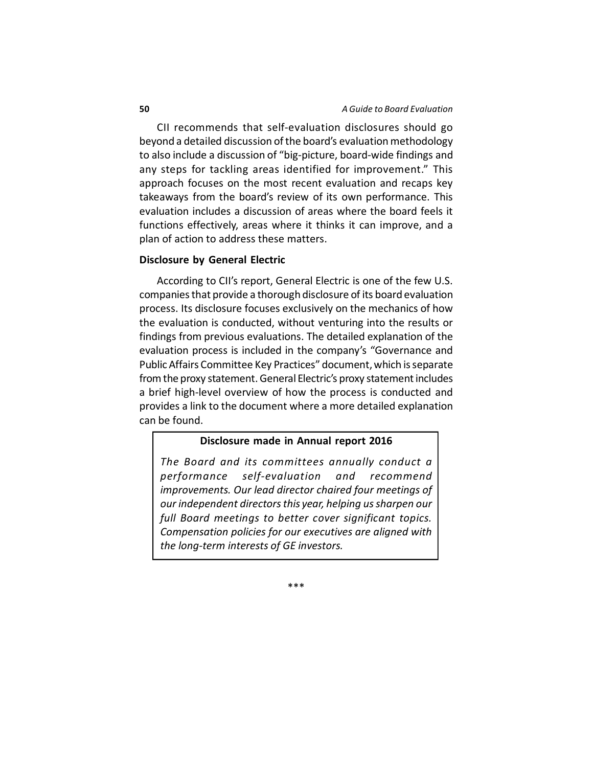CII recommends that self-evaluation disclosures should go beyond a detailed discussion of the board's evaluation methodology to also include a discussion of "big-picture, board-wide findings and any steps for tackling areas identified for improvement." This approach focuses on the most recent evaluation and recaps key takeaways from the board's review of its own performance. This evaluation includes a discussion of areas where the board feels it functions effectively, areas where it thinks it can improve, and a plan of action to address these matters.

**Disclosure by General Electric**

According to CII's report, General Electric is one of the few U.S. companies that provide a thorough disclosure of its board evaluation process. Its disclosure focuses exclusively on the mechanics of how the evaluation is conducted, without venturing into the results or findings from previous evaluations. The detailed explanation of the evaluation process is included in the company's "Governance and Public Affairs Committee Key Practices" document, which is separate from the proxy statement. General Electric's proxy statement includes a brief high-level overview of how the process is conducted and provides a link to the document where a more detailed explanation can be found.

**Disclosure made in Annual report 2016**

*The Board and its committees annually conduct a performance self-evaluation and recommend improvements. Our lead director chaired four meetings of our independent directors this year, helping us sharpen our full Board meetings to better cover significant topics. Compensation policies for our executives are aligned with the long-term interests of GE investors.*

***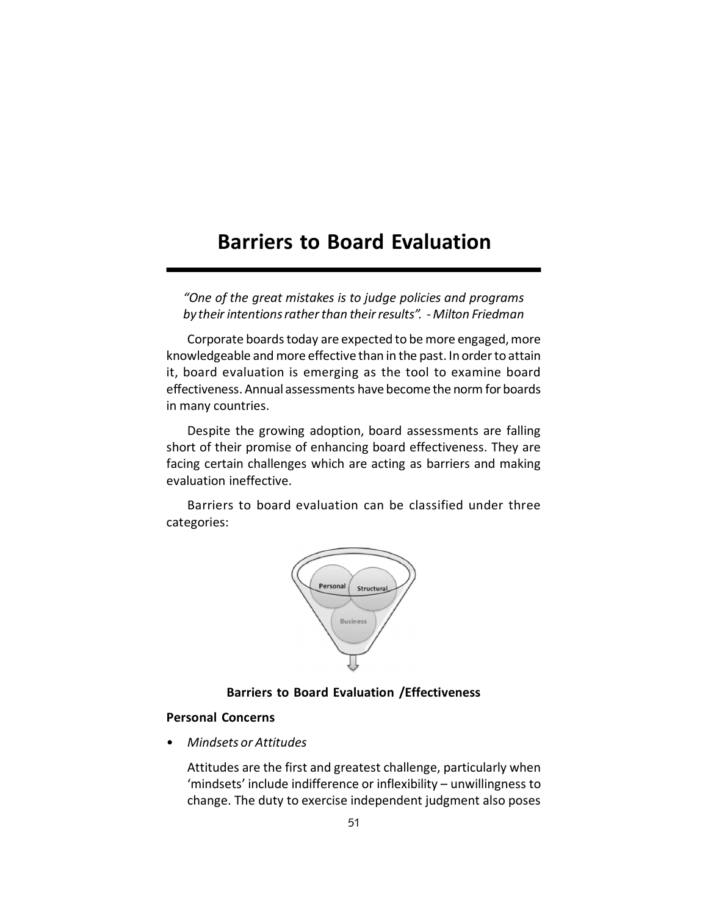# Barriers to Board Evaluation

*"One of the great mistakes is to judge policies and programs by their intentions rather than their results". - Milton Friedman*

Corporate boards today are expected to be more engaged, more knowledgeable and more effective than in the past. In order to attain it, board evaluation is emerging as the tool to examine board effectiveness. Annual assessments have become the norm for boards in many countries.

Despite the growing adoption, board assessments are falling short of their promise of enhancing board effectiveness. They are facing certain challenges which are acting as barriers and making evaluation ineffective.

Barriers to board evaluation can be classified under three categories:

Personal Structural Business

**Barriers to Board Evaluation /Effectiveness**

**Personal Concerns**

- *Mindsets or Attitudes*

  Attitudes are the first and greatest challenge, particularly when 'mindsets' include indifference or inflexibility – unwillingness to change. The duty to exercise independent judgment also poses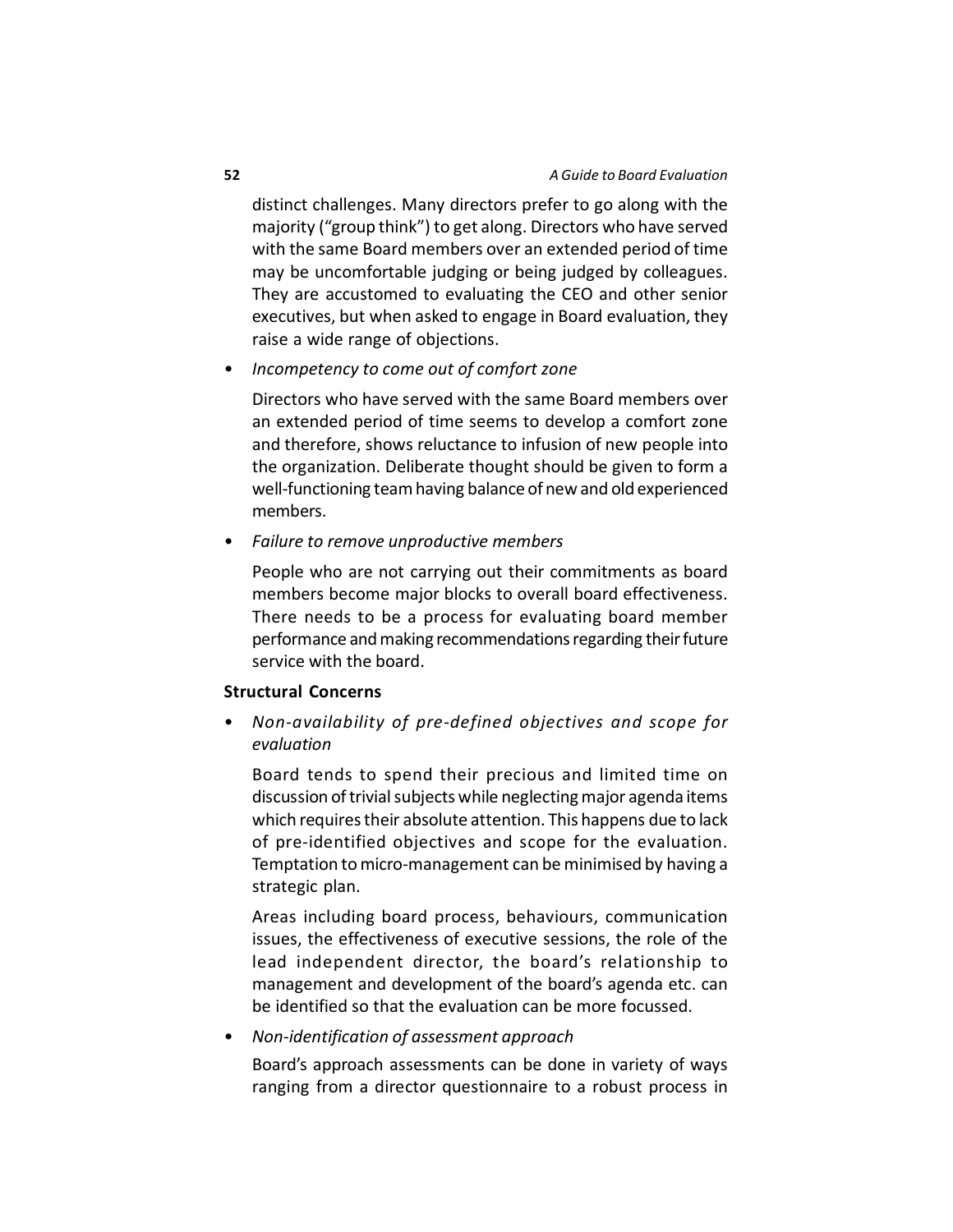distinct challenges. Many directors prefer to go along with the majority ("group think") to get along. Directors who have served with the same Board members over an extended period of time may be uncomfortable judging or being judged by colleagues. They are accustomed to evaluating the CEO and other senior executives, but when asked to engage in Board evaluation, they raise a wide range of objections.

- *Incompetency to come out of comfort zone*

  Directors who have served with the same Board members over an extended period of time seems to develop a comfort zone and therefore, shows reluctance to infusion of new people into the organization. Deliberate thought should be given to form a well-functioning team having balance of new and old experienced members.

- *Failure to remove unproductive members*

  People who are not carrying out their commitments as board members become major blocks to overall board effectiveness. There needs to be a process for evaluating board member performance and making recommendations regarding their future service with the board.

**Structural Concerns**

- *Non-availability of pre-defined objectives and scope for evaluation*

  Board tends to spend their precious and limited time on discussion of trivial subjects while neglecting major agenda items which requires their absolute attention. This happens due to lack of pre-identified objectives and scope for the evaluation. Temptation to micro-management can be minimised by having a strategic plan.

  Areas including board process, behaviours, communication issues, the effectiveness of executive sessions, the role of the lead independent director, the board's relationship to management and development of the board's agenda etc. can be identified so that the evaluation can be more focussed.

- *Non-identification of assessment approach*

  Board's approach assessments can be done in variety of ways ranging from a director questionnaire to a robust process in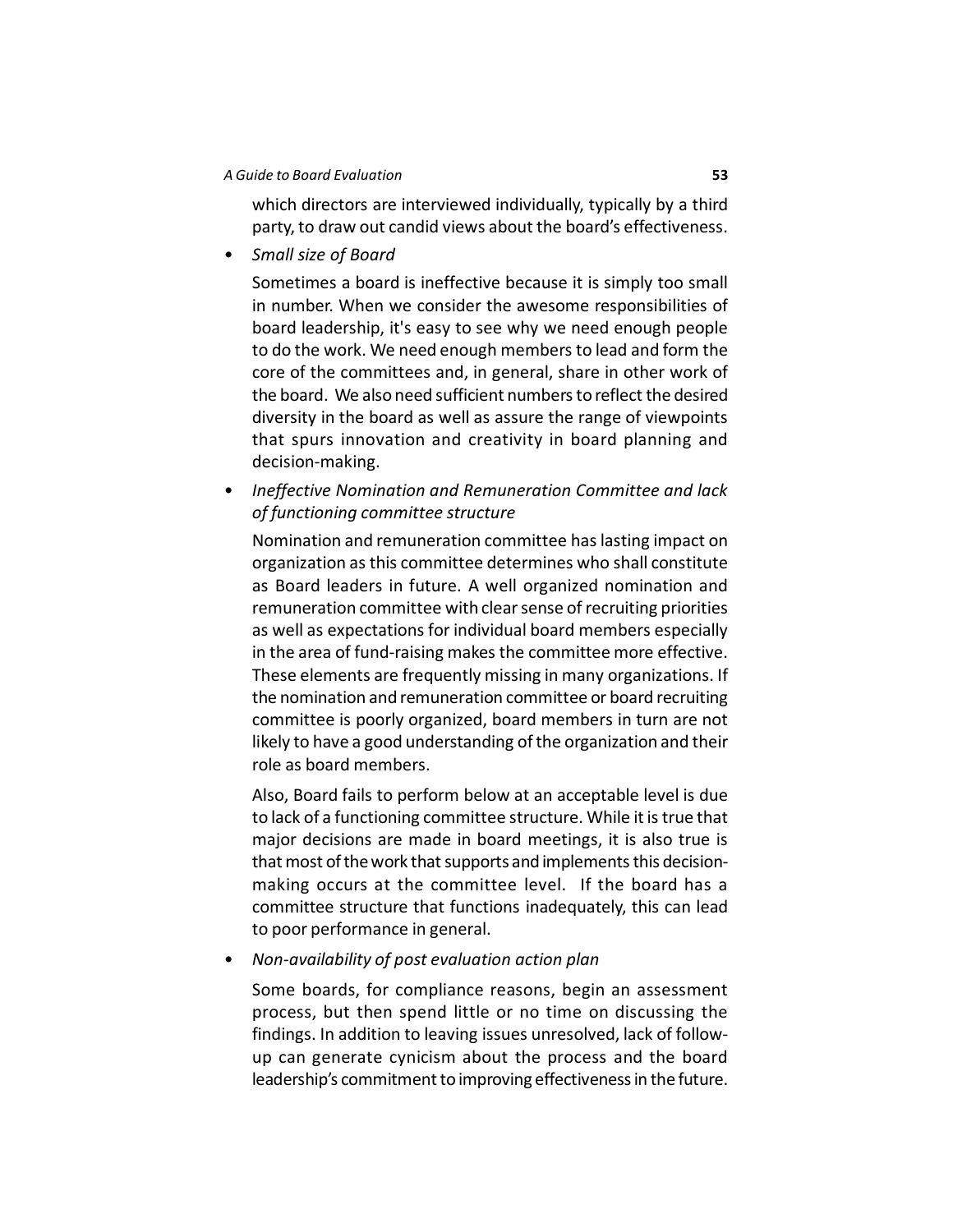which directors are interviewed individually, typically by a third party, to draw out candid views about the board's effectiveness.

- *Small size of Board*

  Sometimes a board is ineffective because it is simply too small in number. When we consider the awesome responsibilities of board leadership, it's easy to see why we need enough people to do the work. We need enough members to lead and form the core of the committees and, in general, share in other work of the board. We also need sufficient numbers to reflect the desired diversity in the board as well as assure the range of viewpoints that spurs innovation and creativity in board planning and decision-making.

- *Ineffective Nomination and Remuneration Committee and lack of functioning committee structure*

  Nomination and remuneration committee has lasting impact on organization as this committee determines who shall constitute as Board leaders in future. A well organized nomination and remuneration committee with clear sense of recruiting priorities as well as expectations for individual board members especially in the area of fund-raising makes the committee more effective. These elements are frequently missing in many organizations. If the nomination and remuneration committee or board recruiting committee is poorly organized, board members in turn are not likely to have a good understanding of the organization and their role as board members.

  Also, Board fails to perform below at an acceptable level is due to lack of a functioning committee structure. While it is true that major decisions are made in board meetings, it is also true is that most of the work that supports and implements this decision-making occurs at the committee level. If the board has a committee structure that functions inadequately, this can lead to poor performance in general.

- *Non-availability of post evaluation action plan*

  Some boards, for compliance reasons, begin an assessment process, but then spend little or no time on discussing the findings. In addition to leaving issues unresolved, lack of follow-up can generate cynicism about the process and the board leadership's commitment to improving effectiveness in the future.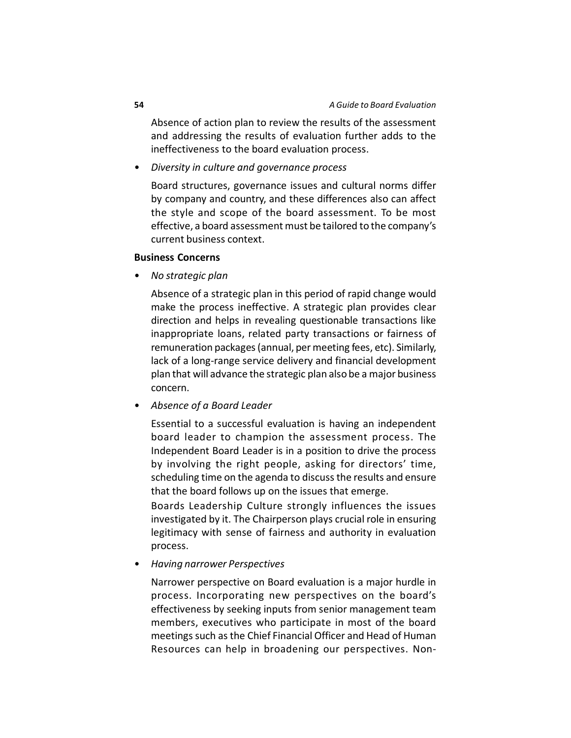Absence of action plan to review the results of the assessment and addressing the results of evaluation further adds to the ineffectiveness to the board evaluation process.

- *Diversity in culture and governance process*

  Board structures, governance issues and cultural norms differ by company and country, and these differences also can affect the style and scope of the board assessment. To be most effective, a board assessment must be tailored to the company's current business context.

**Business Concerns**

- *No strategic plan*

  Absence of a strategic plan in this period of rapid change would make the process ineffective. A strategic plan provides clear direction and helps in revealing questionable transactions like inappropriate loans, related party transactions or fairness of remuneration packages (annual, per meeting fees, etc). Similarly, lack of a long-range service delivery and financial development plan that will advance the strategic plan also be a major business concern.

- *Absence of a Board Leader*

  Essential to a successful evaluation is having an independent board leader to champion the assessment process. The Independent Board Leader is in a position to drive the process by involving the right people, asking for directors' time, scheduling time on the agenda to discuss the results and ensure that the board follows up on the issues that emerge.

  Boards Leadership Culture strongly influences the issues investigated by it. The Chairperson plays crucial role in ensuring legitimacy with sense of fairness and authority in evaluation process.

- *Having narrower Perspectives*

  Narrower perspective on Board evaluation is a major hurdle in process. Incorporating new perspectives on the board's effectiveness by seeking inputs from senior management team members, executives who participate in most of the board meetings such as the Chief Financial Officer and Head of Human Resources can help in broadening our perspectives. Non-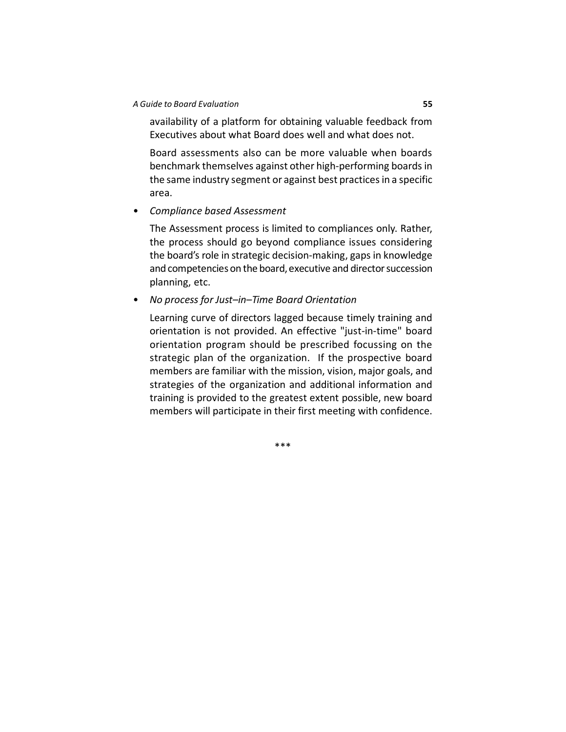availability of a platform for obtaining valuable feedback from Executives about what Board does well and what does not.

Board assessments also can be more valuable when boards benchmark themselves against other high-performing boards in the same industry segment or against best practices in a specific area.

- *Compliance based Assessment*

  The Assessment process is limited to compliances only. Rather, the process should go beyond compliance issues considering the board's role in strategic decision-making, gaps in knowledge and competencies on the board, executive and director succession planning, etc.

- *No process for Just–in–Time Board Orientation*

  Learning curve of directors lagged because timely training and orientation is not provided. An effective "just-in-time" board orientation program should be prescribed focussing on the strategic plan of the organization. If the prospective board members are familiar with the mission, vision, major goals, and strategies of the organization and additional information and training is provided to the greatest extent possible, new board members will participate in their first meeting with confidence.

***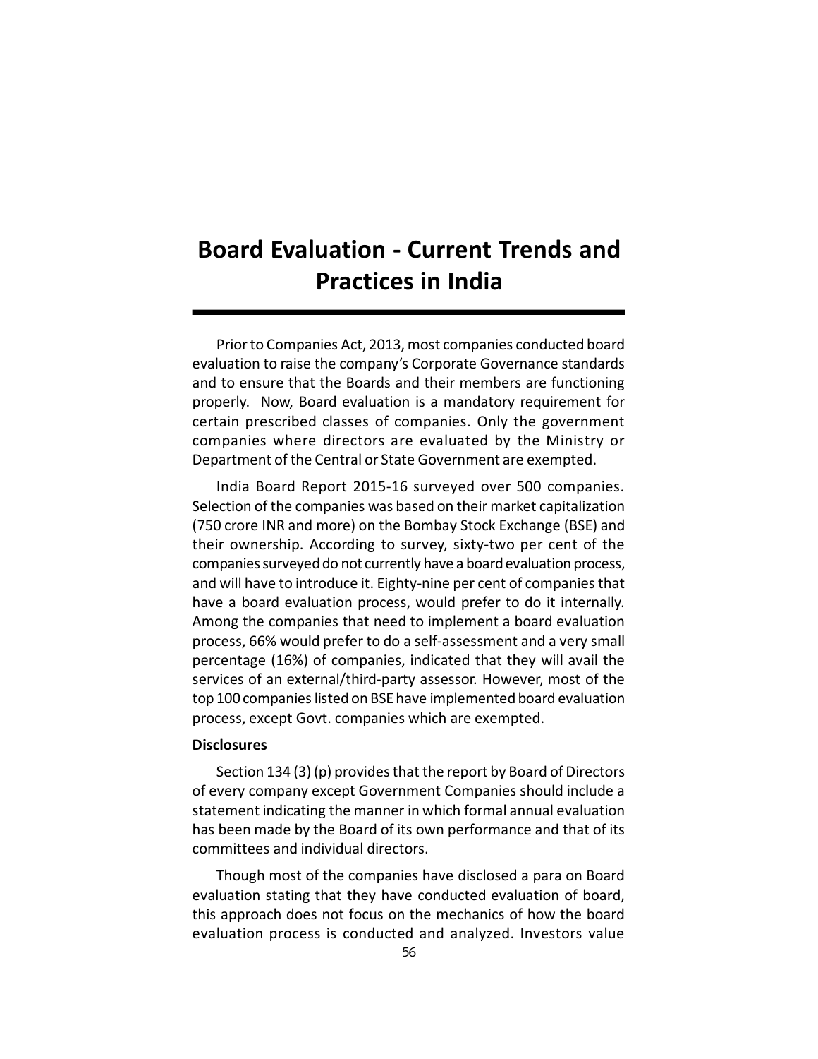# Board Evaluation - Current Trends and Practices in India

Prior to Companies Act, 2013, most companies conducted board evaluation to raise the company's Corporate Governance standards and to ensure that the Boards and their members are functioning properly. Now, Board evaluation is a mandatory requirement for certain prescribed classes of companies. Only the government companies where directors are evaluated by the Ministry or Department of the Central or State Government are exempted.

India Board Report 2015-16 surveyed over 500 companies. Selection of the companies was based on their market capitalization (750 crore INR and more) on the Bombay Stock Exchange (BSE) and their ownership. According to survey, sixty-two per cent of the companies surveyed do not currently have a board evaluation process, and will have to introduce it. Eighty-nine per cent of companies that have a board evaluation process, would prefer to do it internally. Among the companies that need to implement a board evaluation process, 66% would prefer to do a self-assessment and a very small percentage (16%) of companies, indicated that they will avail the services of an external/third-party assessor. However, most of the top 100 companies listed on BSE have implemented board evaluation process, except Govt. companies which are exempted.

**Disclosures**

Section 134 (3) (p) provides that the report by Board of Directors of every company except Government Companies should include a statement indicating the manner in which formal annual evaluation has been made by the Board of its own performance and that of its committees and individual directors.

Though most of the companies have disclosed a para on Board evaluation stating that they have conducted evaluation of board, this approach does not focus on the mechanics of how the board evaluation process is conducted and analyzed. Investors value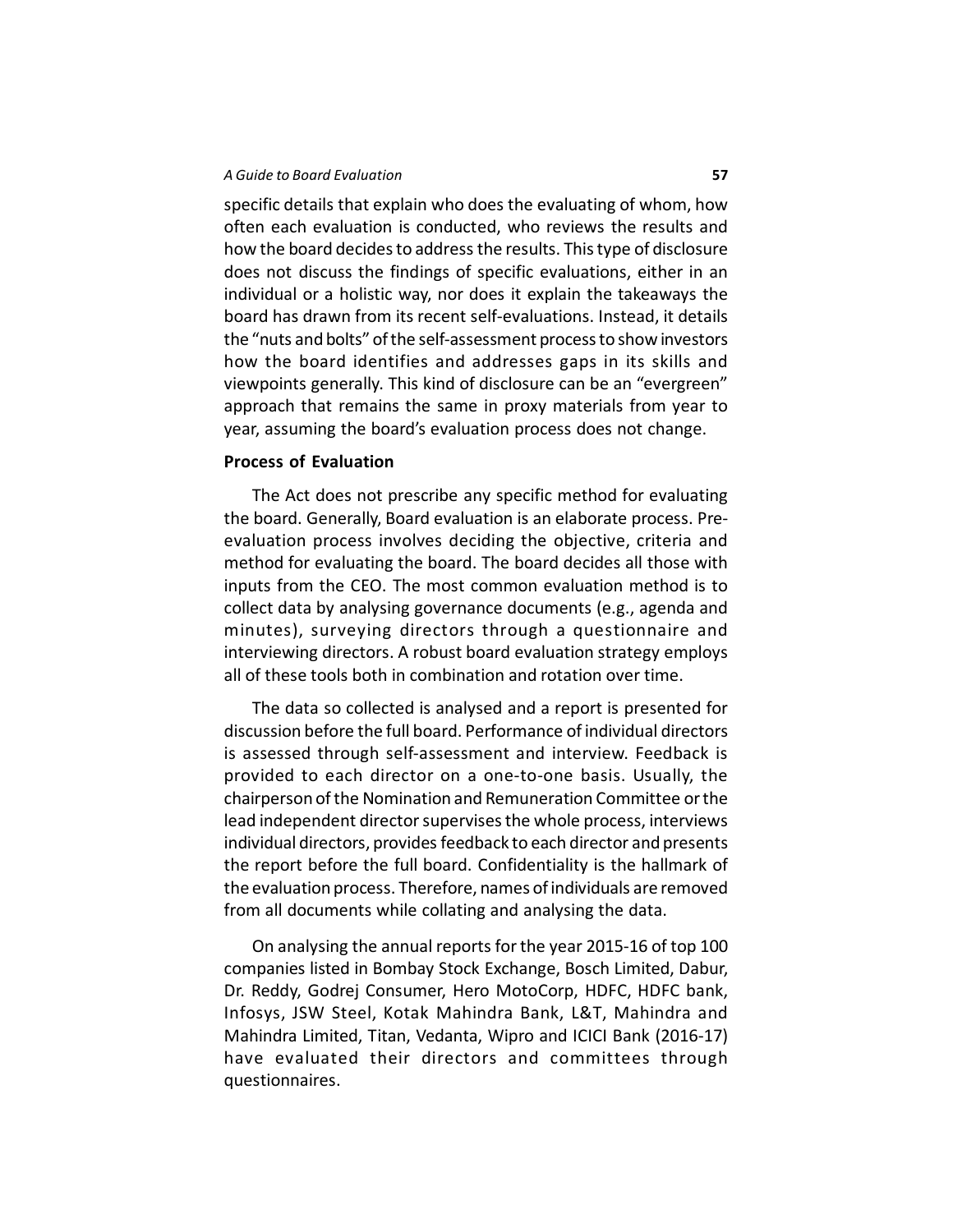specific details that explain who does the evaluating of whom, how often each evaluation is conducted, who reviews the results and how the board decides to address the results. This type of disclosure does not discuss the findings of specific evaluations, either in an individual or a holistic way, nor does it explain the takeaways the board has drawn from its recent self-evaluations. Instead, it details the "nuts and bolts" of the self-assessment process to show investors how the board identifies and addresses gaps in its skills and viewpoints generally. This kind of disclosure can be an "evergreen" approach that remains the same in proxy materials from year to year, assuming the board's evaluation process does not change.

**Process of Evaluation**

The Act does not prescribe any specific method for evaluating the board. Generally, Board evaluation is an elaborate process. Pre-evaluation process involves deciding the objective, criteria and method for evaluating the board. The board decides all those with inputs from the CEO. The most common evaluation method is to collect data by analysing governance documents (e.g., agenda and minutes), surveying directors through a questionnaire and interviewing directors. A robust board evaluation strategy employs all of these tools both in combination and rotation over time.

The data so collected is analysed and a report is presented for discussion before the full board. Performance of individual directors is assessed through self-assessment and interview. Feedback is provided to each director on a one-to-one basis. Usually, the chairperson of the Nomination and Remuneration Committee or the lead independent director supervises the whole process, interviews individual directors, provides feedback to each director and presents the report before the full board. Confidentiality is the hallmark of the evaluation process. Therefore, names of individuals are removed from all documents while collating and analysing the data.

On analysing the annual reports for the year 2015-16 of top 100 companies listed in Bombay Stock Exchange, Bosch Limited, Dabur, Dr. Reddy, Godrej Consumer, Hero MotoCorp, HDFC, HDFC bank, Infosys, JSW Steel, Kotak Mahindra Bank, L&T, Mahindra and Mahindra Limited, Titan, Vedanta, Wipro and ICICI Bank (2016-17) have evaluated their directors and committees through questionnaires.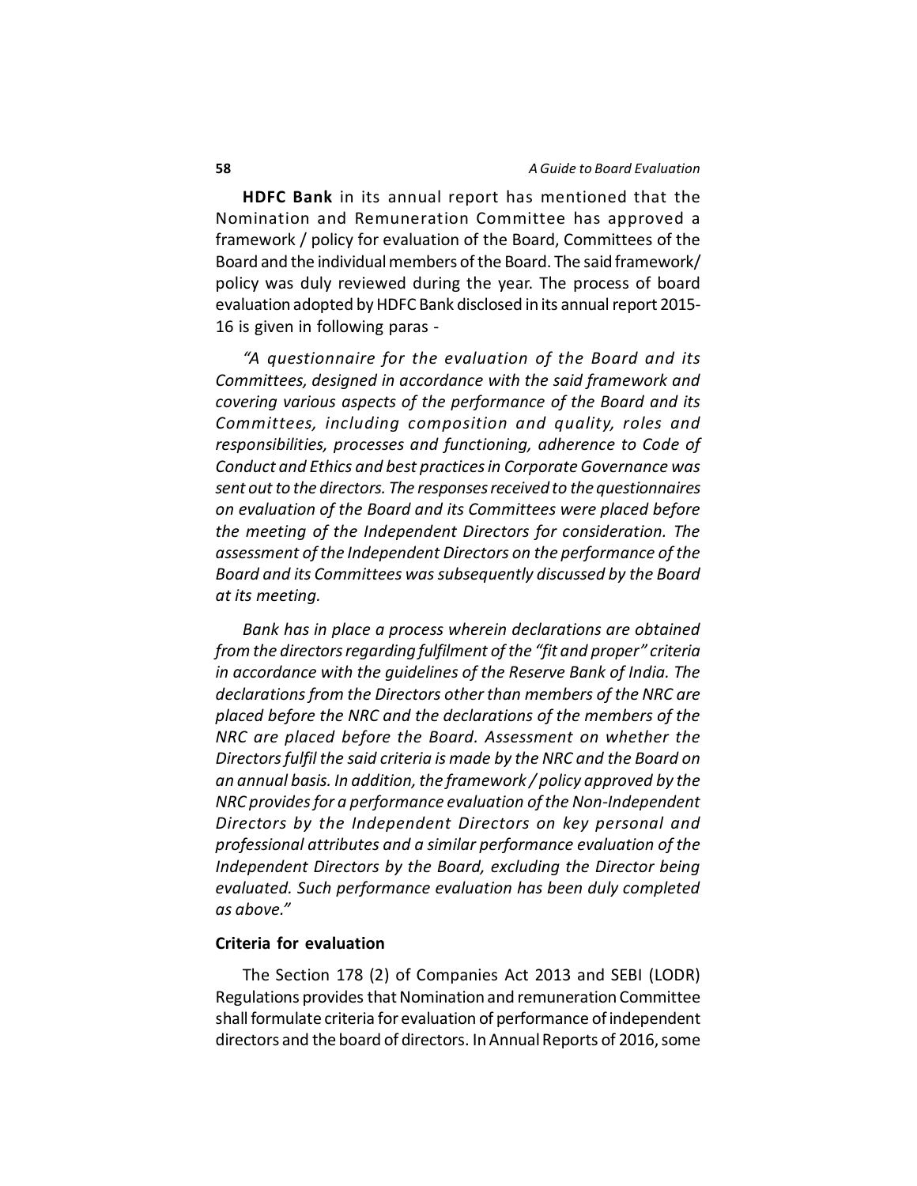**HDFC Bank** in its annual report has mentioned that the Nomination and Remuneration Committee has approved a framework / policy for evaluation of the Board, Committees of the Board and the individual members of the Board. The said framework/ policy was duly reviewed during the year. The process of board evaluation adopted by HDFC Bank disclosed in its annual report 2015-16 is given in following paras -

*"A questionnaire for the evaluation of the Board and its Committees, designed in accordance with the said framework and covering various aspects of the performance of the Board and its Committees, including composition and quality, roles and responsibilities, processes and functioning, adherence to Code of Conduct and Ethics and best practices in Corporate Governance was sent out to the directors. The responses received to the questionnaires on evaluation of the Board and its Committees were placed before the meeting of the Independent Directors for consideration. The assessment of the Independent Directors on the performance of the Board and its Committees was subsequently discussed by the Board at its meeting.*

*Bank has in place a process wherein declarations are obtained from the directors regarding fulfilment of the "fit and proper" criteria in accordance with the guidelines of the Reserve Bank of India. The declarations from the Directors other than members of the NRC are placed before the NRC and the declarations of the members of the NRC are placed before the Board. Assessment on whether the Directors fulfil the said criteria is made by the NRC and the Board on an annual basis. In addition, the framework / policy approved by the NRC provides for a performance evaluation of the Non-Independent Directors by the Independent Directors on key personal and professional attributes and a similar performance evaluation of the Independent Directors by the Board, excluding the Director being evaluated. Such performance evaluation has been duly completed as above."*

**Criteria for evaluation**

The Section 178 (2) of Companies Act 2013 and SEBI (LODR) Regulations provides that Nomination and remuneration Committee shall formulate criteria for evaluation of performance of independent directors and the board of directors. In Annual Reports of 2016, some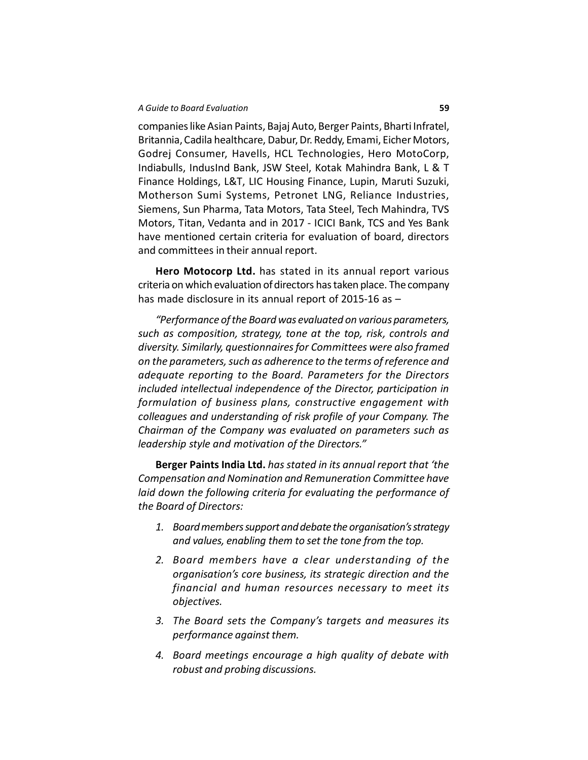companies like Asian Paints, Bajaj Auto, Berger Paints, Bharti Infratel, Britannia, Cadila healthcare, Dabur, Dr. Reddy, Emami, Eicher Motors, Godrej Consumer, Havells, HCL Technologies, Hero MotoCorp, Indiabulls, IndusInd Bank, JSW Steel, Kotak Mahindra Bank, L & T Finance Holdings, L&T, LIC Housing Finance, Lupin, Maruti Suzuki, Motherson Sumi Systems, Petronet LNG, Reliance Industries, Siemens, Sun Pharma, Tata Motors, Tata Steel, Tech Mahindra, TVS Motors, Titan, Vedanta and in 2017 - ICICI Bank, TCS and Yes Bank have mentioned certain criteria for evaluation of board, directors and committees in their annual report.

**Hero Motocorp Ltd.** has stated in its annual report various criteria on which evaluation of directors has taken place. The company has made disclosure in its annual report of 2015-16 as –

*"Performance of the Board was evaluated on various parameters, such as composition, strategy, tone at the top, risk, controls and diversity. Similarly, questionnaires for Committees were also framed on the parameters, such as adherence to the terms of reference and adequate reporting to the Board. Parameters for the Directors included intellectual independence of the Director, participation in formulation of business plans, constructive engagement with colleagues and understanding of risk profile of your Company. The Chairman of the Company was evaluated on parameters such as leadership style and motivation of the Directors."*

**Berger Paints India Ltd.** *has stated in its annual report that 'the Compensation and Nomination and Remuneration Committee have laid down the following criteria for evaluating the performance of the Board of Directors:*

1. *Board members support and debate the organisation's strategy and values, enabling them to set the tone from the top.*
2. *Board members have a clear understanding of the organisation's core business, its strategic direction and the financial and human resources necessary to meet its objectives.*
3. *The Board sets the Company's targets and measures its performance against them.*
4. *Board meetings encourage a high quality of debate with robust and probing discussions.*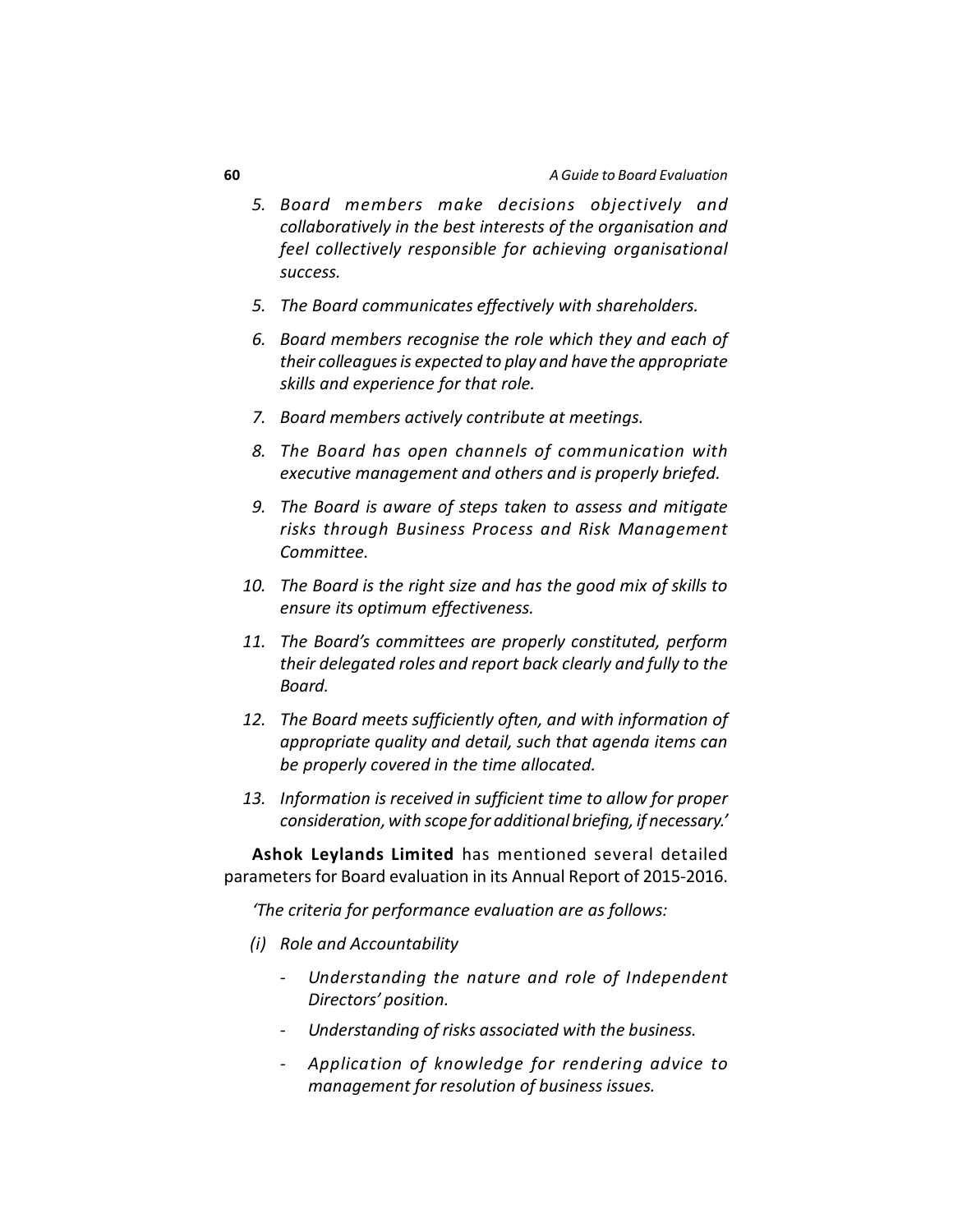5. *Board members make decisions objectively and collaboratively in the best interests of the organisation and feel collectively responsible for achieving organisational success.*

5. *The Board communicates effectively with shareholders.*

6. *Board members recognise the role which they and each of their colleagues is expected to play and have the appropriate skills and experience for that role.*

7. *Board members actively contribute at meetings.*

8. *The Board has open channels of communication with executive management and others and is properly briefed.*

9. *The Board is aware of steps taken to assess and mitigate risks through Business Process and Risk Management Committee.*

10. *The Board is the right size and has the good mix of skills to ensure its optimum effectiveness.*

11. *The Board's committees are properly constituted, perform their delegated roles and report back clearly and fully to the Board.*

12. *The Board meets sufficiently often, and with information of appropriate quality and detail, such that agenda items can be properly covered in the time allocated.*

13. *Information is received in sufficient time to allow for proper consideration, with scope for additional briefing, if necessary.'*

**Ashok Leylands Limited** has mentioned several detailed parameters for Board evaluation in its Annual Report of 2015-2016.

*'The criteria for performance evaluation are as follows:*

*(i) Role and Accountability*

- *Understanding the nature and role of Independent Directors' position.*
- *Understanding of risks associated with the business.*
- *Application of knowledge for rendering advice to management for resolution of business issues.*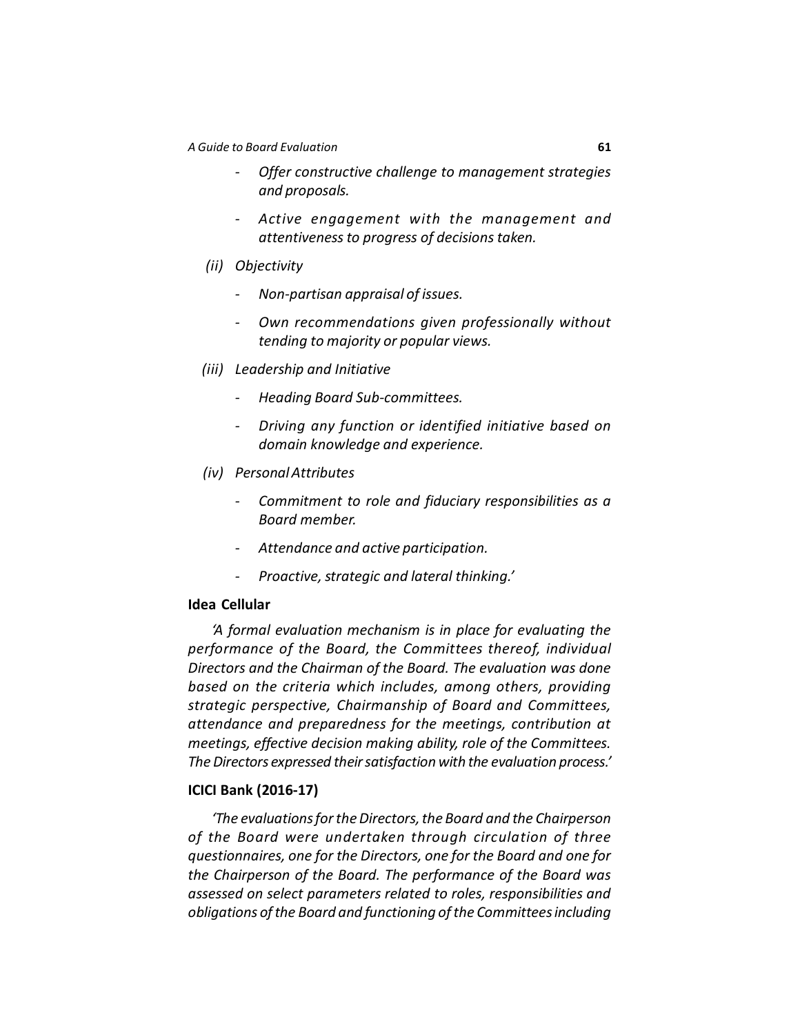- *Offer constructive challenge to management strategies and proposals.*
- *Active engagement with the management and attentiveness to progress of decisions taken.*

*(ii) Objectivity*

- *Non-partisan appraisal of issues.*
- *Own recommendations given professionally without tending to majority or popular views.*

*(iii) Leadership and Initiative*

- *Heading Board Sub-committees.*
- *Driving any function or identified initiative based on domain knowledge and experience.*

*(iv) Personal Attributes*

- *Commitment to role and fiduciary responsibilities as a Board member.*
- *Attendance and active participation.*
- *Proactive, strategic and lateral thinking.'*

**Idea Cellular**

*'A formal evaluation mechanism is in place for evaluating the performance of the Board, the Committees thereof, individual Directors and the Chairman of the Board. The evaluation was done based on the criteria which includes, among others, providing strategic perspective, Chairmanship of Board and Committees, attendance and preparedness for the meetings, contribution at meetings, effective decision making ability, role of the Committees. The Directors expressed their satisfaction with the evaluation process.'*

**ICICI Bank (2016-17)**

*'The evaluations for the Directors, the Board and the Chairperson of the Board were undertaken through circulation of three questionnaires, one for the Directors, one for the Board and one for the Chairperson of the Board. The performance of the Board was assessed on select parameters related to roles, responsibilities and obligations of the Board and functioning of the Committees including*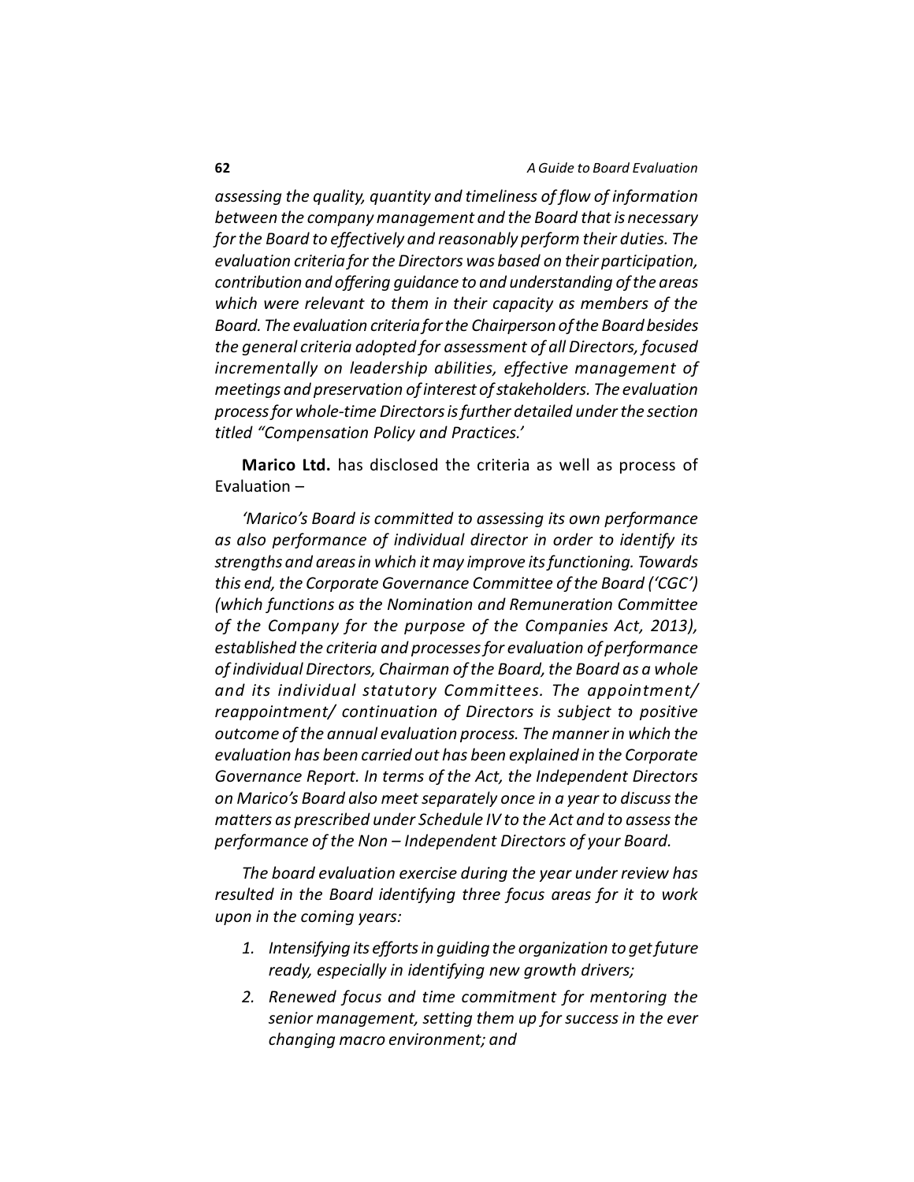*assessing the quality, quantity and timeliness of flow of information between the company management and the Board that is necessary for the Board to effectively and reasonably perform their duties. The evaluation criteria for the Directors was based on their participation, contribution and offering guidance to and understanding of the areas which were relevant to them in their capacity as members of the Board. The evaluation criteria for the Chairperson of the Board besides the general criteria adopted for assessment of all Directors, focused incrementally on leadership abilities, effective management of meetings and preservation of interest of stakeholders. The evaluation process for whole-time Directors is further detailed under the section titled "Compensation Policy and Practices.'*

**Marico Ltd.** has disclosed the criteria as well as process of Evaluation –

*'Marico's Board is committed to assessing its own performance as also performance of individual director in order to identify its strengths and areas in which it may improve its functioning. Towards this end, the Corporate Governance Committee of the Board ('CGC') (which functions as the Nomination and Remuneration Committee of the Company for the purpose of the Companies Act, 2013), established the criteria and processes for evaluation of performance of individual Directors, Chairman of the Board, the Board as a whole and its individual statutory Committees. The appointment/ reappointment/ continuation of Directors is subject to positive outcome of the annual evaluation process. The manner in which the evaluation has been carried out has been explained in the Corporate Governance Report. In terms of the Act, the Independent Directors on Marico's Board also meet separately once in a year to discuss the matters as prescribed under Schedule IV to the Act and to assess the performance of the Non – Independent Directors of your Board.*

*The board evaluation exercise during the year under review has resulted in the Board identifying three focus areas for it to work upon in the coming years:*

1. *Intensifying its efforts in guiding the organization to get future ready, especially in identifying new growth drivers;*
2. *Renewed focus and time commitment for mentoring the senior management, setting them up for success in the ever changing macro environment; and*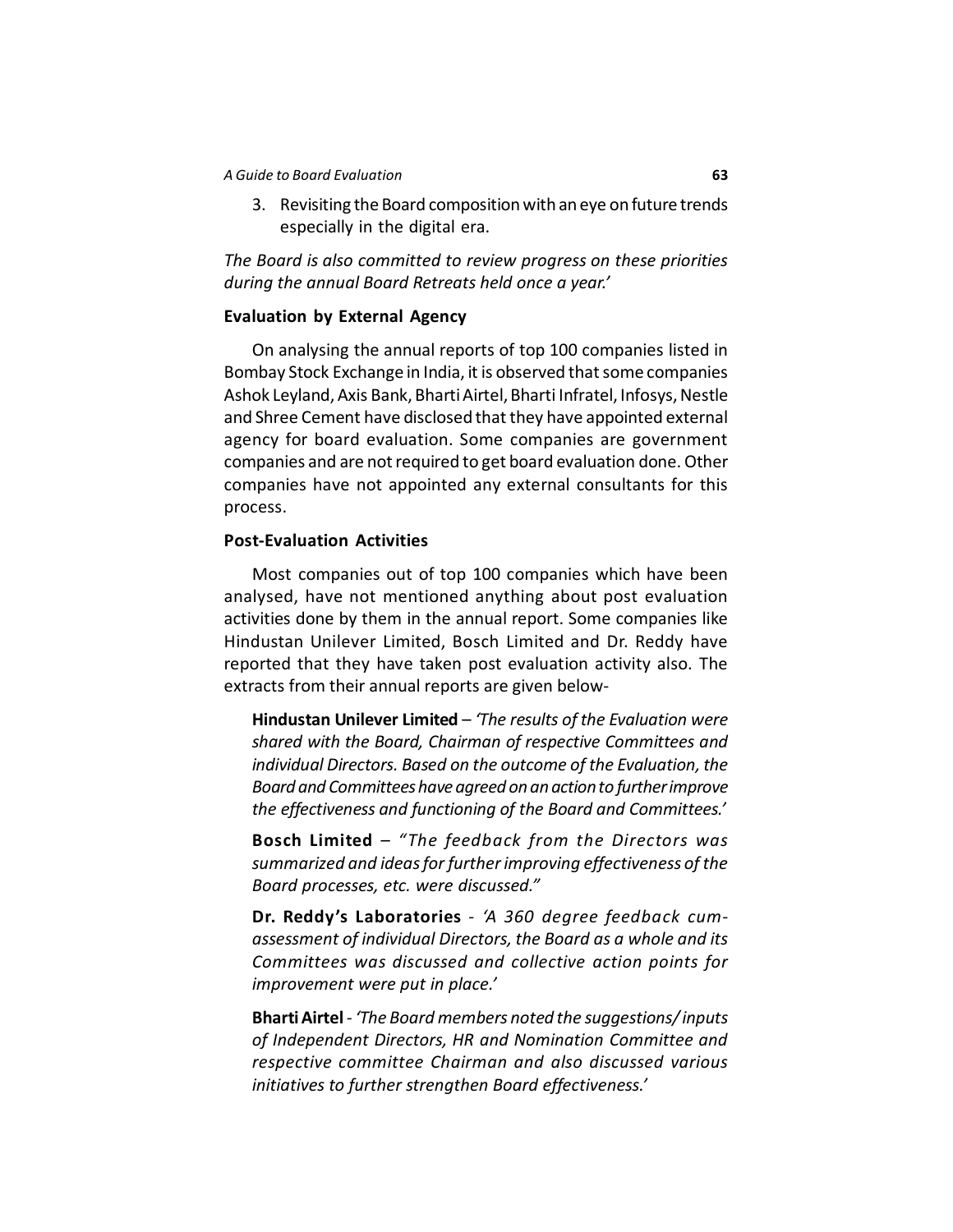3. Revisiting the Board composition with an eye on future trends especially in the digital era.

*The Board is also committed to review progress on these priorities during the annual Board Retreats held once a year.'*

**Evaluation by External Agency**

On analysing the annual reports of top 100 companies listed in Bombay Stock Exchange in India, it is observed that some companies Ashok Leyland, Axis Bank, Bharti Airtel, Bharti Infratel, Infosys, Nestle and Shree Cement have disclosed that they have appointed external agency for board evaluation. Some companies are government companies and are not required to get board evaluation done. Other companies have not appointed any external consultants for this process.

**Post-Evaluation Activities**

Most companies out of top 100 companies which have been analysed, have not mentioned anything about post evaluation activities done by them in the annual report. Some companies like Hindustan Unilever Limited, Bosch Limited and Dr. Reddy have reported that they have taken post evaluation activity also. The extracts from their annual reports are given below-

**Hindustan Unilever Limited** – *'The results of the Evaluation were shared with the Board, Chairman of respective Committees and individual Directors. Based on the outcome of the Evaluation, the Board and Committees have agreed on an action to further improve the effectiveness and functioning of the Board and Committees.'*

**Bosch Limited** – *"The feedback from the Directors was summarized and ideas for further improving effectiveness of the Board processes, etc. were discussed."*

**Dr. Reddy's Laboratories** - *'A 360 degree feedback cum-assessment of individual Directors, the Board as a whole and its Committees was discussed and collective action points for improvement were put in place.'*

**Bharti Airtel** - *'The Board members noted the suggestions/ inputs of Independent Directors, HR and Nomination Committee and respective committee Chairman and also discussed various initiatives to further strengthen Board effectiveness.'*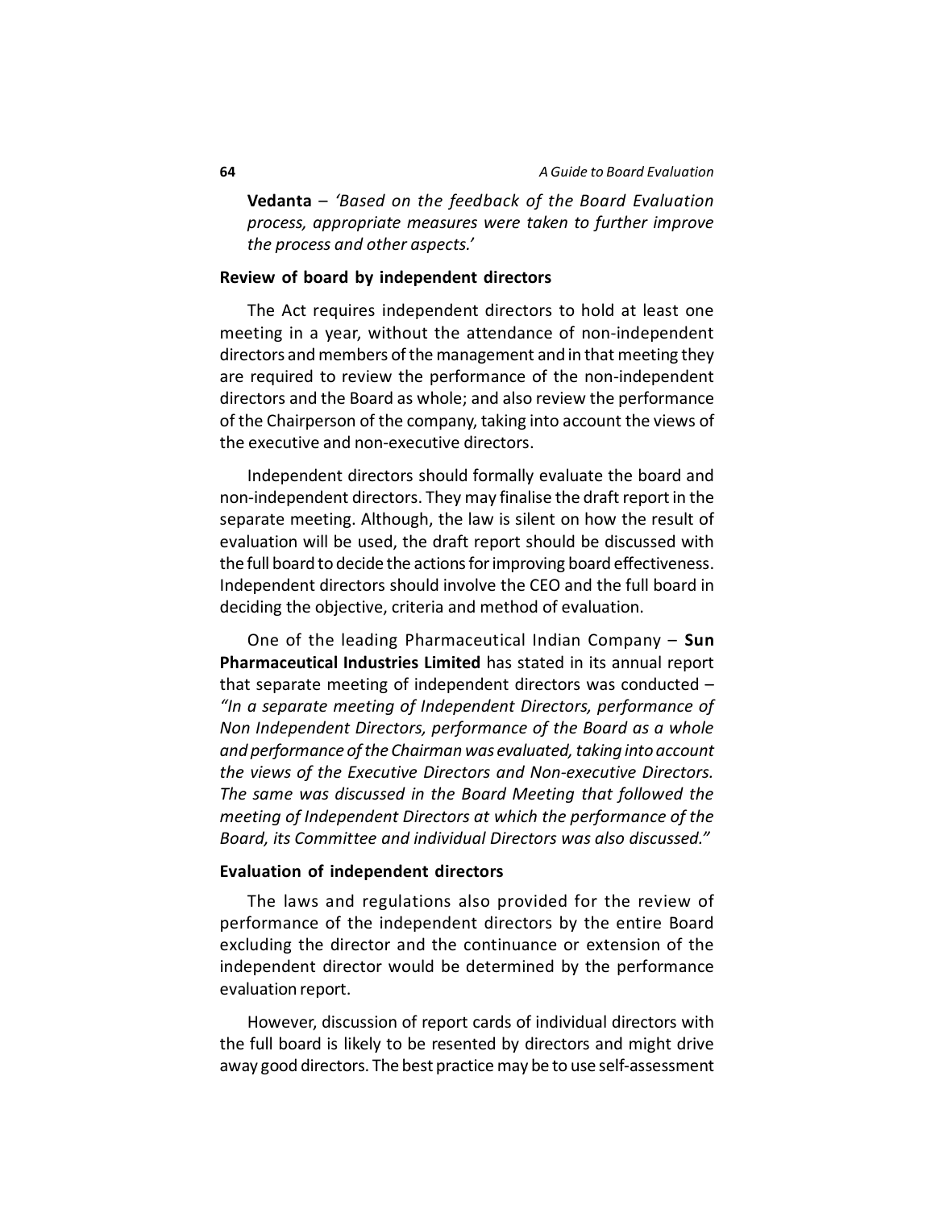**Vedanta** – *'Based on the feedback of the Board Evaluation process, appropriate measures were taken to further improve the process and other aspects.'*

**Review of board by independent directors**

The Act requires independent directors to hold at least one meeting in a year, without the attendance of non-independent directors and members of the management and in that meeting they are required to review the performance of the non-independent directors and the Board as whole; and also review the performance of the Chairperson of the company, taking into account the views of the executive and non-executive directors.

Independent directors should formally evaluate the board and non-independent directors. They may finalise the draft report in the separate meeting. Although, the law is silent on how the result of evaluation will be used, the draft report should be discussed with the full board to decide the actions for improving board effectiveness. Independent directors should involve the CEO and the full board in deciding the objective, criteria and method of evaluation.

One of the leading Pharmaceutical Indian Company – **Sun Pharmaceutical Industries Limited** has stated in its annual report that separate meeting of independent directors was conducted – *"In a separate meeting of Independent Directors, performance of Non Independent Directors, performance of the Board as a whole and performance of the Chairman was evaluated, taking into account the views of the Executive Directors and Non-executive Directors. The same was discussed in the Board Meeting that followed the meeting of Independent Directors at which the performance of the Board, its Committee and individual Directors was also discussed."*

**Evaluation of independent directors**

The laws and regulations also provided for the review of performance of the independent directors by the entire Board excluding the director and the continuance or extension of the independent director would be determined by the performance evaluation report.

However, discussion of report cards of individual directors with the full board is likely to be resented by directors and might drive away good directors. The best practice may be to use self-assessment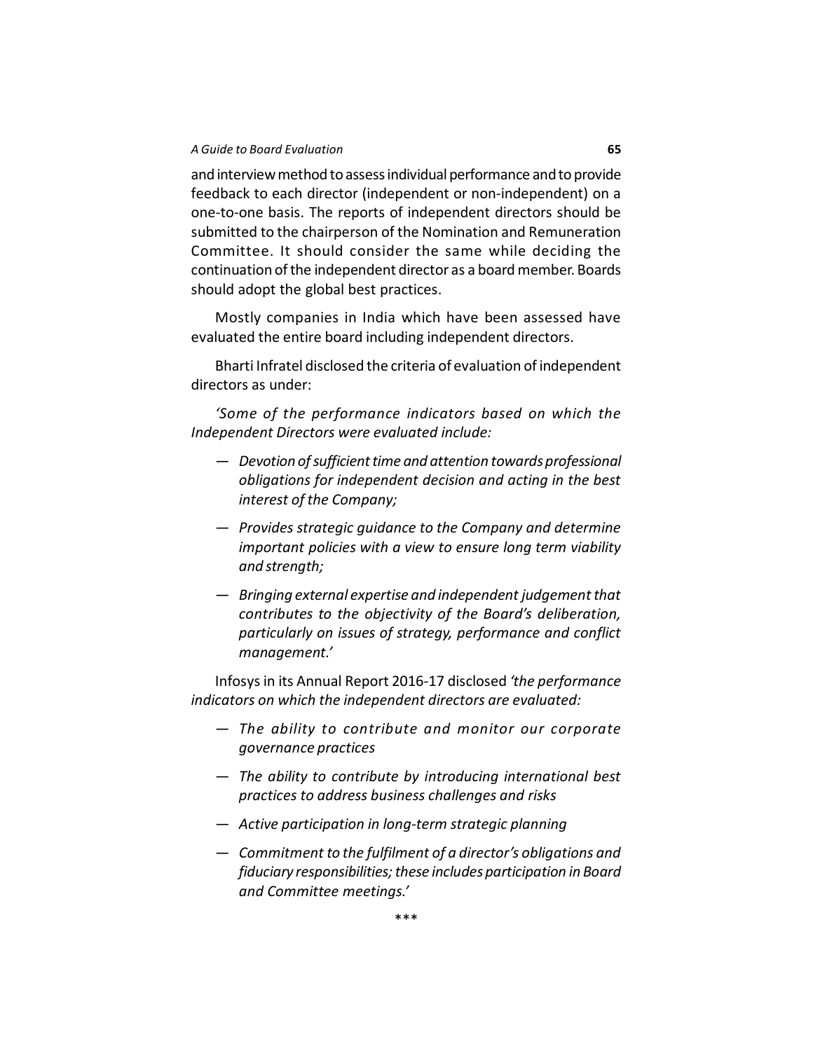and interview method to assess individual performance and to provide feedback to each director (independent or non-independent) on a one-to-one basis. The reports of independent directors should be submitted to the chairperson of the Nomination and Remuneration Committee. It should consider the same while deciding the continuation of the independent director as a board member. Boards should adopt the global best practices.

Mostly companies in India which have been assessed have evaluated the entire board including independent directors.

Bharti Infratel disclosed the criteria of evaluation of independent directors as under:

*'Some of the performance indicators based on which the Independent Directors were evaluated include:*

— *Devotion of sufficient time and attention towards professional obligations for independent decision and acting in the best interest of the Company;*

— *Provides strategic guidance to the Company and determine important policies with a view to ensure long term viability and strength;*

— *Bringing external expertise and independent judgement that contributes to the objectivity of the Board's deliberation, particularly on issues of strategy, performance and conflict management.'*

Infosys in its Annual Report 2016-17 disclosed *'the performance indicators on which the independent directors are evaluated:*

— *The ability to contribute and monitor our corporate governance practices*

— *The ability to contribute by introducing international best practices to address business challenges and risks*

— *Active participation in long-term strategic planning*

— *Commitment to the fulfilment of a director's obligations and fiduciary responsibilities; these includes participation in Board and Committee meetings.'*

\*\*\*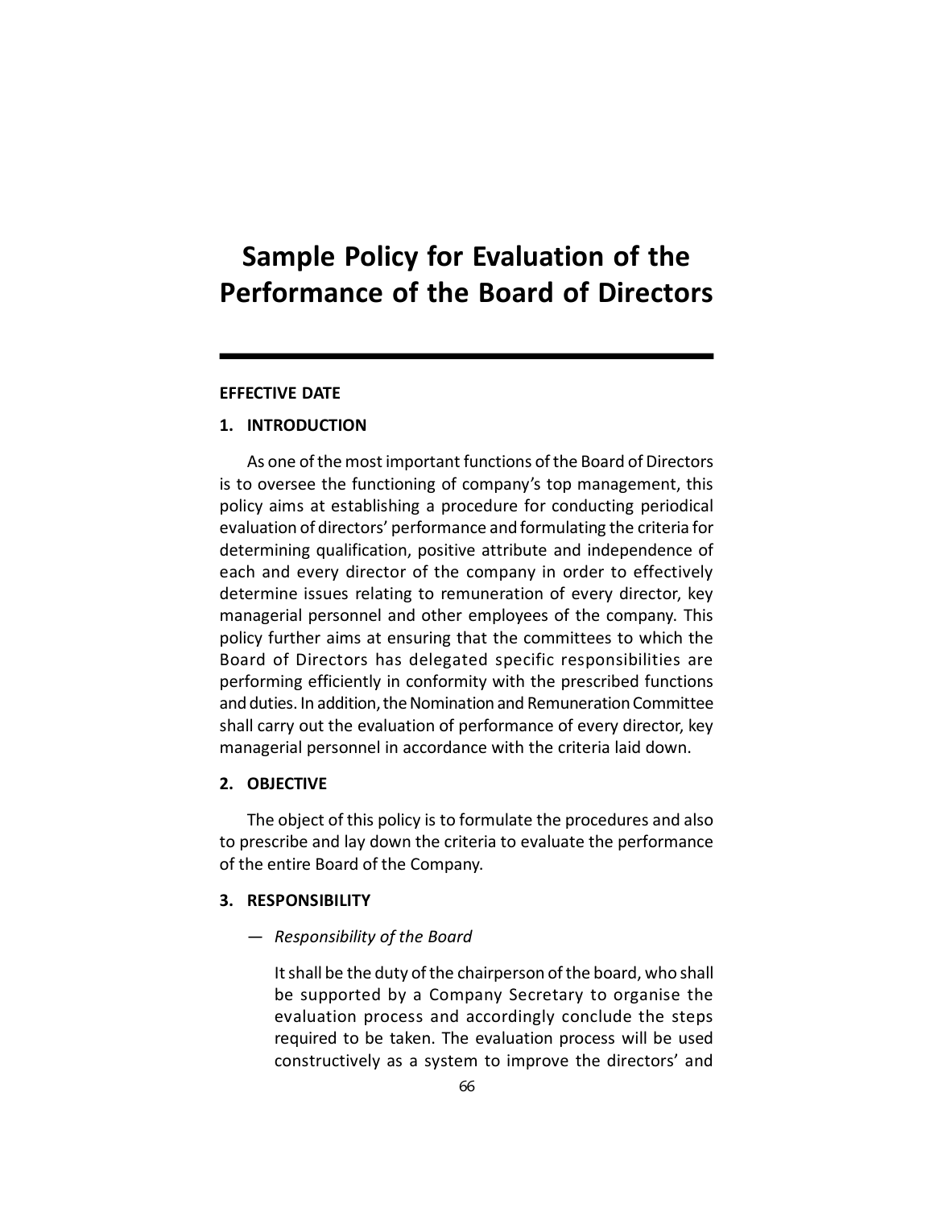# Sample Policy for Evaluation of the Performance of the Board of Directors

**EFFECTIVE DATE**

## 1. INTRODUCTION

As one of the most important functions of the Board of Directors is to oversee the functioning of company's top management, this policy aims at establishing a procedure for conducting periodical evaluation of directors' performance and formulating the criteria for determining qualification, positive attribute and independence of each and every director of the company in order to effectively determine issues relating to remuneration of every director, key managerial personnel and other employees of the company. This policy further aims at ensuring that the committees to which the Board of Directors has delegated specific responsibilities are performing efficiently in conformity with the prescribed functions and duties. In addition, the Nomination and Remuneration Committee shall carry out the evaluation of performance of every director, key managerial personnel in accordance with the criteria laid down.

## 2. OBJECTIVE

The object of this policy is to formulate the procedures and also to prescribe and lay down the criteria to evaluate the performance of the entire Board of the Company.

## 3. RESPONSIBILITY

— *Responsibility of the Board*

It shall be the duty of the chairperson of the board, who shall be supported by a Company Secretary to organise the evaluation process and accordingly conclude the steps required to be taken. The evaluation process will be used constructively as a system to improve the directors' and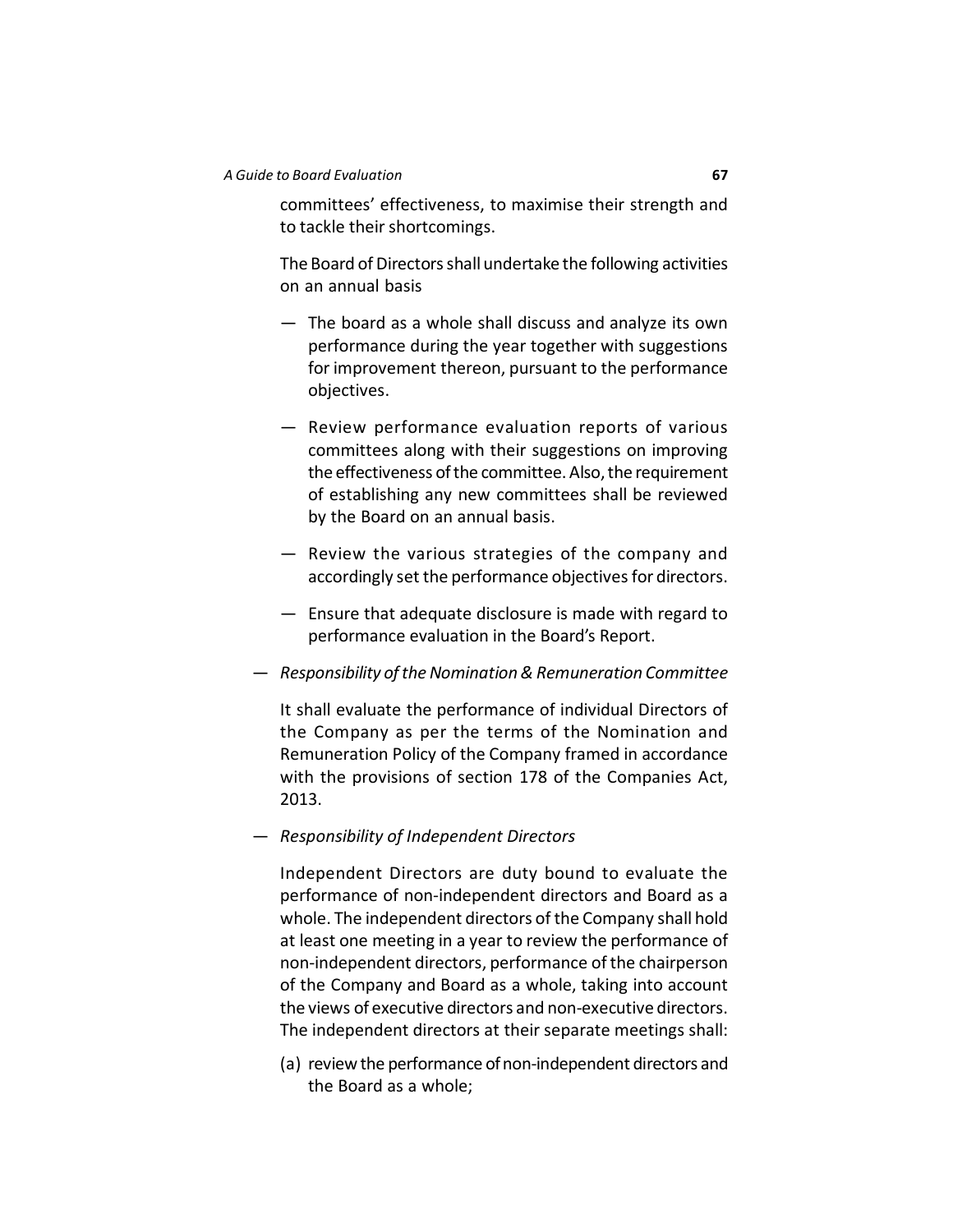committees' effectiveness, to maximise their strength and to tackle their shortcomings.

The Board of Directors shall undertake the following activities on an annual basis

- The board as a whole shall discuss and analyze its own performance during the year together with suggestions for improvement thereon, pursuant to the performance objectives.
- Review performance evaluation reports of various committees along with their suggestions on improving the effectiveness of the committee. Also, the requirement of establishing any new committees shall be reviewed by the Board on an annual basis.
- Review the various strategies of the company and accordingly set the performance objectives for directors.
- Ensure that adequate disclosure is made with regard to performance evaluation in the Board's Report.

— *Responsibility of the Nomination & Remuneration Committee*

It shall evaluate the performance of individual Directors of the Company as per the terms of the Nomination and Remuneration Policy of the Company framed in accordance with the provisions of section 178 of the Companies Act, 2013.

— *Responsibility of Independent Directors*

Independent Directors are duty bound to evaluate the performance of non-independent directors and Board as a whole. The independent directors of the Company shall hold at least one meeting in a year to review the performance of non-independent directors, performance of the chairperson of the Company and Board as a whole, taking into account the views of executive directors and non-executive directors. The independent directors at their separate meetings shall:

(a) review the performance of non-independent directors and the Board as a whole;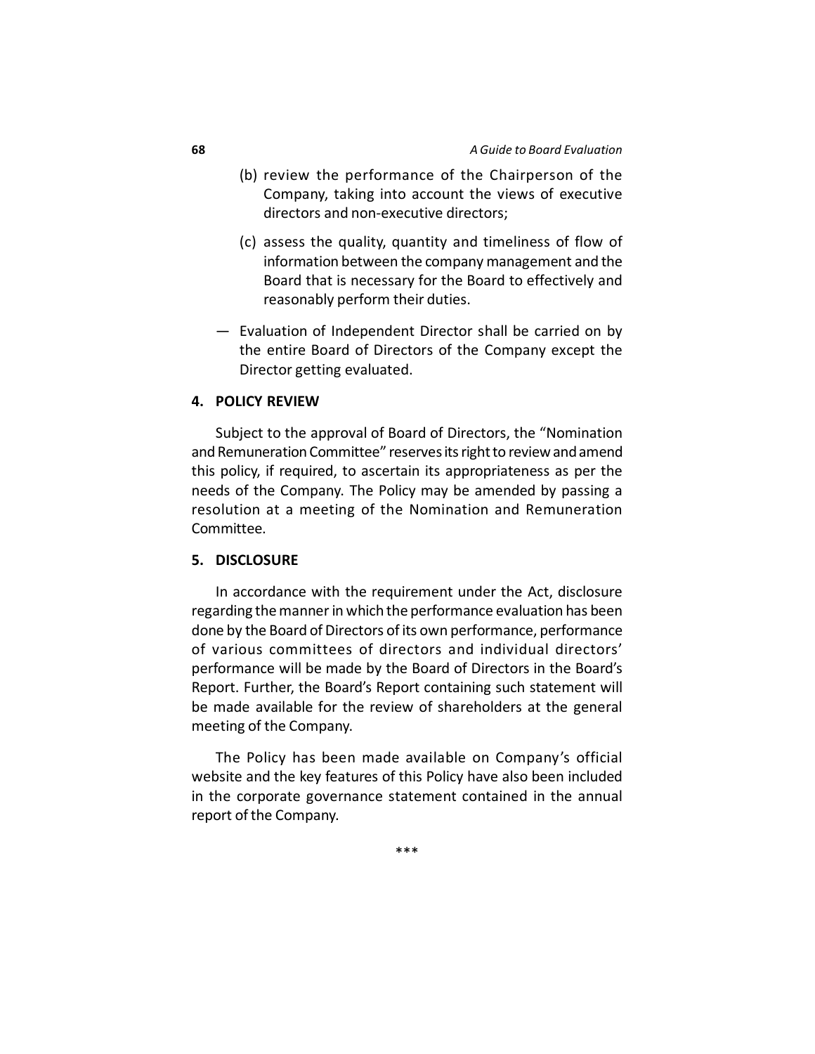(b) review the performance of the Chairperson of the Company, taking into account the views of executive directors and non-executive directors;

(c) assess the quality, quantity and timeliness of flow of information between the company management and the Board that is necessary for the Board to effectively and reasonably perform their duties.

— Evaluation of Independent Director shall be carried on by the entire Board of Directors of the Company except the Director getting evaluated.

**4. POLICY REVIEW**

Subject to the approval of Board of Directors, the "Nomination and Remuneration Committee" reserves its right to review and amend this policy, if required, to ascertain its appropriateness as per the needs of the Company. The Policy may be amended by passing a resolution at a meeting of the Nomination and Remuneration Committee.

**5. DISCLOSURE**

In accordance with the requirement under the Act, disclosure regarding the manner in which the performance evaluation has been done by the Board of Directors of its own performance, performance of various committees of directors and individual directors' performance will be made by the Board of Directors in the Board's Report. Further, the Board's Report containing such statement will be made available for the review of shareholders at the general meeting of the Company.

The Policy has been made available on Company's official website and the key features of this Policy have also been included in the corporate governance statement contained in the annual report of the Company.

***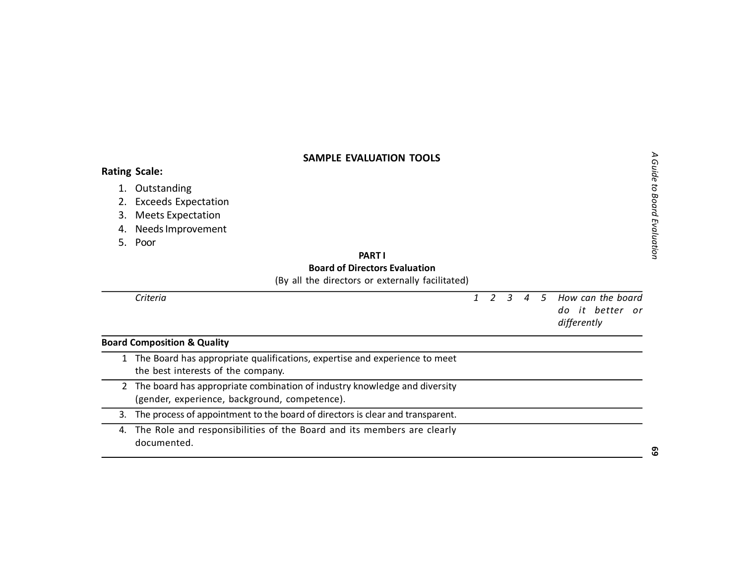## SAMPLE EVALUATION TOOLS

**Rating Scale:**

1. Outstanding
2. Exceeds Expectation
3. Meets Expectation
4. Needs Improvement
5. Poor

### PART I

### Board of Directors Evaluation

(By all the directors or externally facilitated)

| | *Criteria* | *1* | *2* | *3* | *4* | *5* | *How can the board do it better or differently* |
|---|---|---|---|---|---|---|---|
| **Board Composition & Quality** | | | | | | | |
| 1 | The Board has appropriate qualifications, expertise and experience to meet the best interests of the company. | | | | | | |
| 2 | The board has appropriate combination of industry knowledge and diversity (gender, experience, background, competence). | | | | | | |
| 3. | The process of appointment to the board of directors is clear and transparent. | | | | | | |
| 4. | The Role and responsibilities of the Board and its members are clearly documented. | | | | | | |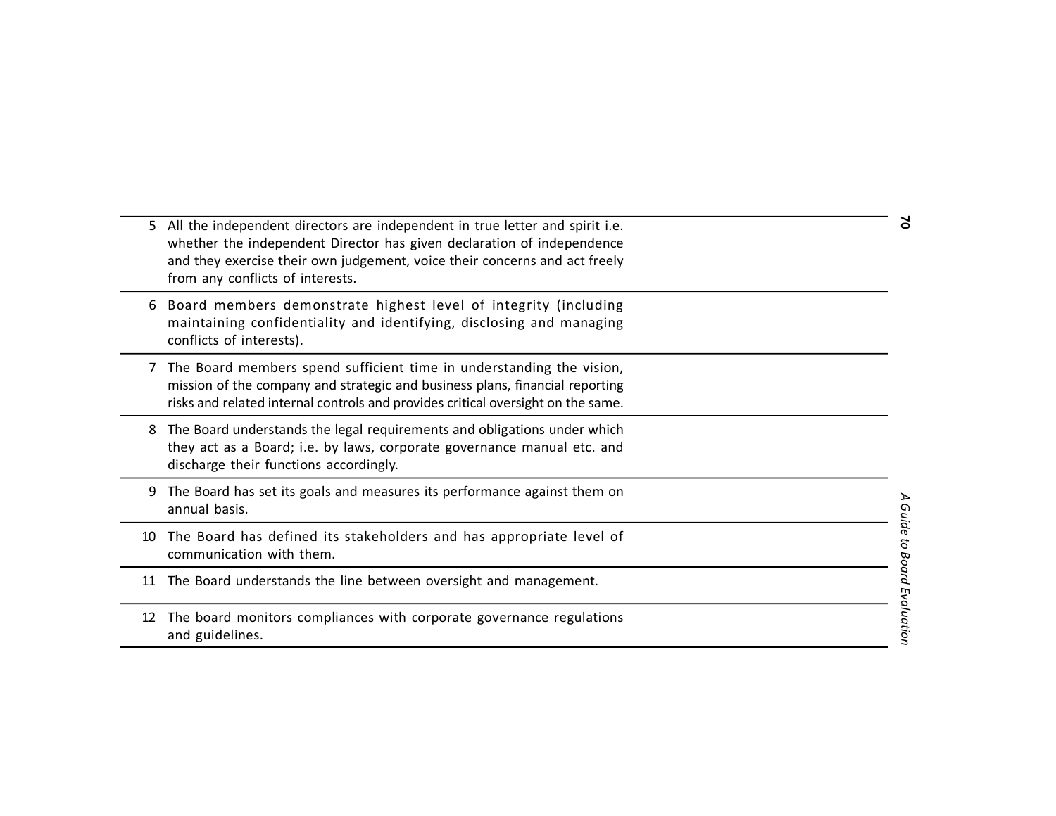| | | |
|---|---|---|
| 5 | All the independent directors are independent in true letter and spirit i.e. whether the independent Director has given declaration of independence and they exercise their own judgement, voice their concerns and act freely from any conflicts of interests. | |
| 6 | Board members demonstrate highest level of integrity (including maintaining confidentiality and identifying, disclosing and managing conflicts of interests). | |
| 7 | The Board members spend sufficient time in understanding the vision, mission of the company and strategic and business plans, financial reporting risks and related internal controls and provides critical oversight on the same. | |
| 8 | The Board understands the legal requirements and obligations under which they act as a Board; i.e. by laws, corporate governance manual etc. and discharge their functions accordingly. | |
| 9 | The Board has set its goals and measures its performance against them on annual basis. | |
| 10 | The Board has defined its stakeholders and has appropriate level of communication with them. | |
| 11 | The Board understands the line between oversight and management. | |
| 12 | The board monitors compliances with corporate governance regulations and guidelines. | |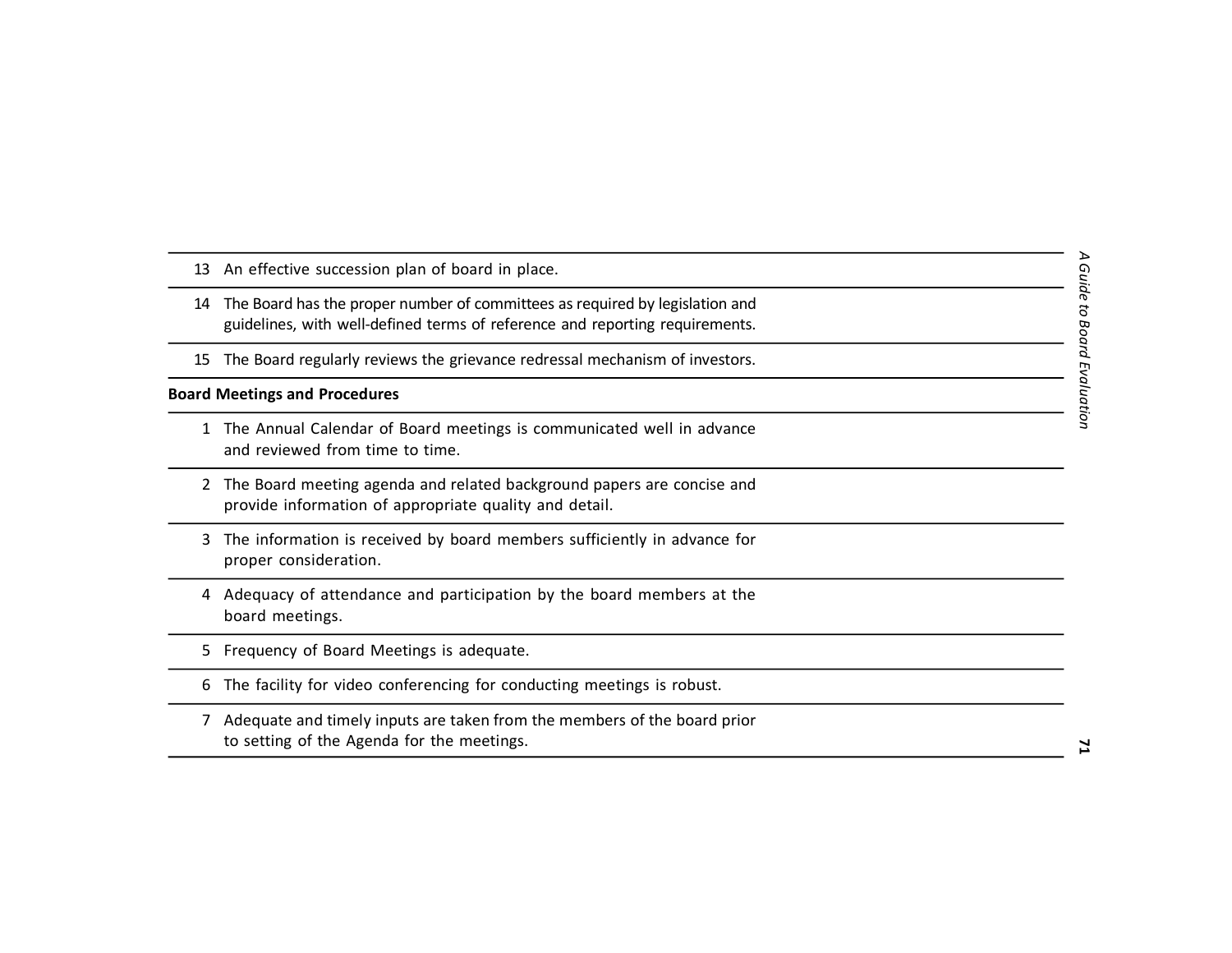| | |
|---|---|
| 13 | An effective succession plan of board in place. |
| 14 | The Board has the proper number of committees as required by legislation and guidelines, with well-defined terms of reference and reporting requirements. |
| 15 | The Board regularly reviews the grievance redressal mechanism of investors. |
| **Board Meetings and Procedures** | |
| 1 | The Annual Calendar of Board meetings is communicated well in advance and reviewed from time to time. |
| 2 | The Board meeting agenda and related background papers are concise and provide information of appropriate quality and detail. |
| 3 | The information is received by board members sufficiently in advance for proper consideration. |
| 4 | Adequacy of attendance and participation by the board members at the board meetings. |
| 5 | Frequency of Board Meetings is adequate. |
| 6 | The facility for video conferencing for conducting meetings is robust. |
| 7 | Adequate and timely inputs are taken from the members of the board prior to setting of the Agenda for the meetings. |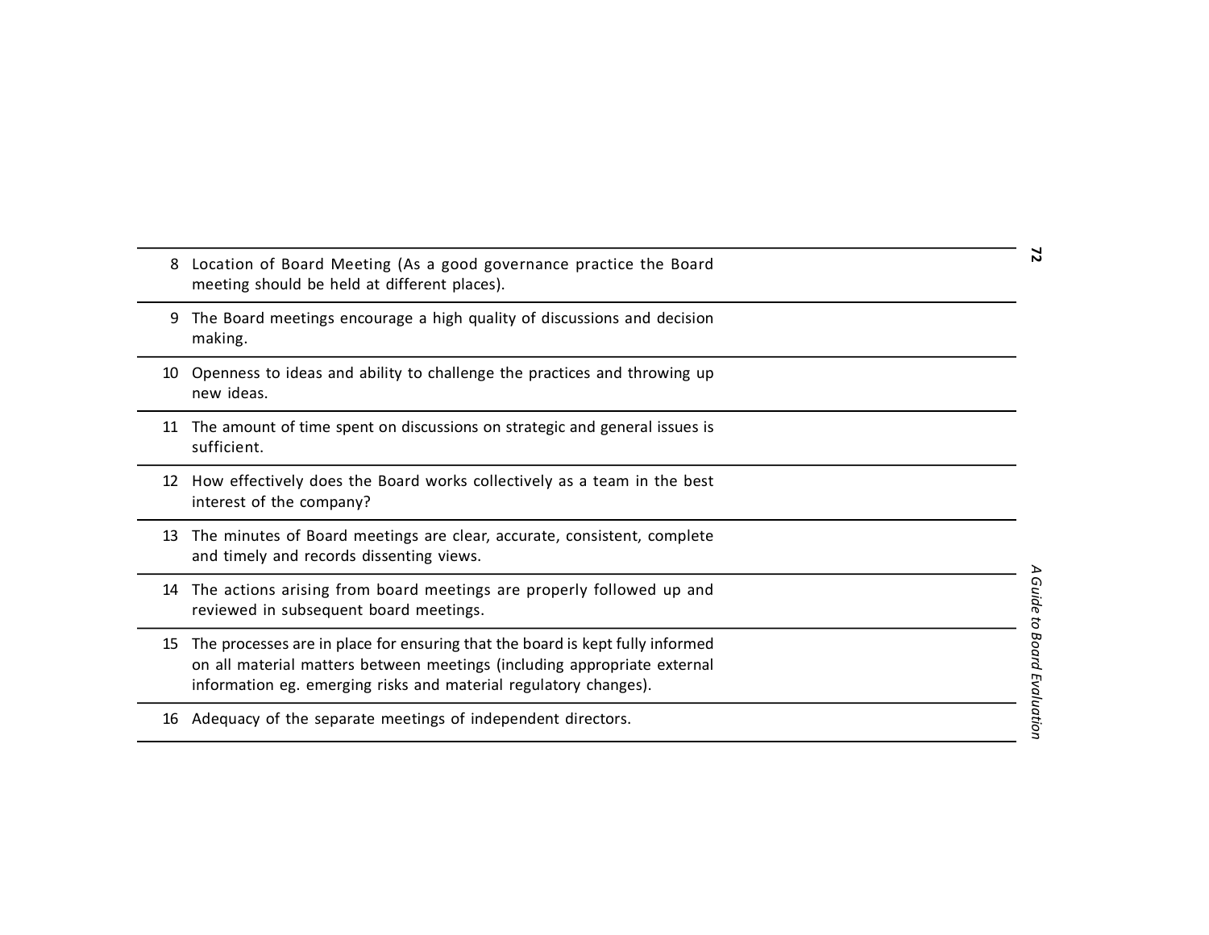| | | |
|---|---|---|
| 8 | Location of Board Meeting (As a good governance practice the Board meeting should be held at different places). | |
| 9 | The Board meetings encourage a high quality of discussions and decision making. | |
| 10 | Openness to ideas and ability to challenge the practices and throwing up new ideas. | |
| 11 | The amount of time spent on discussions on strategic and general issues is sufficient. | |
| 12 | How effectively does the Board works collectively as a team in the best interest of the company? | |
| 13 | The minutes of Board meetings are clear, accurate, consistent, complete and timely and records dissenting views. | |
| 14 | The actions arising from board meetings are properly followed up and reviewed in subsequent board meetings. | |
| 15 | The processes are in place for ensuring that the board is kept fully informed on all material matters between meetings (including appropriate external information eg. emerging risks and material regulatory changes). | |
| 16 | Adequacy of the separate meetings of independent directors. | |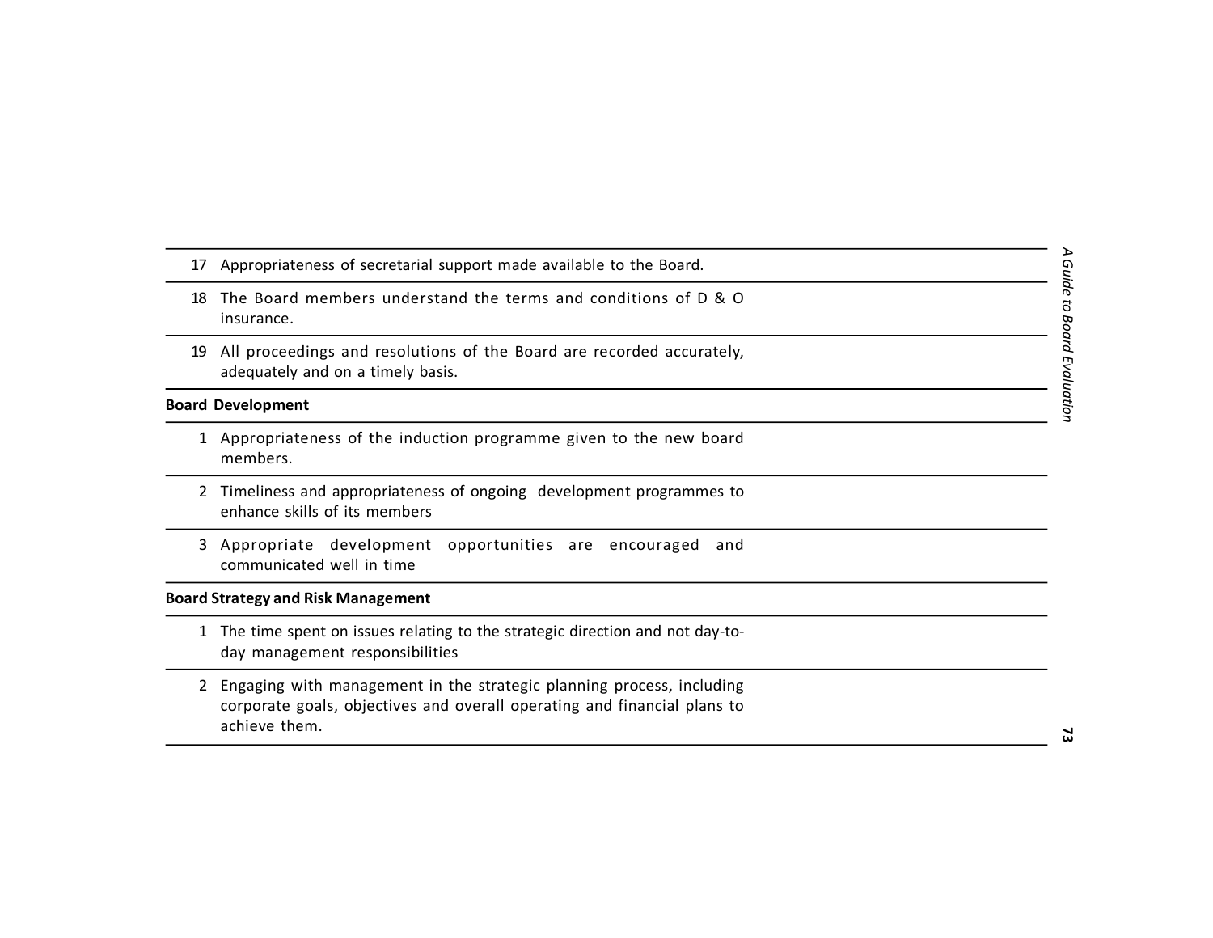| | | |
|---|---|---|
| 17 | Appropriateness of secretarial support made available to the Board. | |
| 18 | The Board members understand the terms and conditions of D & O insurance. | |
| 19 | All proceedings and resolutions of the Board are recorded accurately, adequately and on a timely basis. | |
| **Board Development** | | |
| 1 | Appropriateness of the induction programme given to the new board members. | |
| 2 | Timeliness and appropriateness of ongoing development programmes to enhance skills of its members | |
| 3 | Appropriate development opportunities are encouraged and communicated well in time | |
| **Board Strategy and Risk Management** | | |
| 1 | The time spent on issues relating to the strategic direction and not day-to-day management responsibilities | |
| 2 | Engaging with management in the strategic planning process, including corporate goals, objectives and overall operating and financial plans to achieve them. | |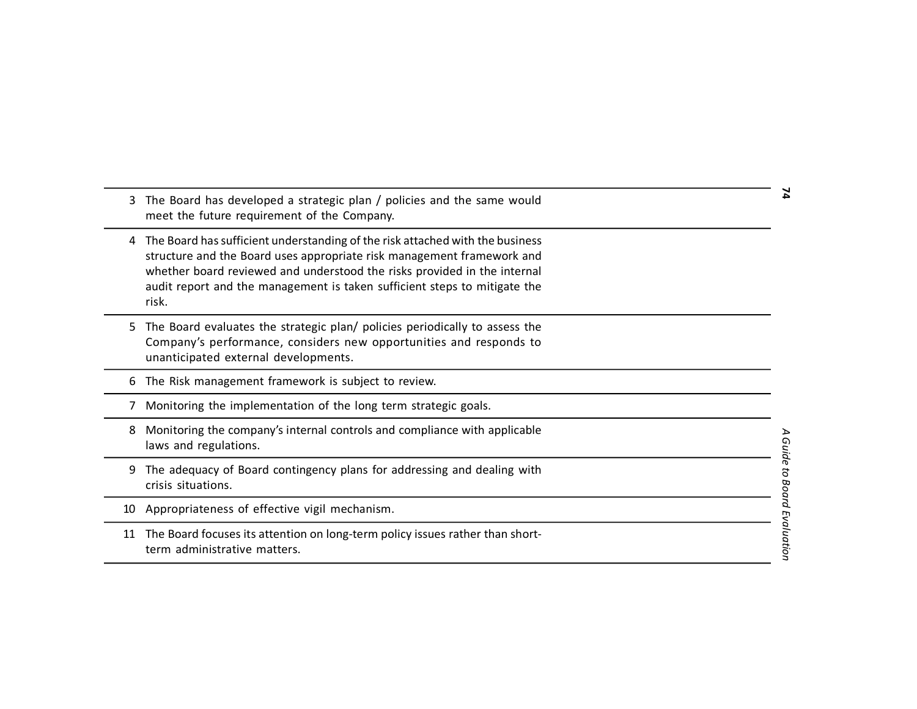| | | |
|---|---|---|
| 3 | The Board has developed a strategic plan / policies and the same would meet the future requirement of the Company. | |
| 4 | The Board has sufficient understanding of the risk attached with the business structure and the Board uses appropriate risk management framework and whether board reviewed and understood the risks provided in the internal audit report and the management is taken sufficient steps to mitigate the risk. | |
| 5 | The Board evaluates the strategic plan/ policies periodically to assess the Company's performance, considers new opportunities and responds to unanticipated external developments. | |
| 6 | The Risk management framework is subject to review. | |
| 7 | Monitoring the implementation of the long term strategic goals. | |
| 8 | Monitoring the company's internal controls and compliance with applicable laws and regulations. | |
| 9 | The adequacy of Board contingency plans for addressing and dealing with crisis situations. | |
| 10 | Appropriateness of effective vigil mechanism. | |
| 11 | The Board focuses its attention on long-term policy issues rather than short-term administrative matters. | |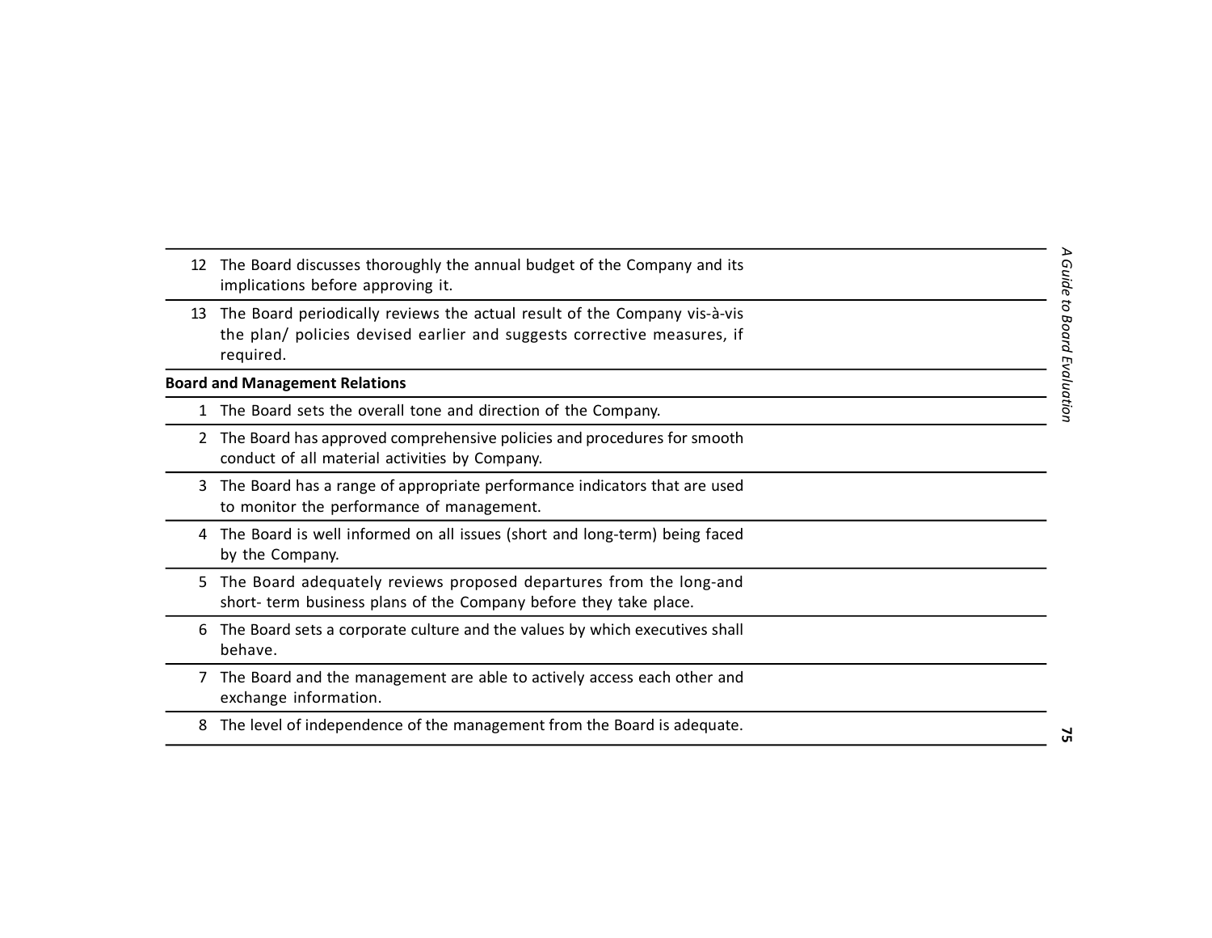| | |
|---|---|
| 12 | The Board discusses thoroughly the annual budget of the Company and its implications before approving it. |
| 13 | The Board periodically reviews the actual result of the Company vis-à-vis the plan/ policies devised earlier and suggests corrective measures, if required. |
| **Board and Management Relations** | |
| 1 | The Board sets the overall tone and direction of the Company. |
| 2 | The Board has approved comprehensive policies and procedures for smooth conduct of all material activities by Company. |
| 3 | The Board has a range of appropriate performance indicators that are used to monitor the performance of management. |
| 4 | The Board is well informed on all issues (short and long-term) being faced by the Company. |
| 5 | The Board adequately reviews proposed departures from the long-and short- term business plans of the Company before they take place. |
| 6 | The Board sets a corporate culture and the values by which executives shall behave. |
| 7 | The Board and the management are able to actively access each other and exchange information. |
| 8 | The level of independence of the management from the Board is adequate. |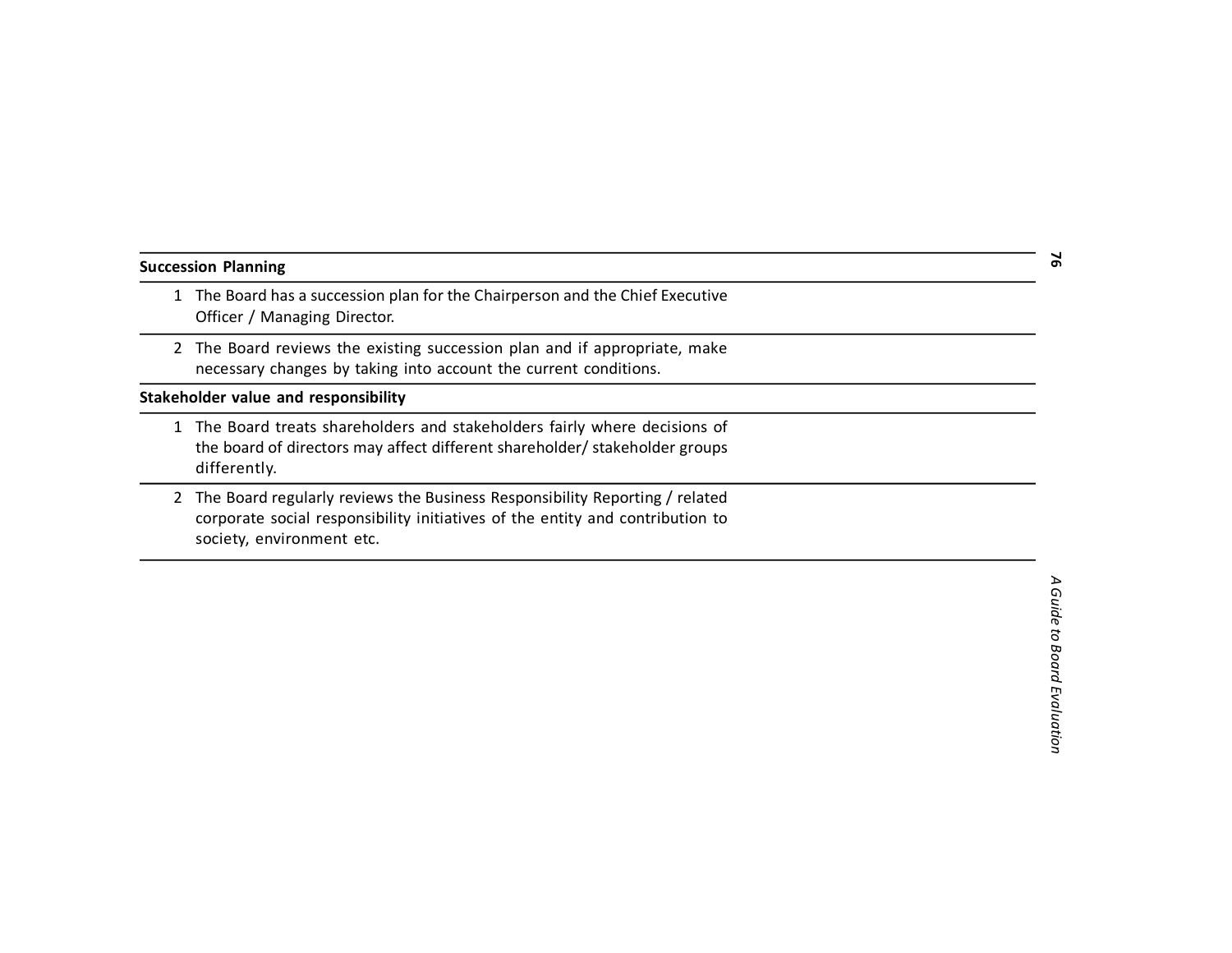| **Succession Planning** | |
|---|---|
| 1 The Board has a succession plan for the Chairperson and the Chief Executive Officer / Managing Director. | |
| 2 The Board reviews the existing succession plan and if appropriate, make necessary changes by taking into account the current conditions. | |
| **Stakeholder value and responsibility** | |
| 1 The Board treats shareholders and stakeholders fairly where decisions of the board of directors may affect different shareholder/ stakeholder groups differently. | |
| 2 The Board regularly reviews the Business Responsibility Reporting / related corporate social responsibility initiatives of the entity and contribution to society, environment etc. | |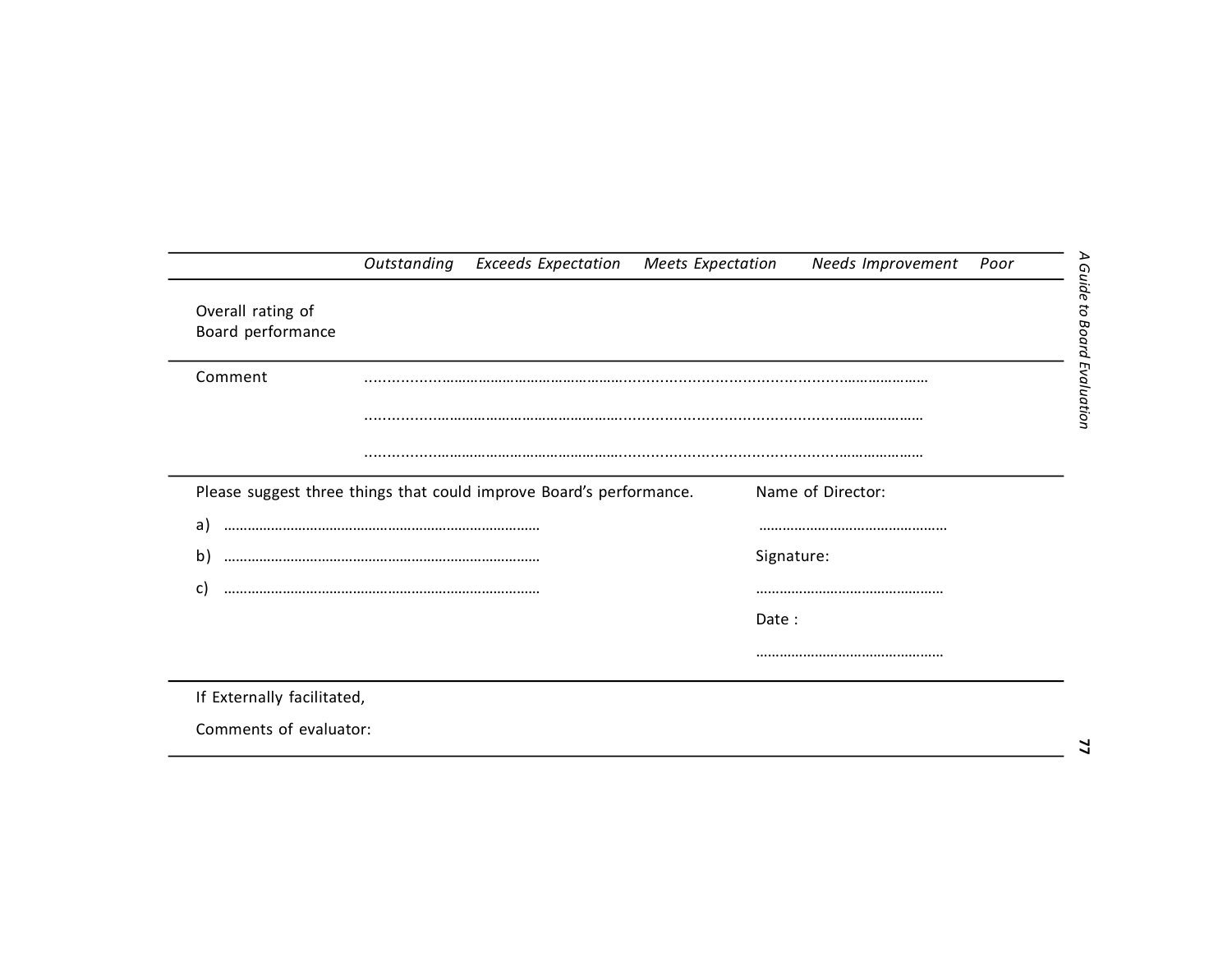| | *Outstanding* | *Exceeds Expectation* | *Meets Expectation* | *Needs Improvement* | *Poor* |
|---|---|---|---|---|---|
| Overall rating of Board performance | | | | | |

Comment ……………………………………………………………………………………………………

……………………………………………………………………………………………………

……………………………………………………………………………………………………

Please suggest three things that could improve Board's performance.

a) ……………………………………………………………………

b) ……………………………………………………………………

c) ……………………………………………………………………

Name of Director:

…………………………………………

Signature:

…………………………………………

Date :

…………………………………………

If Externally facilitated,

Comments of evaluator: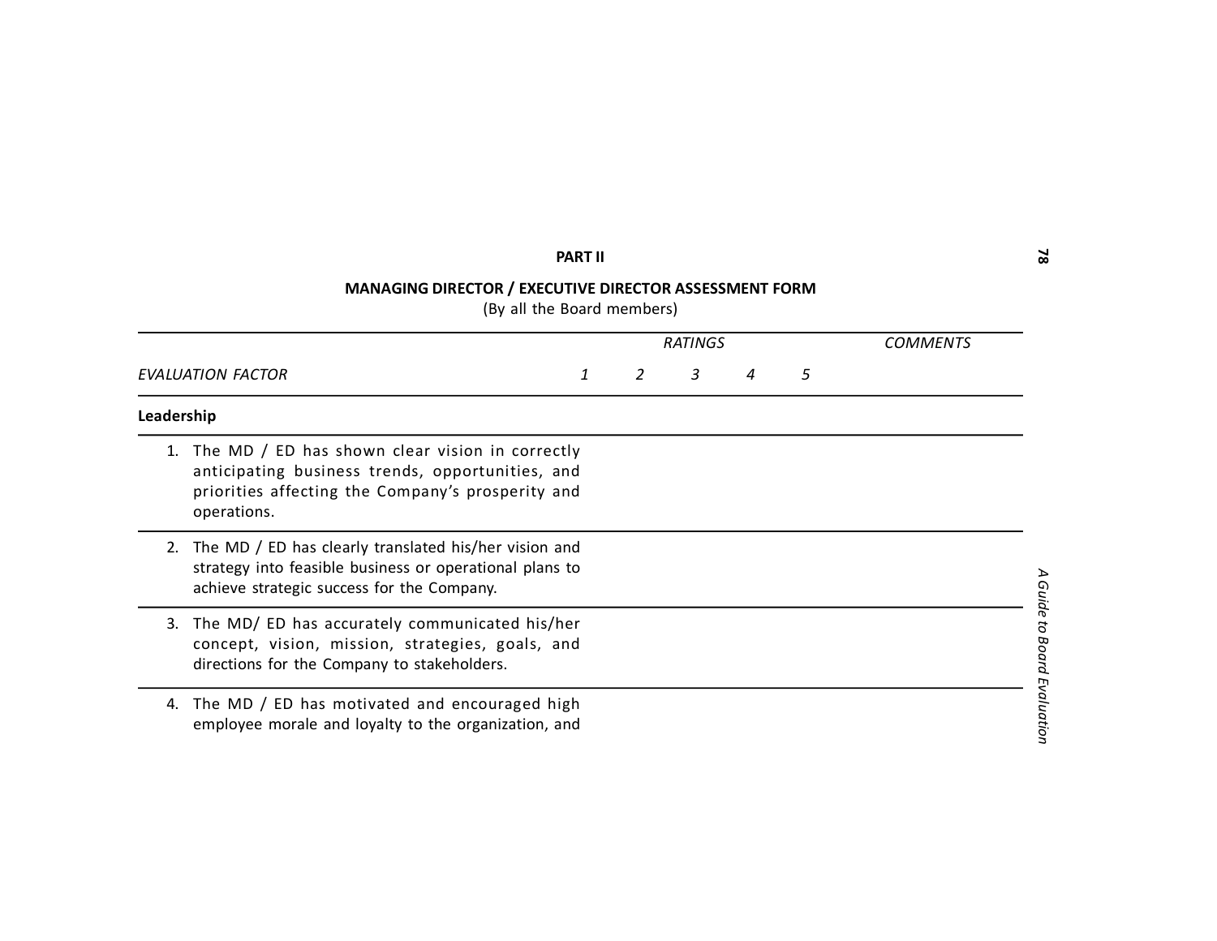**PART II**

**MANAGING DIRECTOR / EXECUTIVE DIRECTOR ASSESSMENT FORM**

(By all the Board members)

| EVALUATION FACTOR | RATINGS 1 | 2 | 3 | 4 | 5 | COMMENTS |
|---|---|---|---|---|---|---|
| **Leadership** | | | | | | |
| 1. The MD / ED has shown clear vision in correctly anticipating business trends, opportunities, and priorities affecting the Company's prosperity and operations. | | | | | | |
| 2. The MD / ED has clearly translated his/her vision and strategy into feasible business or operational plans to achieve strategic success for the Company. | | | | | | |
| 3. The MD/ ED has accurately communicated his/her concept, vision, mission, strategies, goals, and directions for the Company to stakeholders. | | | | | | |
| 4. The MD / ED has motivated and encouraged high employee morale and loyalty to the organization, and | | | | | | |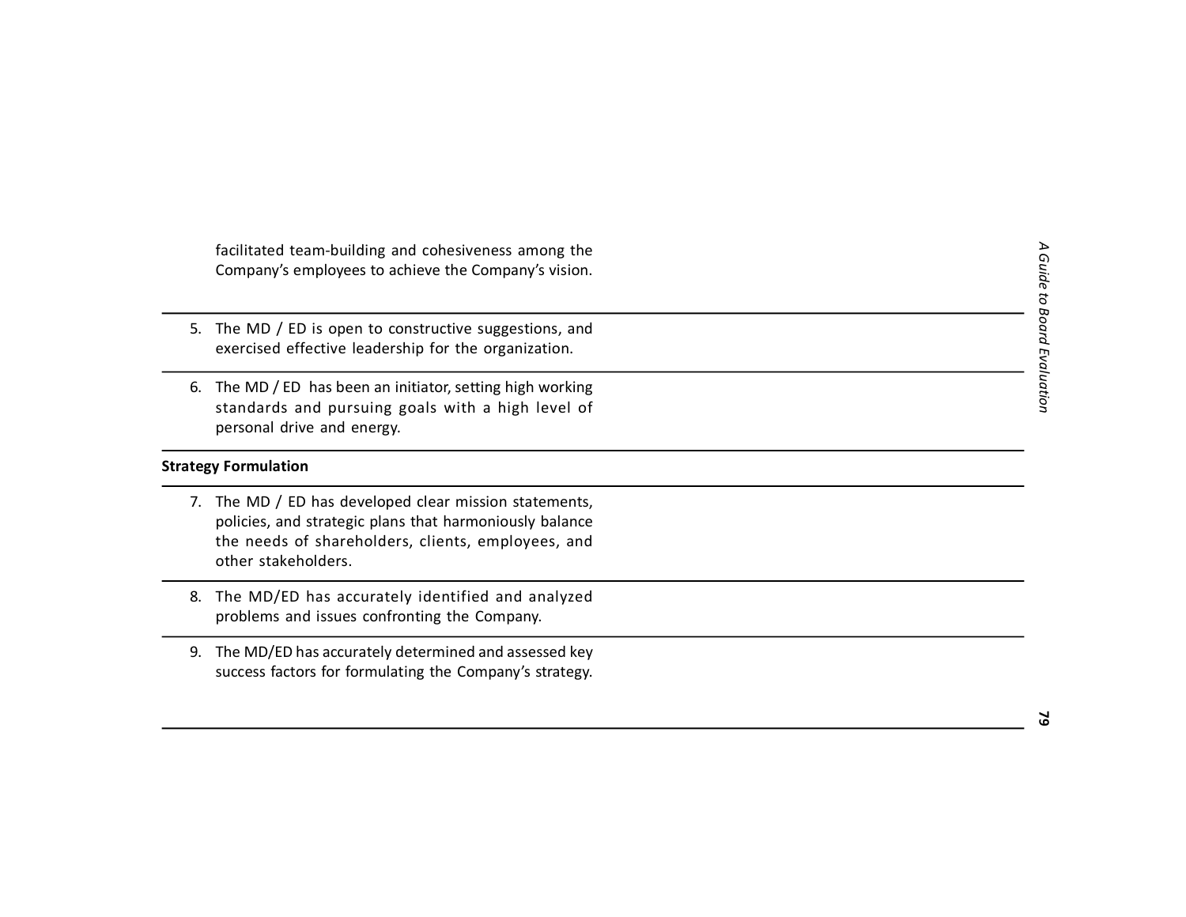facilitated team-building and cohesiveness among the Company's employees to achieve the Company's vision.

5. The MD / ED is open to constructive suggestions, and exercised effective leadership for the organization.

6. The MD / ED has been an initiator, setting high working standards and pursuing goals with a high level of personal drive and energy.

**Strategy Formulation**

7. The MD / ED has developed clear mission statements, policies, and strategic plans that harmoniously balance the needs of shareholders, clients, employees, and other stakeholders.

8. The MD/ED has accurately identified and analyzed problems and issues confronting the Company.

9. The MD/ED has accurately determined and assessed key success factors for formulating the Company's strategy.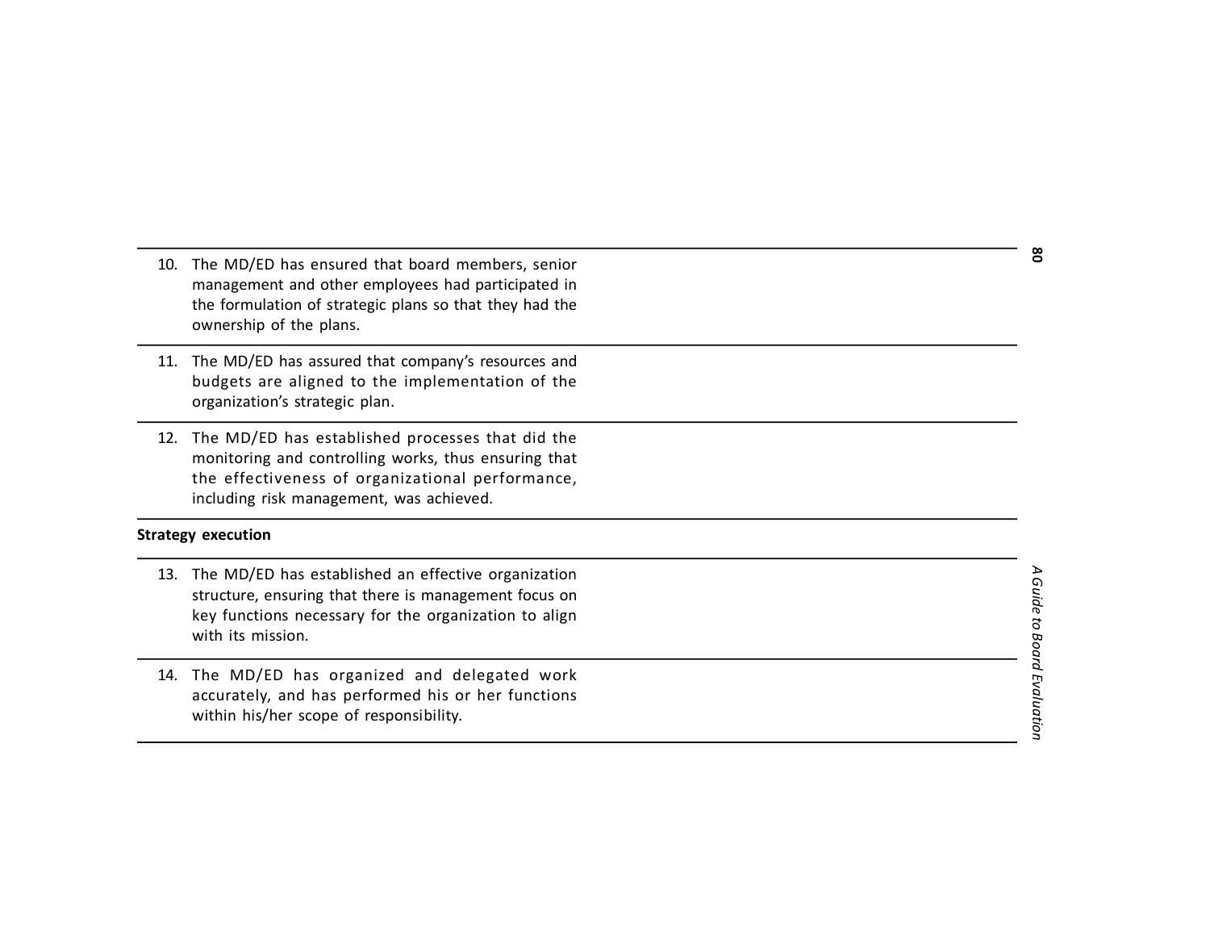| | |
|---|---|
| 10. The MD/ED has ensured that board members, senior management and other employees had participated in the formulation of strategic plans so that they had the ownership of the plans. | |
| 11. The MD/ED has assured that company's resources and budgets are aligned to the implementation of the organization's strategic plan. | |
| 12. The MD/ED has established processes that did the monitoring and controlling works, thus ensuring that the effectiveness of organizational performance, including risk management, was achieved. | |
| **Strategy execution** | |
| 13. The MD/ED has established an effective organization structure, ensuring that there is management focus on key functions necessary for the organization to align with its mission. | |
| 14. The MD/ED has organized and delegated work accurately, and has performed his or her functions within his/her scope of responsibility. | |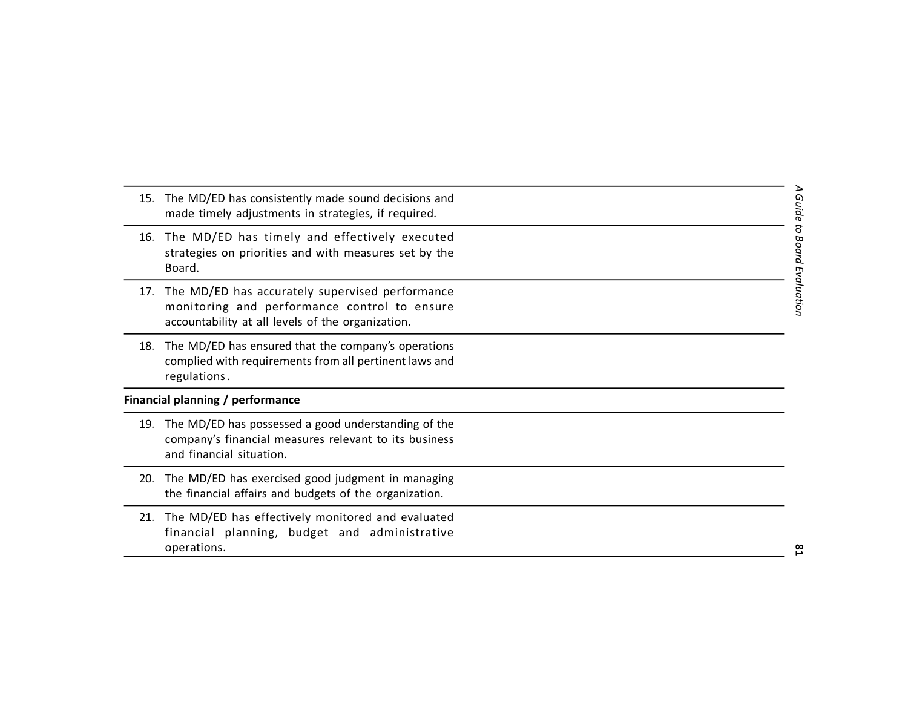| | |
|---|---|
| 15. The MD/ED has consistently made sound decisions and made timely adjustments in strategies, if required. | |
| 16. The MD/ED has timely and effectively executed strategies on priorities and with measures set by the Board. | |
| 17. The MD/ED has accurately supervised performance monitoring and performance control to ensure accountability at all levels of the organization. | |
| 18. The MD/ED has ensured that the company's operations complied with requirements from all pertinent laws and regulations. | |
| **Financial planning / performance** | |
| 19. The MD/ED has possessed a good understanding of the company's financial measures relevant to its business and financial situation. | |
| 20. The MD/ED has exercised good judgment in managing the financial affairs and budgets of the organization. | |
| 21. The MD/ED has effectively monitored and evaluated financial planning, budget and administrative operations. | |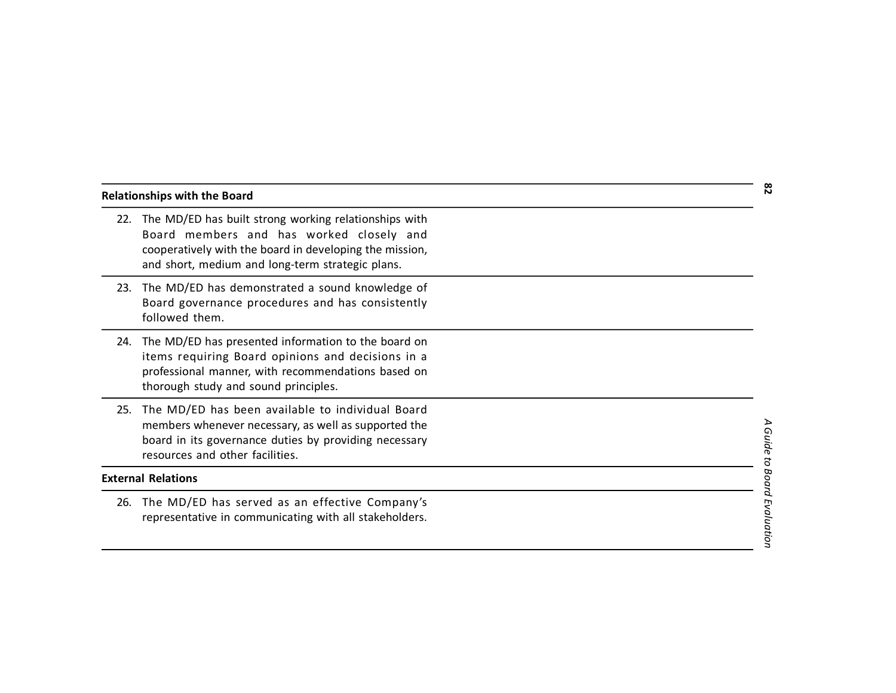| Relationships with the Board | |
|---|---|
| 22. The MD/ED has built strong working relationships with Board members and has worked closely and cooperatively with the board in developing the mission, and short, medium and long-term strategic plans. | |
| 23. The MD/ED has demonstrated a sound knowledge of Board governance procedures and has consistently followed them. | |
| 24. The MD/ED has presented information to the board on items requiring Board opinions and decisions in a professional manner, with recommendations based on thorough study and sound principles. | |
| 25. The MD/ED has been available to individual Board members whenever necessary, as well as supported the board in its governance duties by providing necessary resources and other facilities. | |
| **External Relations** | |
| 26. The MD/ED has served as an effective Company's representative in communicating with all stakeholders. | |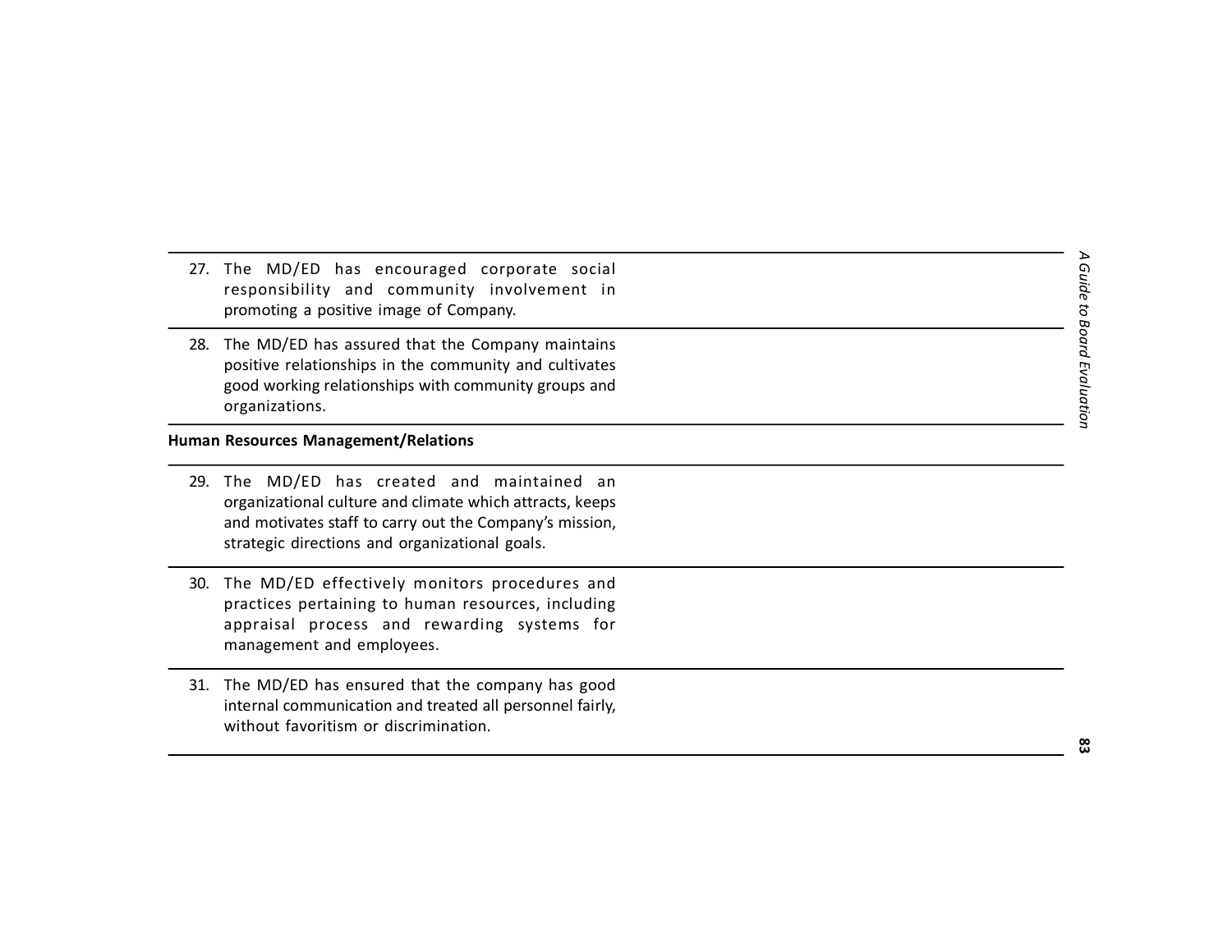| | |
|---|---|
| 27. The MD/ED has encouraged corporate social responsibility and community involvement in promoting a positive image of Company. | |
| 28. The MD/ED has assured that the Company maintains positive relationships in the community and cultivates good working relationships with community groups and organizations. | |

**Human Resources Management/Relations**

| | |
|---|---|
| 29. The MD/ED has created and maintained an organizational culture and climate which attracts, keeps and motivates staff to carry out the Company's mission, strategic directions and organizational goals. | |
| 30. The MD/ED effectively monitors procedures and practices pertaining to human resources, including appraisal process and rewarding systems for management and employees. | |
| 31. The MD/ED has ensured that the company has good internal communication and treated all personnel fairly, without favoritism or discrimination. | |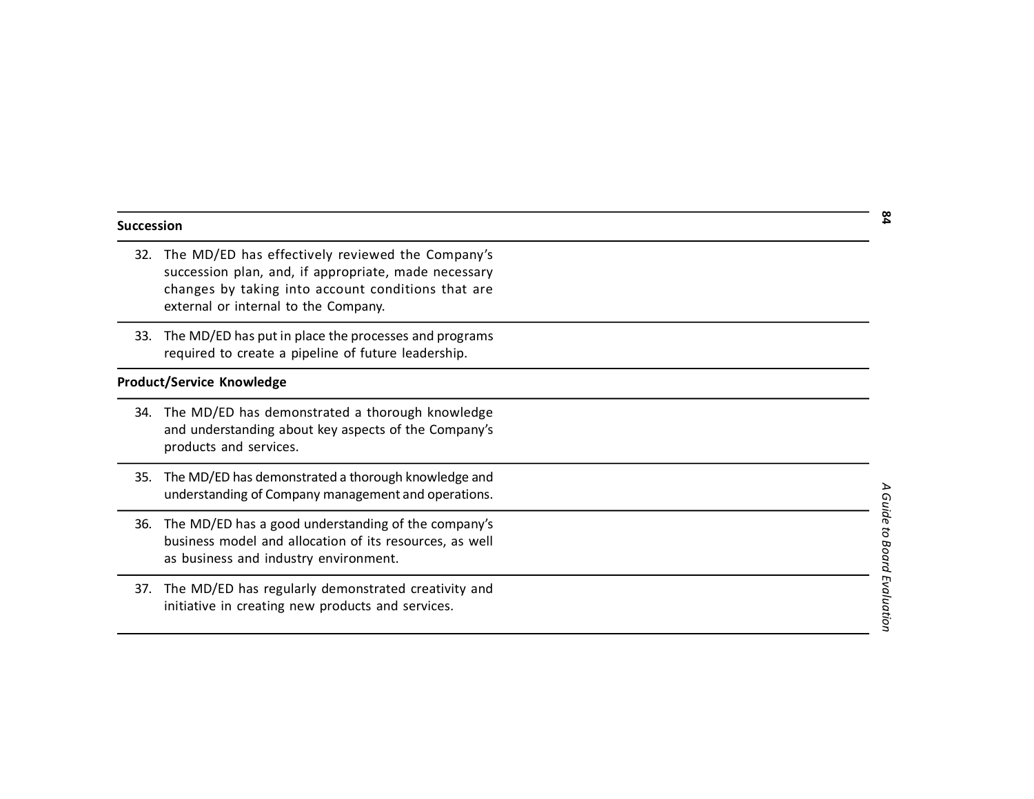| | |
|---|---|
| **Succession** | |
| 32. The MD/ED has effectively reviewed the Company's succession plan, and, if appropriate, made necessary changes by taking into account conditions that are external or internal to the Company. | |
| 33. The MD/ED has put in place the processes and programs required to create a pipeline of future leadership. | |
| **Product/Service Knowledge** | |
| 34. The MD/ED has demonstrated a thorough knowledge and understanding about key aspects of the Company's products and services. | |
| 35. The MD/ED has demonstrated a thorough knowledge and understanding of Company management and operations. | |
| 36. The MD/ED has a good understanding of the company's business model and allocation of its resources, as well as business and industry environment. | |
| 37. The MD/ED has regularly demonstrated creativity and initiative in creating new products and services. | |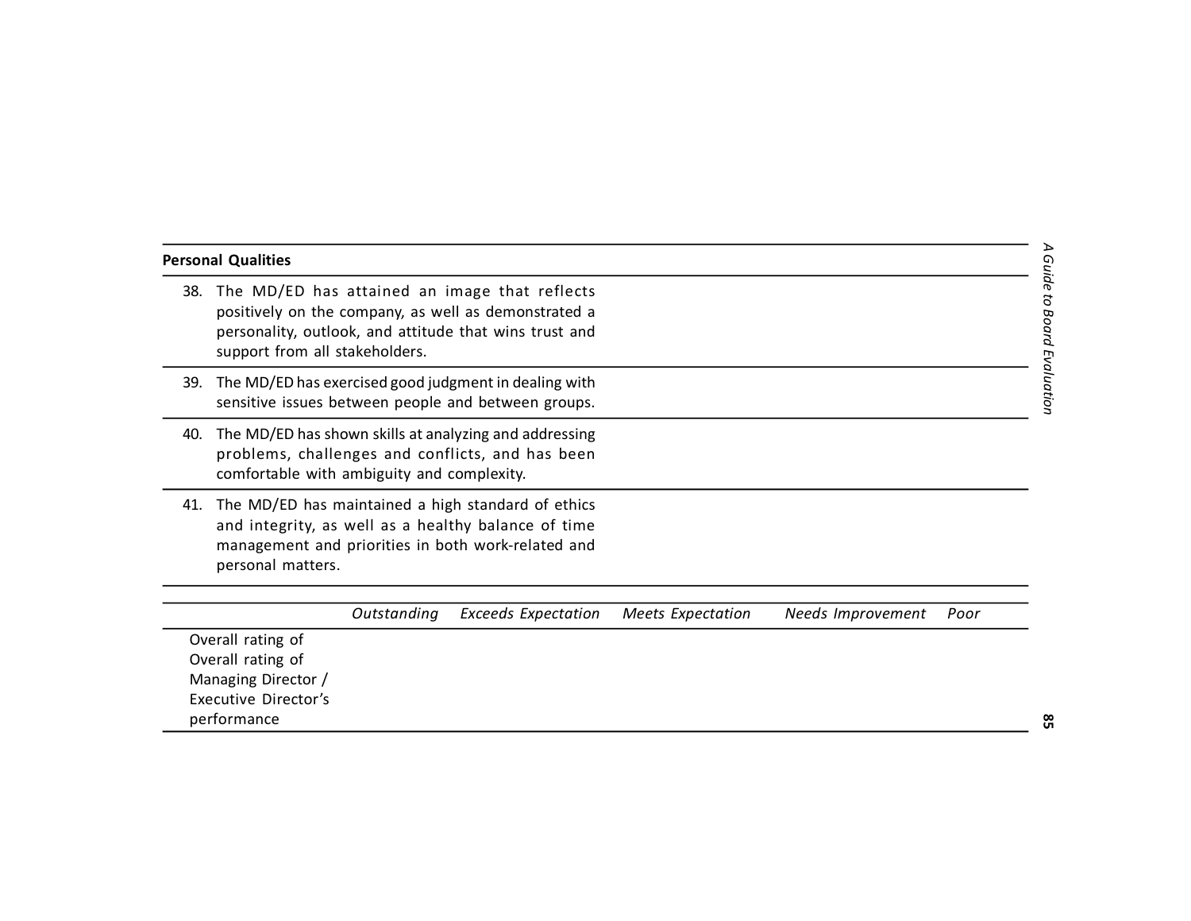**Personal Qualities**

38. The MD/ED has attained an image that reflects positively on the company, as well as demonstrated a personality, outlook, and attitude that wins trust and support from all stakeholders.

39. The MD/ED has exercised good judgment in dealing with sensitive issues between people and between groups.

40. The MD/ED has shown skills at analyzing and addressing problems, challenges and conflicts, and has been comfortable with ambiguity and complexity.

41. The MD/ED has maintained a high standard of ethics and integrity, as well as a healthy balance of time management and priorities in both work-related and personal matters.

| | *Outstanding* | *Exceeds Expectation* | *Meets Expectation* | *Needs Improvement* | *Poor* |
|---|---|---|---|---|---|
| Overall rating of Overall rating of Managing Director / Executive Director's performance | | | | | |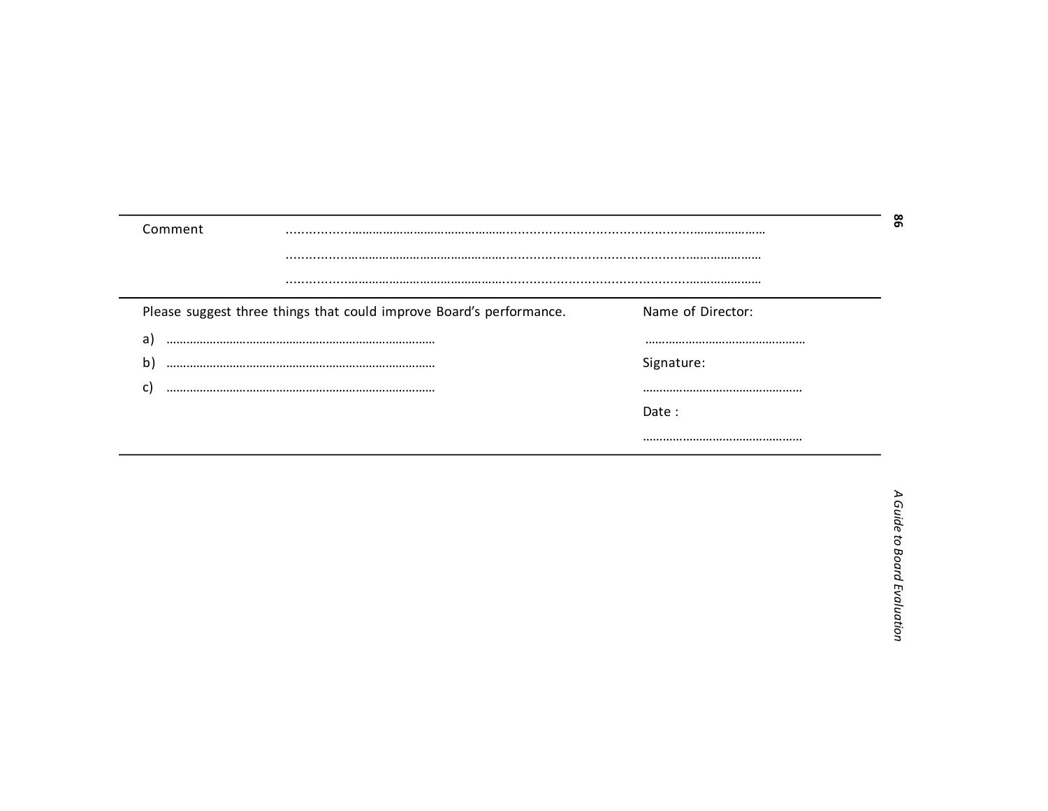| Comment | …………………………………………………………………………………………………… |
|---|---|
| | …………………………………………………………………………………………………… |
| | …………………………………………………………………………………………………… |

| Please suggest three things that could improve Board's performance. | Name of Director: |
|---|---|
| a) ……………………………………………………………………… | ………………………………………… |
| b) ……………………………………………………………………… | Signature: |
| c) ……………………………………………………………………… | ………………………………………… |
| | Date : |
| | ………………………………………… |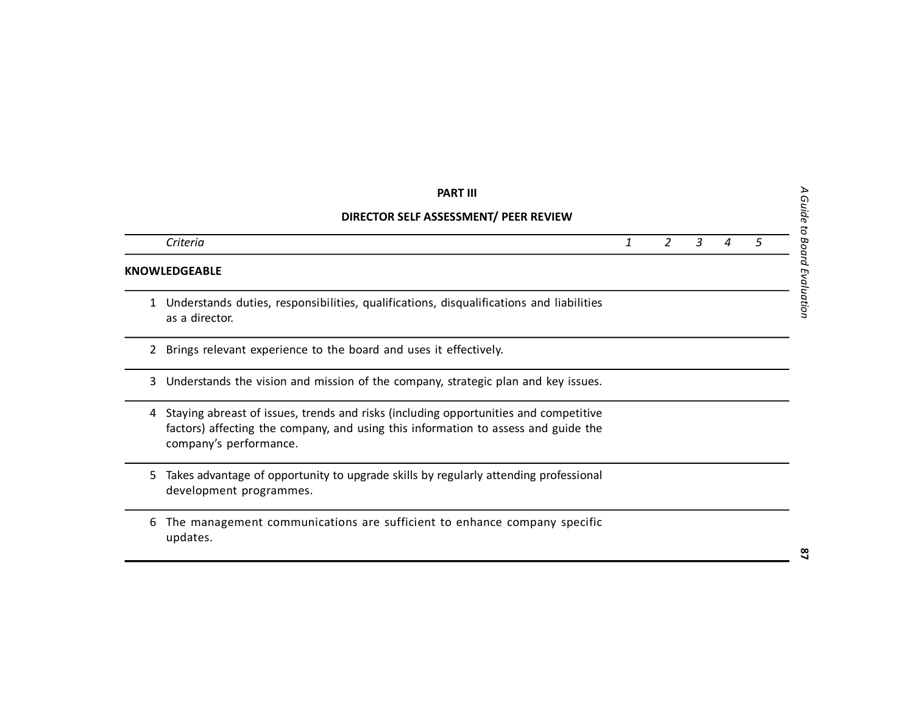**PART III**

**DIRECTOR SELF ASSESSMENT/ PEER REVIEW**

| | *Criteria* | *1* | *2* | *3* | *4* | *5* |
|---|---|---|---|---|---|---|
| **KNOWLEDGEABLE** | | | | | | |
| 1 | Understands duties, responsibilities, qualifications, disqualifications and liabilities as a director. | | | | | |
| 2 | Brings relevant experience to the board and uses it effectively. | | | | | |
| 3 | Understands the vision and mission of the company, strategic plan and key issues. | | | | | |
| 4 | Staying abreast of issues, trends and risks (including opportunities and competitive factors) affecting the company, and using this information to assess and guide the company's performance. | | | | | |
| 5 | Takes advantage of opportunity to upgrade skills by regularly attending professional development programmes. | | | | | |
| 6 | The management communications are sufficient to enhance company specific updates. | | | | | |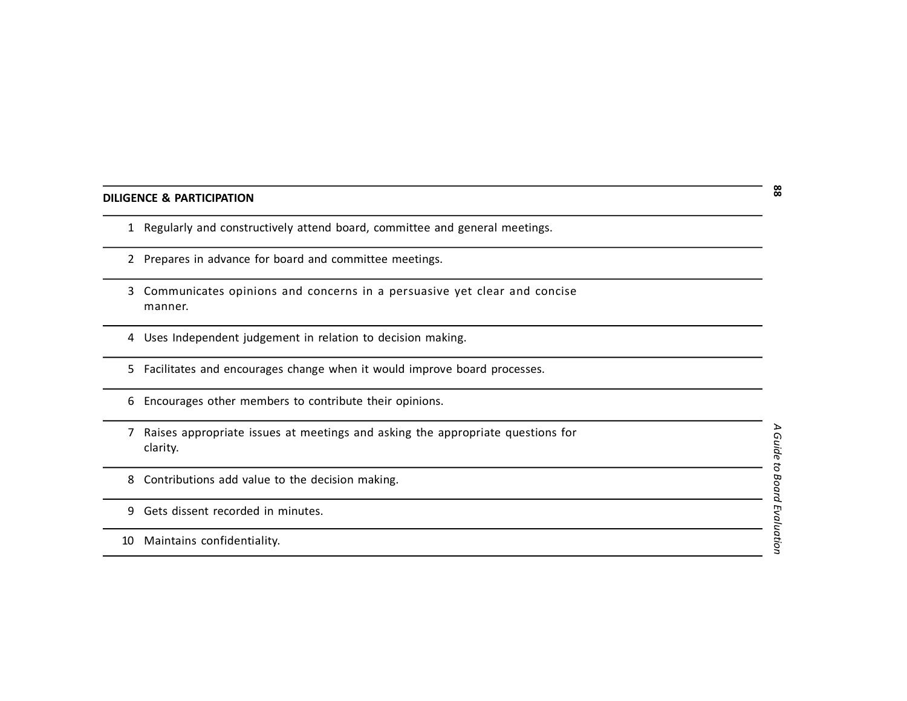**DILIGENCE & PARTICIPATION**

| | |
|---|---|
| 1 | Regularly and constructively attend board, committee and general meetings. |
| 2 | Prepares in advance for board and committee meetings. |
| 3 | Communicates opinions and concerns in a persuasive yet clear and concise manner. |
| 4 | Uses Independent judgement in relation to decision making. |
| 5 | Facilitates and encourages change when it would improve board processes. |
| 6 | Encourages other members to contribute their opinions. |
| 7 | Raises appropriate issues at meetings and asking the appropriate questions for clarity. |
| 8 | Contributions add value to the decision making. |
| 9 | Gets dissent recorded in minutes. |
| 10 | Maintains confidentiality. |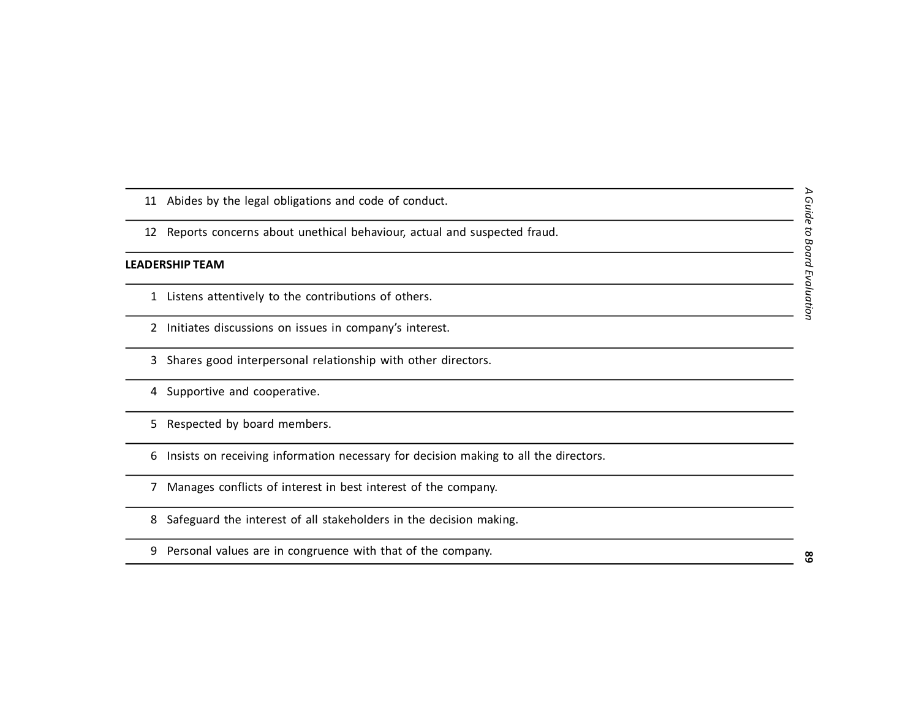| | |
|---|---|
| 11 | Abides by the legal obligations and code of conduct. |
| 12 | Reports concerns about unethical behaviour, actual and suspected fraud. |
| **LEADERSHIP TEAM** | |
| 1 | Listens attentively to the contributions of others. |
| 2 | Initiates discussions on issues in company's interest. |
| 3 | Shares good interpersonal relationship with other directors. |
| 4 | Supportive and cooperative. |
| 5 | Respected by board members. |
| 6 | Insists on receiving information necessary for decision making to all the directors. |
| 7 | Manages conflicts of interest in best interest of the company. |
| 8 | Safeguard the interest of all stakeholders in the decision making. |
| 9 | Personal values are in congruence with that of the company. |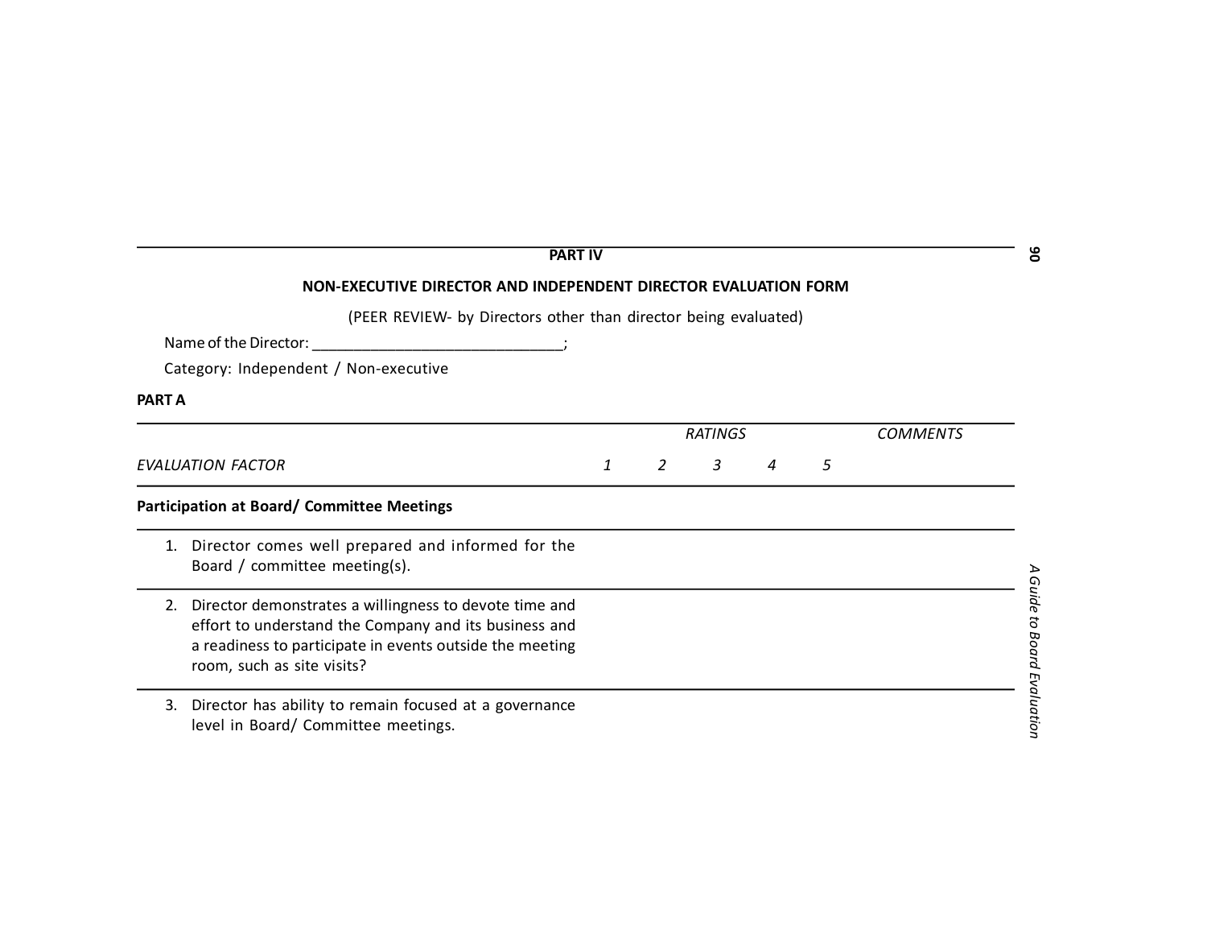## PART IV

### NON-EXECUTIVE DIRECTOR AND INDEPENDENT DIRECTOR EVALUATION FORM

(PEER REVIEW- by Directors other than director being evaluated)

Name of the Director: ______________________________;

Category: Independent / Non-executive

**PART A**

| | RATINGS | | | | | COMMENTS |
|---|---|---|---|---|---|---|
| *EVALUATION FACTOR* | *1* | *2* | *3* | *4* | *5* | |
| **Participation at Board/ Committee Meetings** | | | | | | |
| 1. Director comes well prepared and informed for the Board / committee meeting(s). | | | | | | |
| 2. Director demonstrates a willingness to devote time and effort to understand the Company and its business and a readiness to participate in events outside the meeting room, such as site visits? | | | | | | |
| 3. Director has ability to remain focused at a governance level in Board/ Committee meetings. | | | | | | |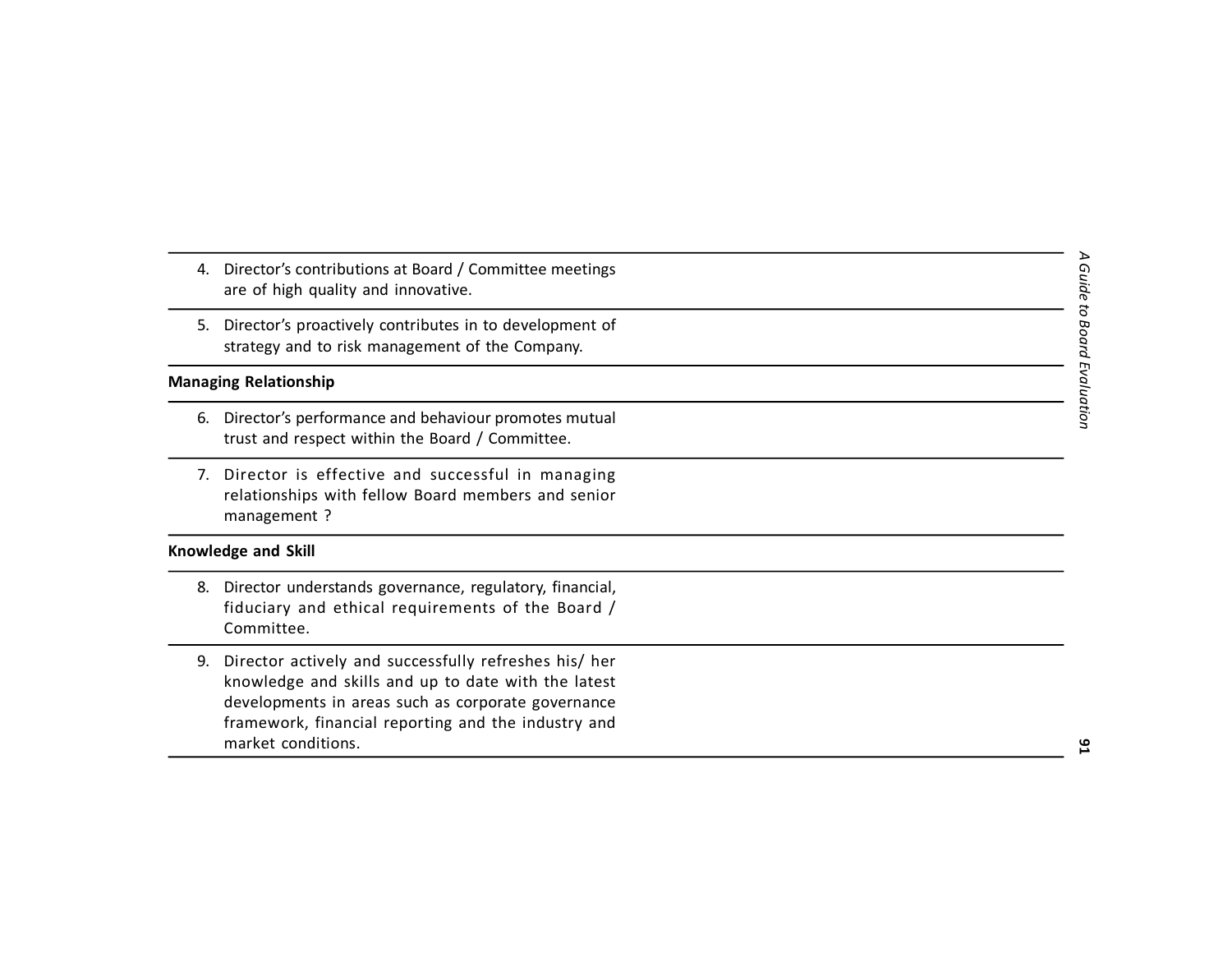| | |
|---|---|
| 4. Director's contributions at Board / Committee meetings are of high quality and innovative. | |
| 5. Director's proactively contributes in to development of strategy and to risk management of the Company. | |
| **Managing Relationship** | |
| 6. Director's performance and behaviour promotes mutual trust and respect within the Board / Committee. | |
| 7. Director is effective and successful in managing relationships with fellow Board members and senior management ? | |
| **Knowledge and Skill** | |
| 8. Director understands governance, regulatory, financial, fiduciary and ethical requirements of the Board / Committee. | |
| 9. Director actively and successfully refreshes his/ her knowledge and skills and up to date with the latest developments in areas such as corporate governance framework, financial reporting and the industry and market conditions. | |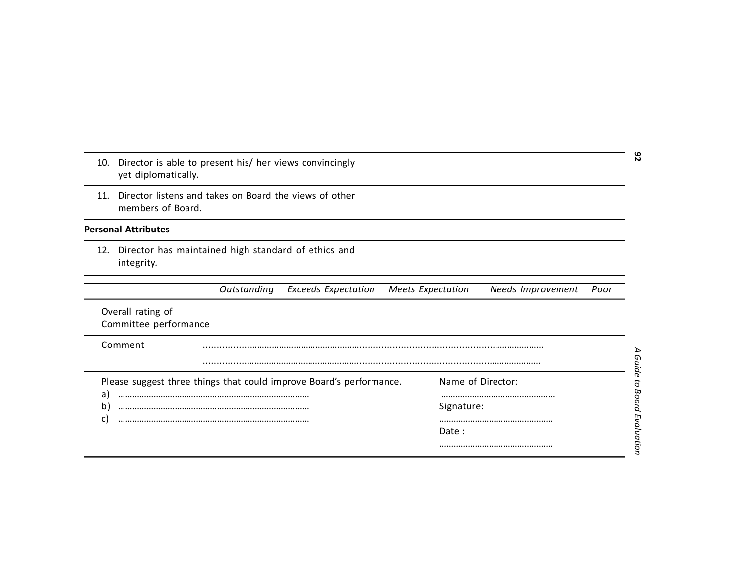| | |
|---|---|
| 10. Director is able to present his/ her views convincingly yet diplomatically. | |
| 11. Director listens and takes on Board the views of other members of Board. | |
| **Personal Attributes** | |
| 12. Director has maintained high standard of ethics and integrity. | |

| | *Outstanding* | *Exceeds Expectation* | *Meets Expectation* | *Needs Improvement* | *Poor* |
|---|---|---|---|---|---|
| Overall rating of Committee performance | | | | | |

Comment ………………………………………………………………………………………………………
………………………………………………………………………………………………………

Please suggest three things that could improve Board's performance.

a) ………………………………………………………………………
b) ………………………………………………………………………
c) ………………………………………………………………………

Name of Director:
…………………………………………

Signature:
…………………………………………

Date :
…………………………………………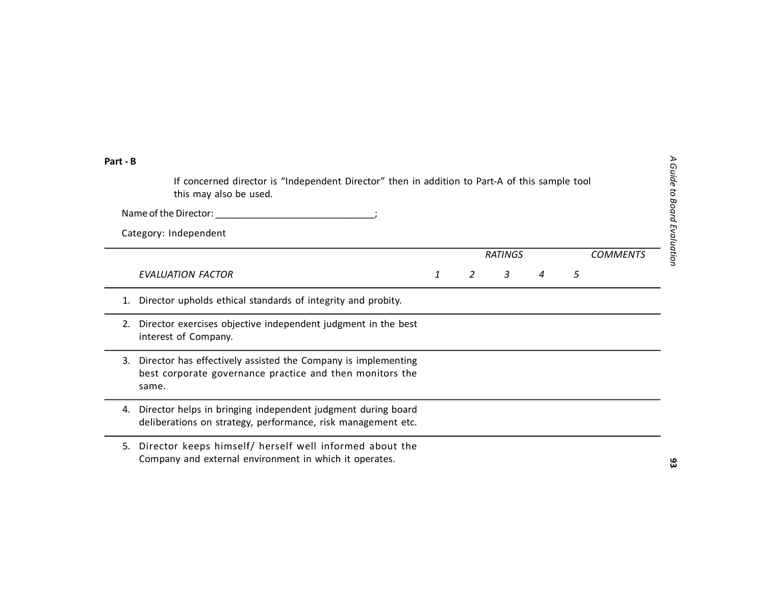**Part - B**

If concerned director is "Independent Director" then in addition to Part-A of this sample tool this may also be used.

Name of the Director: ______________________________;

Category: Independent

| | *RATINGS* | | | | | *COMMENTS* |
|---|---|---|---|---|---|---|
| *EVALUATION FACTOR* | *1* | *2* | *3* | *4* | *5* | |
| 1. Director upholds ethical standards of integrity and probity. | | | | | | |
| 2. Director exercises objective independent judgment in the best interest of Company. | | | | | | |
| 3. Director has effectively assisted the Company is implementing best corporate governance practice and then monitors the same. | | | | | | |
| 4. Director helps in bringing independent judgment during board deliberations on strategy, performance, risk management etc. | | | | | | |
| 5. Director keeps himself/ herself well informed about the Company and external environment in which it operates. | | | | | | |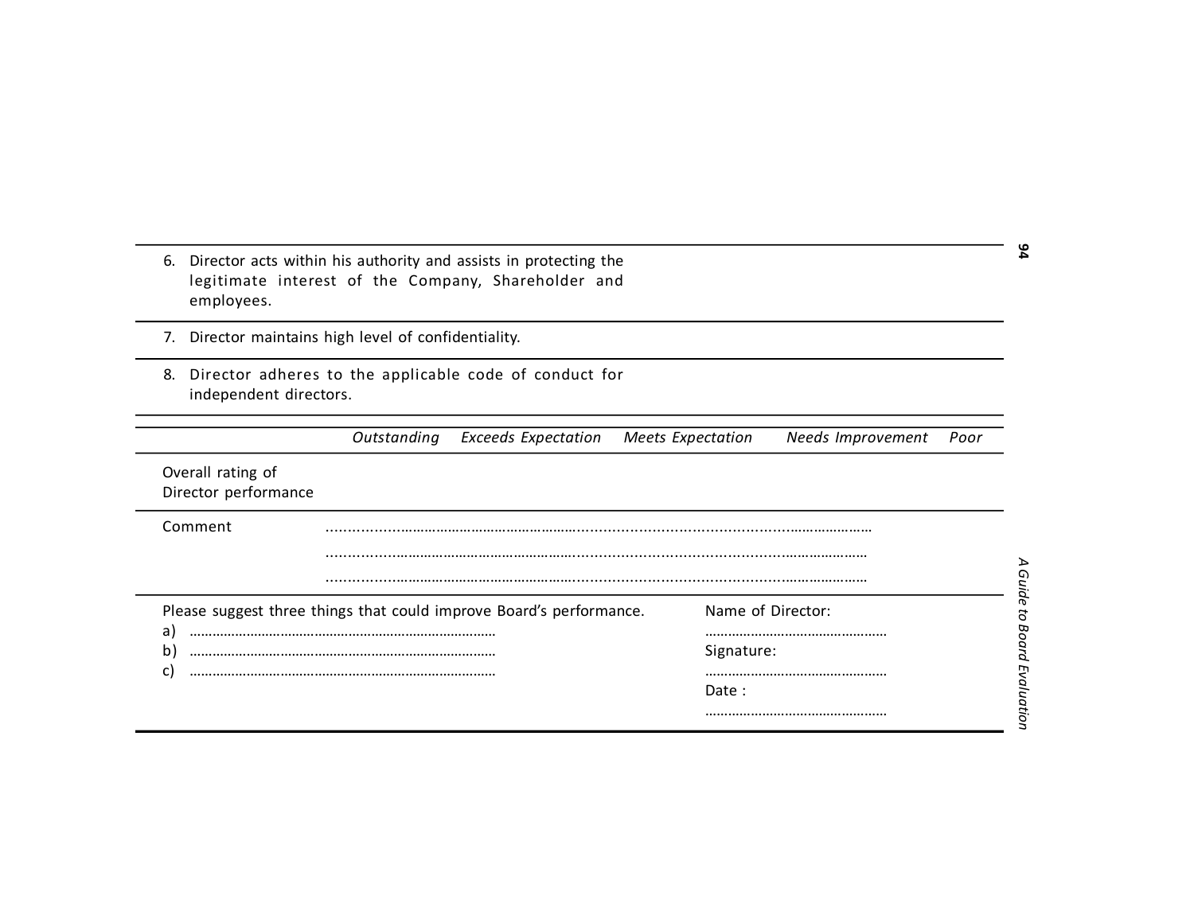| | |
|---|---|
| 6. Director acts within his authority and assists in protecting the legitimate interest of the Company, Shareholder and employees. | |
| 7. Director maintains high level of confidentiality. | |
| 8. Director adheres to the applicable code of conduct for independent directors. | |

| | *Outstanding* | *Exceeds Expectation* | *Meets Expectation* | *Needs Improvement* | *Poor* |
|---|---|---|---|---|---|
| Overall rating of Director performance | | | | | |

Comment ..............................................................................................................................

..............................................................................................................................

..............................................................................................................................

Please suggest three things that could improve Board's performance.

a) ..........................................................................

b) ..........................................................................

c) ..........................................................................

Name of Director:

............................................

Signature:

............................................

Date :

............................................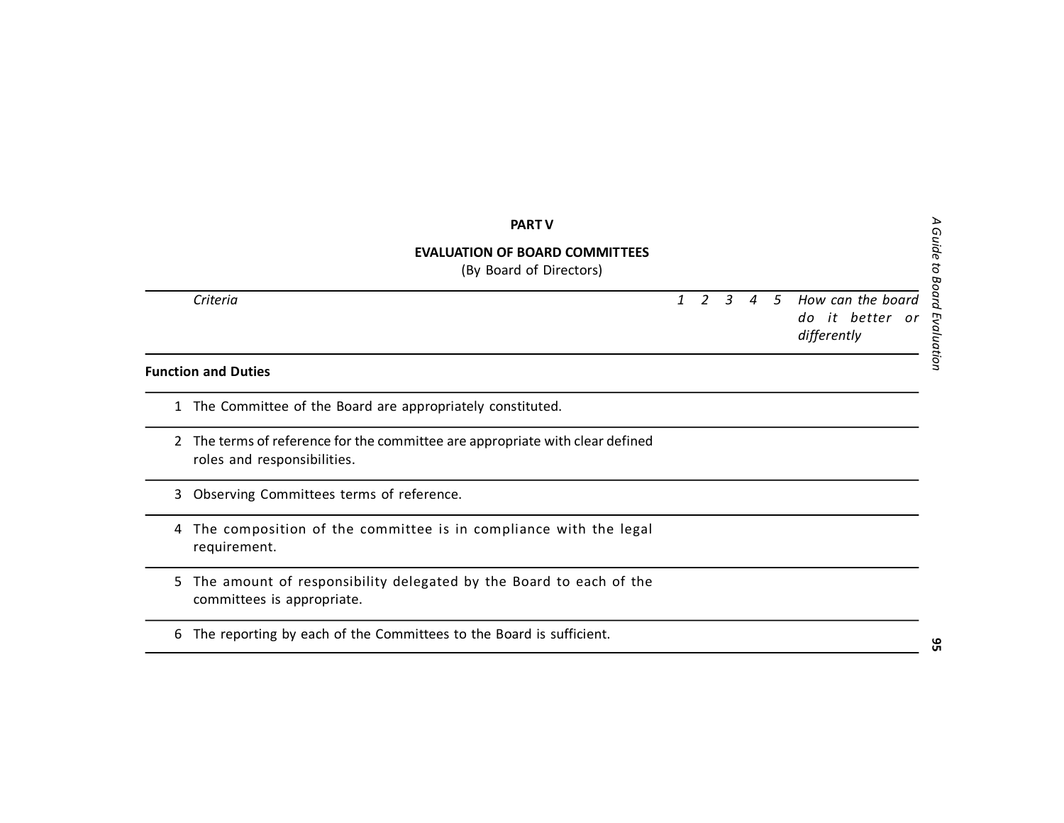## PART V

### EVALUATION OF BOARD COMMITTEES

(By Board of Directors)

| | *Criteria* | *1* | *2* | *3* | *4* | *5* | *How can the board do it better or differently* |
|---|---|---|---|---|---|---|---|
| **Function and Duties** | | | | | | | |
| 1 | The Committee of the Board are appropriately constituted. | | | | | | |
| 2 | The terms of reference for the committee are appropriate with clear defined roles and responsibilities. | | | | | | |
| 3 | Observing Committees terms of reference. | | | | | | |
| 4 | The composition of the committee is in compliance with the legal requirement. | | | | | | |
| 5 | The amount of responsibility delegated by the Board to each of the committees is appropriate. | | | | | | |
| 6 | The reporting by each of the Committees to the Board is sufficient. | | | | | | |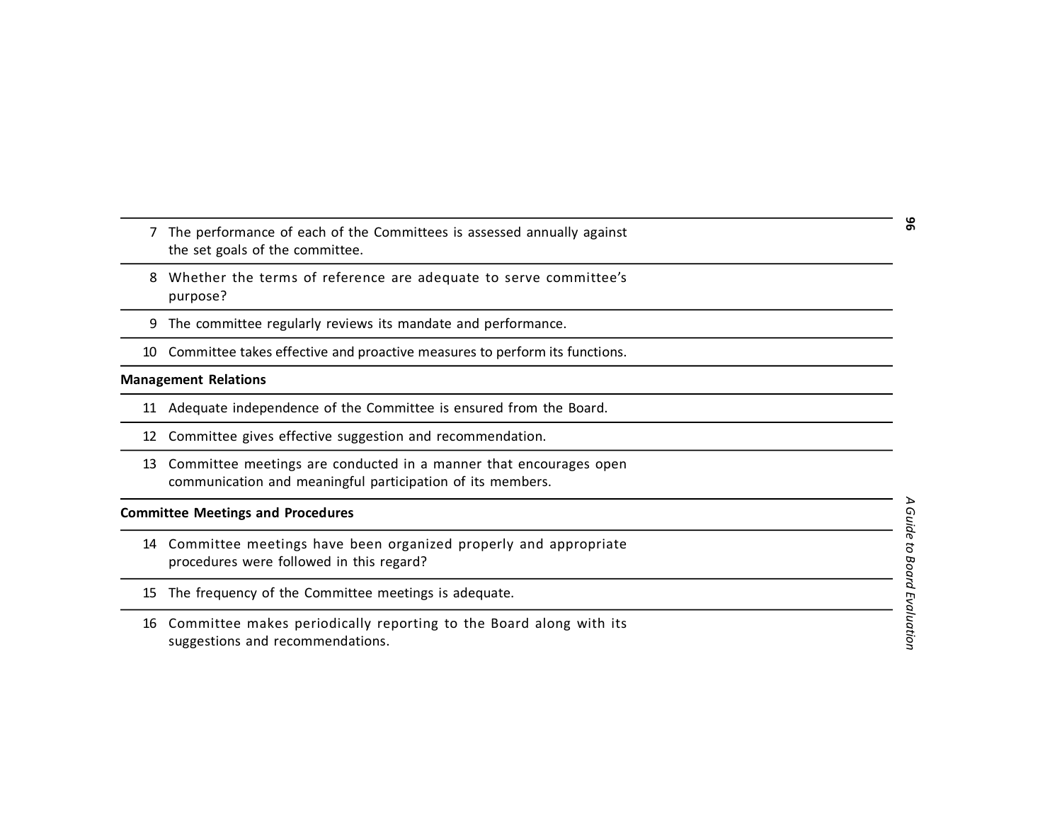| | |
|---|---|
| 7 | The performance of each of the Committees is assessed annually against the set goals of the committee. |
| 8 | Whether the terms of reference are adequate to serve committee's purpose? |
| 9 | The committee regularly reviews its mandate and performance. |
| 10 | Committee takes effective and proactive measures to perform its functions. |
| **Management Relations** | |
| 11 | Adequate independence of the Committee is ensured from the Board. |
| 12 | Committee gives effective suggestion and recommendation. |
| 13 | Committee meetings are conducted in a manner that encourages open communication and meaningful participation of its members. |
| **Committee Meetings and Procedures** | |
| 14 | Committee meetings have been organized properly and appropriate procedures were followed in this regard? |
| 15 | The frequency of the Committee meetings is adequate. |
| 16 | Committee makes periodically reporting to the Board along with its suggestions and recommendations. |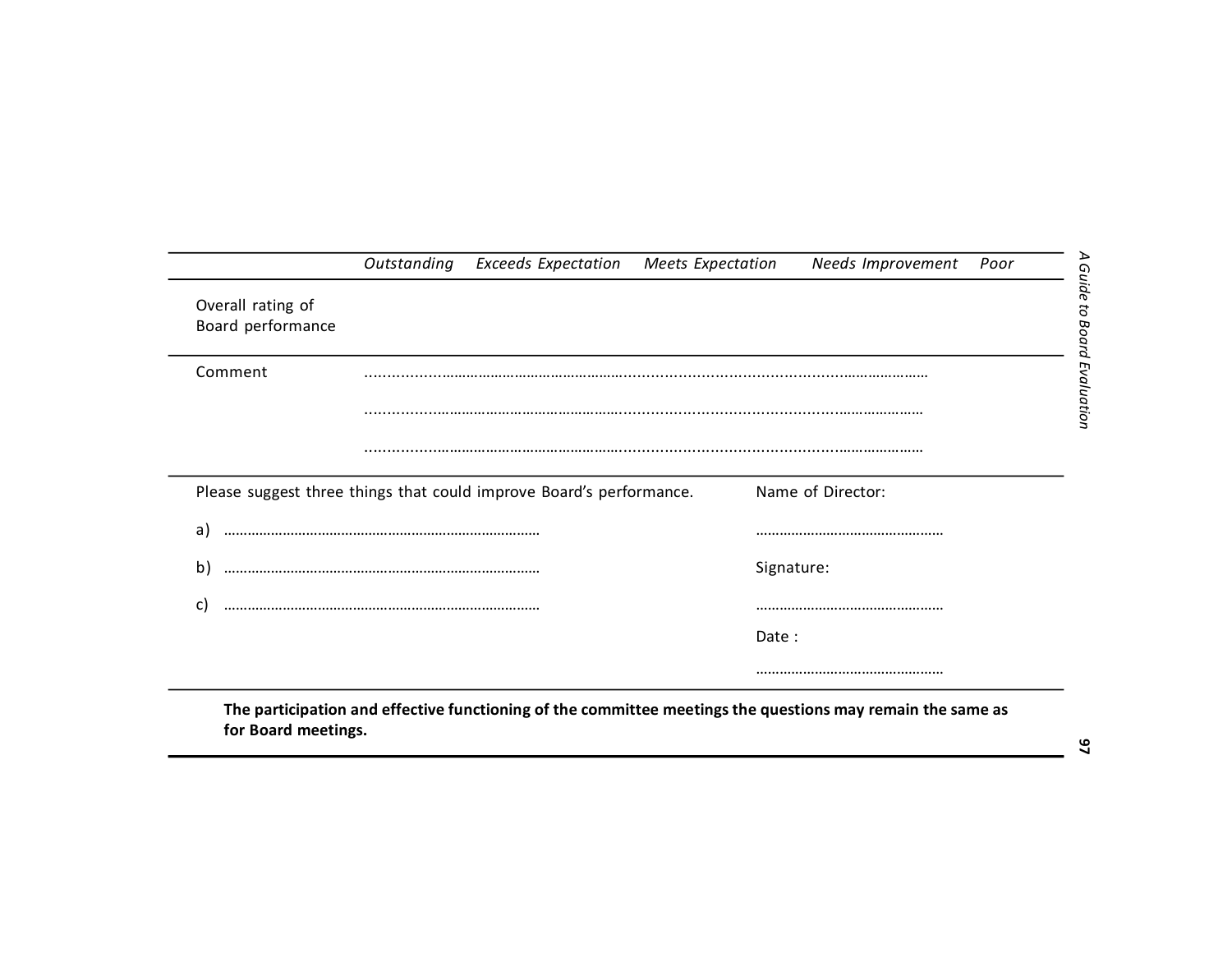| | *Outstanding* | *Exceeds Expectation* | *Meets Expectation* | *Needs Improvement* | *Poor* |
|---|---|---|---|---|---|
| Overall rating of Board performance | | | | | |
| Comment | ……………………………………………………………………………………………………… | | | | |
| | ……………………………………………………………………………………………………… | | | | |
| | ……………………………………………………………………………………………………… | | | | |

Please suggest three things that could improve Board's performance.

a) ……………………………………………………………………

b) ……………………………………………………………………

c) ……………………………………………………………………

Name of Director:

…………………………………………

Signature:

…………………………………………

Date :

…………………………………………

**The participation and effective functioning of the committee meetings the questions may remain the same as for Board meetings.**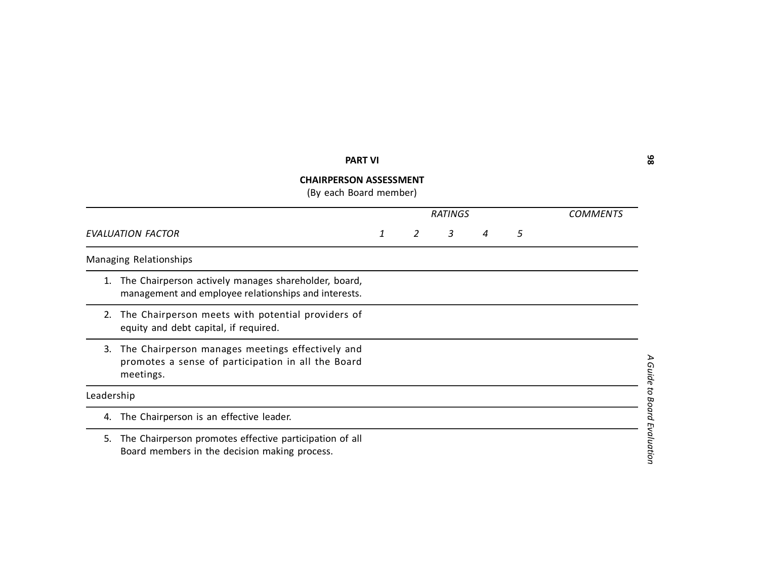**PART VI**

**CHAIRPERSON ASSESSMENT**

(By each Board member)

| *EVALUATION FACTOR* | *RATINGS* | | | | | *COMMENTS* |
|---|---|---|---|---|---|---|
| | *1* | *2* | *3* | *4* | *5* | |
| Managing Relationships | | | | | | |
| 1. The Chairperson actively manages shareholder, board, management and employee relationships and interests. | | | | | | |
| 2. The Chairperson meets with potential providers of equity and debt capital, if required. | | | | | | |
| 3. The Chairperson manages meetings effectively and promotes a sense of participation in all the Board meetings. | | | | | | |
| Leadership | | | | | | |
| 4. The Chairperson is an effective leader. | | | | | | |
| 5. The Chairperson promotes effective participation of all Board members in the decision making process. | | | | | | |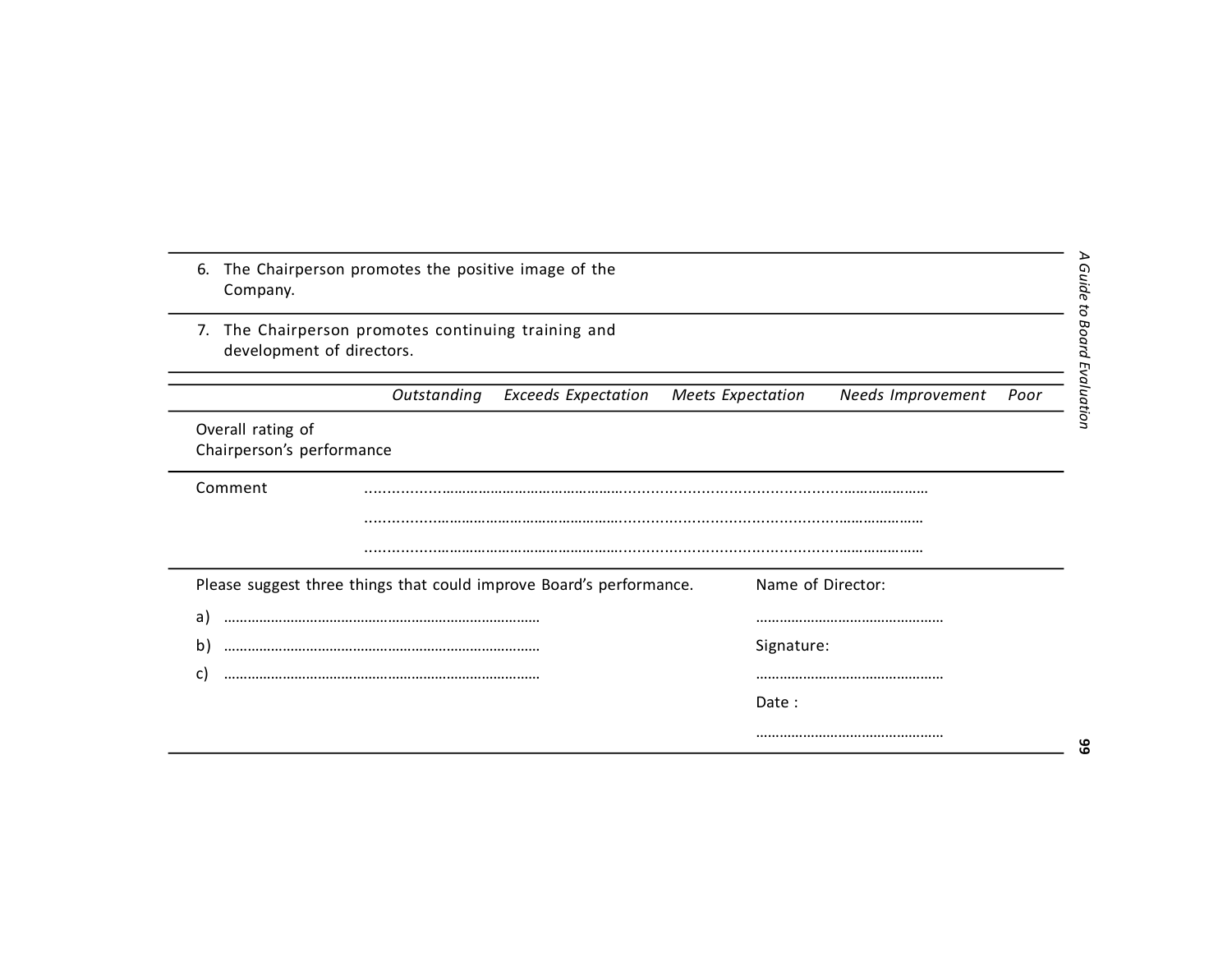| | | | | | |
|---|---|---|---|---|---|
| 6. The Chairperson promotes the positive image of the Company. | | | | | |
| 7. The Chairperson promotes continuing training and development of directors. | | | | | |

| | *Outstanding* | *Exceeds Expectation* | *Meets Expectation* | *Needs Improvement* | *Poor* |
|---|---|---|---|---|---|
| Overall rating of Chairperson's performance | | | | | |

Comment ……………………………………………………………………………………………………………

……………………………………………………………………………………………………………

……………………………………………………………………………………………………………

Please suggest three things that could improve Board's performance.

a) ……………………………………………………………………………

b) ……………………………………………………………………………

c) ……………………………………………………………………………

Name of Director:

…………………………………………

Signature:

…………………………………………

Date :

…………………………………………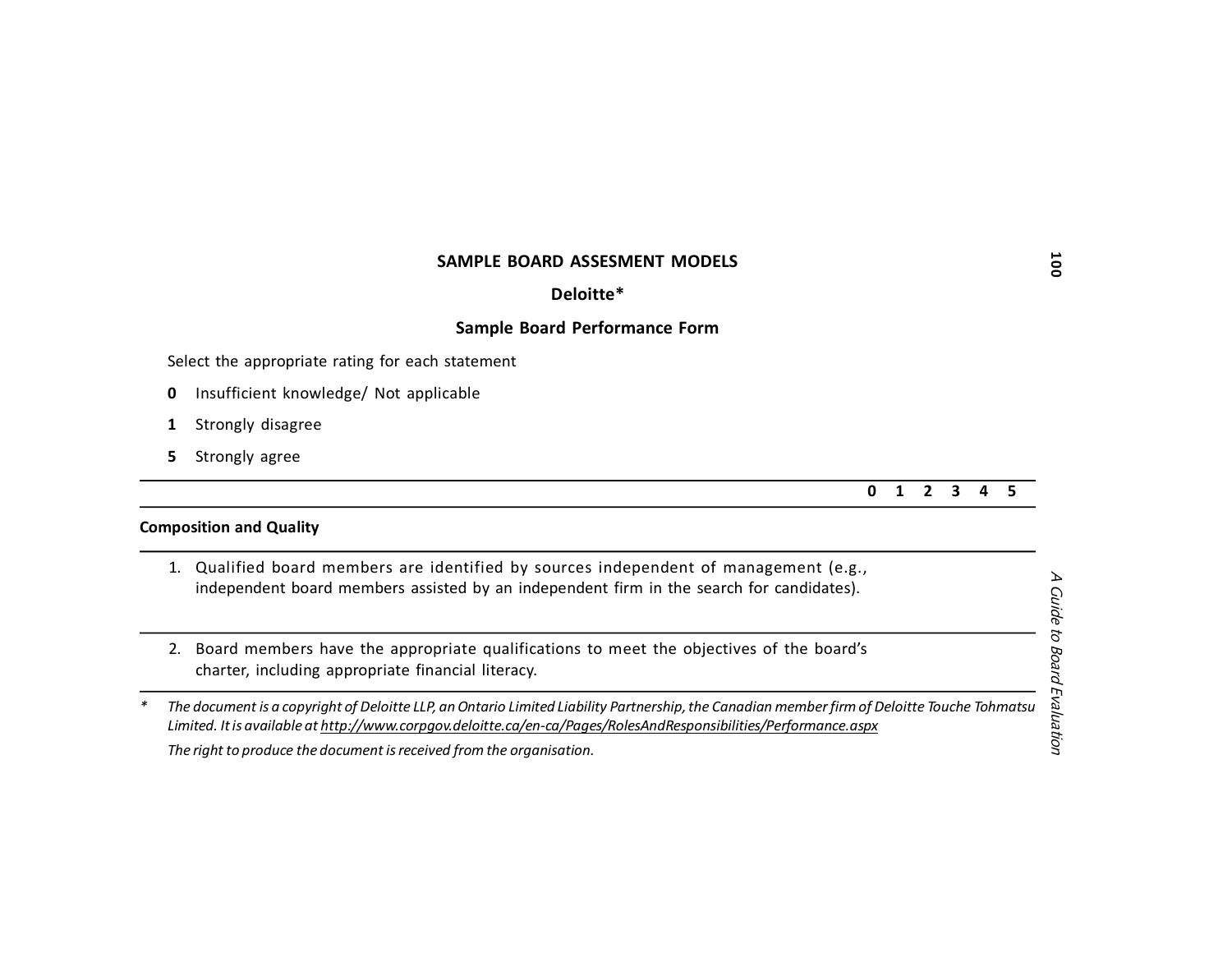## SAMPLE BOARD ASSESMENT MODELS

### Deloitte*

### Sample Board Performance Form

Select the appropriate rating for each statement

**0** Insufficient knowledge/ Not applicable

**1** Strongly disagree

**5** Strongly agree

| | 0 | 1 | 2 | 3 | 4 | 5 |
|---|---|---|---|---|---|---|
| **Composition and Quality** | | | | | | |
| 1. Qualified board members are identified by sources independent of management (e.g., independent board members assisted by an independent firm in the search for candidates). | | | | | | |
| 2. Board members have the appropriate qualifications to meet the objectives of the board's charter, including appropriate financial literacy. | | | | | | |

\* *The document is a copyright of Deloitte LLP, an Ontario Limited Liability Partnership, the Canadian member firm of Deloitte Touche Tohmatsu Limited. It is available at http://www.corpgov.deloitte.ca/en-ca/Pages/RolesAndResponsibilities/Performance.aspx*

*The right to produce the document is received from the organisation.*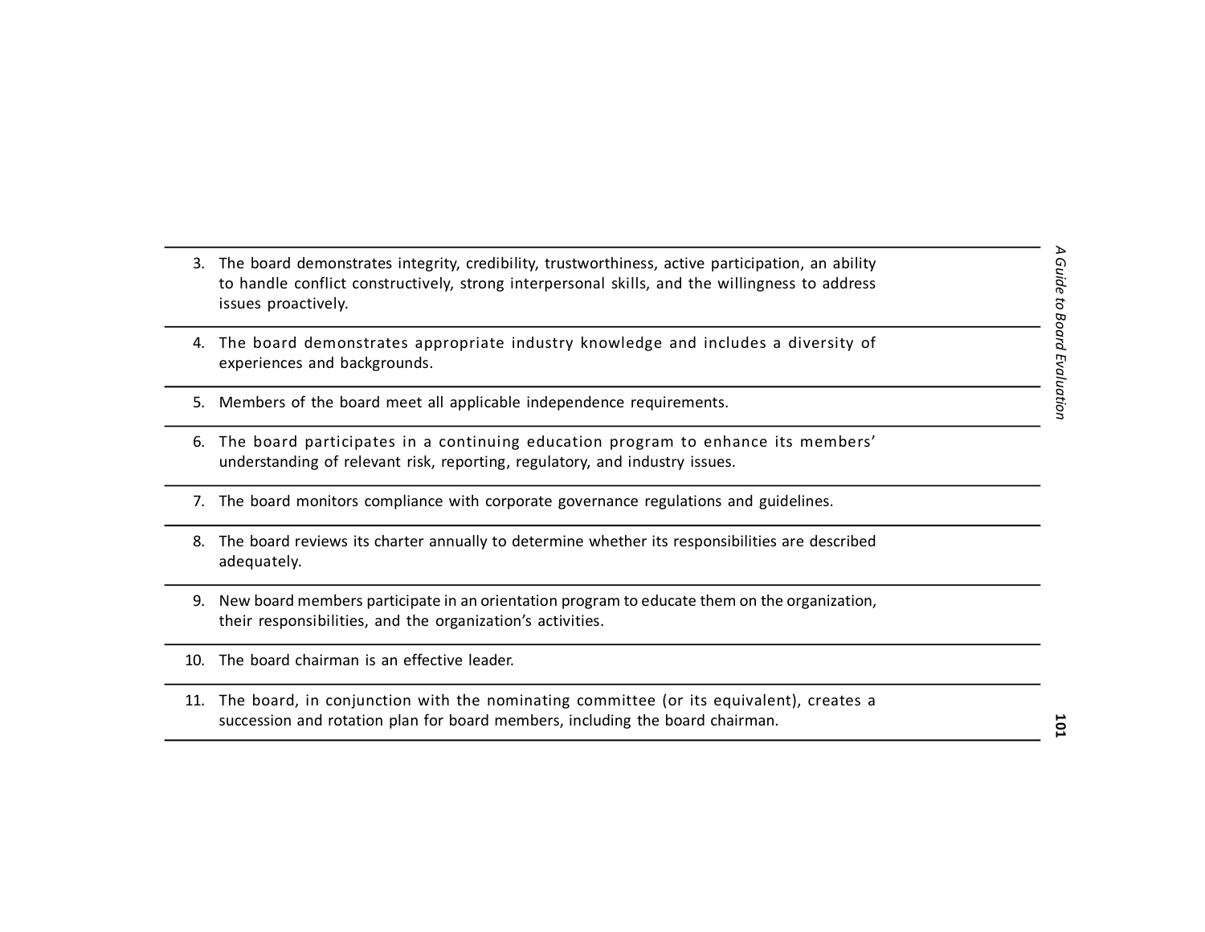3. The board demonstrates integrity, credibility, trustworthiness, active participation, an ability to handle conflict constructively, strong interpersonal skills, and the willingness to address issues proactively.

4. The board demonstrates appropriate industry knowledge and includes a diversity of experiences and backgrounds.

5. Members of the board meet all applicable independence requirements.

6. The board participates in a continuing education program to enhance its members' understanding of relevant risk, reporting, regulatory, and industry issues.

7. The board monitors compliance with corporate governance regulations and guidelines.

8. The board reviews its charter annually to determine whether its responsibilities are described adequately.

9. New board members participate in an orientation program to educate them on the organization, their responsibilities, and the organization's activities.

10. The board chairman is an effective leader.

11. The board, in conjunction with the nominating committee (or its equivalent), creates a succession and rotation plan for board members, including the board chairman.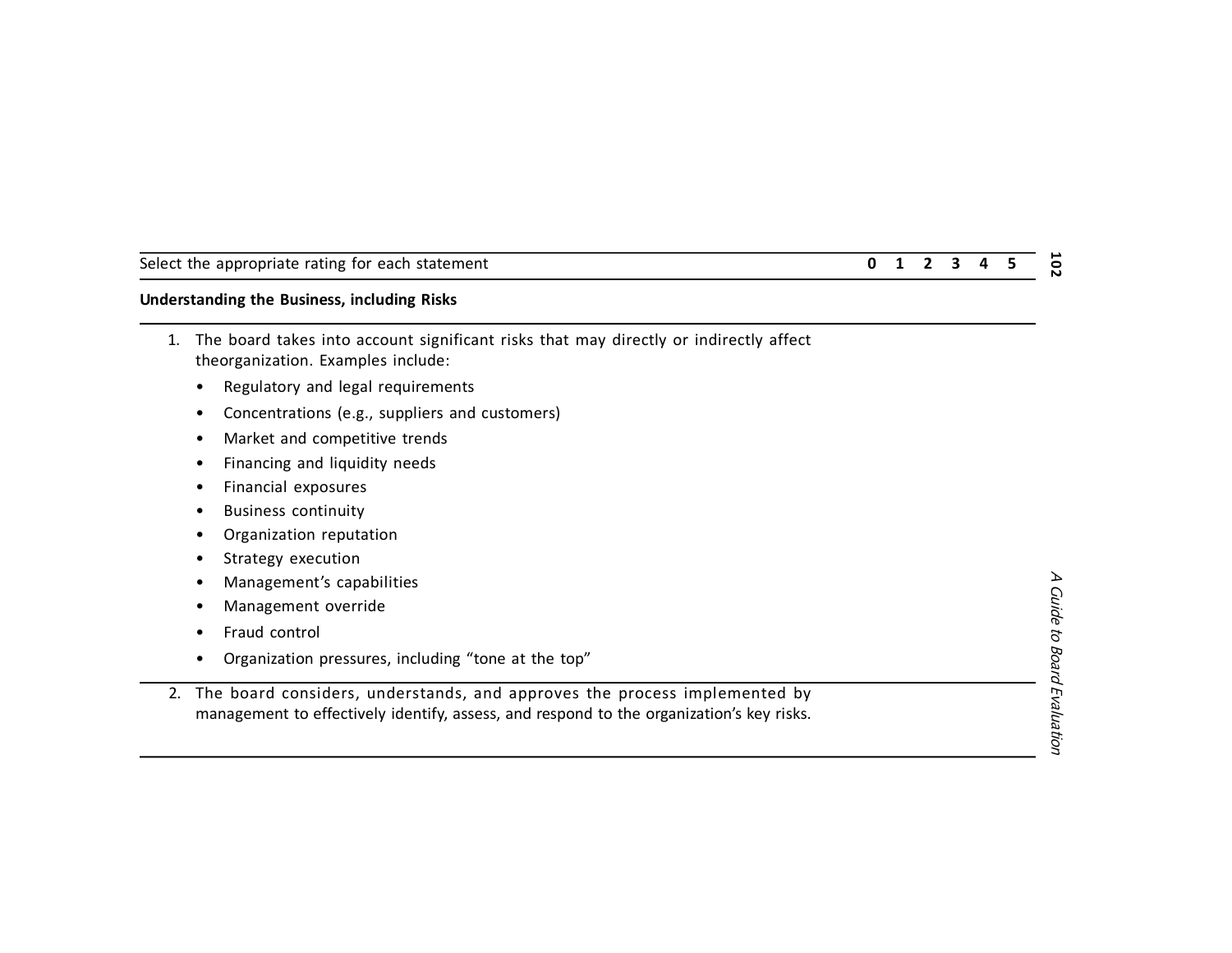| Select the appropriate rating for each statement | 0 | 1 | 2 | 3 | 4 | 5 |
|---|---|---|---|---|---|---|
| **Understanding the Business, including Risks** | | | | | | |
| 1. The board takes into account significant risks that may directly or indirectly affect theorganization. Examples include:<br>• Regulatory and legal requirements<br>• Concentrations (e.g., suppliers and customers)<br>• Market and competitive trends<br>• Financing and liquidity needs<br>• Financial exposures<br>• Business continuity<br>• Organization reputation<br>• Strategy execution<br>• Management's capabilities<br>• Management override<br>• Fraud control<br>• Organization pressures, including "tone at the top" | | | | | | |
| 2. The board considers, understands, and approves the process implemented by management to effectively identify, assess, and respond to the organization's key risks. | | | | | | |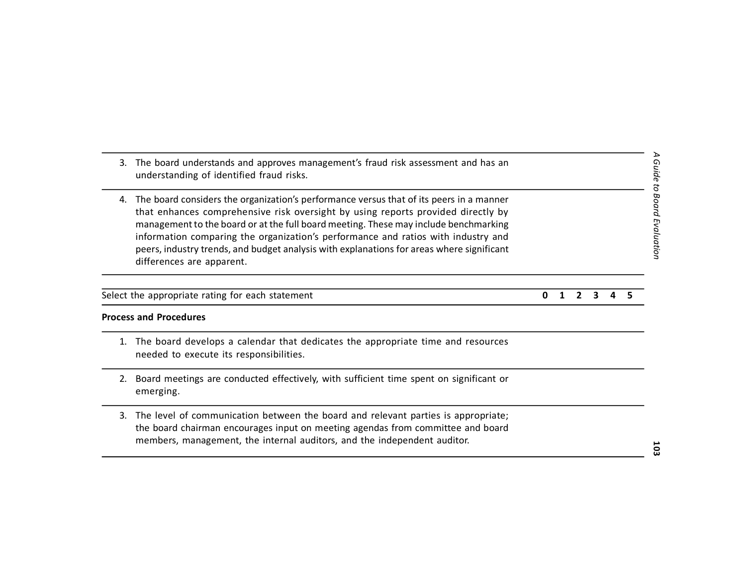| | 0 | 1 | 2 | 3 | 4 | 5 |
|---|---|---|---|---|---|---|
| 3. The board understands and approves management's fraud risk assessment and has an understanding of identified fraud risks. | | | | | | |
| 4. The board considers the organization's performance versus that of its peers in a manner that enhances comprehensive risk oversight by using reports provided directly by management to the board or at the full board meeting. These may include benchmarking information comparing the organization's performance and ratios with industry and peers, industry trends, and budget analysis with explanations for areas where significant differences are apparent. | | | | | | |

| Select the appropriate rating for each statement | 0 | 1 | 2 | 3 | 4 | 5 |
|---|---|---|---|---|---|---|
| **Process and Procedures** | | | | | | |
| 1. The board develops a calendar that dedicates the appropriate time and resources needed to execute its responsibilities. | | | | | | |
| 2. Board meetings are conducted effectively, with sufficient time spent on significant or emerging. | | | | | | |
| 3. The level of communication between the board and relevant parties is appropriate; the board chairman encourages input on meeting agendas from committee and board members, management, the internal auditors, and the independent auditor. | | | | | | |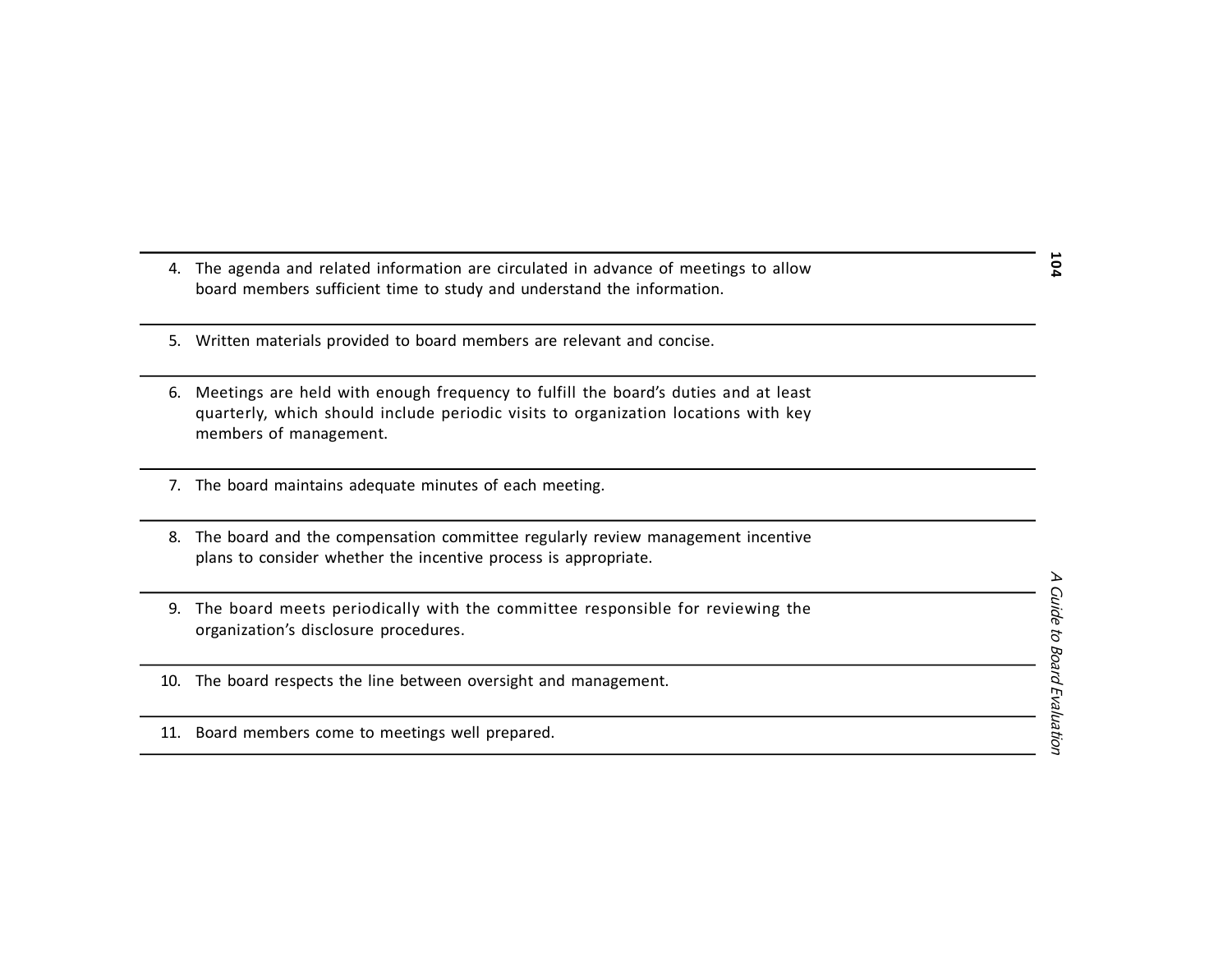4. The agenda and related information are circulated in advance of meetings to allow board members sufficient time to study and understand the information.

5. Written materials provided to board members are relevant and concise.

6. Meetings are held with enough frequency to fulfill the board's duties and at least quarterly, which should include periodic visits to organization locations with key members of management.

7. The board maintains adequate minutes of each meeting.

8. The board and the compensation committee regularly review management incentive plans to consider whether the incentive process is appropriate.

9. The board meets periodically with the committee responsible for reviewing the organization's disclosure procedures.

10. The board respects the line between oversight and management.

11. Board members come to meetings well prepared.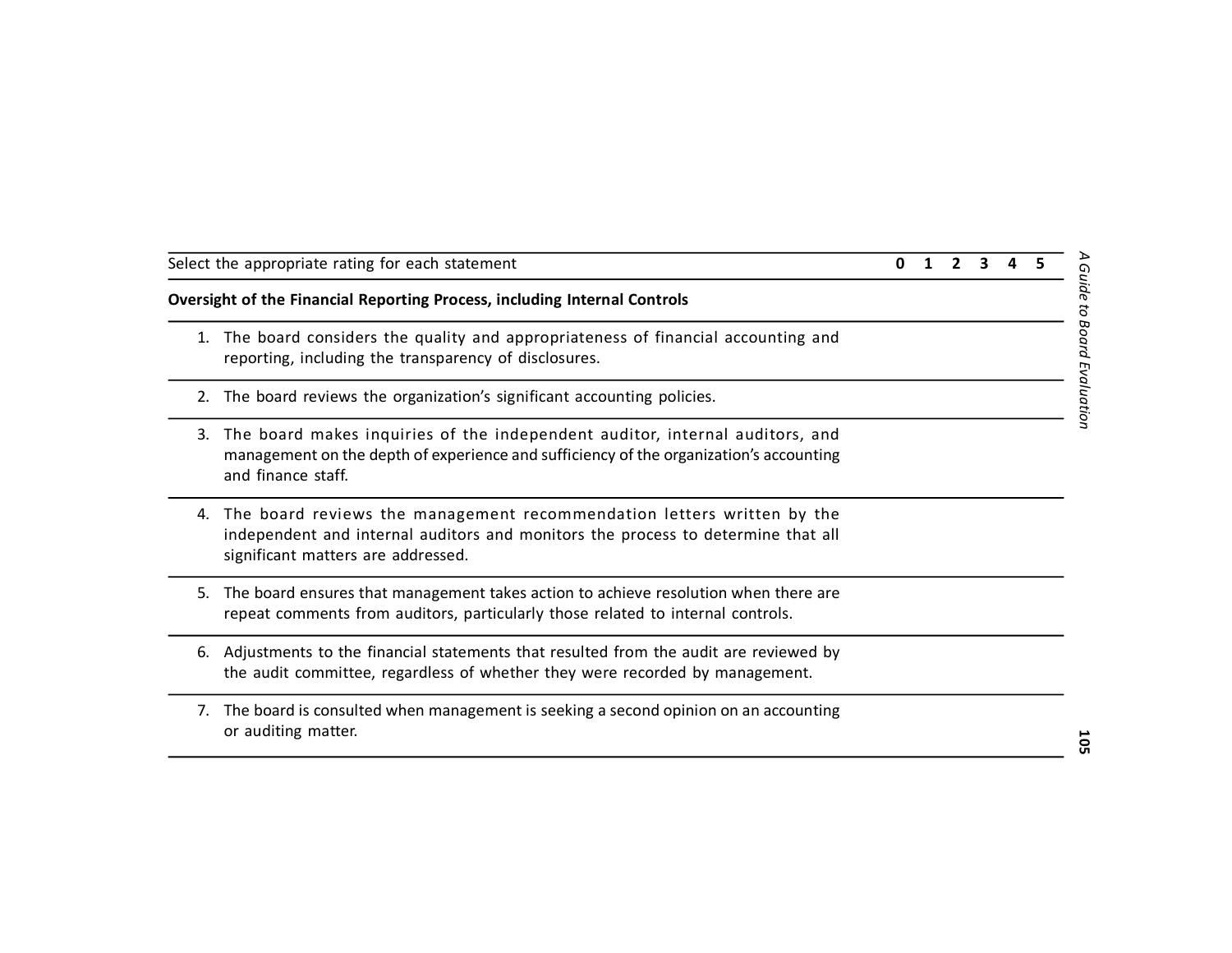| Select the appropriate rating for each statement | 0 | 1 | 2 | 3 | 4 | 5 |
|---|---|---|---|---|---|---|
| **Oversight of the Financial Reporting Process, including Internal Controls** | | | | | | |
| 1. The board considers the quality and appropriateness of financial accounting and reporting, including the transparency of disclosures. | | | | | | |
| 2. The board reviews the organization's significant accounting policies. | | | | | | |
| 3. The board makes inquiries of the independent auditor, internal auditors, and management on the depth of experience and sufficiency of the organization's accounting and finance staff. | | | | | | |
| 4. The board reviews the management recommendation letters written by the independent and internal auditors and monitors the process to determine that all significant matters are addressed. | | | | | | |
| 5. The board ensures that management takes action to achieve resolution when there are repeat comments from auditors, particularly those related to internal controls. | | | | | | |
| 6. Adjustments to the financial statements that resulted from the audit are reviewed by the audit committee, regardless of whether they were recorded by management. | | | | | | |
| 7. The board is consulted when management is seeking a second opinion on an accounting or auditing matter. | | | | | | |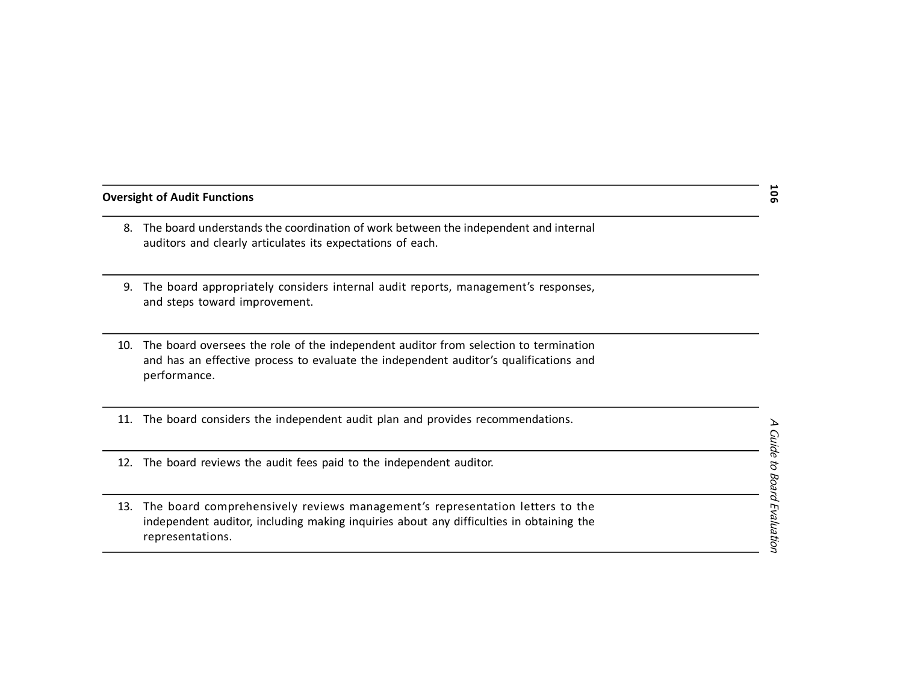**Oversight of Audit Functions**

8. The board understands the coordination of work between the independent and internal auditors and clearly articulates its expectations of each.

9. The board appropriately considers internal audit reports, management's responses, and steps toward improvement.

10. The board oversees the role of the independent auditor from selection to termination and has an effective process to evaluate the independent auditor's qualifications and performance.

11. The board considers the independent audit plan and provides recommendations.

12. The board reviews the audit fees paid to the independent auditor.

13. The board comprehensively reviews management's representation letters to the independent auditor, including making inquiries about any difficulties in obtaining the representations.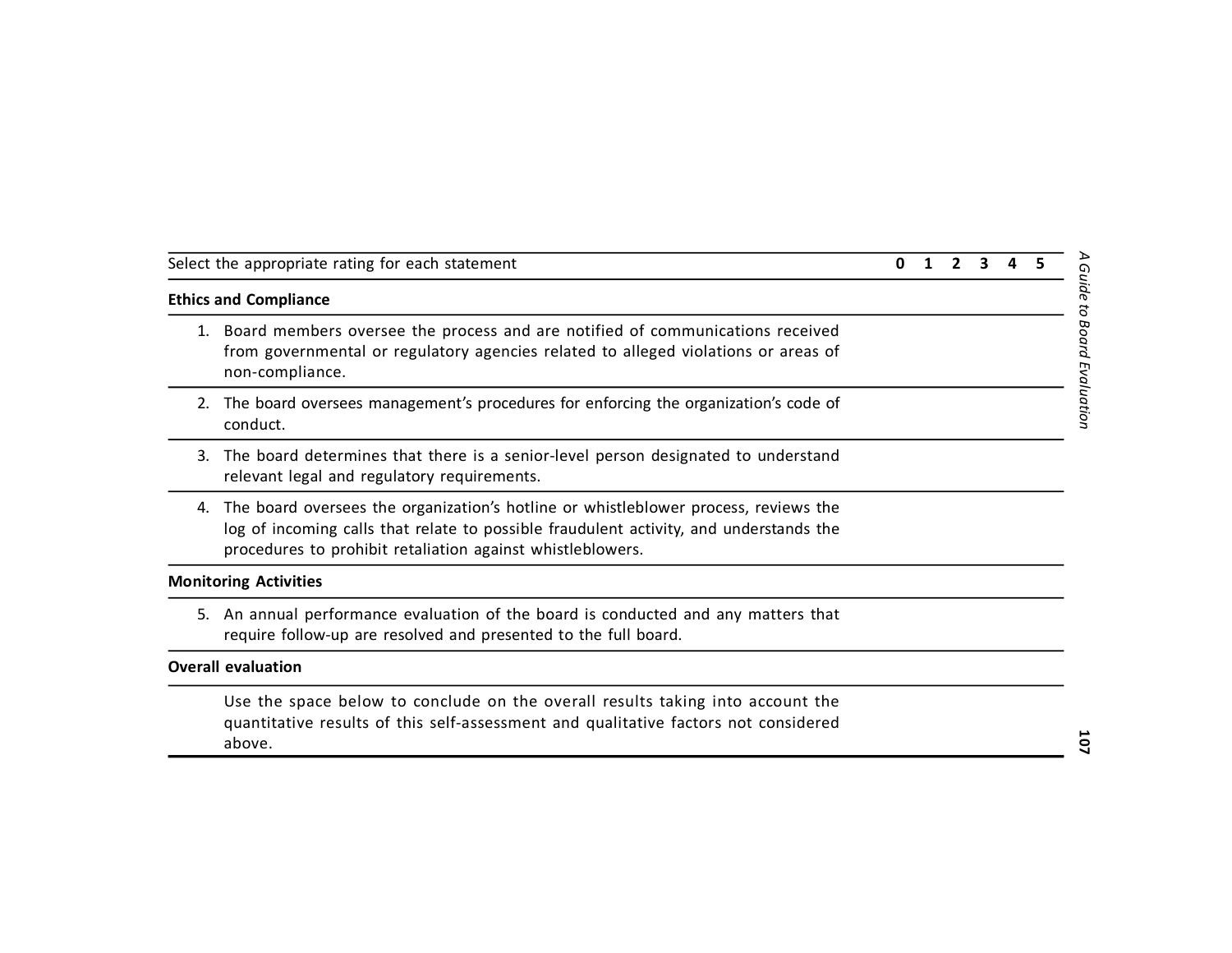| Select the appropriate rating for each statement | 0 | 1 | 2 | 3 | 4 | 5 |
|---|---|---|---|---|---|---|
| **Ethics and Compliance** | | | | | | |
| 1. Board members oversee the process and are notified of communications received from governmental or regulatory agencies related to alleged violations or areas of non-compliance. | | | | | | |
| 2. The board oversees management's procedures for enforcing the organization's code of conduct. | | | | | | |
| 3. The board determines that there is a senior-level person designated to understand relevant legal and regulatory requirements. | | | | | | |
| 4. The board oversees the organization's hotline or whistleblower process, reviews the log of incoming calls that relate to possible fraudulent activity, and understands the procedures to prohibit retaliation against whistleblowers. | | | | | | |
| **Monitoring Activities** | | | | | | |
| 5. An annual performance evaluation of the board is conducted and any matters that require follow-up are resolved and presented to the full board. | | | | | | |
| **Overall evaluation** | | | | | | |
| Use the space below to conclude on the overall results taking into account the quantitative results of this self-assessment and qualitative factors not considered above. | | | | | | |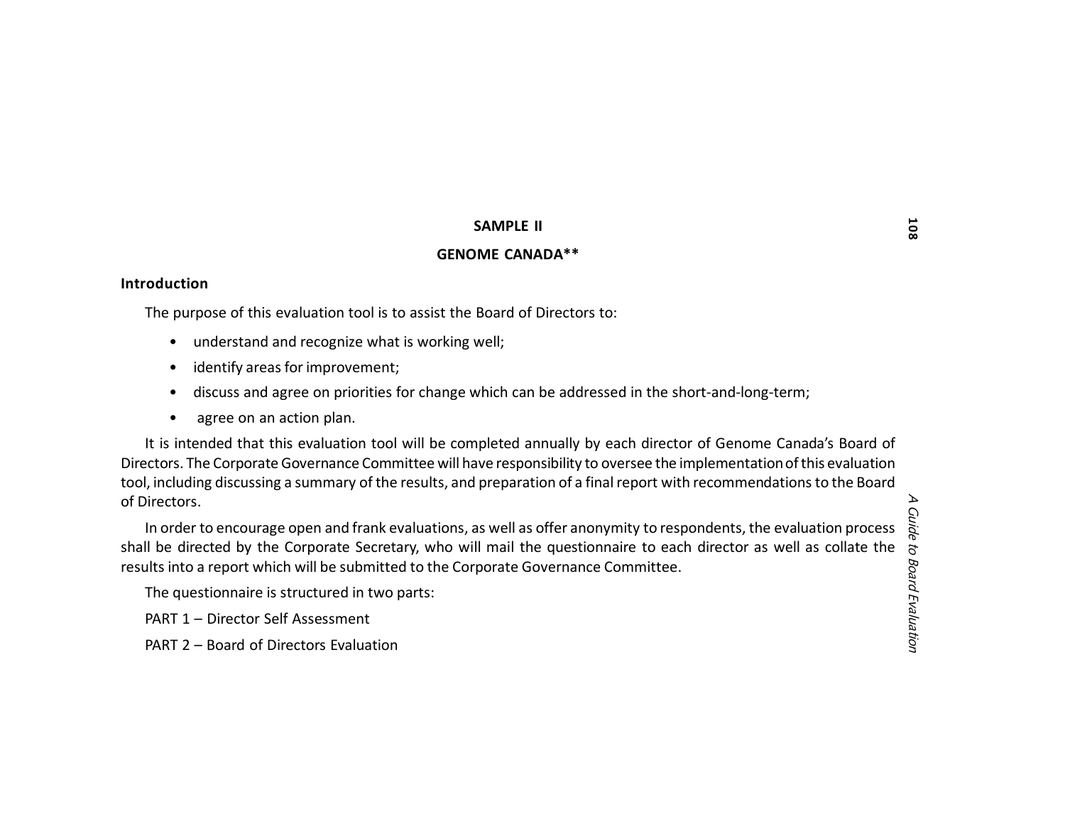**SAMPLE II**

**GENOME CANADA****

**Introduction**

The purpose of this evaluation tool is to assist the Board of Directors to:

- understand and recognize what is working well;
- identify areas for improvement;
- discuss and agree on priorities for change which can be addressed in the short-and-long-term;
- agree on an action plan.

It is intended that this evaluation tool will be completed annually by each director of Genome Canada's Board of Directors. The Corporate Governance Committee will have responsibility to oversee the implementation of this evaluation tool, including discussing a summary of the results, and preparation of a final report with recommendations to the Board of Directors.

In order to encourage open and frank evaluations, as well as offer anonymity to respondents, the evaluation process shall be directed by the Corporate Secretary, who will mail the questionnaire to each director as well as collate the results into a report which will be submitted to the Corporate Governance Committee.

The questionnaire is structured in two parts:

PART 1 – Director Self Assessment

PART 2 – Board of Directors Evaluation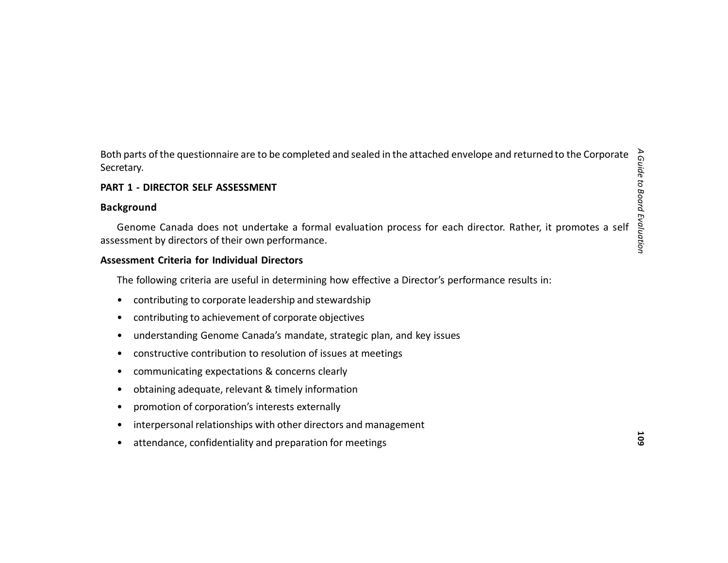Both parts of the questionnaire are to be completed and sealed in the attached envelope and returned to the Corporate Secretary.

**PART 1 - DIRECTOR SELF ASSESSMENT**

**Background**

Genome Canada does not undertake a formal evaluation process for each director. Rather, it promotes a self assessment by directors of their own performance.

**Assessment Criteria for Individual Directors**

The following criteria are useful in determining how effective a Director's performance results in:

- contributing to corporate leadership and stewardship
- contributing to achievement of corporate objectives
- understanding Genome Canada's mandate, strategic plan, and key issues
- constructive contribution to resolution of issues at meetings
- communicating expectations & concerns clearly
- obtaining adequate, relevant & timely information
- promotion of corporation's interests externally
- interpersonal relationships with other directors and management
- attendance, confidentiality and preparation for meetings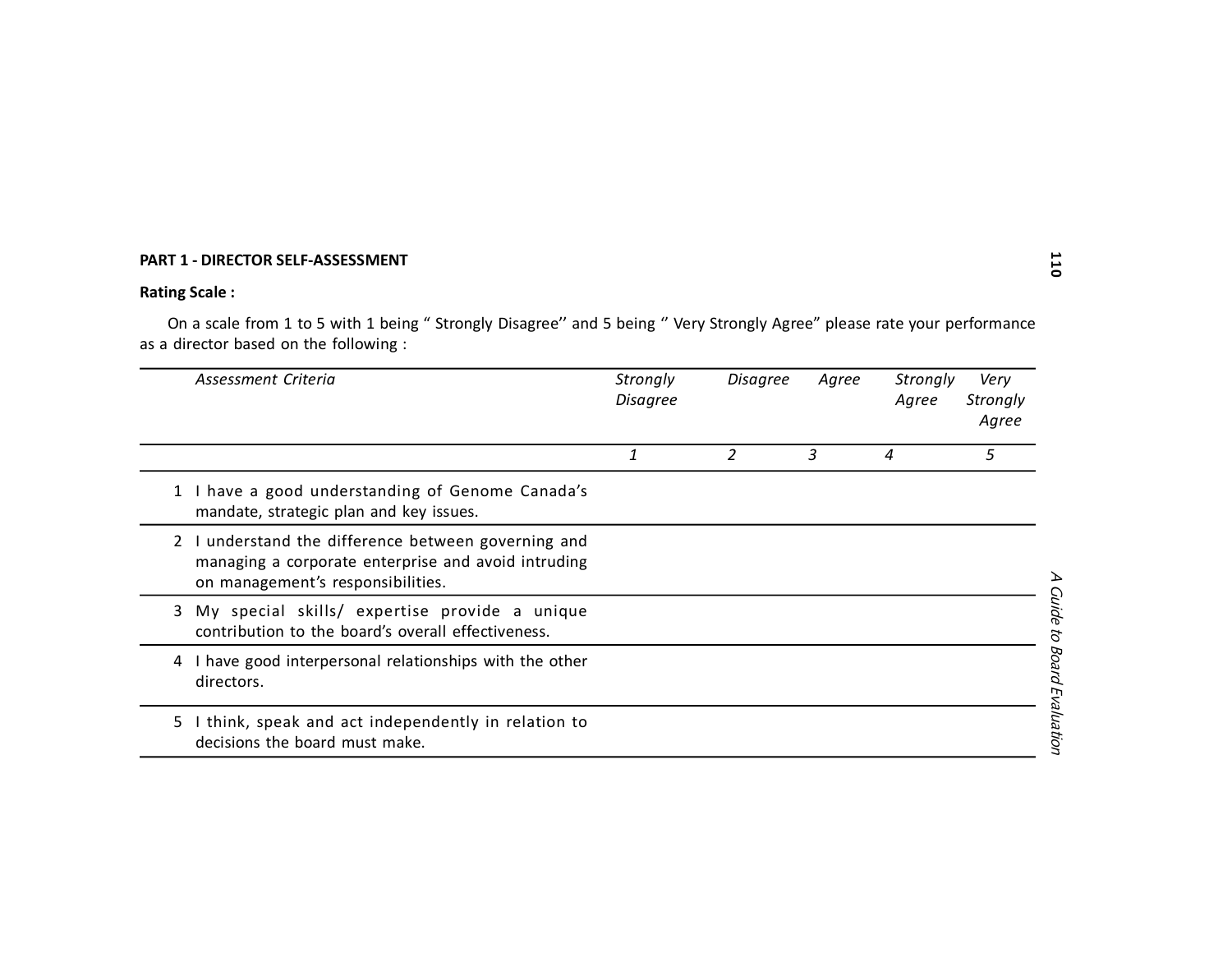**PART 1 - DIRECTOR SELF-ASSESSMENT**

**Rating Scale :**

On a scale from 1 to 5 with 1 being " Strongly Disagree'' and 5 being '' Very Strongly Agree" please rate your performance as a director based on the following :

| | *Assessment Criteria* | *Strongly Disagree* | *Disagree* | *Agree* | *Strongly Agree* | *Very Strongly Agree* |
|---|---|---|---|---|---|---|
| | | *1* | *2* | *3* | *4* | *5* |
| 1 | I have a good understanding of Genome Canada's mandate, strategic plan and key issues. | | | | | |
| 2 | I understand the difference between governing and managing a corporate enterprise and avoid intruding on management's responsibilities. | | | | | |
| 3 | My special skills/ expertise provide a unique contribution to the board's overall effectiveness. | | | | | |
| 4 | I have good interpersonal relationships with the other directors. | | | | | |
| 5 | I think, speak and act independently in relation to decisions the board must make. | | | | | |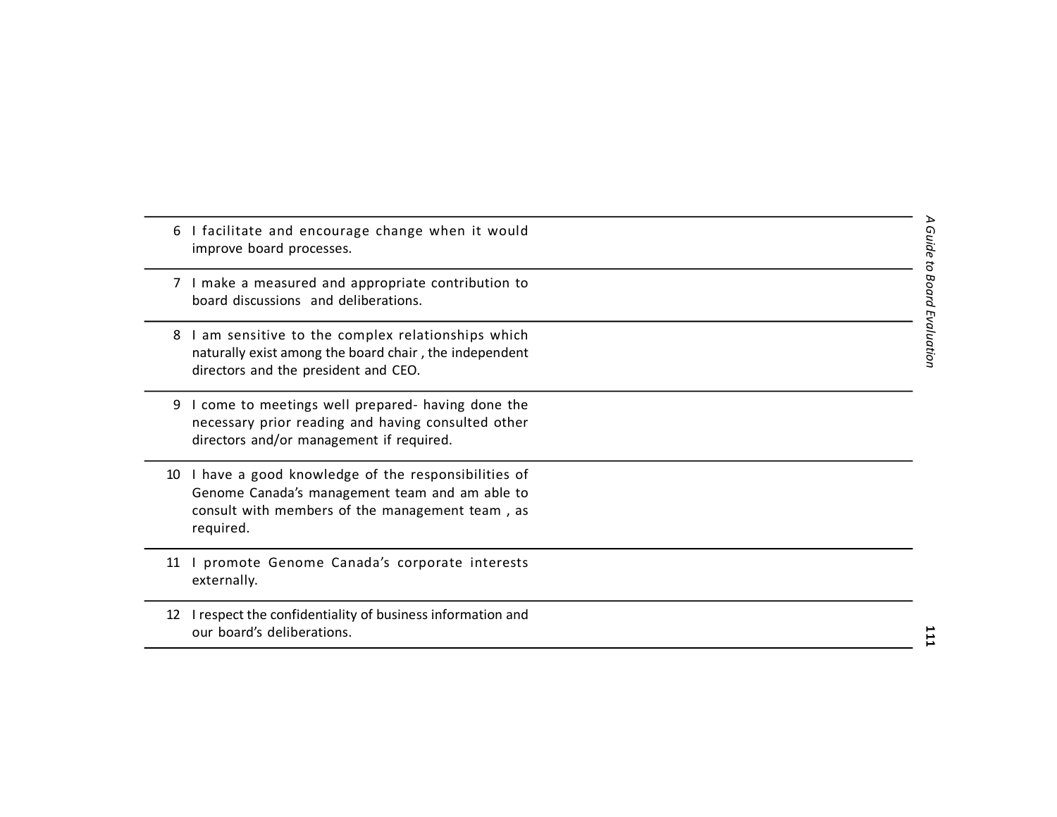| | | |
|---|---|---|
| 6 | I facilitate and encourage change when it would improve board processes. | |
| 7 | I make a measured and appropriate contribution to board discussions and deliberations. | |
| 8 | I am sensitive to the complex relationships which naturally exist among the board chair, the independent directors and the president and CEO. | |
| 9 | I come to meetings well prepared- having done the necessary prior reading and having consulted other directors and/or management if required. | |
| 10 | I have a good knowledge of the responsibilities of Genome Canada's management team and am able to consult with members of the management team, as required. | |
| 11 | I promote Genome Canada's corporate interests externally. | |
| 12 | I respect the confidentiality of business information and our board's deliberations. | |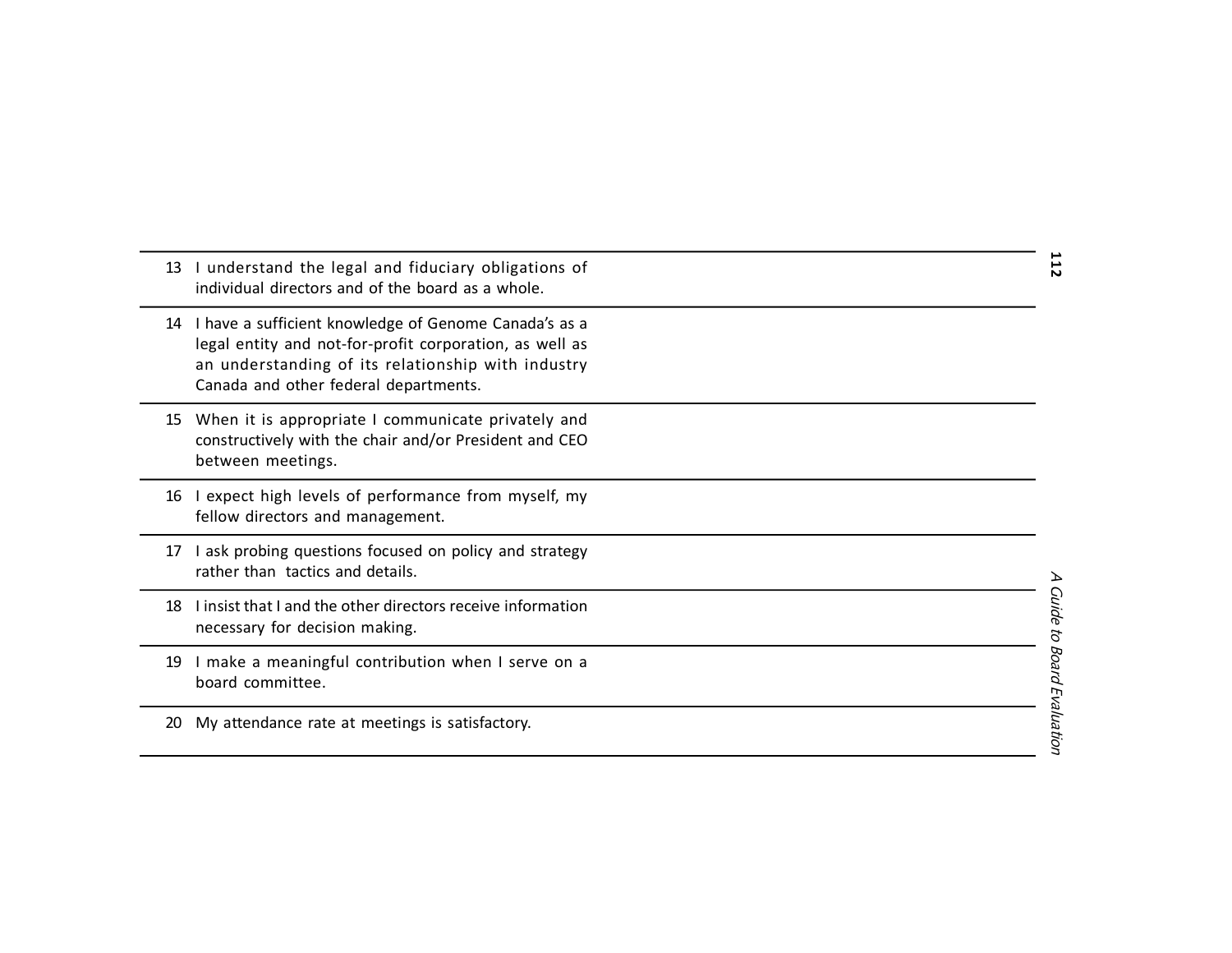| | | |
|---|---|---|
| 13 | I understand the legal and fiduciary obligations of individual directors and of the board as a whole. | |
| 14 | I have a sufficient knowledge of Genome Canada's as a legal entity and not-for-profit corporation, as well as an understanding of its relationship with industry Canada and other federal departments. | |
| 15 | When it is appropriate I communicate privately and constructively with the chair and/or President and CEO between meetings. | |
| 16 | I expect high levels of performance from myself, my fellow directors and management. | |
| 17 | I ask probing questions focused on policy and strategy rather than tactics and details. | |
| 18 | I insist that I and the other directors receive information necessary for decision making. | |
| 19 | I make a meaningful contribution when I serve on a board committee. | |
| 20 | My attendance rate at meetings is satisfactory. | |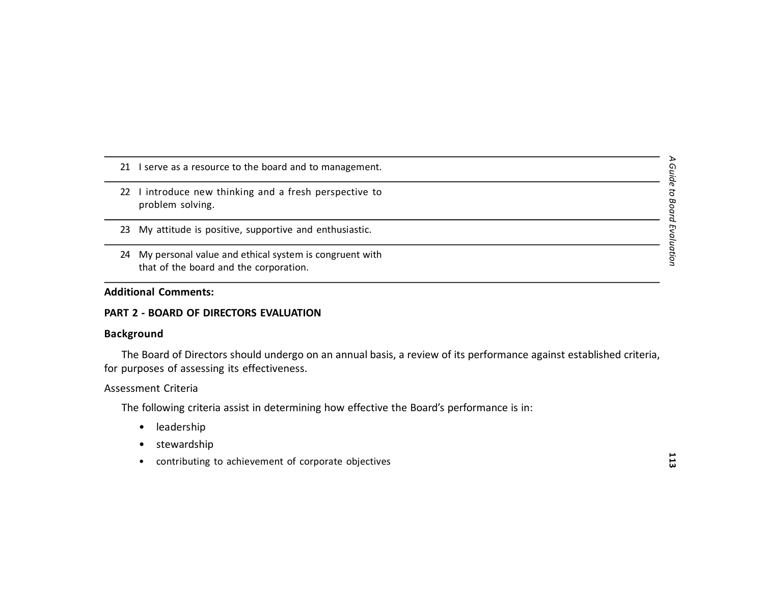| | |
|---|---|
| 21 I serve as a resource to the board and to management. | |
| 22 I introduce new thinking and a fresh perspective to problem solving. | |
| 23 My attitude is positive, supportive and enthusiastic. | |
| 24 My personal value and ethical system is congruent with that of the board and the corporation. | |

**Additional Comments:**

**PART 2 - BOARD OF DIRECTORS EVALUATION**

**Background**

The Board of Directors should undergo on an annual basis, a review of its performance against established criteria, for purposes of assessing its effectiveness.

Assessment Criteria

The following criteria assist in determining how effective the Board's performance is in:

- leadership
- stewardship
- contributing to achievement of corporate objectives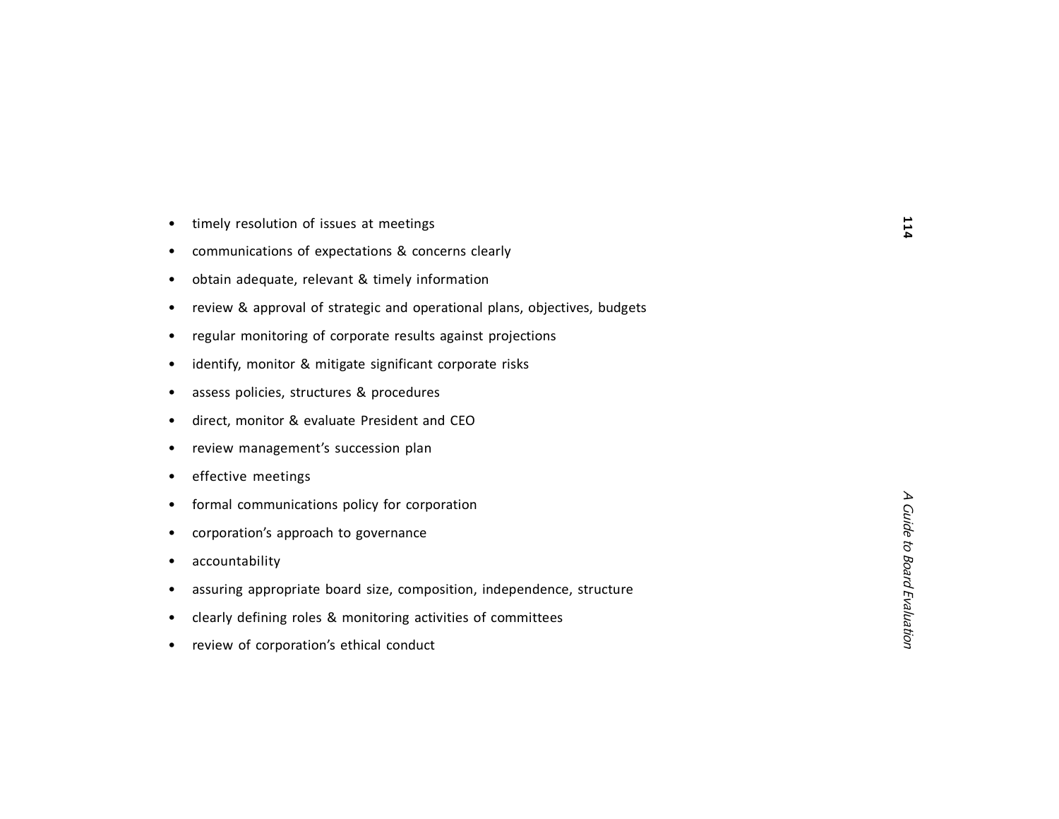- timely resolution of issues at meetings
- communications of expectations & concerns clearly
- obtain adequate, relevant & timely information
- review & approval of strategic and operational plans, objectives, budgets
- regular monitoring of corporate results against projections
- identify, monitor & mitigate significant corporate risks
- assess policies, structures & procedures
- direct, monitor & evaluate President and CEO
- review management's succession plan
- effective meetings
- formal communications policy for corporation
- corporation's approach to governance
- accountability
- assuring appropriate board size, composition, independence, structure
- clearly defining roles & monitoring activities of committees
- review of corporation's ethical conduct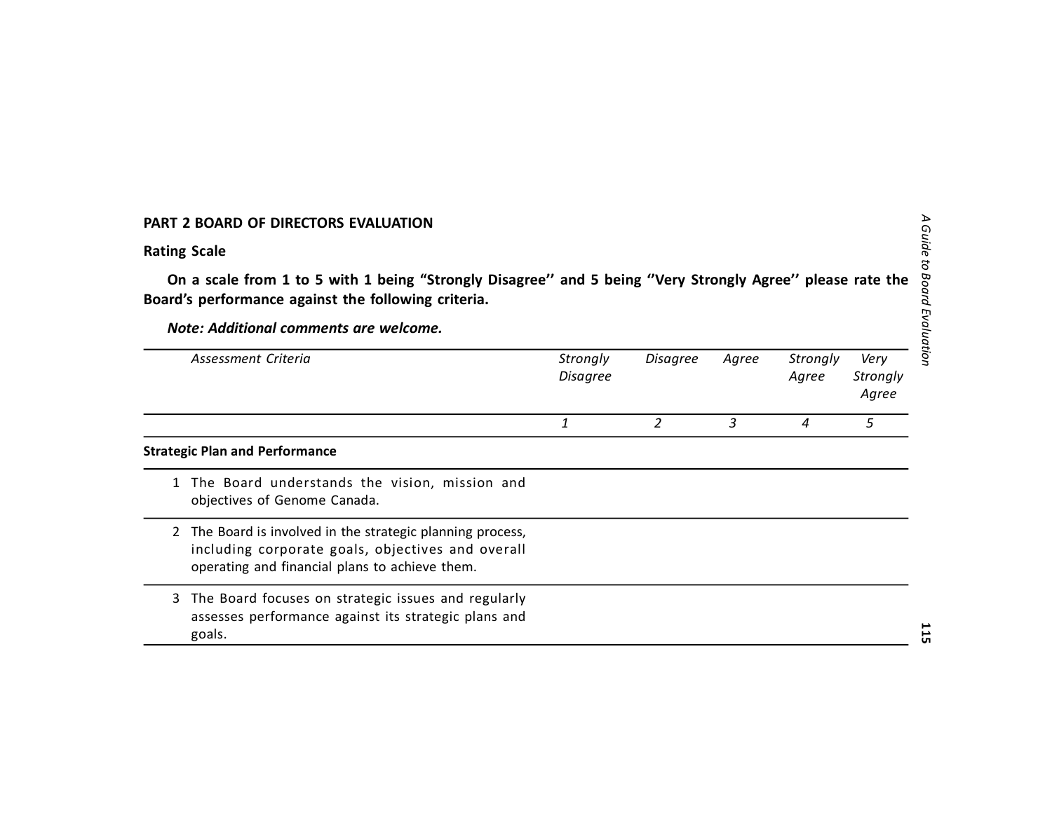**PART 2 BOARD OF DIRECTORS EVALUATION**

**Rating Scale**

**On a scale from 1 to 5 with 1 being "Strongly Disagree'' and 5 being ''Very Strongly Agree'' please rate the Board's performance against the following criteria.**

***Note: Additional comments are welcome.***

| *Assessment Criteria* | *Strongly Disagree* | *Disagree* | *Agree* | *Strongly Agree* | *Very Strongly Agree* |
|---|---|---|---|---|---|
| | *1* | *2* | *3* | *4* | *5* |
| **Strategic Plan and Performance** | | | | | |
| 1 The Board understands the vision, mission and objectives of Genome Canada. | | | | | |
| 2 The Board is involved in the strategic planning process, including corporate goals, objectives and overall operating and financial plans to achieve them. | | | | | |
| 3 The Board focuses on strategic issues and regularly assesses performance against its strategic plans and goals. | | | | | |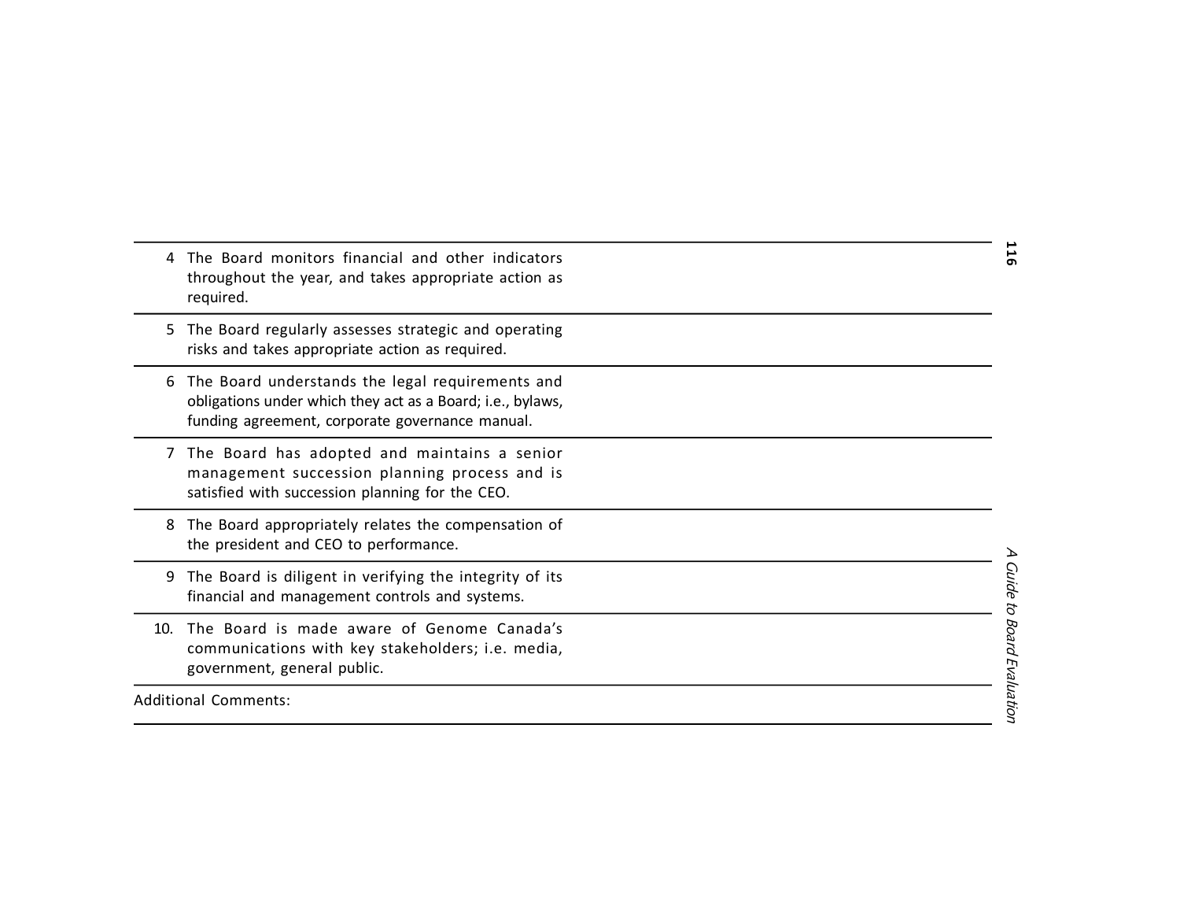| | |
|---|---|
| 4 The Board monitors financial and other indicators throughout the year, and takes appropriate action as required. | |
| 5 The Board regularly assesses strategic and operating risks and takes appropriate action as required. | |
| 6 The Board understands the legal requirements and obligations under which they act as a Board; i.e., bylaws, funding agreement, corporate governance manual. | |
| 7 The Board has adopted and maintains a senior management succession planning process and is satisfied with succession planning for the CEO. | |
| 8 The Board appropriately relates the compensation of the president and CEO to performance. | |
| 9 The Board is diligent in verifying the integrity of its financial and management controls and systems. | |
| 10. The Board is made aware of Genome Canada's communications with key stakeholders; i.e. media, government, general public. | |
| Additional Comments: | |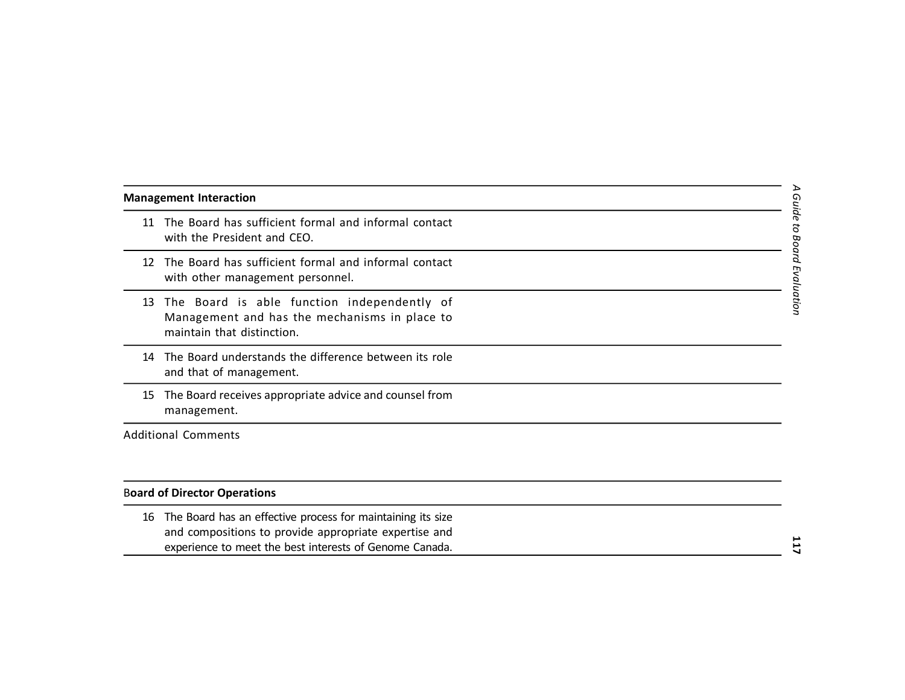**Management Interaction**

| | |
|---|---|
| 11 The Board has sufficient formal and informal contact with the President and CEO. | |
| 12 The Board has sufficient formal and informal contact with other management personnel. | |
| 13 The Board is able function independently of Management and has the mechanisms in place to maintain that distinction. | |
| 14 The Board understands the difference between its role and that of management. | |
| 15 The Board receives appropriate advice and counsel from management. | |

Additional Comments

**Board of Director Operations**

| | |
|---|---|
| 16 The Board has an effective process for maintaining its size and compositions to provide appropriate expertise and experience to meet the best interests of Genome Canada. | |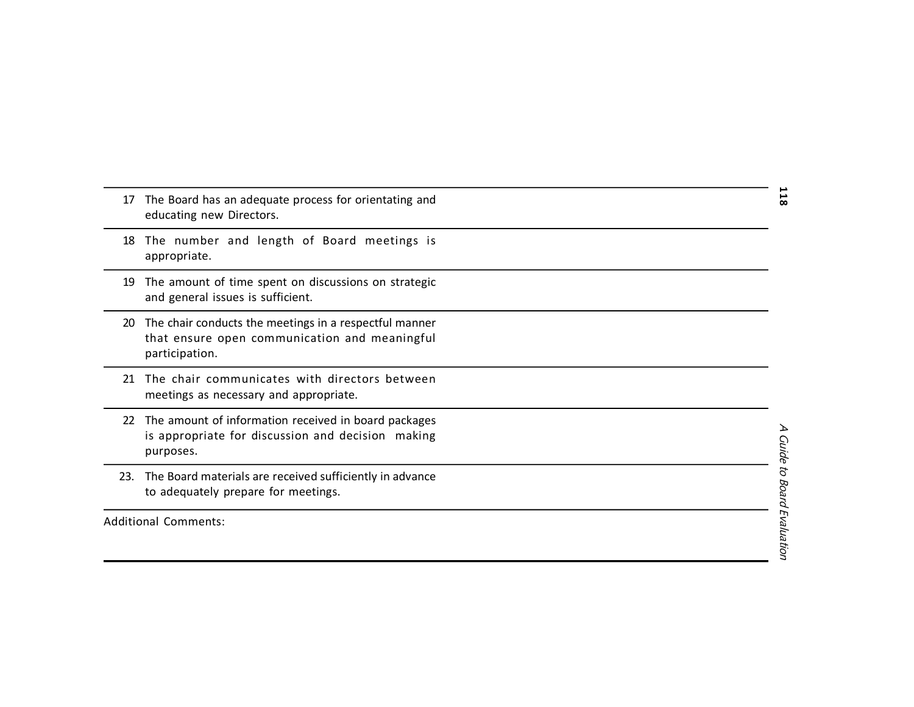| | |
|---|---|
| 17 The Board has an adequate process for orientating and educating new Directors. | |
| 18 The number and length of Board meetings is appropriate. | |
| 19 The amount of time spent on discussions on strategic and general issues is sufficient. | |
| 20 The chair conducts the meetings in a respectful manner that ensure open communication and meaningful participation. | |
| 21 The chair communicates with directors between meetings as necessary and appropriate. | |
| 22 The amount of information received in board packages is appropriate for discussion and decision making purposes. | |
| 23. The Board materials are received sufficiently in advance to adequately prepare for meetings. | |

Additional Comments: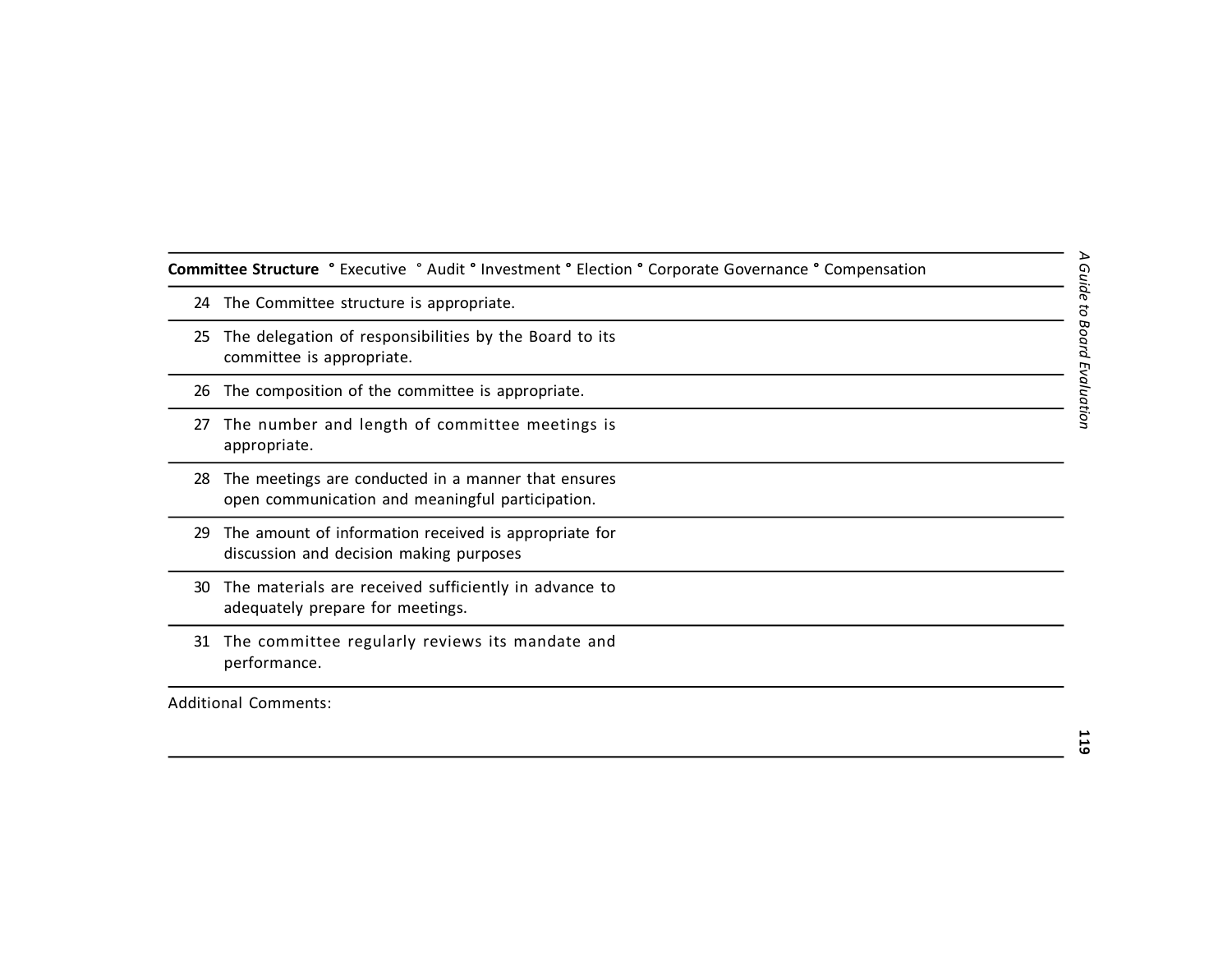**Committee Structure** ° Executive ° Audit ° Investment ° Election ° Corporate Governance ° Compensation

| | |
|---|---|
| 24 | The Committee structure is appropriate. |
| 25 | The delegation of responsibilities by the Board to its committee is appropriate. |
| 26 | The composition of the committee is appropriate. |
| 27 | The number and length of committee meetings is appropriate. |
| 28 | The meetings are conducted in a manner that ensures open communication and meaningful participation. |
| 29 | The amount of information received is appropriate for discussion and decision making purposes |
| 30 | The materials are received sufficiently in advance to adequately prepare for meetings. |
| 31 | The committee regularly reviews its mandate and performance. |

Additional Comments: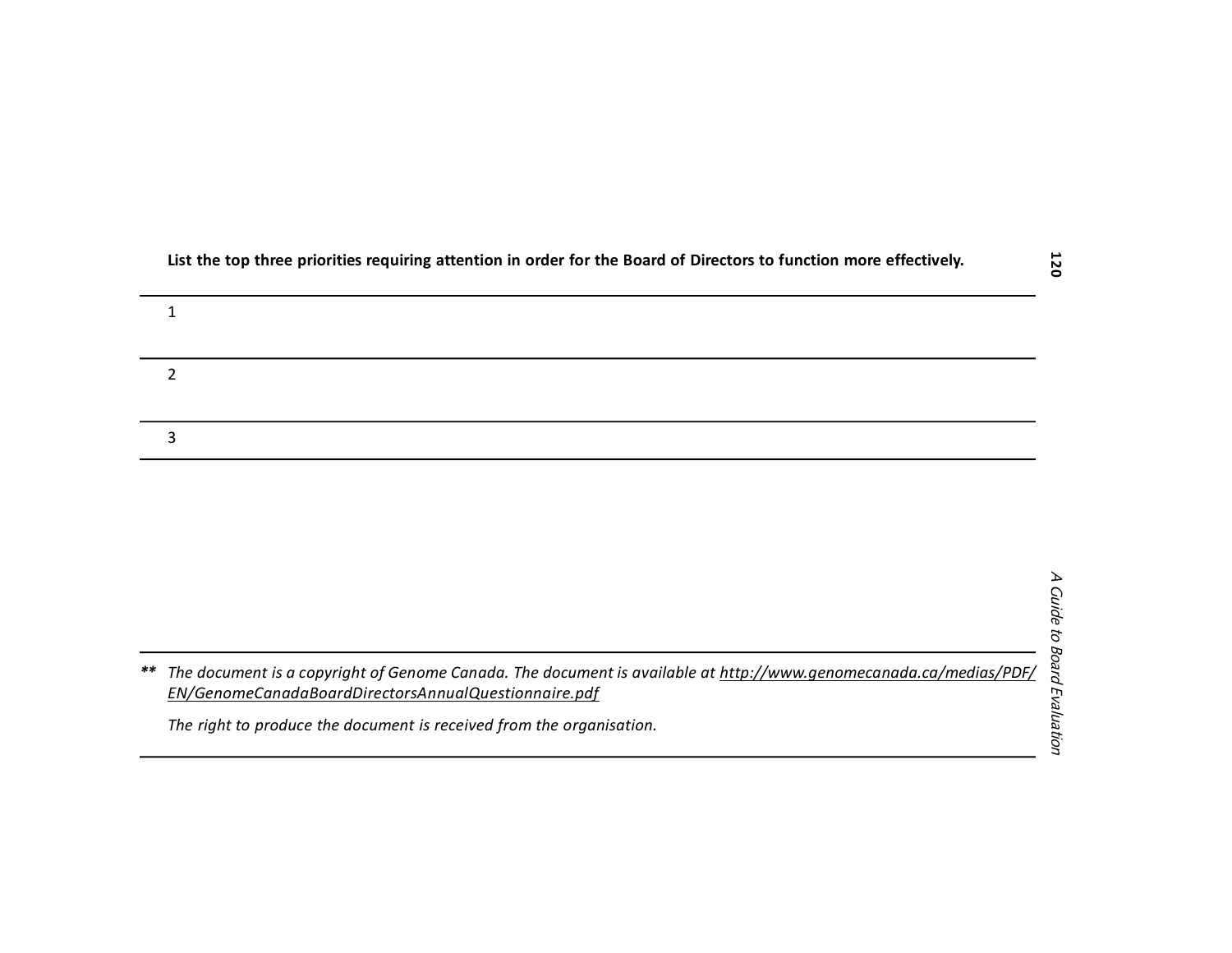**List the top three priorities requiring attention in order for the Board of Directors to function more effectively.**

| | |
|---|---|
| 1 | |
| 2 | |
| 3 | |

---

** *The document is a copyright of Genome Canada. The document is available at http://www.genomecanada.ca/medias/PDF/EN/GenomeCanadaBoardDirectorsAnnualQuestionnaire.pdf*

*The right to produce the document is received from the organisation.*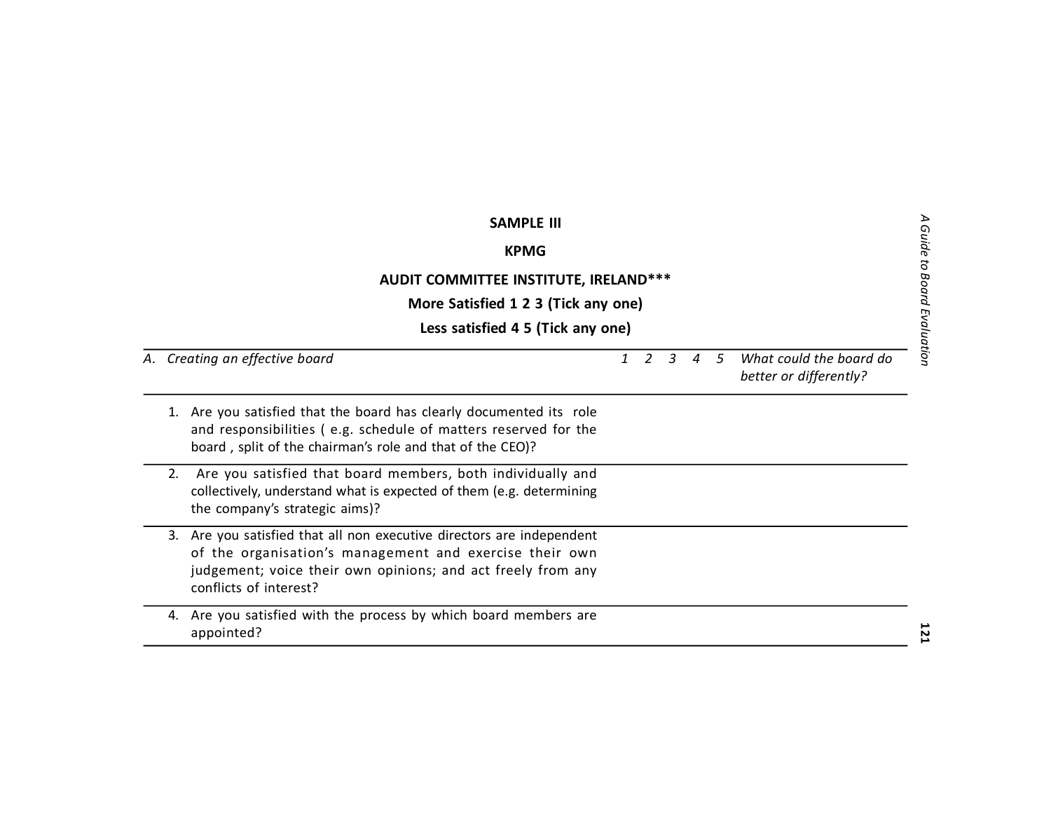**SAMPLE III**

**KPMG**

**AUDIT COMMITTEE INSTITUTE, IRELAND*****

**More Satisfied 1 2 3 (Tick any one)**

**Less satisfied 4 5 (Tick any one)**

| *A. Creating an effective board* | *1* | *2* | *3* | *4* | *5* | *What could the board do better or differently?* |
|---|---|---|---|---|---|---|
| 1. Are you satisfied that the board has clearly documented its role and responsibilities ( e.g. schedule of matters reserved for the board , split of the chairman's role and that of the CEO)? | | | | | | |
| 2. Are you satisfied that board members, both individually and collectively, understand what is expected of them (e.g. determining the company's strategic aims)? | | | | | | |
| 3. Are you satisfied that all non executive directors are independent of the organisation's management and exercise their own judgement; voice their own opinions; and act freely from any conflicts of interest? | | | | | | |
| 4. Are you satisfied with the process by which board members are appointed? | | | | | | |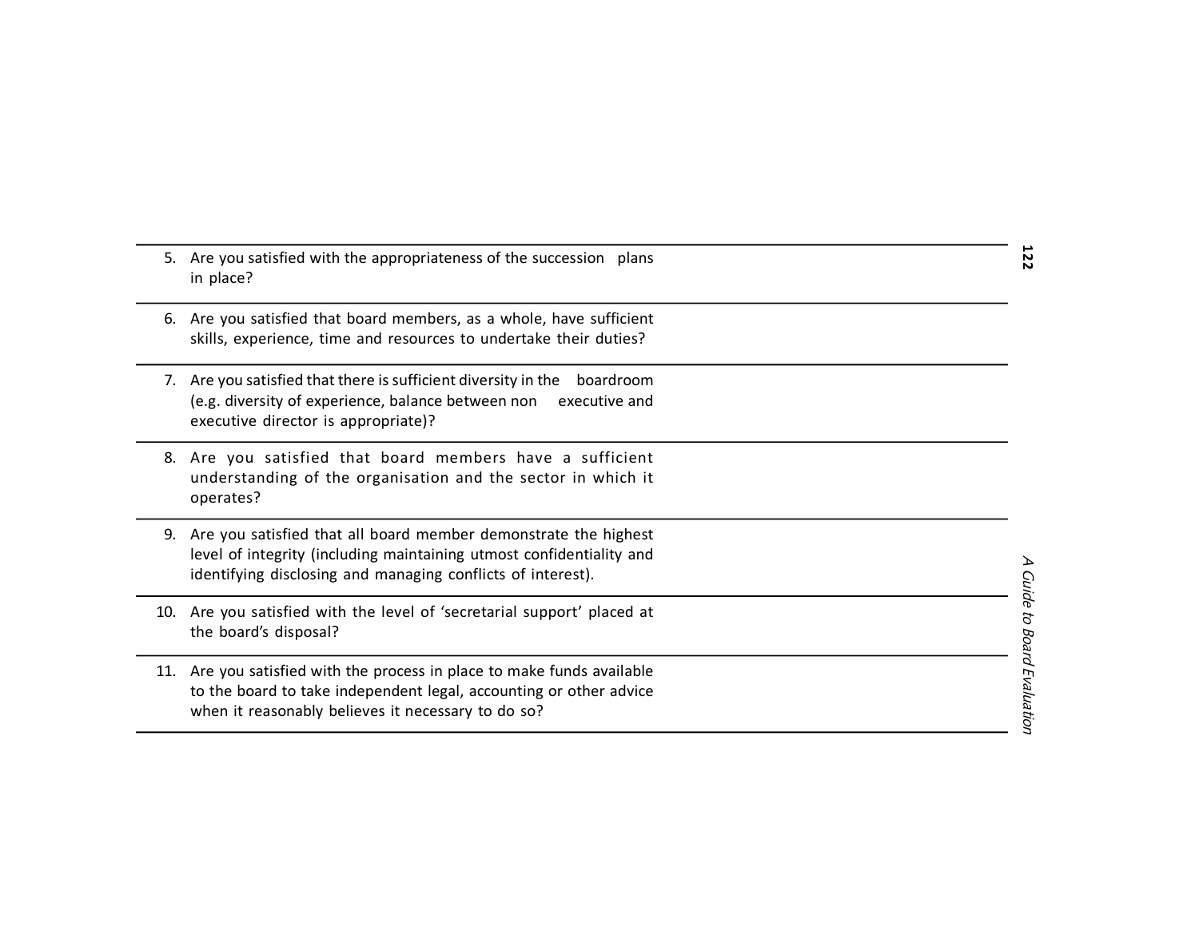| | |
|---|---|
| 5. Are you satisfied with the appropriateness of the succession plans in place? | |
| 6. Are you satisfied that board members, as a whole, have sufficient skills, experience, time and resources to undertake their duties? | |
| 7. Are you satisfied that there is sufficient diversity in the boardroom (e.g. diversity of experience, balance between non executive and executive director is appropriate)? | |
| 8. Are you satisfied that board members have a sufficient understanding of the organisation and the sector in which it operates? | |
| 9. Are you satisfied that all board member demonstrate the highest level of integrity (including maintaining utmost confidentiality and identifying disclosing and managing conflicts of interest). | |
| 10. Are you satisfied with the level of 'secretarial support' placed at the board's disposal? | |
| 11. Are you satisfied with the process in place to make funds available to the board to take independent legal, accounting or other advice when it reasonably believes it necessary to do so? | |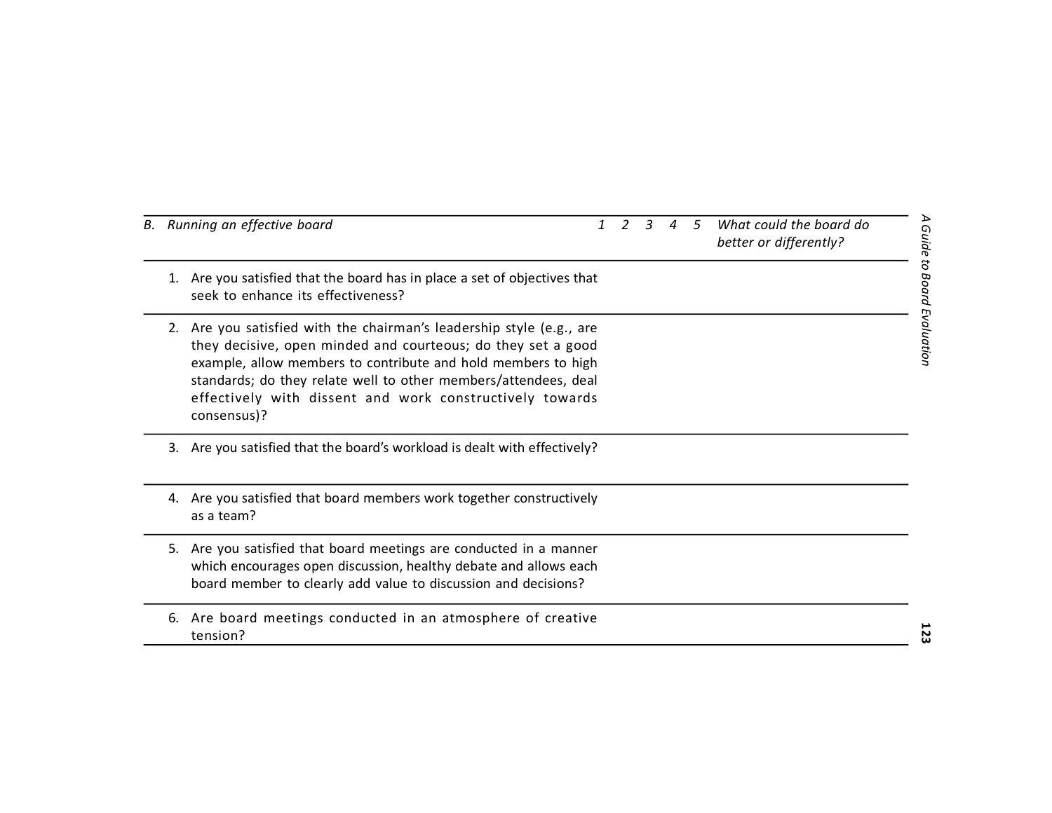| *B. Running an effective board* | *1* | *2* | *3* | *4* | *5* | *What could the board do better or differently?* |
|---|---|---|---|---|---|---|
| 1. Are you satisfied that the board has in place a set of objectives that seek to enhance its effectiveness? | | | | | | |
| 2. Are you satisfied with the chairman's leadership style (e.g., are they decisive, open minded and courteous; do they set a good example, allow members to contribute and hold members to high standards; do they relate well to other members/attendees, deal effectively with dissent and work constructively towards consensus)? | | | | | | |
| 3. Are you satisfied that the board's workload is dealt with effectively? | | | | | | |
| 4. Are you satisfied that board members work together constructively as a team? | | | | | | |
| 5. Are you satisfied that board meetings are conducted in a manner which encourages open discussion, healthy debate and allows each board member to clearly add value to discussion and decisions? | | | | | | |
| 6. Are board meetings conducted in an atmosphere of creative tension? | | | | | | |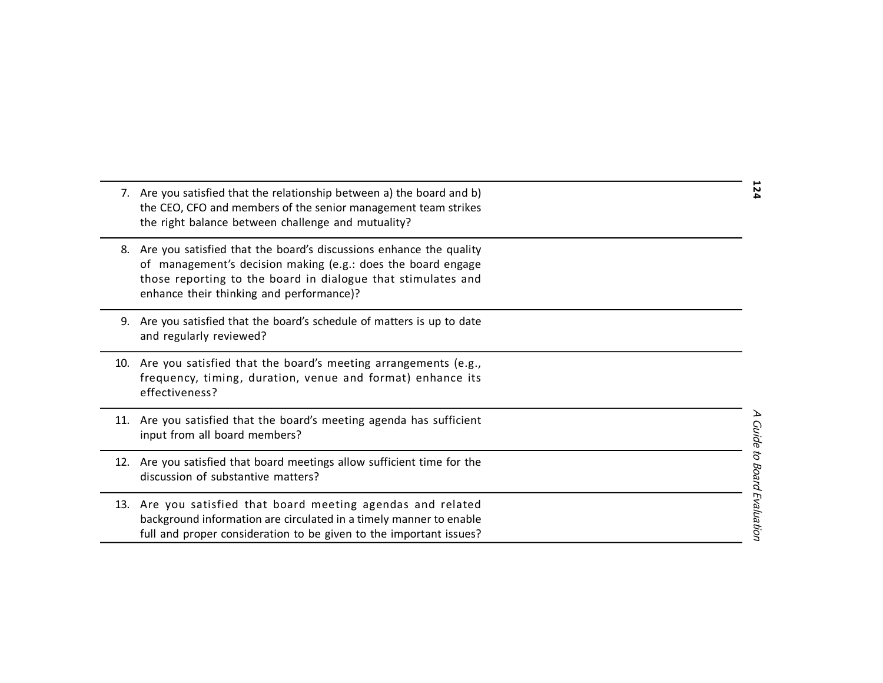| | |
|---|---|
| 7. Are you satisfied that the relationship between a) the board and b) the CEO, CFO and members of the senior management team strikes the right balance between challenge and mutuality? | |
| 8. Are you satisfied that the board's discussions enhance the quality of management's decision making (e.g.: does the board engage those reporting to the board in dialogue that stimulates and enhance their thinking and performance)? | |
| 9. Are you satisfied that the board's schedule of matters is up to date and regularly reviewed? | |
| 10. Are you satisfied that the board's meeting arrangements (e.g., frequency, timing, duration, venue and format) enhance its effectiveness? | |
| 11. Are you satisfied that the board's meeting agenda has sufficient input from all board members? | |
| 12. Are you satisfied that board meetings allow sufficient time for the discussion of substantive matters? | |
| 13. Are you satisfied that board meeting agendas and related background information are circulated in a timely manner to enable full and proper consideration to be given to the important issues? | |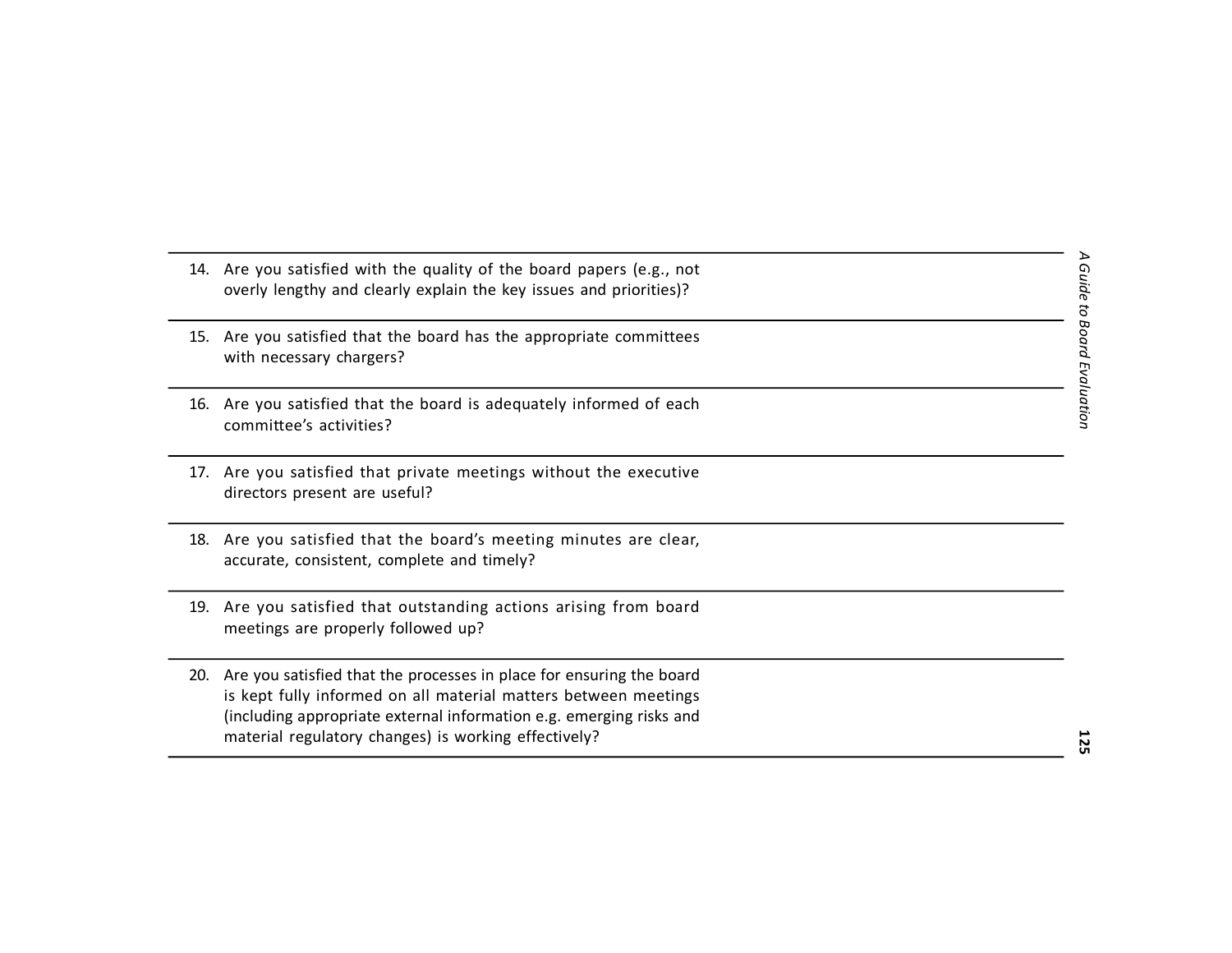| | |
|---|---|
| 14. Are you satisfied with the quality of the board papers (e.g., not overly lengthy and clearly explain the key issues and priorities)? | |
| 15. Are you satisfied that the board has the appropriate committees with necessary chargers? | |
| 16. Are you satisfied that the board is adequately informed of each committee's activities? | |
| 17. Are you satisfied that private meetings without the executive directors present are useful? | |
| 18. Are you satisfied that the board's meeting minutes are clear, accurate, consistent, complete and timely? | |
| 19. Are you satisfied that outstanding actions arising from board meetings are properly followed up? | |
| 20. Are you satisfied that the processes in place for ensuring the board is kept fully informed on all material matters between meetings (including appropriate external information e.g. emerging risks and material regulatory changes) is working effectively? | |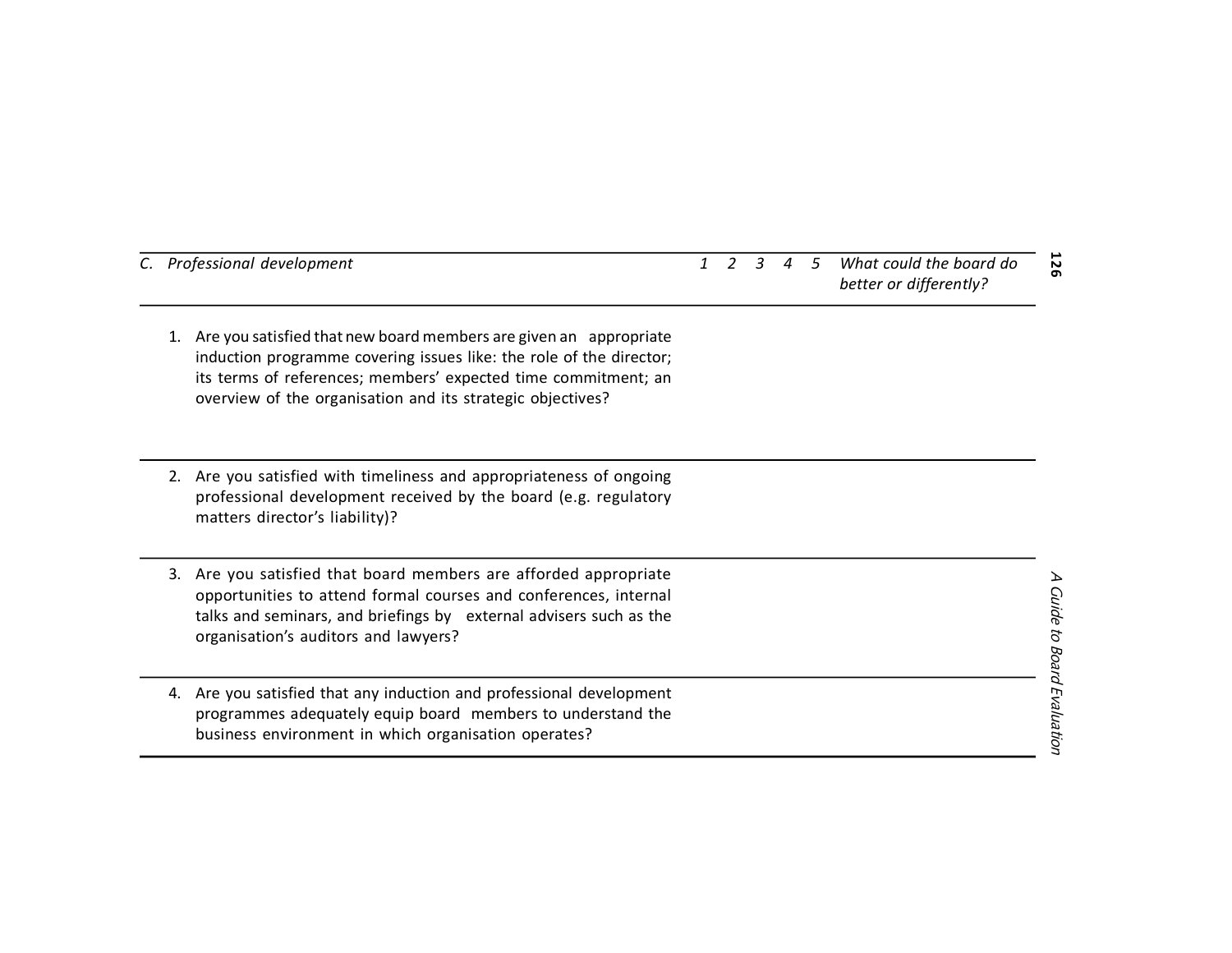| *C. Professional development* | *1* | *2* | *3* | *4* | *5* | *What could the board do better or differently?* |
|---|---|---|---|---|---|---|
| 1. Are you satisfied that new board members are given an appropriate induction programme covering issues like: the role of the director; its terms of references; members' expected time commitment; an overview of the organisation and its strategic objectives? | | | | | | |
| 2. Are you satisfied with timeliness and appropriateness of ongoing professional development received by the board (e.g. regulatory matters director's liability)? | | | | | | |
| 3. Are you satisfied that board members are afforded appropriate opportunities to attend formal courses and conferences, internal talks and seminars, and briefings by external advisers such as the organisation's auditors and lawyers? | | | | | | |
| 4. Are you satisfied that any induction and professional development programmes adequately equip board members to understand the business environment in which organisation operates? | | | | | | |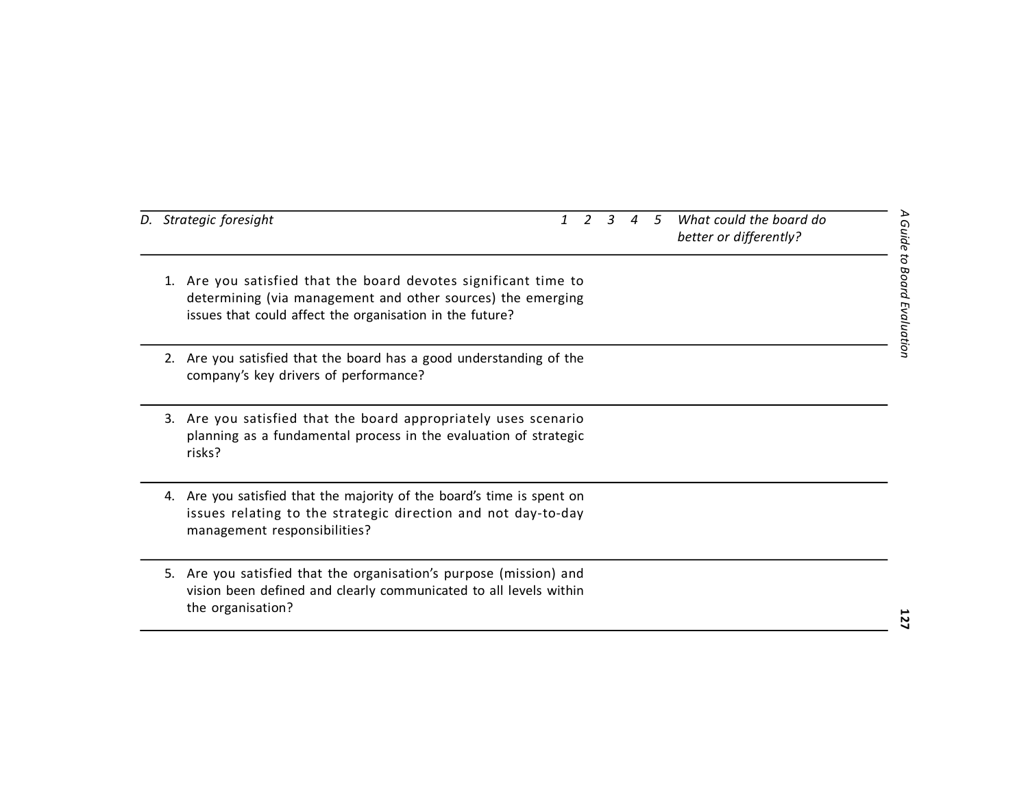| *D. Strategic foresight* | *1* | *2* | *3* | *4* | *5* | *What could the board do better or differently?* |
|---|---|---|---|---|---|---|
| 1. Are you satisfied that the board devotes significant time to determining (via management and other sources) the emerging issues that could affect the organisation in the future? | | | | | | |
| 2. Are you satisfied that the board has a good understanding of the company's key drivers of performance? | | | | | | |
| 3. Are you satisfied that the board appropriately uses scenario planning as a fundamental process in the evaluation of strategic risks? | | | | | | |
| 4. Are you satisfied that the majority of the board's time is spent on issues relating to the strategic direction and not day-to-day management responsibilities? | | | | | | |
| 5. Are you satisfied that the organisation's purpose (mission) and vision been defined and clearly communicated to all levels within the organisation? | | | | | | |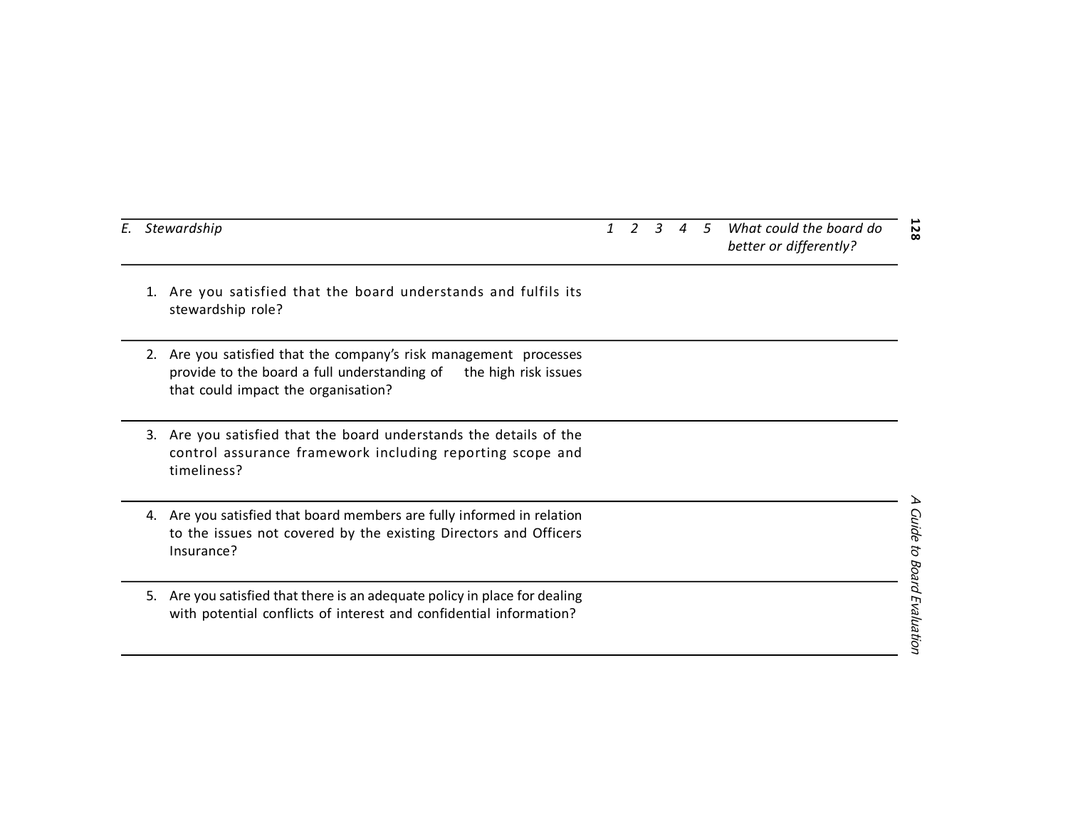| E. Stewardship | 1 | 2 | 3 | 4 | 5 | What could the board do better or differently? |
|---|---|---|---|---|---|---|
| 1. Are you satisfied that the board understands and fulfils its stewardship role? | | | | | | |
| 2. Are you satisfied that the company's risk management processes provide to the board a full understanding of the high risk issues that could impact the organisation? | | | | | | |
| 3. Are you satisfied that the board understands the details of the control assurance framework including reporting scope and timeliness? | | | | | | |
| 4. Are you satisfied that board members are fully informed in relation to the issues not covered by the existing Directors and Officers Insurance? | | | | | | |
| 5. Are you satisfied that there is an adequate policy in place for dealing with potential conflicts of interest and confidential information? | | | | | | |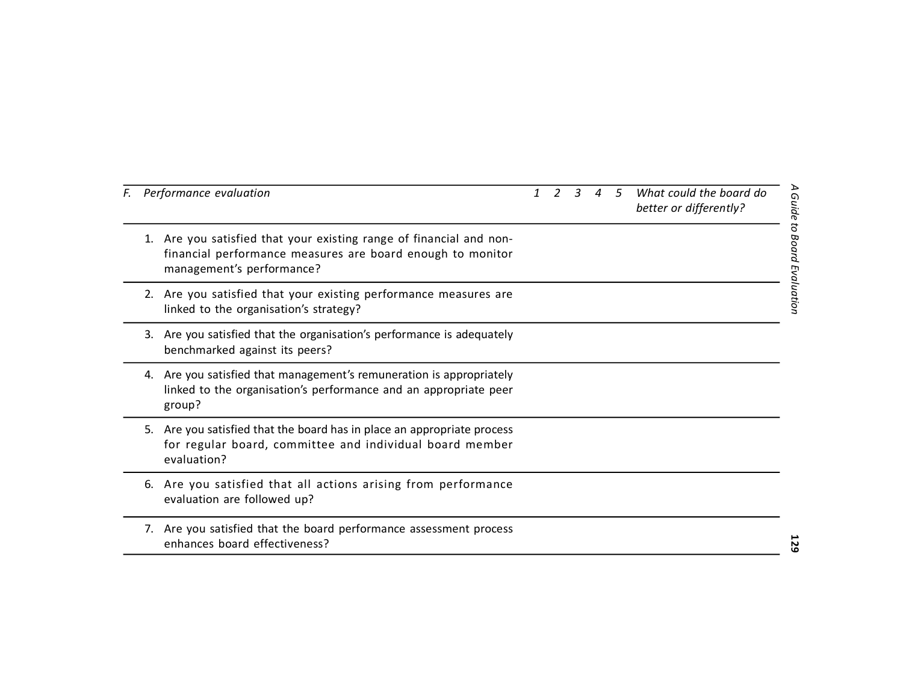| F. *Performance evaluation* | *1* | *2* | *3* | *4* | *5* | *What could the board do better or differently?* |
|---|---|---|---|---|---|---|
| 1. Are you satisfied that your existing range of financial and non-financial performance measures are board enough to monitor management's performance? | | | | | | |
| 2. Are you satisfied that your existing performance measures are linked to the organisation's strategy? | | | | | | |
| 3. Are you satisfied that the organisation's performance is adequately benchmarked against its peers? | | | | | | |
| 4. Are you satisfied that management's remuneration is appropriately linked to the organisation's performance and an appropriate peer group? | | | | | | |
| 5. Are you satisfied that the board has in place an appropriate process for regular board, committee and individual board member evaluation? | | | | | | |
| 6. Are you satisfied that all actions arising from performance evaluation are followed up? | | | | | | |
| 7. Are you satisfied that the board performance assessment process enhances board effectiveness? | | | | | | |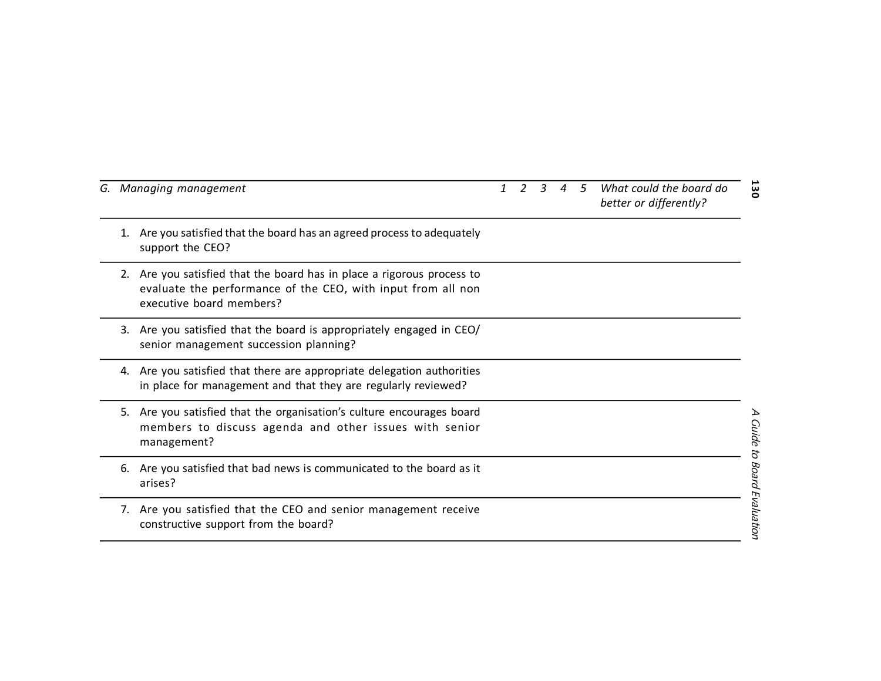| *G. Managing management* | *1* | *2* | *3* | *4* | *5* | *What could the board do better or differently?* |
|---|---|---|---|---|---|---|
| 1. Are you satisfied that the board has an agreed process to adequately support the CEO? | | | | | | |
| 2. Are you satisfied that the board has in place a rigorous process to evaluate the performance of the CEO, with input from all non executive board members? | | | | | | |
| 3. Are you satisfied that the board is appropriately engaged in CEO/ senior management succession planning? | | | | | | |
| 4. Are you satisfied that there are appropriate delegation authorities in place for management and that they are regularly reviewed? | | | | | | |
| 5. Are you satisfied that the organisation's culture encourages board members to discuss agenda and other issues with senior management? | | | | | | |
| 6. Are you satisfied that bad news is communicated to the board as it arises? | | | | | | |
| 7. Are you satisfied that the CEO and senior management receive constructive support from the board? | | | | | | |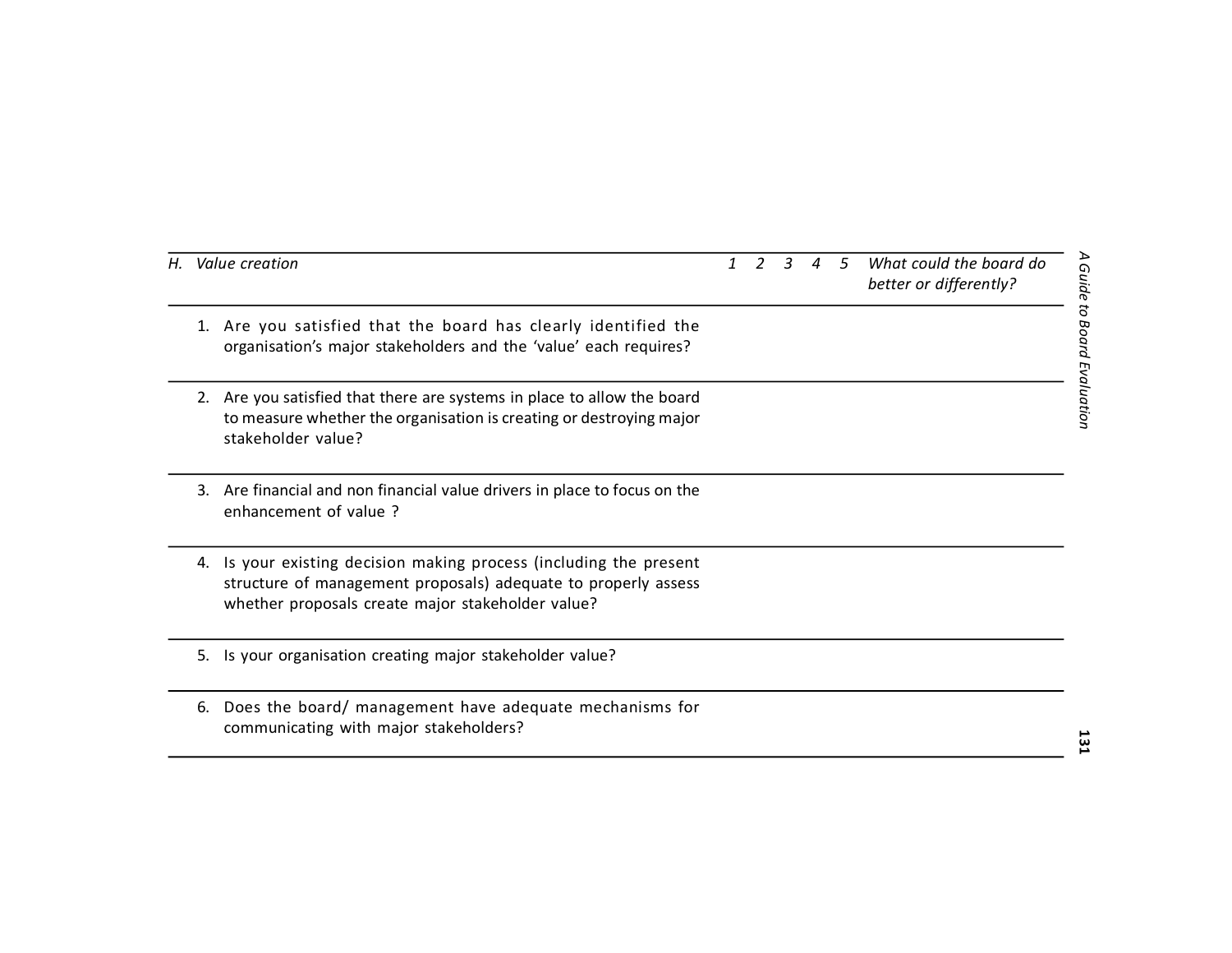| *H. Value creation* | *1* | *2* | *3* | *4* | *5* | *What could the board do better or differently?* |
|---|---|---|---|---|---|---|
| 1. Are you satisfied that the board has clearly identified the organisation's major stakeholders and the 'value' each requires? | | | | | | |
| 2. Are you satisfied that there are systems in place to allow the board to measure whether the organisation is creating or destroying major stakeholder value? | | | | | | |
| 3. Are financial and non financial value drivers in place to focus on the enhancement of value ? | | | | | | |
| 4. Is your existing decision making process (including the present structure of management proposals) adequate to properly assess whether proposals create major stakeholder value? | | | | | | |
| 5. Is your organisation creating major stakeholder value? | | | | | | |
| 6. Does the board/ management have adequate mechanisms for communicating with major stakeholders? | | | | | | |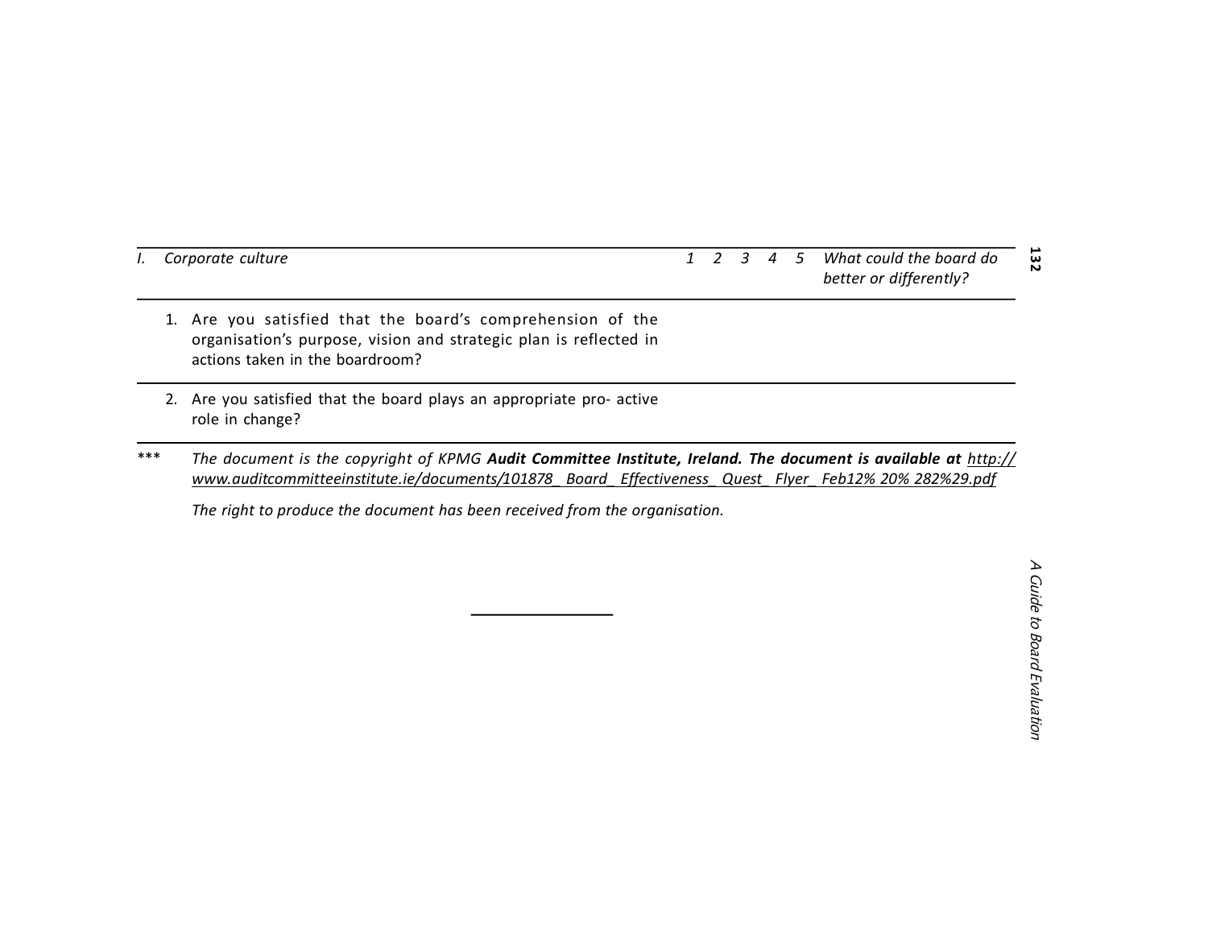| I. | *Corporate culture* | *1* | *2* | *3* | *4* | *5* | *What could the board do better or differently?* |
|---|---|---|---|---|---|---|---|
| | 1. Are you satisfied that the board's comprehension of the organisation's purpose, vision and strategic plan is reflected in actions taken in the boardroom? | | | | | | |
| | 2. Are you satisfied that the board plays an appropriate pro- active role in change? | | | | | | |

*** *The document is the copyright of KPMG* ***Audit Committee Institute, Ireland. The document is available at*** *http://www.auditcommitteeinstitute.ie/documents/101878_ Board_ Effectiveness_ Quest_ Flyer_ Feb12% 20% 282%29.pdf*

*The right to produce the document has been received from the organisation.*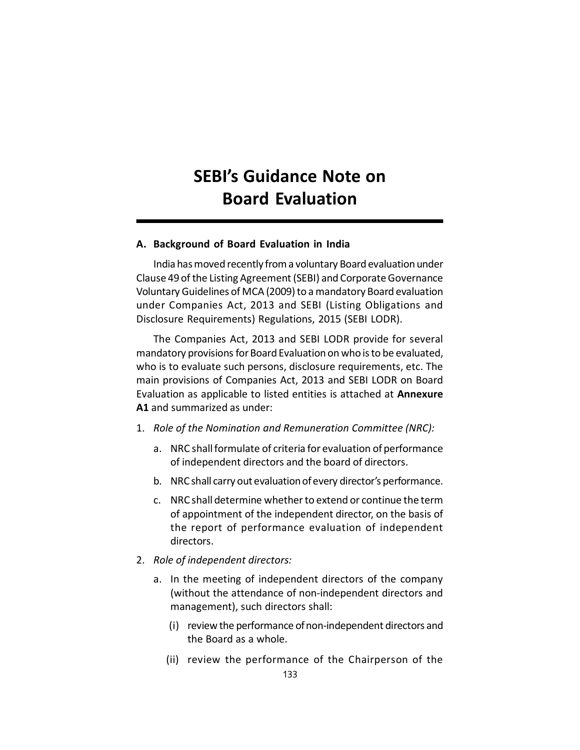# SEBI's Guidance Note on Board Evaluation

## A. Background of Board Evaluation in India

India has moved recently from a voluntary Board evaluation under Clause 49 of the Listing Agreement (SEBI) and Corporate Governance Voluntary Guidelines of MCA (2009) to a mandatory Board evaluation under Companies Act, 2013 and SEBI (Listing Obligations and Disclosure Requirements) Regulations, 2015 (SEBI LODR).

The Companies Act, 2013 and SEBI LODR provide for several mandatory provisions for Board Evaluation on who is to be evaluated, who is to evaluate such persons, disclosure requirements, etc. The main provisions of Companies Act, 2013 and SEBI LODR on Board Evaluation as applicable to listed entities is attached at **Annexure A1** and summarized as under:

1. *Role of the Nomination and Remuneration Committee (NRC):*
   a. NRC shall formulate of criteria for evaluation of performance of independent directors and the board of directors.
   b. NRC shall carry out evaluation of every director's performance.
   c. NRC shall determine whether to extend or continue the term of appointment of the independent director, on the basis of the report of performance evaluation of independent directors.
2. *Role of independent directors:*
   a. In the meeting of independent directors of the company (without the attendance of non-independent directors and management), such directors shall:
      (i) review the performance of non-independent directors and the Board as a whole.
      (ii) review the performance of the Chairperson of the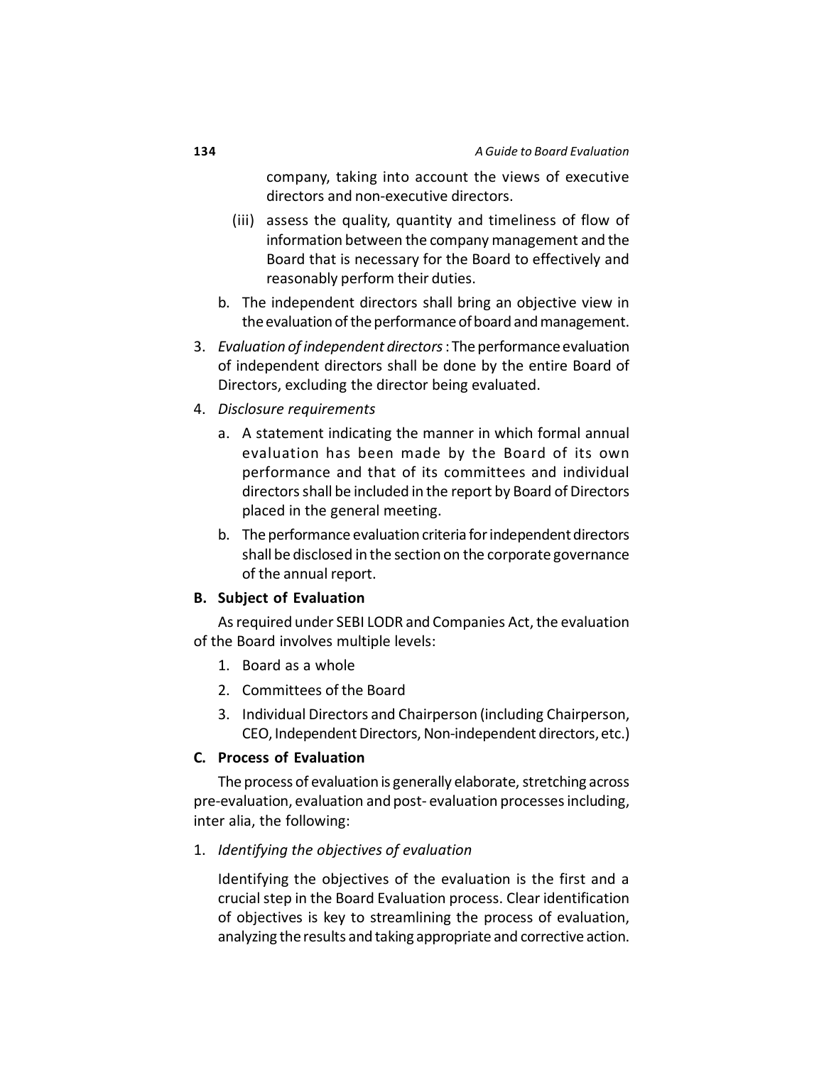company, taking into account the views of executive directors and non-executive directors.

(iii) assess the quality, quantity and timeliness of flow of information between the company management and the Board that is necessary for the Board to effectively and reasonably perform their duties.

b. The independent directors shall bring an objective view in the evaluation of the performance of board and management.

3. *Evaluation of independent directors* : The performance evaluation of independent directors shall be done by the entire Board of Directors, excluding the director being evaluated.

4. *Disclosure requirements*

   a. A statement indicating the manner in which formal annual evaluation has been made by the Board of its own performance and that of its committees and individual directors shall be included in the report by Board of Directors placed in the general meeting.

   b. The performance evaluation criteria for independent directors shall be disclosed in the section on the corporate governance of the annual report.

**B. Subject of Evaluation**

As required under SEBI LODR and Companies Act, the evaluation of the Board involves multiple levels:

1. Board as a whole
2. Committees of the Board
3. Individual Directors and Chairperson (including Chairperson, CEO, Independent Directors, Non-independent directors, etc.)

**C. Process of Evaluation**

The process of evaluation is generally elaborate, stretching across pre-evaluation, evaluation and post- evaluation processes including, inter alia, the following:

1. *Identifying the objectives of evaluation*

   Identifying the objectives of the evaluation is the first and a crucial step in the Board Evaluation process. Clear identification of objectives is key to streamlining the process of evaluation, analyzing the results and taking appropriate and corrective action.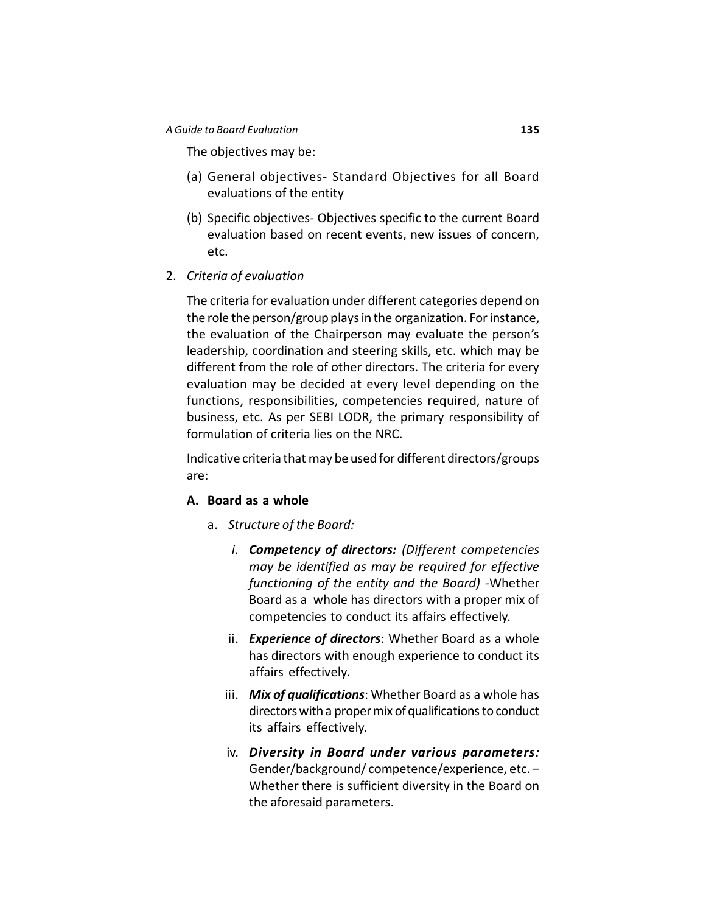The objectives may be:

(a) General objectives- Standard Objectives for all Board evaluations of the entity

(b) Specific objectives- Objectives specific to the current Board evaluation based on recent events, new issues of concern, etc.

2. *Criteria of evaluation*

   The criteria for evaluation under different categories depend on the role the person/group plays in the organization. For instance, the evaluation of the Chairperson may evaluate the person's leadership, coordination and steering skills, etc. which may be different from the role of other directors. The criteria for every evaluation may be decided at every level depending on the functions, responsibilities, competencies required, nature of business, etc. As per SEBI LODR, the primary responsibility of formulation of criteria lies on the NRC.

   Indicative criteria that may be used for different directors/groups are:

   **A. Board as a whole**

   a. *Structure of the Board:*

      i. ***Competency of directors:*** *(Different competencies may be identified as may be required for effective functioning of the entity and the Board)* -Whether Board as a whole has directors with a proper mix of competencies to conduct its affairs effectively.

      ii. ***Experience of directors***: Whether Board as a whole has directors with enough experience to conduct its affairs effectively.

      iii. ***Mix of qualifications***: Whether Board as a whole has directors with a proper mix of qualifications to conduct its affairs effectively.

      iv. ***Diversity in Board under various parameters:*** Gender/background/ competence/experience, etc. – Whether there is sufficient diversity in the Board on the aforesaid parameters.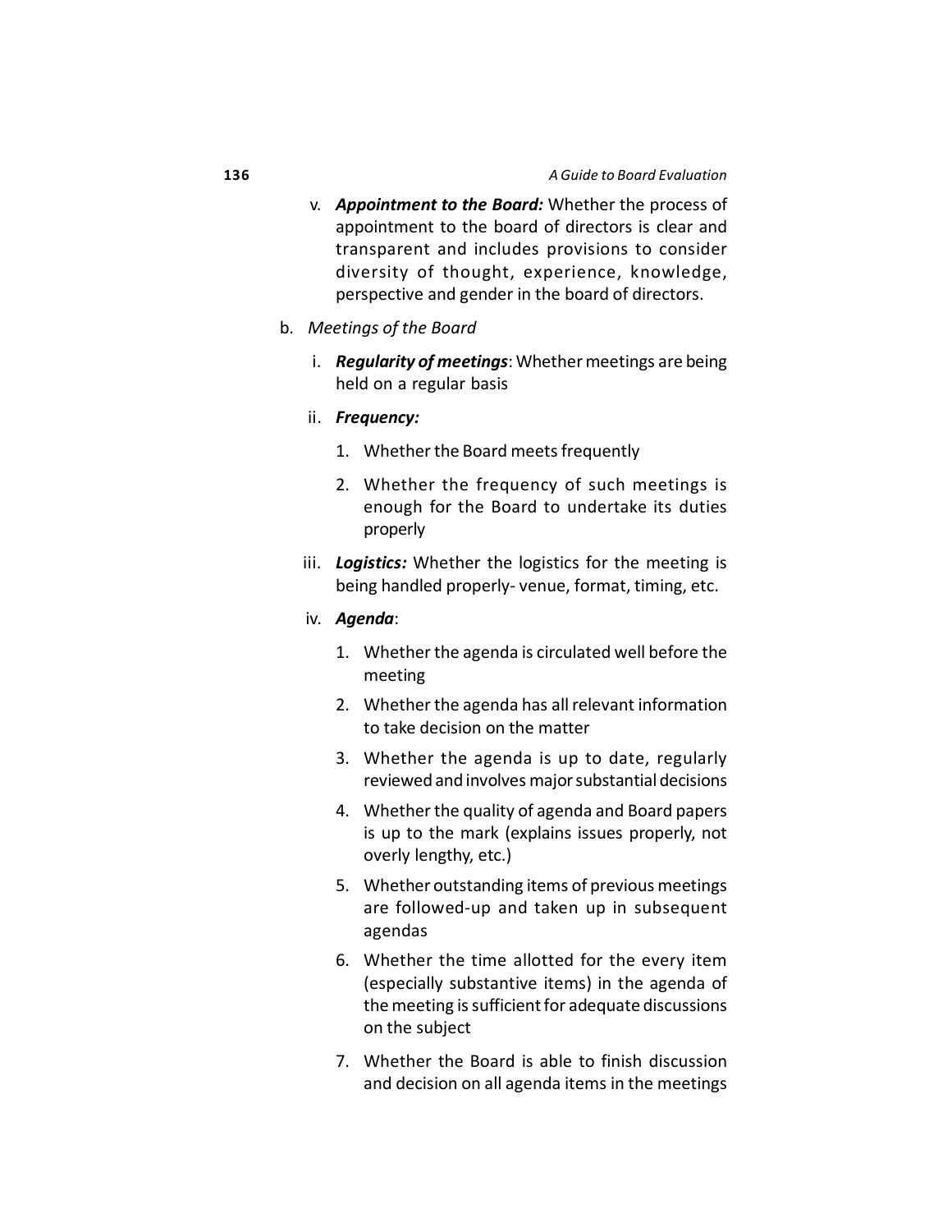v. ***Appointment to the Board:*** Whether the process of appointment to the board of directors is clear and transparent and includes provisions to consider diversity of thought, experience, knowledge, perspective and gender in the board of directors.

b. *Meetings of the Board*

   i. ***Regularity of meetings***: Whether meetings are being held on a regular basis

   ii. ***Frequency:***

      1. Whether the Board meets frequently

      2. Whether the frequency of such meetings is enough for the Board to undertake its duties properly

   iii. ***Logistics:*** Whether the logistics for the meeting is being handled properly- venue, format, timing, etc.

   iv. ***Agenda***:

      1. Whether the agenda is circulated well before the meeting

      2. Whether the agenda has all relevant information to take decision on the matter

      3. Whether the agenda is up to date, regularly reviewed and involves major substantial decisions

      4. Whether the quality of agenda and Board papers is up to the mark (explains issues properly, not overly lengthy, etc.)

      5. Whether outstanding items of previous meetings are followed-up and taken up in subsequent agendas

      6. Whether the time allotted for the every item (especially substantive items) in the agenda of the meeting is sufficient for adequate discussions on the subject

      7. Whether the Board is able to finish discussion and decision on all agenda items in the meetings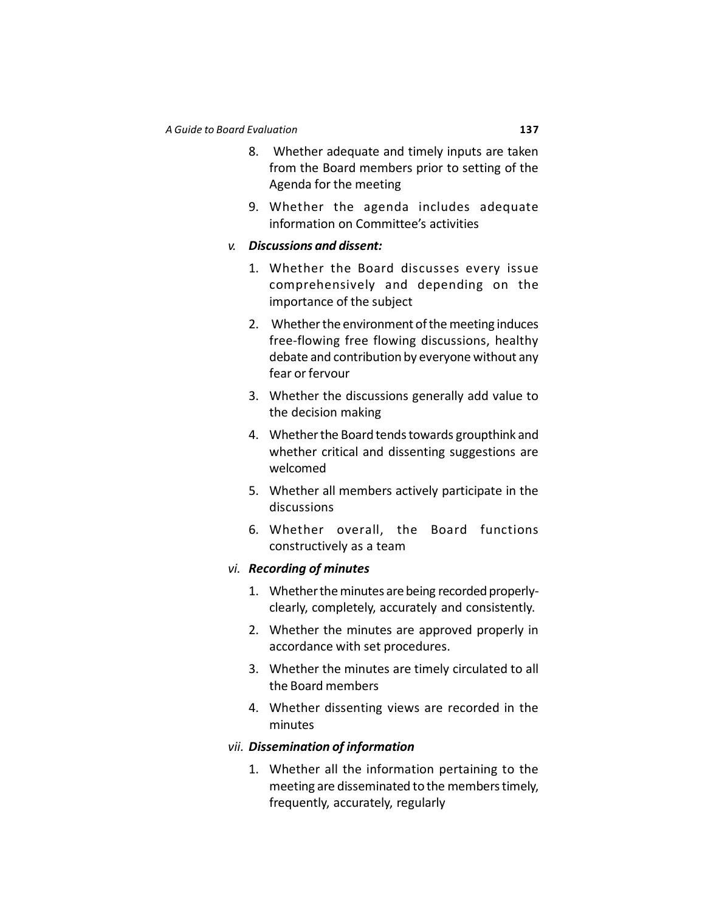8. Whether adequate and timely inputs are taken from the Board members prior to setting of the Agenda for the meeting

9. Whether the agenda includes adequate information on Committee's activities

*v.* ***Discussions and dissent:***

1. Whether the Board discusses every issue comprehensively and depending on the importance of the subject

2. Whether the environment of the meeting induces free-flowing free flowing discussions, healthy debate and contribution by everyone without any fear or fervour

3. Whether the discussions generally add value to the decision making

4. Whether the Board tends towards groupthink and whether critical and dissenting suggestions are welcomed

5. Whether all members actively participate in the discussions

6. Whether overall, the Board functions constructively as a team

*vi.* ***Recording of minutes***

1. Whether the minutes are being recorded properly- clearly, completely, accurately and consistently.

2. Whether the minutes are approved properly in accordance with set procedures.

3. Whether the minutes are timely circulated to all the Board members

4. Whether dissenting views are recorded in the minutes

*vii.* ***Dissemination of information***

1. Whether all the information pertaining to the meeting are disseminated to the members timely, frequently, accurately, regularly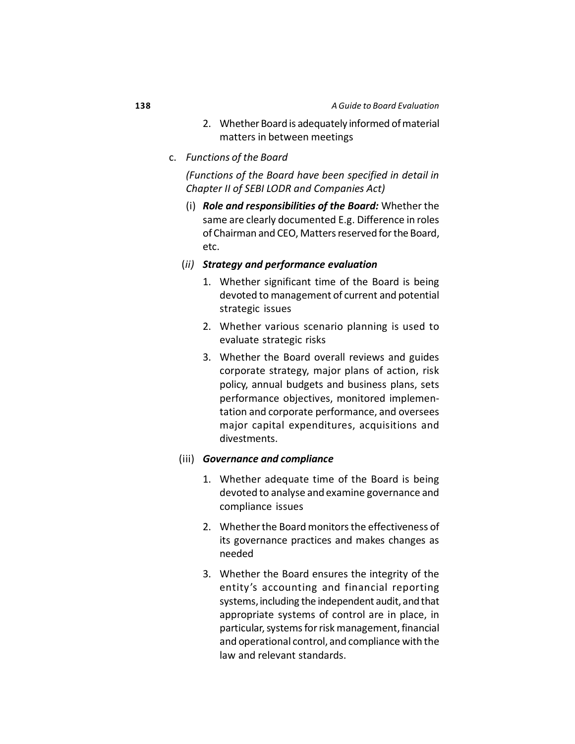2. Whether Board is adequately informed of material matters in between meetings

c. *Functions of the Board*

   *(Functions of the Board have been specified in detail in Chapter II of SEBI LODR and Companies Act)*

   (i) ***Role and responsibilities of the Board:*** Whether the same are clearly documented E.g. Difference in roles of Chairman and CEO, Matters reserved for the Board, etc.

   (*ii*) ***Strategy and performance evaluation***

   1. Whether significant time of the Board is being devoted to management of current and potential strategic issues
   2. Whether various scenario planning is used to evaluate strategic risks
   3. Whether the Board overall reviews and guides corporate strategy, major plans of action, risk policy, annual budgets and business plans, sets performance objectives, monitored implementation and corporate performance, and oversees major capital expenditures, acquisitions and divestments.

   (iii) ***Governance and compliance***

   1. Whether adequate time of the Board is being devoted to analyse and examine governance and compliance issues
   2. Whether the Board monitors the effectiveness of its governance practices and makes changes as needed
   3. Whether the Board ensures the integrity of the entity's accounting and financial reporting systems, including the independent audit, and that appropriate systems of control are in place, in particular, systems for risk management, financial and operational control, and compliance with the law and relevant standards.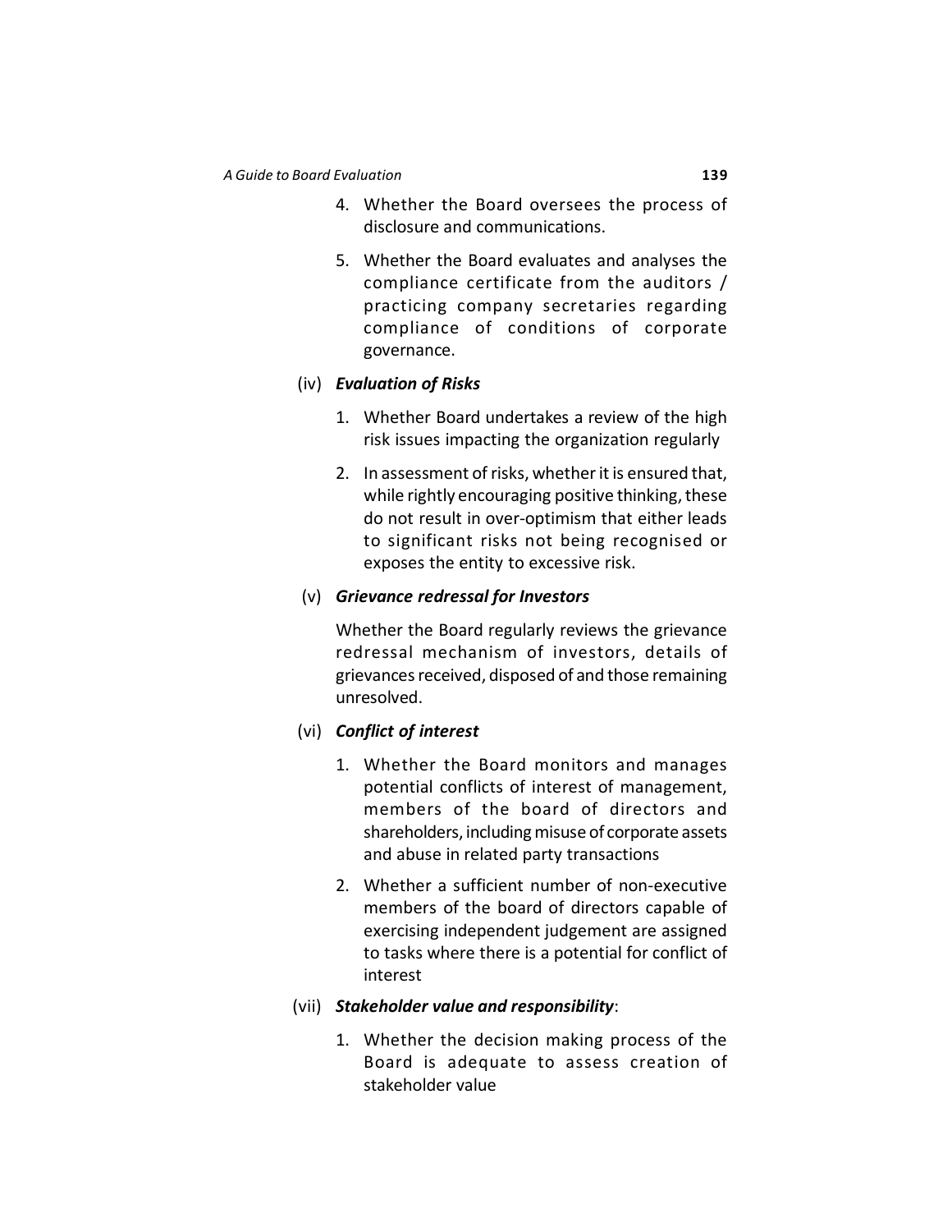4. Whether the Board oversees the process of disclosure and communications.

5. Whether the Board evaluates and analyses the compliance certificate from the auditors / practicing company secretaries regarding compliance of conditions of corporate governance.

(iv) ***Evaluation of Risks***

1. Whether Board undertakes a review of the high risk issues impacting the organization regularly

2. In assessment of risks, whether it is ensured that, while rightly encouraging positive thinking, these do not result in over-optimism that either leads to significant risks not being recognised or exposes the entity to excessive risk.

(v) ***Grievance redressal for Investors***

Whether the Board regularly reviews the grievance redressal mechanism of investors, details of grievances received, disposed of and those remaining unresolved.

(vi) ***Conflict of interest***

1. Whether the Board monitors and manages potential conflicts of interest of management, members of the board of directors and shareholders, including misuse of corporate assets and abuse in related party transactions

2. Whether a sufficient number of non-executive members of the board of directors capable of exercising independent judgement are assigned to tasks where there is a potential for conflict of interest

(vii) ***Stakeholder value and responsibility***:

1. Whether the decision making process of the Board is adequate to assess creation of stakeholder value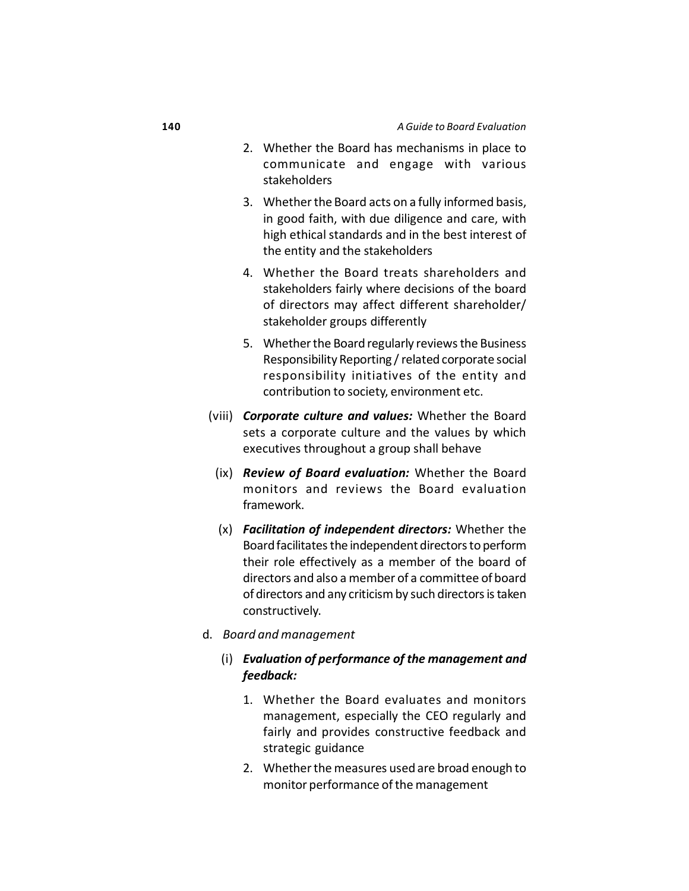2. Whether the Board has mechanisms in place to communicate and engage with various stakeholders

3. Whether the Board acts on a fully informed basis, in good faith, with due diligence and care, with high ethical standards and in the best interest of the entity and the stakeholders

4. Whether the Board treats shareholders and stakeholders fairly where decisions of the board of directors may affect different shareholder/ stakeholder groups differently

5. Whether the Board regularly reviews the Business Responsibility Reporting / related corporate social responsibility initiatives of the entity and contribution to society, environment etc.

(viii) ***Corporate culture and values:*** Whether the Board sets a corporate culture and the values by which executives throughout a group shall behave

(ix) ***Review of Board evaluation:*** Whether the Board monitors and reviews the Board evaluation framework.

(x) ***Facilitation of independent directors:*** Whether the Board facilitates the independent directors to perform their role effectively as a member of the board of directors and also a member of a committee of board of directors and any criticism by such directors is taken constructively.

d. *Board and management*

(i) ***Evaluation of performance of the management and feedback:***

1. Whether the Board evaluates and monitors management, especially the CEO regularly and fairly and provides constructive feedback and strategic guidance

2. Whether the measures used are broad enough to monitor performance of the management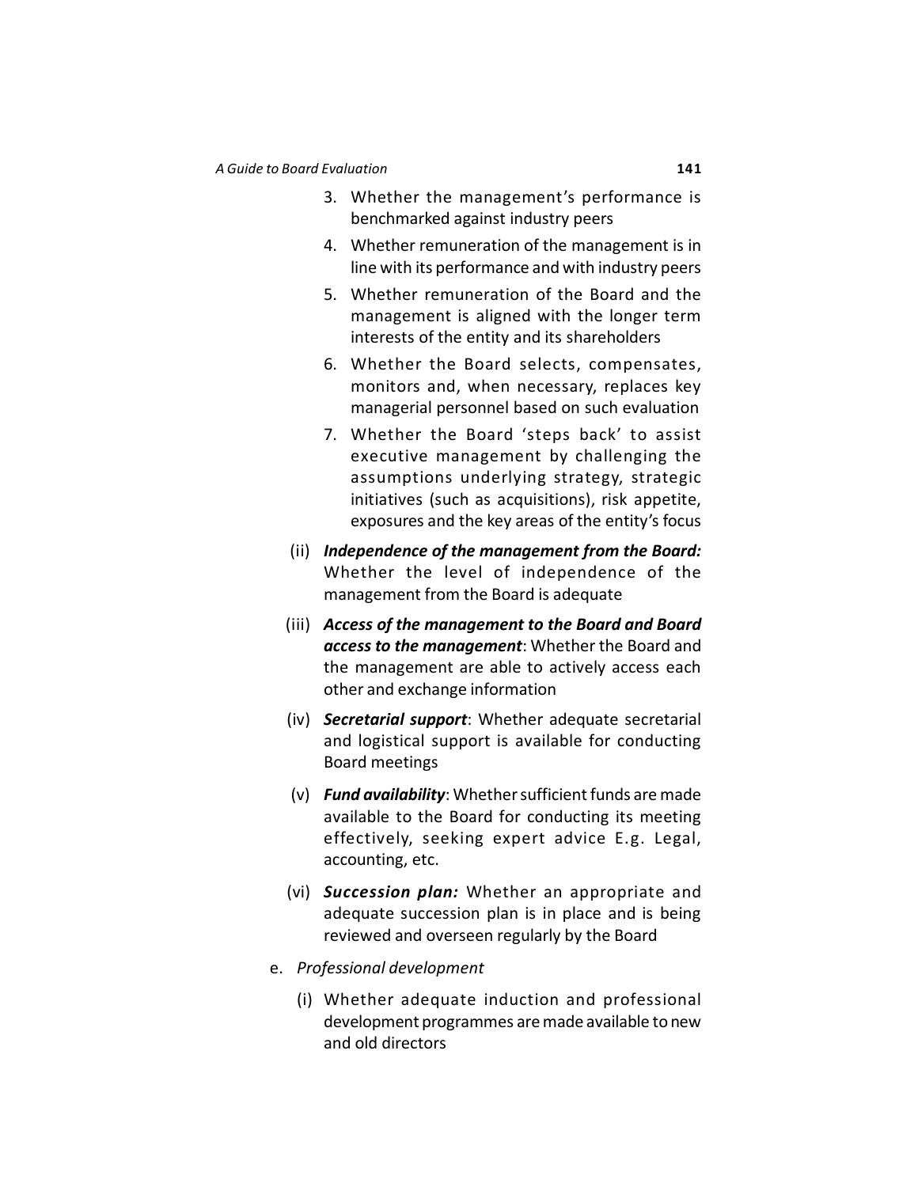3. Whether the management's performance is benchmarked against industry peers
4. Whether remuneration of the management is in line with its performance and with industry peers
5. Whether remuneration of the Board and the management is aligned with the longer term interests of the entity and its shareholders
6. Whether the Board selects, compensates, monitors and, when necessary, replaces key managerial personnel based on such evaluation
7. Whether the Board 'steps back' to assist executive management by challenging the assumptions underlying strategy, strategic initiatives (such as acquisitions), risk appetite, exposures and the key areas of the entity's focus

(ii) ***Independence of the management from the Board:*** Whether the level of independence of the management from the Board is adequate

(iii) ***Access of the management to the Board and Board access to the management***: Whether the Board and the management are able to actively access each other and exchange information

(iv) ***Secretarial support***: Whether adequate secretarial and logistical support is available for conducting Board meetings

(v) ***Fund availability***: Whether sufficient funds are made available to the Board for conducting its meeting effectively, seeking expert advice E.g. Legal, accounting, etc.

(vi) ***Succession plan:*** Whether an appropriate and adequate succession plan is in place and is being reviewed and overseen regularly by the Board

e. *Professional development*

(i) Whether adequate induction and professional development programmes are made available to new and old directors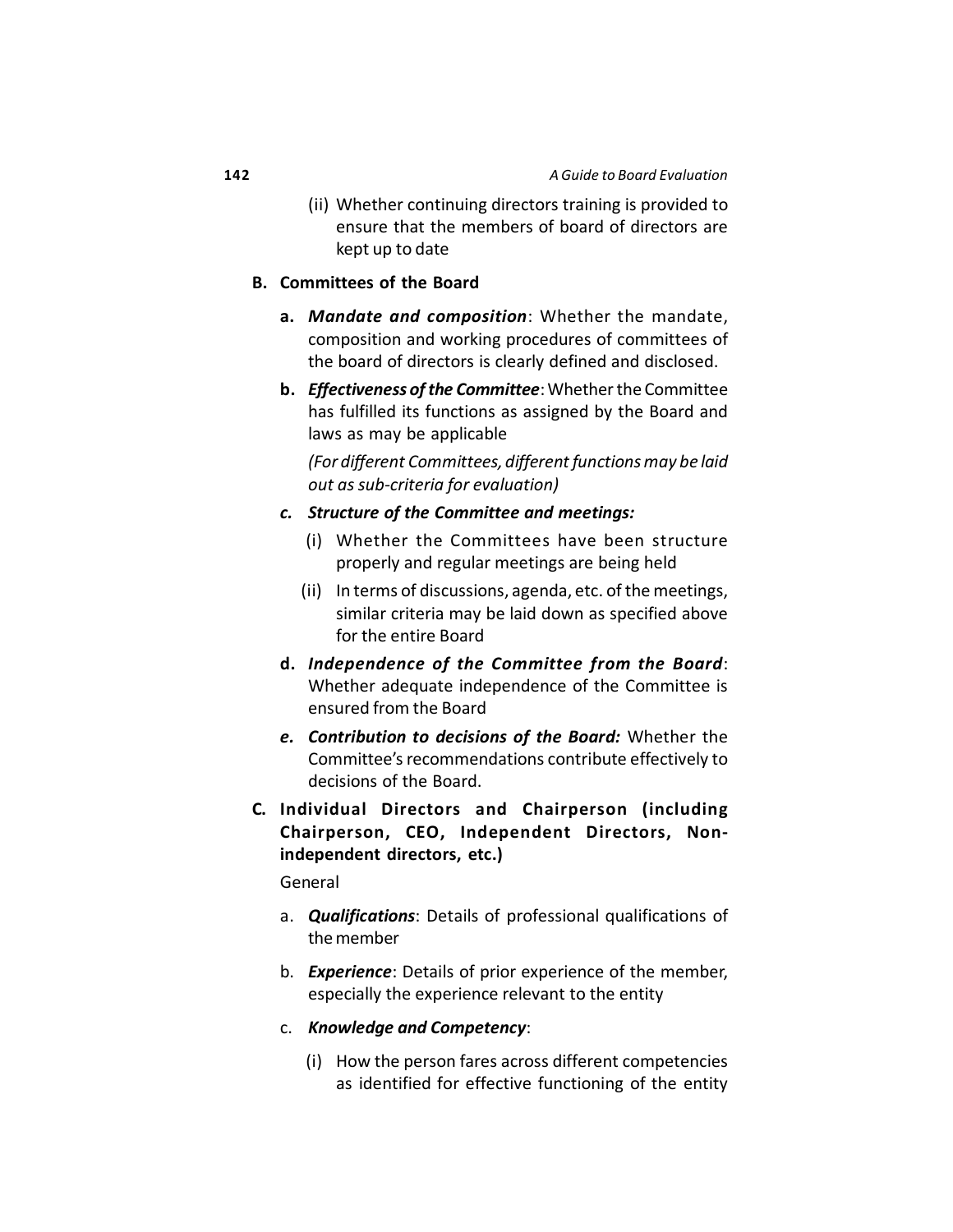(ii) Whether continuing directors training is provided to ensure that the members of board of directors are kept up to date

**B. Committees of the Board**

**a.** ***Mandate and composition***: Whether the mandate, composition and working procedures of committees of the board of directors is clearly defined and disclosed.

**b.** ***Effectiveness of the Committee***: Whether the Committee has fulfilled its functions as assigned by the Board and laws as may be applicable

*(For different Committees, different functions may be laid out as sub-criteria for evaluation)*

***c. Structure of the Committee and meetings:***

(i) Whether the Committees have been structure properly and regular meetings are being held

(ii) In terms of discussions, agenda, etc. of the meetings, similar criteria may be laid down as specified above for the entire Board

**d.** ***Independence of the Committee from the Board***: Whether adequate independence of the Committee is ensured from the Board

***e. Contribution to decisions of the Board:*** Whether the Committee's recommendations contribute effectively to decisions of the Board.

**C. Individual Directors and Chairperson (including Chairperson, CEO, Independent Directors, Non-independent directors, etc.)**

General

a. ***Qualifications***: Details of professional qualifications of the member

b. ***Experience***: Details of prior experience of the member, especially the experience relevant to the entity

c. ***Knowledge and Competency***:

(i) How the person fares across different competencies as identified for effective functioning of the entity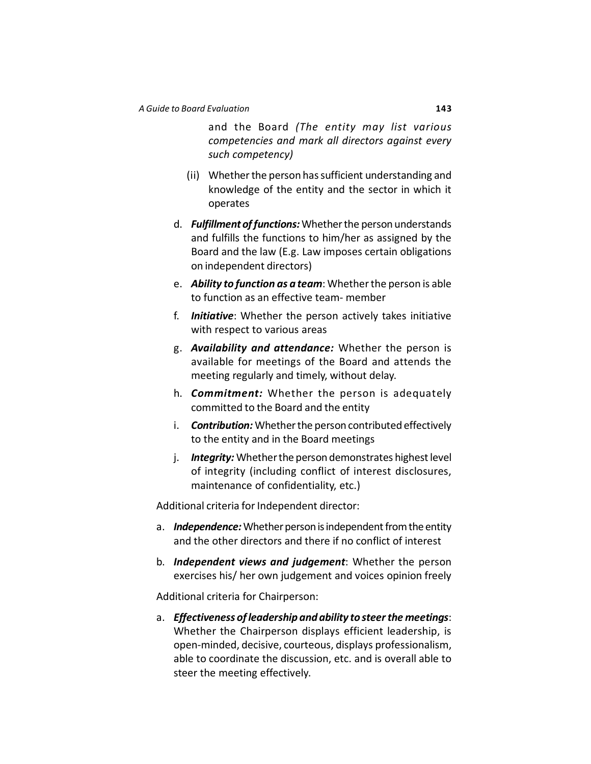and the Board *(The entity may list various competencies and mark all directors against every such competency)*

(ii) Whether the person has sufficient understanding and knowledge of the entity and the sector in which it operates

d. ***Fulfillment of functions:*** Whether the person understands and fulfills the functions to him/her as assigned by the Board and the law (E.g. Law imposes certain obligations on independent directors)

e. ***Ability to function as a team***: Whether the person is able to function as an effective team- member

f. ***Initiative***: Whether the person actively takes initiative with respect to various areas

g. ***Availability and attendance:*** Whether the person is available for meetings of the Board and attends the meeting regularly and timely, without delay.

h. ***Commitment:*** Whether the person is adequately committed to the Board and the entity

i. ***Contribution:*** Whether the person contributed effectively to the entity and in the Board meetings

j. ***Integrity:*** Whether the person demonstrates highest level of integrity (including conflict of interest disclosures, maintenance of confidentiality, etc.)

Additional criteria for Independent director:

a. ***Independence:*** Whether person is independent from the entity and the other directors and there if no conflict of interest

b. ***Independent views and judgement***: Whether the person exercises his/ her own judgement and voices opinion freely

Additional criteria for Chairperson:

a. ***Effectiveness of leadership and ability to steer the meetings***: Whether the Chairperson displays efficient leadership, is open-minded, decisive, courteous, displays professionalism, able to coordinate the discussion, etc. and is overall able to steer the meeting effectively.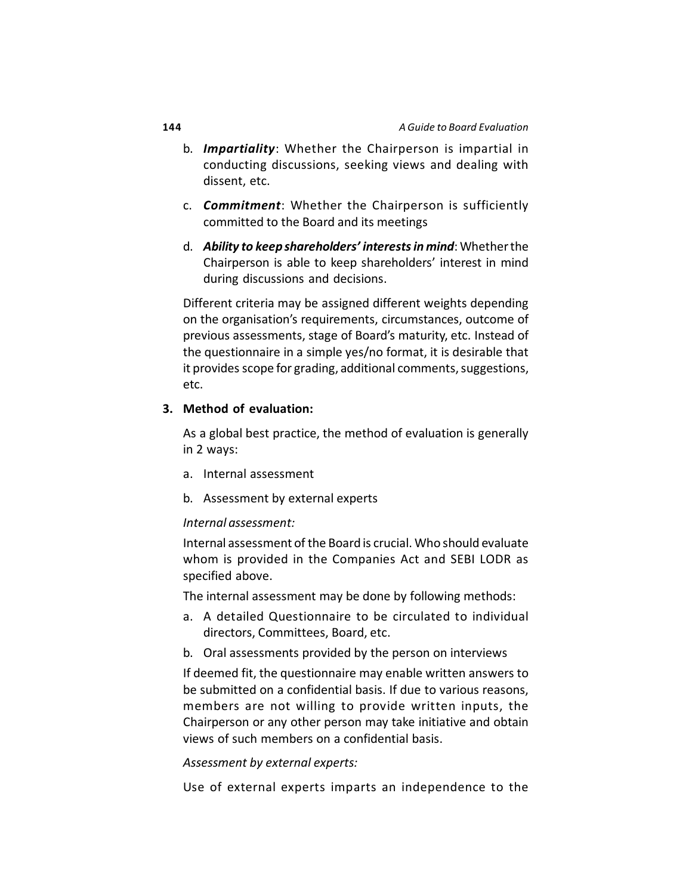b. ***Impartiality***: Whether the Chairperson is impartial in conducting discussions, seeking views and dealing with dissent, etc.

c. ***Commitment***: Whether the Chairperson is sufficiently committed to the Board and its meetings

d. ***Ability to keep shareholders' interests in mind***: Whether the Chairperson is able to keep shareholders' interest in mind during discussions and decisions.

Different criteria may be assigned different weights depending on the organisation's requirements, circumstances, outcome of previous assessments, stage of Board's maturity, etc. Instead of the questionnaire in a simple yes/no format, it is desirable that it provides scope for grading, additional comments, suggestions, etc.

**3. Method of evaluation:**

As a global best practice, the method of evaluation is generally in 2 ways:

a. Internal assessment

b. Assessment by external experts

*Internal assessment:*

Internal assessment of the Board is crucial. Who should evaluate whom is provided in the Companies Act and SEBI LODR as specified above.

The internal assessment may be done by following methods:

a. A detailed Questionnaire to be circulated to individual directors, Committees, Board, etc.

b. Oral assessments provided by the person on interviews

If deemed fit, the questionnaire may enable written answers to be submitted on a confidential basis. If due to various reasons, members are not willing to provide written inputs, the Chairperson or any other person may take initiative and obtain views of such members on a confidential basis.

*Assessment by external experts:*

Use of external experts imparts an independence to the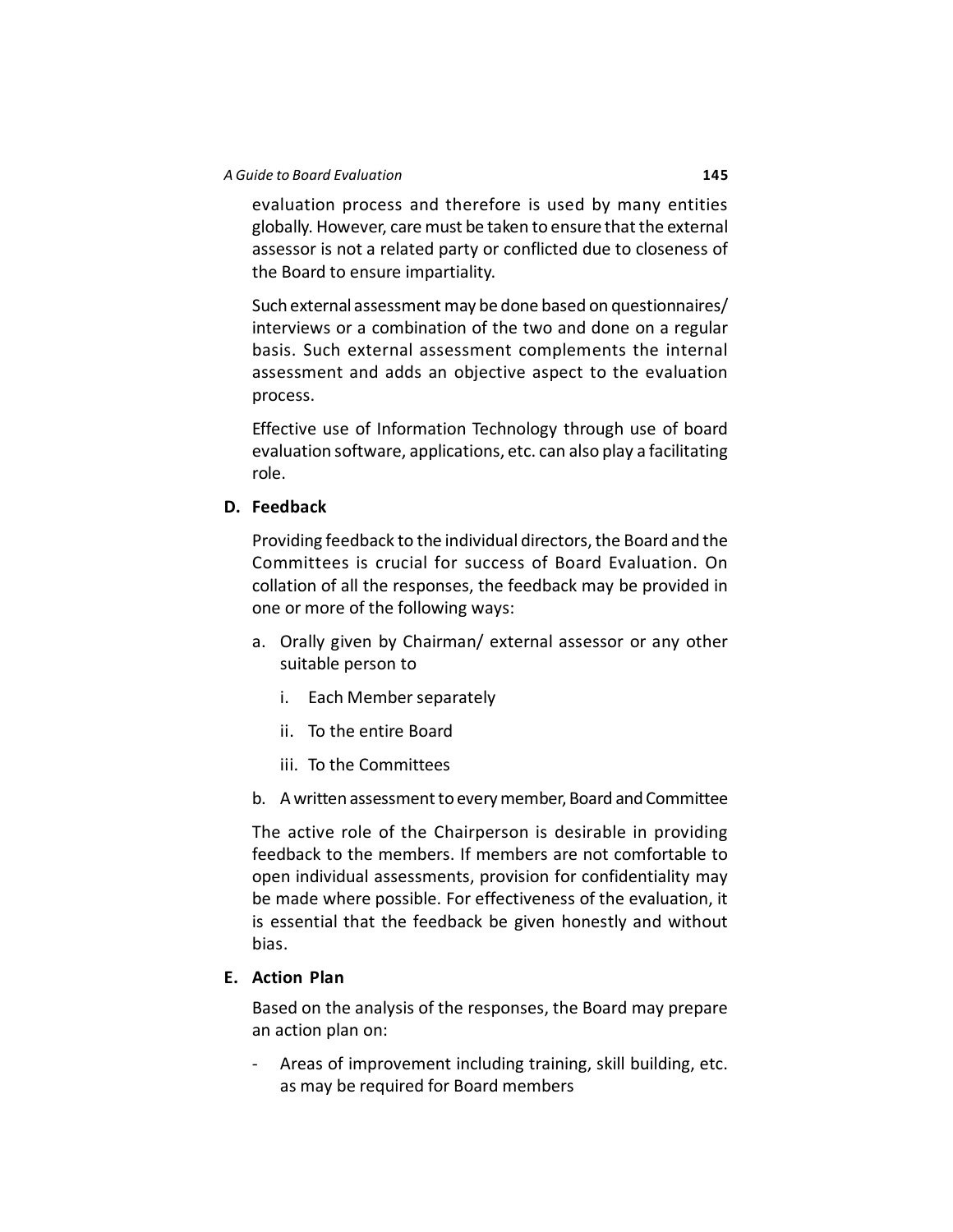evaluation process and therefore is used by many entities globally. However, care must be taken to ensure that the external assessor is not a related party or conflicted due to closeness of the Board to ensure impartiality.

Such external assessment may be done based on questionnaires/ interviews or a combination of the two and done on a regular basis. Such external assessment complements the internal assessment and adds an objective aspect to the evaluation process.

Effective use of Information Technology through use of board evaluation software, applications, etc. can also play a facilitating role.

**D. Feedback**

Providing feedback to the individual directors, the Board and the Committees is crucial for success of Board Evaluation. On collation of all the responses, the feedback may be provided in one or more of the following ways:

a. Orally given by Chairman/ external assessor or any other suitable person to

   i. Each Member separately

   ii. To the entire Board

   iii. To the Committees

b. A written assessment to every member, Board and Committee

The active role of the Chairperson is desirable in providing feedback to the members. If members are not comfortable to open individual assessments, provision for confidentiality may be made where possible. For effectiveness of the evaluation, it is essential that the feedback be given honestly and without bias.

**E. Action Plan**

Based on the analysis of the responses, the Board may prepare an action plan on:

- Areas of improvement including training, skill building, etc. as may be required for Board members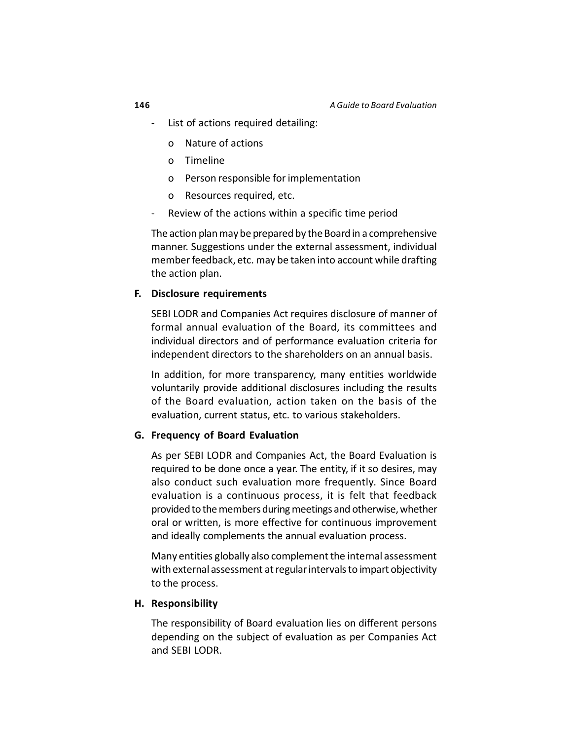- List of actions required detailing:
  - Nature of actions
  - Timeline
  - Person responsible for implementation
  - Resources required, etc.
- Review of the actions within a specific time period

The action plan may be prepared by the Board in a comprehensive manner. Suggestions under the external assessment, individual member feedback, etc. may be taken into account while drafting the action plan.

**F. Disclosure requirements**

SEBI LODR and Companies Act requires disclosure of manner of formal annual evaluation of the Board, its committees and individual directors and of performance evaluation criteria for independent directors to the shareholders on an annual basis.

In addition, for more transparency, many entities worldwide voluntarily provide additional disclosures including the results of the Board evaluation, action taken on the basis of the evaluation, current status, etc. to various stakeholders.

**G. Frequency of Board Evaluation**

As per SEBI LODR and Companies Act, the Board Evaluation is required to be done once a year. The entity, if it so desires, may also conduct such evaluation more frequently. Since Board evaluation is a continuous process, it is felt that feedback provided to the members during meetings and otherwise, whether oral or written, is more effective for continuous improvement and ideally complements the annual evaluation process.

Many entities globally also complement the internal assessment with external assessment at regular intervals to impart objectivity to the process.

**H. Responsibility**

The responsibility of Board evaluation lies on different persons depending on the subject of evaluation as per Companies Act and SEBI LODR.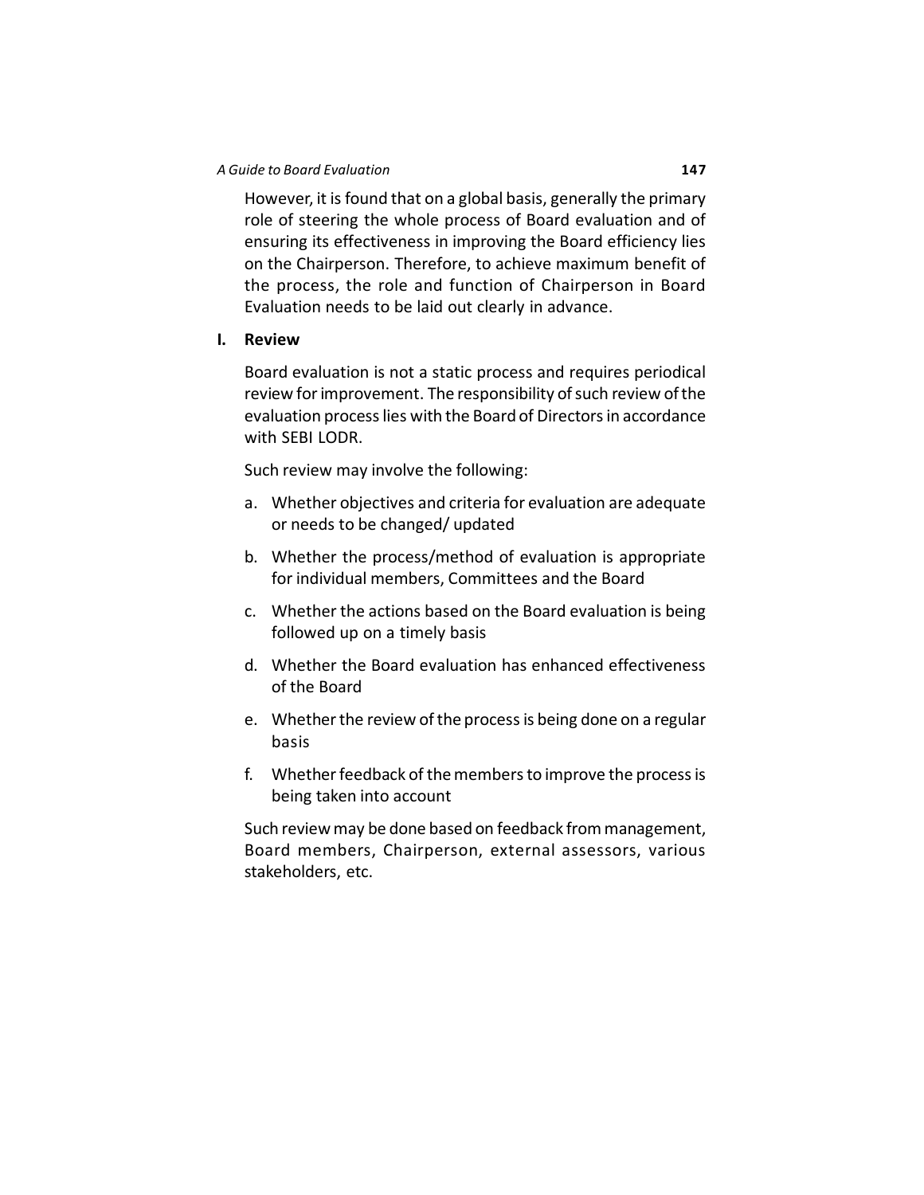However, it is found that on a global basis, generally the primary role of steering the whole process of Board evaluation and of ensuring its effectiveness in improving the Board efficiency lies on the Chairperson. Therefore, to achieve maximum benefit of the process, the role and function of Chairperson in Board Evaluation needs to be laid out clearly in advance.

## I. Review

Board evaluation is not a static process and requires periodical review for improvement. The responsibility of such review of the evaluation process lies with the Board of Directors in accordance with SEBI LODR.

Such review may involve the following:

a. Whether objectives and criteria for evaluation are adequate or needs to be changed/ updated

b. Whether the process/method of evaluation is appropriate for individual members, Committees and the Board

c. Whether the actions based on the Board evaluation is being followed up on a timely basis

d. Whether the Board evaluation has enhanced effectiveness of the Board

e. Whether the review of the process is being done on a regular basis

f. Whether feedback of the members to improve the process is being taken into account

Such review may be done based on feedback from management, Board members, Chairperson, external assessors, various stakeholders, etc.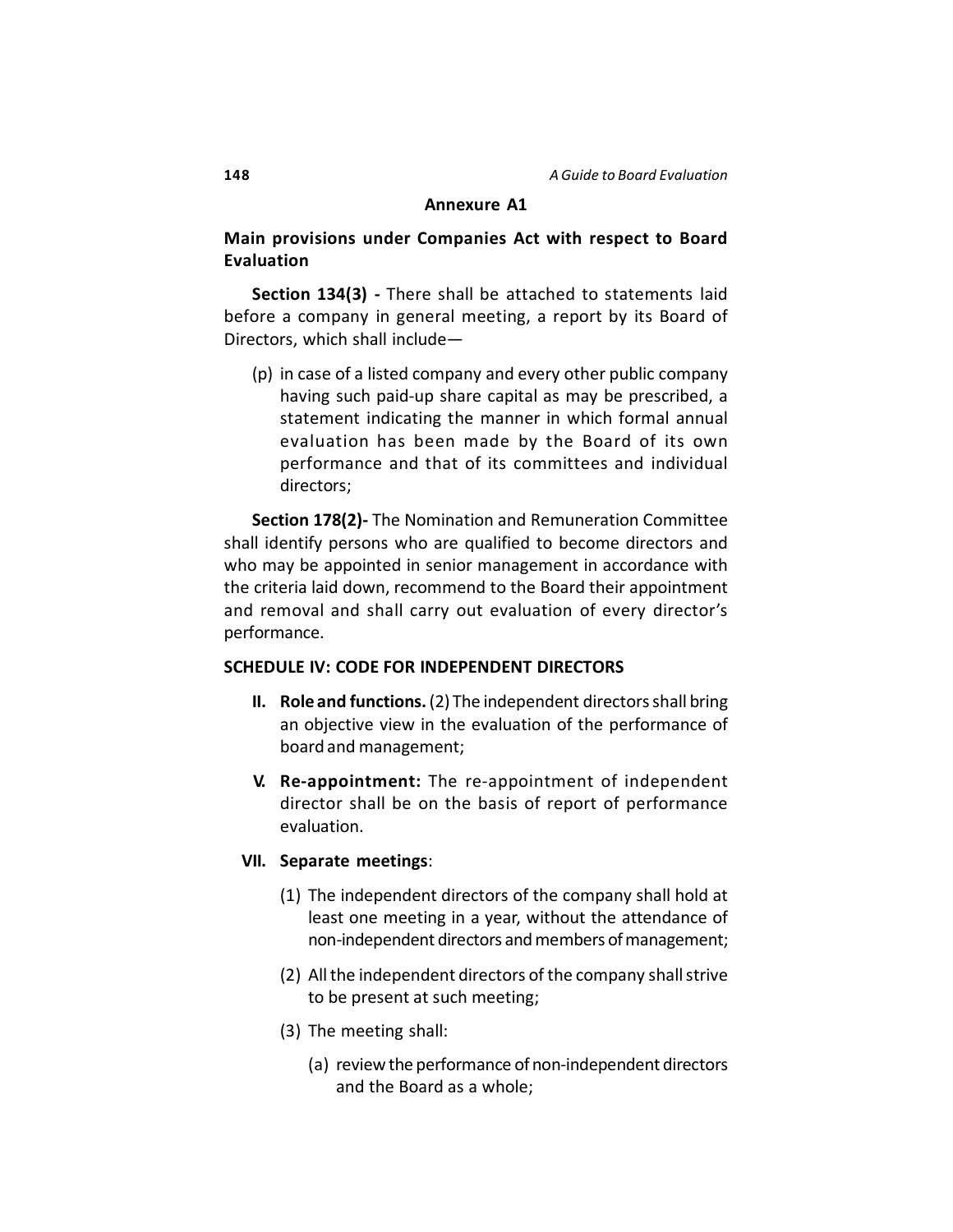## Annexure A1

### Main provisions under Companies Act with respect to Board Evaluation

**Section 134(3) -** There shall be attached to statements laid before a company in general meeting, a report by its Board of Directors, which shall include—

(p) in case of a listed company and every other public company having such paid-up share capital as may be prescribed, a statement indicating the manner in which formal annual evaluation has been made by the Board of its own performance and that of its committees and individual directors;

**Section 178(2)-** The Nomination and Remuneration Committee shall identify persons who are qualified to become directors and who may be appointed in senior management in accordance with the criteria laid down, recommend to the Board their appointment and removal and shall carry out evaluation of every director's performance.

**SCHEDULE IV: CODE FOR INDEPENDENT DIRECTORS**

**II. Role and functions.** (2) The independent directors shall bring an objective view in the evaluation of the performance of board and management;

**V. Re-appointment:** The re-appointment of independent director shall be on the basis of report of performance evaluation.

**VII. Separate meetings**:

(1) The independent directors of the company shall hold at least one meeting in a year, without the attendance of non-independent directors and members of management;

(2) All the independent directors of the company shall strive to be present at such meeting;

(3) The meeting shall:

(a) review the performance of non-independent directors and the Board as a whole;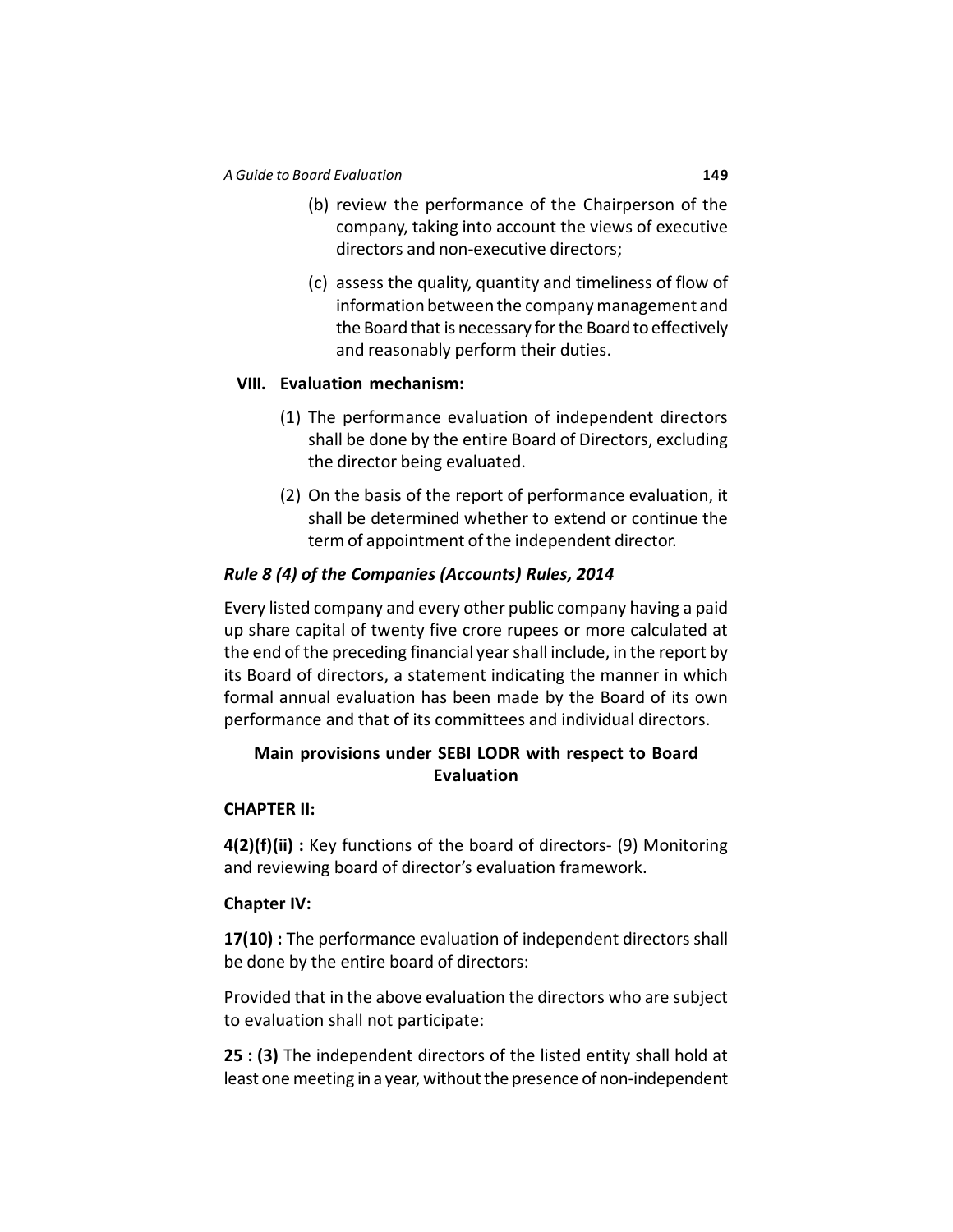(b) review the performance of the Chairperson of the company, taking into account the views of executive directors and non-executive directors;

(c) assess the quality, quantity and timeliness of flow of information between the company management and the Board that is necessary for the Board to effectively and reasonably perform their duties.

**VIII. Evaluation mechanism:**

(1) The performance evaluation of independent directors shall be done by the entire Board of Directors, excluding the director being evaluated.

(2) On the basis of the report of performance evaluation, it shall be determined whether to extend or continue the term of appointment of the independent director.

***Rule 8 (4) of the Companies (Accounts) Rules, 2014***

Every listed company and every other public company having a paid up share capital of twenty five crore rupees or more calculated at the end of the preceding financial year shall include, in the report by its Board of directors, a statement indicating the manner in which formal annual evaluation has been made by the Board of its own performance and that of its committees and individual directors.

**Main provisions under SEBI LODR with respect to Board Evaluation**

**CHAPTER II:**

**4(2)(f)(ii) :** Key functions of the board of directors- (9) Monitoring and reviewing board of director's evaluation framework.

**Chapter IV:**

**17(10) :** The performance evaluation of independent directors shall be done by the entire board of directors:

Provided that in the above evaluation the directors who are subject to evaluation shall not participate:

**25 : (3)** The independent directors of the listed entity shall hold at least one meeting in a year, without the presence of non-independent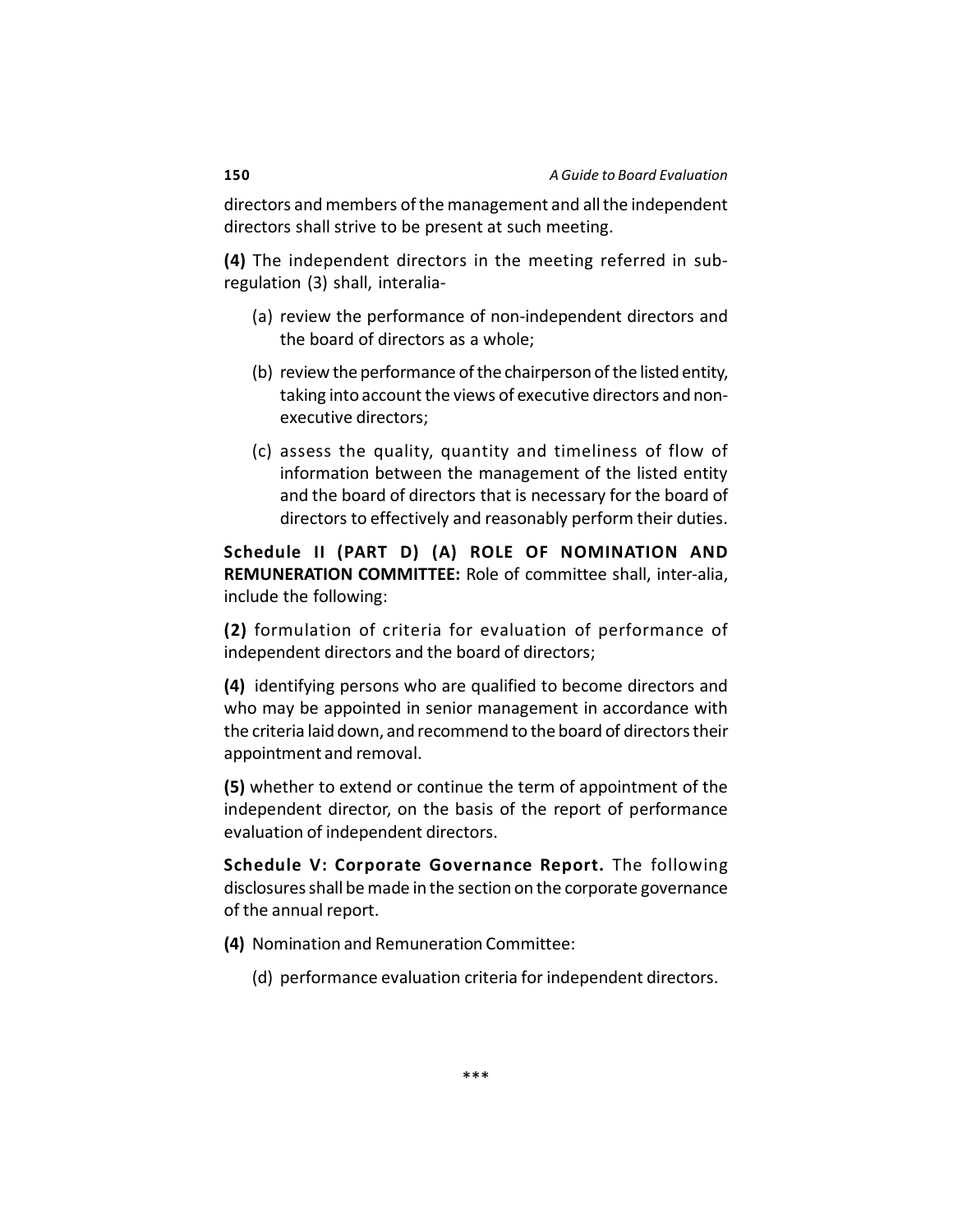directors and members of the management and all the independent directors shall strive to be present at such meeting.

**(4)** The independent directors in the meeting referred in sub-regulation (3) shall, interalia-

(a) review the performance of non-independent directors and the board of directors as a whole;

(b) review the performance of the chairperson of the listed entity, taking into account the views of executive directors and non-executive directors;

(c) assess the quality, quantity and timeliness of flow of information between the management of the listed entity and the board of directors that is necessary for the board of directors to effectively and reasonably perform their duties.

**Schedule II (PART D) (A) ROLE OF NOMINATION AND REMUNERATION COMMITTEE:** Role of committee shall, inter-alia, include the following:

**(2)** formulation of criteria for evaluation of performance of independent directors and the board of directors;

**(4)** identifying persons who are qualified to become directors and who may be appointed in senior management in accordance with the criteria laid down, and recommend to the board of directors their appointment and removal.

**(5)** whether to extend or continue the term of appointment of the independent director, on the basis of the report of performance evaluation of independent directors.

**Schedule V: Corporate Governance Report.** The following disclosures shall be made in the section on the corporate governance of the annual report.

**(4)** Nomination and Remuneration Committee:

(d) performance evaluation criteria for independent directors.

***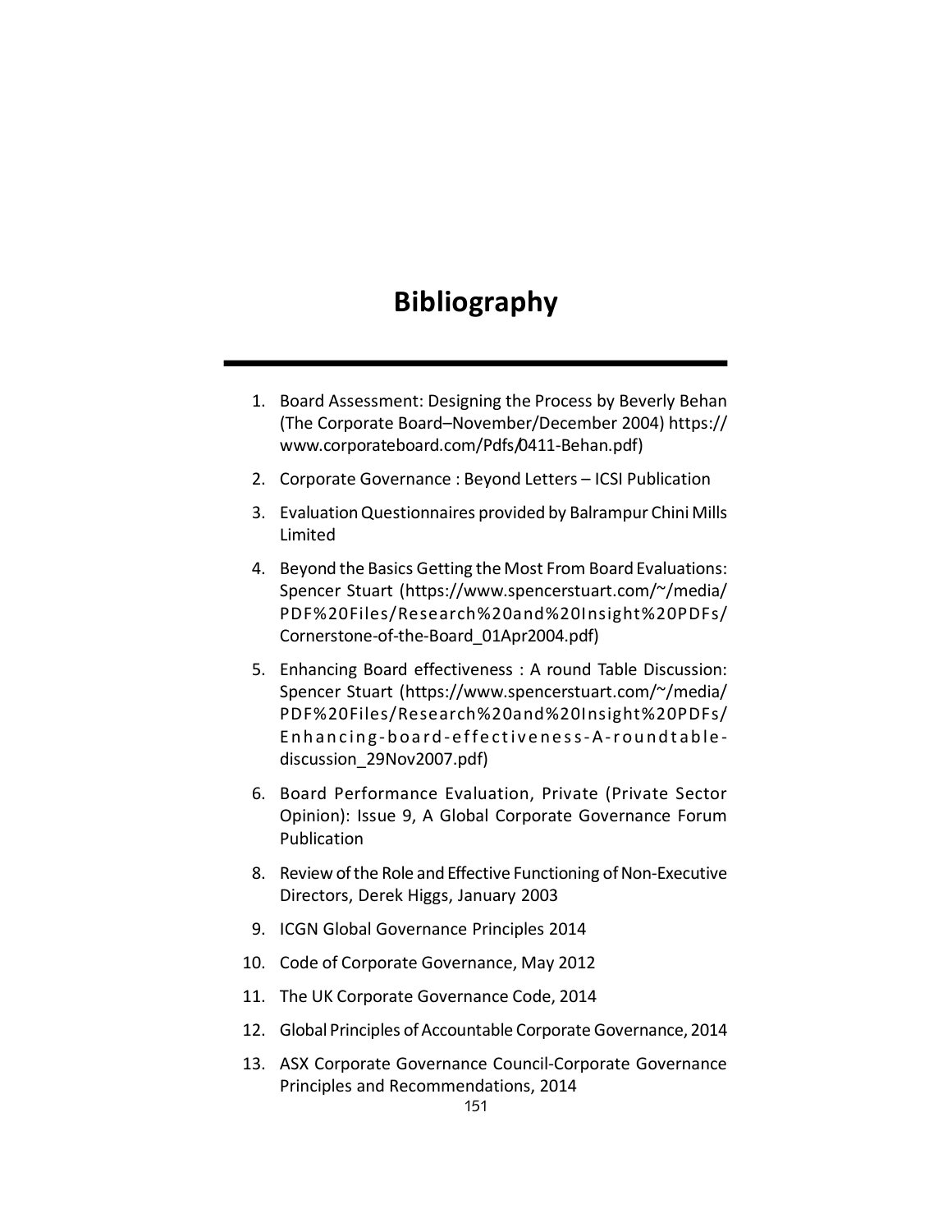# Bibliography

1. Board Assessment: Designing the Process by Beverly Behan (The Corporate Board–November/December 2004) https://www.corporateboard.com/Pdfs/0411-Behan.pdf)
2. Corporate Governance : Beyond Letters – ICSI Publication
3. Evaluation Questionnaires provided by Balrampur Chini Mills Limited
4. Beyond the Basics Getting the Most From Board Evaluations: Spencer Stuart (https://www.spencerstuart.com/~/media/PDF%20Files/Research%20and%20Insight%20PDFs/Cornerstone-of-the-Board_01Apr2004.pdf)
5. Enhancing Board effectiveness : A round Table Discussion: Spencer Stuart (https://www.spencerstuart.com/~/media/PDF%20Files/Research%20and%20Insight%20PDFs/Enhancing-board-effectiveness-A-roundtable-discussion_29Nov2007.pdf)
6. Board Performance Evaluation, Private (Private Sector Opinion): Issue 9, A Global Corporate Governance Forum Publication
8. Review of the Role and Effective Functioning of Non-Executive Directors, Derek Higgs, January 2003
9. ICGN Global Governance Principles 2014
10. Code of Corporate Governance, May 2012
11. The UK Corporate Governance Code, 2014
12. Global Principles of Accountable Corporate Governance, 2014
13. ASX Corporate Governance Council-Corporate Governance Principles and Recommendations, 2014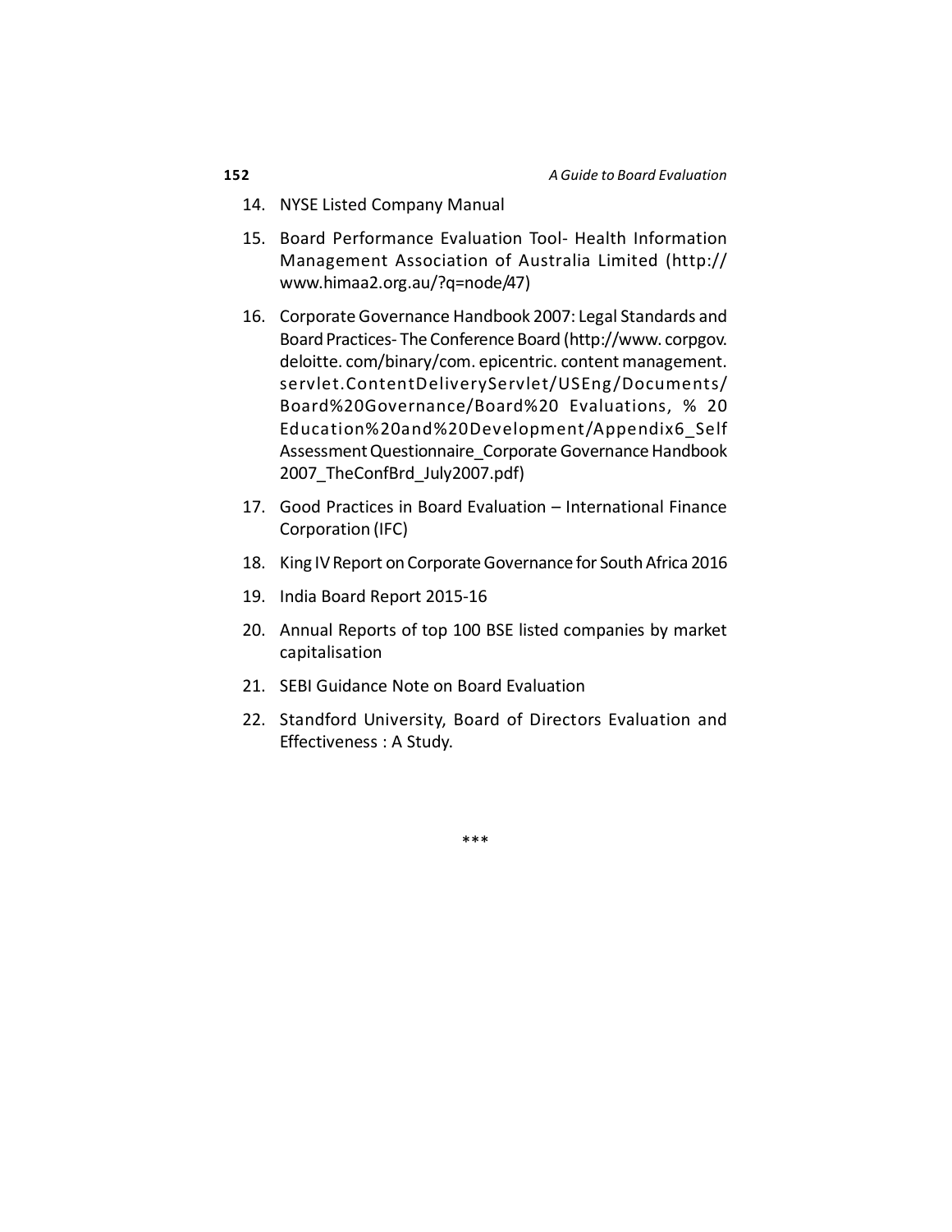14. NYSE Listed Company Manual

15. Board Performance Evaluation Tool- Health Information Management Association of Australia Limited (http://www.himaa2.org.au/?q=node/47)

16. Corporate Governance Handbook 2007: Legal Standards and Board Practices- The Conference Board (http://www. corpgov. deloitte. com/binary/com. epicentric. content management. servlet.ContentDeliveryServlet/USEng/Documents/Board%20Governance/Board%20 Evaluations, % 20 Education%20and%20Development/Appendix6_Self Assessment Questionnaire_Corporate Governance Handbook 2007_TheConfBrd_July2007.pdf)

17. Good Practices in Board Evaluation – International Finance Corporation (IFC)

18. King IV Report on Corporate Governance for South Africa 2016

19. India Board Report 2015-16

20. Annual Reports of top 100 BSE listed companies by market capitalisation

21. SEBI Guidance Note on Board Evaluation

22. Standford University, Board of Directors Evaluation and Effectiveness : A Study.

***